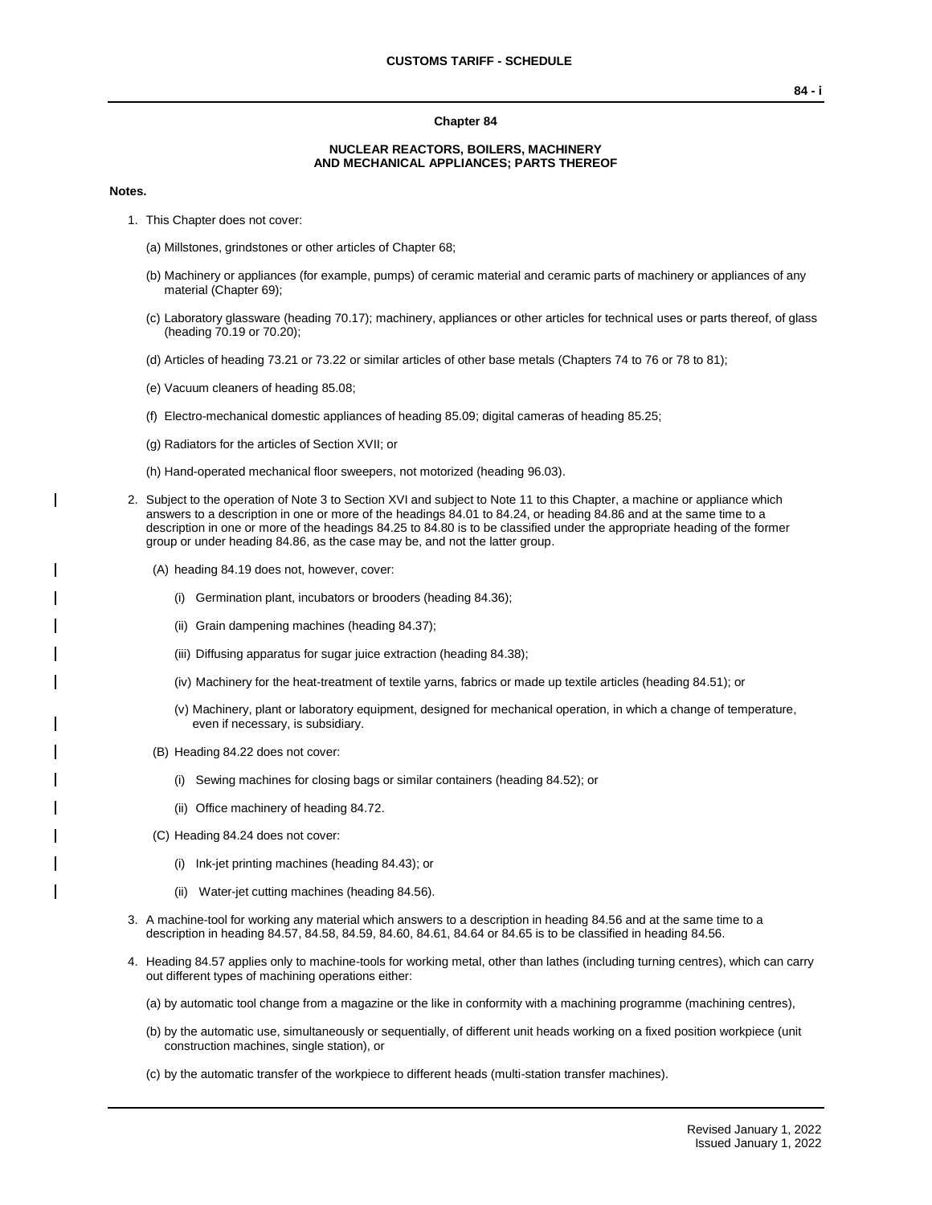# Chapter 84

## NUCLEAR REACTORS, BOILERS, MACHINERY AND MECHANICAL APPLIANCES; PARTS THEREOF

**Notes.**

1. This Chapter does not cover:

   (a) Millstones, grindstones or other articles of Chapter 68;

   (b) Machinery or appliances (for example, pumps) of ceramic material and ceramic parts of machinery or appliances of any material (Chapter 69);

   (c) Laboratory glassware (heading 70.17); machinery, appliances or other articles for technical uses or parts thereof, of glass (heading 70.19 or 70.20);

   (d) Articles of heading 73.21 or 73.22 or similar articles of other base metals (Chapters 74 to 76 or 78 to 81);

   (e) Vacuum cleaners of heading 85.08;

   (f) Electro-mechanical domestic appliances of heading 85.09; digital cameras of heading 85.25;

   (g) Radiators for the articles of Section XVII; or

   (h) Hand-operated mechanical floor sweepers, not motorized (heading 96.03).

2. Subject to the operation of Note 3 to Section XVI and subject to Note 11 to this Chapter, a machine or appliance which answers to a description in one or more of the headings 84.01 to 84.24, or heading 84.86 and at the same time to a description in one or more of the headings 84.25 to 84.80 is to be classified under the appropriate heading of the former group or under heading 84.86, as the case may be, and not the latter group.

   (A) heading 84.19 does not, however, cover:

   (i) Germination plant, incubators or brooders (heading 84.36);

   (ii) Grain dampening machines (heading 84.37);

   (iii) Diffusing apparatus for sugar juice extraction (heading 84.38);

   (iv) Machinery for the heat-treatment of textile yarns, fabrics or made up textile articles (heading 84.51); or

   (v) Machinery, plant or laboratory equipment, designed for mechanical operation, in which a change of temperature, even if necessary, is subsidiary.

   (B) Heading 84.22 does not cover:

   (i) Sewing machines for closing bags or similar containers (heading 84.52); or

   (ii) Office machinery of heading 84.72.

   (C) Heading 84.24 does not cover:

   (i) Ink-jet printing machines (heading 84.43); or

   (ii) Water-jet cutting machines (heading 84.56).

3. A machine-tool for working any material which answers to a description in heading 84.56 and at the same time to a description in heading 84.57, 84.58, 84.59, 84.60, 84.61, 84.64 or 84.65 is to be classified in heading 84.56.

4. Heading 84.57 applies only to machine-tools for working metal, other than lathes (including turning centres), which can carry out different types of machining operations either:

   (a) by automatic tool change from a magazine or the like in conformity with a machining programme (machining centres),

   (b) by the automatic use, simultaneously or sequentially, of different unit heads working on a fixed position workpiece (unit construction machines, single station), or

   (c) by the automatic transfer of the workpiece to different heads (multi-station transfer machines).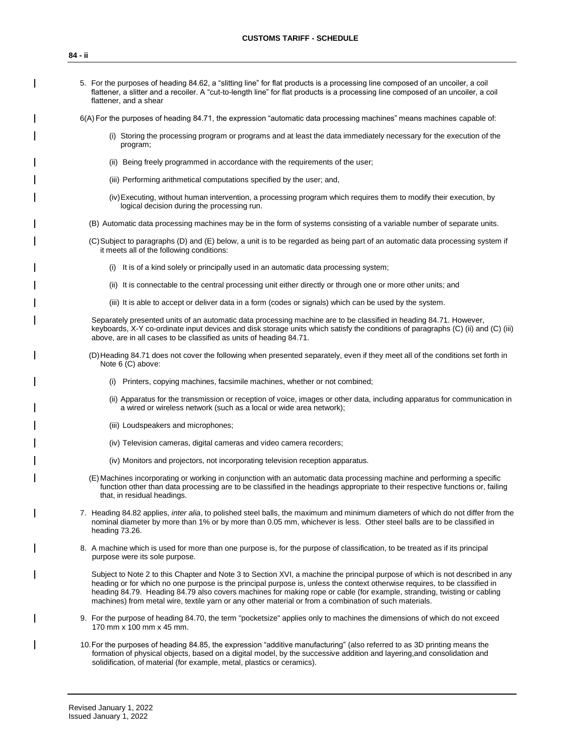5. For the purposes of heading 84.62, a "slitting line" for flat products is a processing line composed of an uncoiler, a coil flattener, a slitter and a recoiler. A "cut-to-length line" for flat products is a processing line composed of an uncoiler, a coil flattener, and a shear

6(A) For the purposes of heading 84.71, the expression "automatic data processing machines" means machines capable of:

(i) Storing the processing program or programs and at least the data immediately necessary for the execution of the program;

(ii) Being freely programmed in accordance with the requirements of the user;

(iii) Performing arithmetical computations specified by the user; and,

(iv) Executing, without human intervention, a processing program which requires them to modify their execution, by logical decision during the processing run.

(B) Automatic data processing machines may be in the form of systems consisting of a variable number of separate units.

(C) Subject to paragraphs (D) and (E) below, a unit is to be regarded as being part of an automatic data processing system if it meets all of the following conditions:

(i) It is of a kind solely or principally used in an automatic data processing system;

(ii) It is connectable to the central processing unit either directly or through one or more other units; and

(iii) It is able to accept or deliver data in a form (codes or signals) which can be used by the system.

Separately presented units of an automatic data processing machine are to be classified in heading 84.71. However, keyboards, X-Y co-ordinate input devices and disk storage units which satisfy the conditions of paragraphs (C) (ii) and (C) (iii) above, are in all cases to be classified as units of heading 84.71.

(D) Heading 84.71 does not cover the following when presented separately, even if they meet all of the conditions set forth in Note 6 (C) above:

(i) Printers, copying machines, facsimile machines, whether or not combined;

(ii) Apparatus for the transmission or reception of voice, images or other data, including apparatus for communication in a wired or wireless network (such as a local or wide area network);

(iii) Loudspeakers and microphones;

(iv) Television cameras, digital cameras and video camera recorders;

(iv) Monitors and projectors, not incorporating television reception apparatus.

(E) Machines incorporating or working in conjunction with an automatic data processing machine and performing a specific function other than data processing are to be classified in the headings appropriate to their respective functions or, failing that, in residual headings.

7. Heading 84.82 applies, *inter alia*, to polished steel balls, the maximum and minimum diameters of which do not differ from the nominal diameter by more than 1% or by more than 0.05 mm, whichever is less. Other steel balls are to be classified in heading 73.26.

8. A machine which is used for more than one purpose is, for the purpose of classification, to be treated as if its principal purpose were its sole purpose.

   Subject to Note 2 to this Chapter and Note 3 to Section XVI, a machine the principal purpose of which is not described in any heading or for which no one purpose is the principal purpose is, unless the context otherwise requires, to be classified in heading 84.79. Heading 84.79 also covers machines for making rope or cable (for example, stranding, twisting or cabling machines) from metal wire, textile yarn or any other material or from a combination of such materials.

9. For the purpose of heading 84.70, the term "pocketsize" applies only to machines the dimensions of which do not exceed 170 mm x 100 mm x 45 mm.

10. For the purposes of heading 84.85, the expression "additive manufacturing" (also referred to as 3D printing means the formation of physical objects, based on a digital model, by the successive addition and layering,and consolidation and solidification, of material (for example, metal, plastics or ceramics).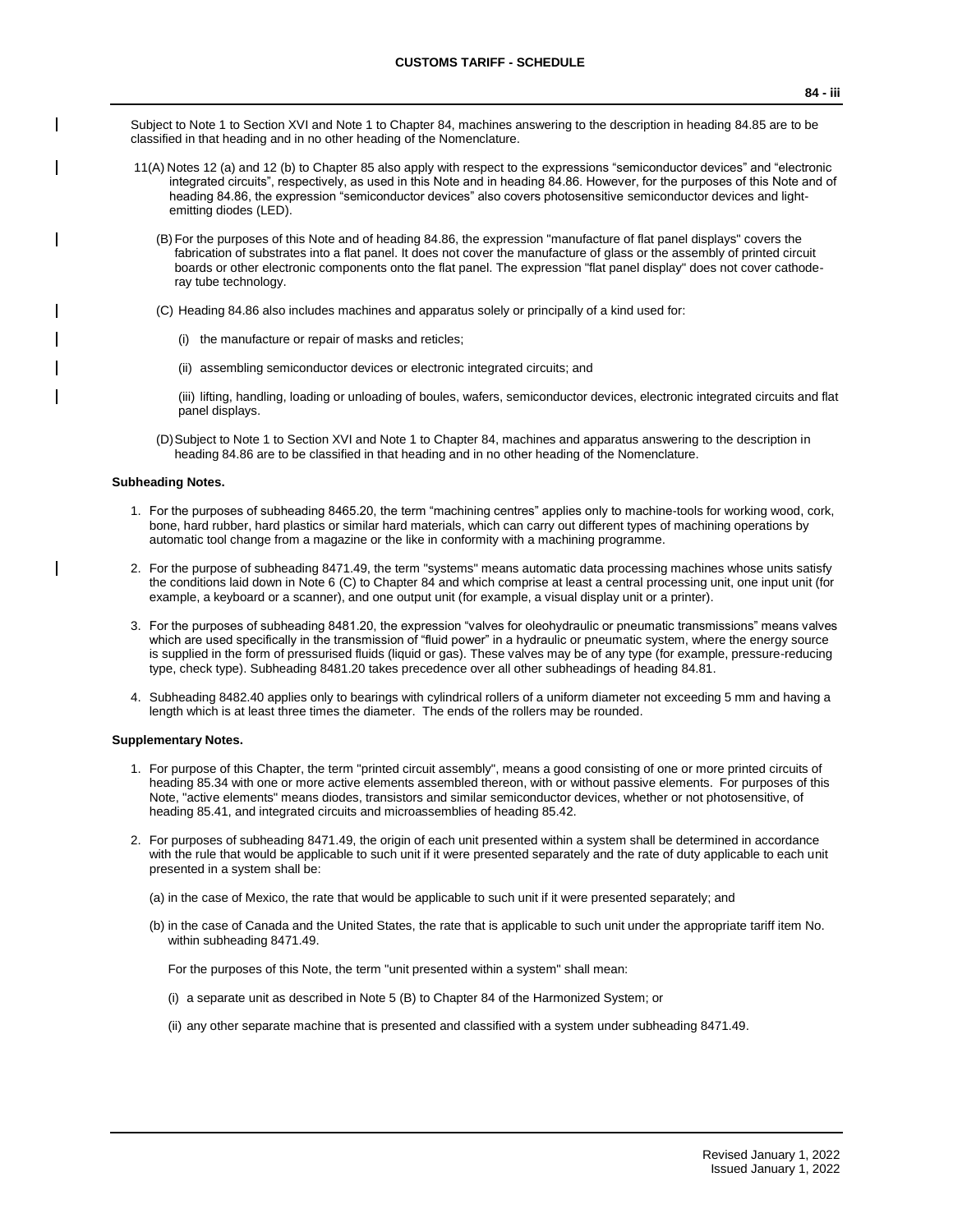Subject to Note 1 to Section XVI and Note 1 to Chapter 84, machines answering to the description in heading 84.85 are to be classified in that heading and in no other heading of the Nomenclature.

11(A) Notes 12 (a) and 12 (b) to Chapter 85 also apply with respect to the expressions "semiconductor devices" and "electronic integrated circuits", respectively, as used in this Note and in heading 84.86. However, for the purposes of this Note and of heading 84.86, the expression "semiconductor devices" also covers photosensitive semiconductor devices and light-emitting diodes (LED).

(B) For the purposes of this Note and of heading 84.86, the expression "manufacture of flat panel displays" covers the fabrication of substrates into a flat panel. It does not cover the manufacture of glass or the assembly of printed circuit boards or other electronic components onto the flat panel. The expression "flat panel display" does not cover cathode-ray tube technology.

(C) Heading 84.86 also includes machines and apparatus solely or principally of a kind used for:

(i) the manufacture or repair of masks and reticles;

(ii) assembling semiconductor devices or electronic integrated circuits; and

(iii) lifting, handling, loading or unloading of boules, wafers, semiconductor devices, electronic integrated circuits and flat panel displays.

(D) Subject to Note 1 to Section XVI and Note 1 to Chapter 84, machines and apparatus answering to the description in heading 84.86 are to be classified in that heading and in no other heading of the Nomenclature.

**Subheading Notes.**

1. For the purposes of subheading 8465.20, the term "machining centres" applies only to machine-tools for working wood, cork, bone, hard rubber, hard plastics or similar hard materials, which can carry out different types of machining operations by automatic tool change from a magazine or the like in conformity with a machining programme.

2. For the purpose of subheading 8471.49, the term "systems" means automatic data processing machines whose units satisfy the conditions laid down in Note 6 (C) to Chapter 84 and which comprise at least a central processing unit, one input unit (for example, a keyboard or a scanner), and one output unit (for example, a visual display unit or a printer).

3. For the purposes of subheading 8481.20, the expression "valves for oleohydraulic or pneumatic transmissions" means valves which are used specifically in the transmission of "fluid power" in a hydraulic or pneumatic system, where the energy source is supplied in the form of pressurised fluids (liquid or gas). These valves may be of any type (for example, pressure-reducing type, check type). Subheading 8481.20 takes precedence over all other subheadings of heading 84.81.

4. Subheading 8482.40 applies only to bearings with cylindrical rollers of a uniform diameter not exceeding 5 mm and having a length which is at least three times the diameter. The ends of the rollers may be rounded.

**Supplementary Notes.**

1. For purpose of this Chapter, the term "printed circuit assembly", means a good consisting of one or more printed circuits of heading 85.34 with one or more active elements assembled thereon, with or without passive elements. For purposes of this Note, "active elements" means diodes, transistors and similar semiconductor devices, whether or not photosensitive, of heading 85.41, and integrated circuits and microassemblies of heading 85.42.

2. For purposes of subheading 8471.49, the origin of each unit presented within a system shall be determined in accordance with the rule that would be applicable to such unit if it were presented separately and the rate of duty applicable to each unit presented in a system shall be:

   (a) in the case of Mexico, the rate that would be applicable to such unit if it were presented separately; and

   (b) in the case of Canada and the United States, the rate that is applicable to such unit under the appropriate tariff item No. within subheading 8471.49.

   For the purposes of this Note, the term "unit presented within a system" shall mean:

   (i) a separate unit as described in Note 5 (B) to Chapter 84 of the Harmonized System; or

   (ii) any other separate machine that is presented and classified with a system under subheading 8471.49.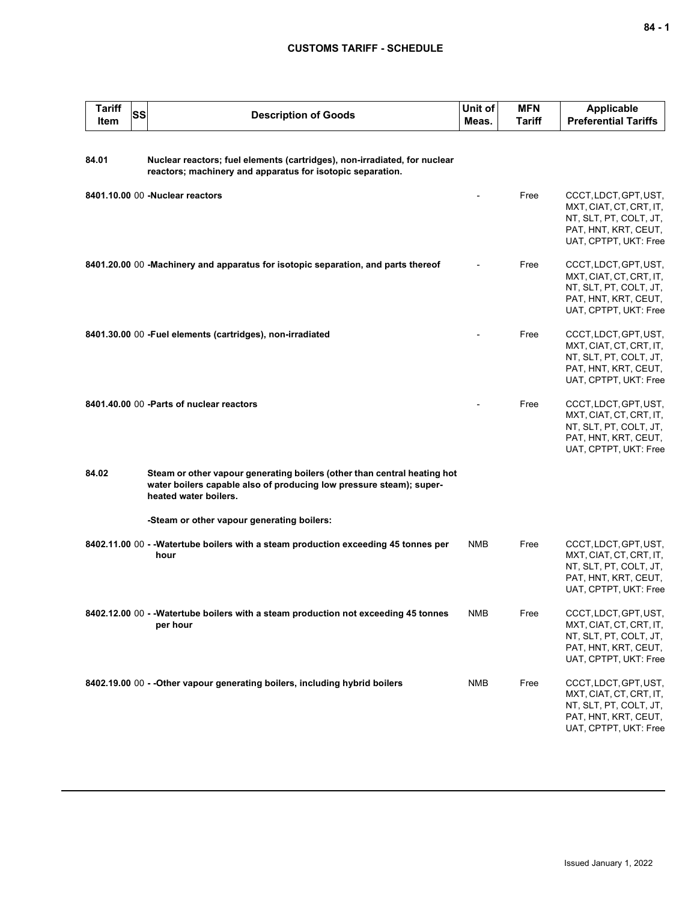| Tariff Item | SS | Description of Goods | Unit of Meas. | MFN Tariff | Applicable Preferential Tariffs |
|---|---|---|---|---|---|
| 84.01 | | **Nuclear reactors; fuel elements (cartridges), non-irradiated, for nuclear reactors; machinery and apparatus for isotopic separation.** | | | |
| 8401.10.00 | 00 | **-Nuclear reactors** | - | Free | CCCT, LDCT, GPT, UST, MXT, CIAT, CT, CRT, IT, NT, SLT, PT, COLT, JT, PAT, HNT, KRT, CEUT, UAT, CPTPT, UKT: Free |
| 8401.20.00 | 00 | **-Machinery and apparatus for isotopic separation, and parts thereof** | - | Free | CCCT, LDCT, GPT, UST, MXT, CIAT, CT, CRT, IT, NT, SLT, PT, COLT, JT, PAT, HNT, KRT, CEUT, UAT, CPTPT, UKT: Free |
| 8401.30.00 | 00 | **-Fuel elements (cartridges), non-irradiated** | - | Free | CCCT, LDCT, GPT, UST, MXT, CIAT, CT, CRT, IT, NT, SLT, PT, COLT, JT, PAT, HNT, KRT, CEUT, UAT, CPTPT, UKT: Free |
| 8401.40.00 | 00 | **-Parts of nuclear reactors** | - | Free | CCCT, LDCT, GPT, UST, MXT, CIAT, CT, CRT, IT, NT, SLT, PT, COLT, JT, PAT, HNT, KRT, CEUT, UAT, CPTPT, UKT: Free |
| 84.02 | | **Steam or other vapour generating boilers (other than central heating hot water boilers capable also of producing low pressure steam); super-heated water boilers.** | | | |
| | | **-Steam or other vapour generating boilers:** | | | |
| 8402.11.00 | 00 | **- -Watertube boilers with a steam production exceeding 45 tonnes per hour** | NMB | Free | CCCT, LDCT, GPT, UST, MXT, CIAT, CT, CRT, IT, NT, SLT, PT, COLT, JT, PAT, HNT, KRT, CEUT, UAT, CPTPT, UKT: Free |
| 8402.12.00 | 00 | **- -Watertube boilers with a steam production not exceeding 45 tonnes per hour** | NMB | Free | CCCT, LDCT, GPT, UST, MXT, CIAT, CT, CRT, IT, NT, SLT, PT, COLT, JT, PAT, HNT, KRT, CEUT, UAT, CPTPT, UKT: Free |
| 8402.19.00 | 00 | **- -Other vapour generating boilers, including hybrid boilers** | NMB | Free | CCCT, LDCT, GPT, UST, MXT, CIAT, CT, CRT, IT, NT, SLT, PT, COLT, JT, PAT, HNT, KRT, CEUT, UAT, CPTPT, UKT: Free |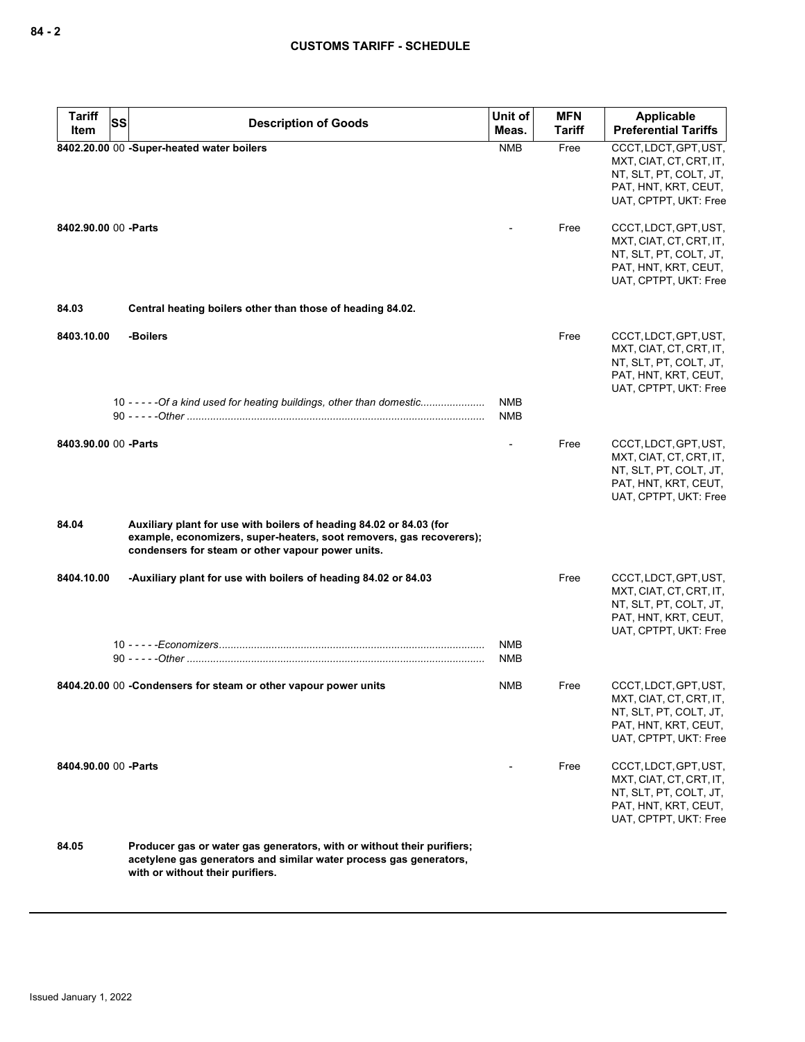| Tariff Item | SS | Description of Goods | Unit of Meas. | MFN Tariff | Applicable Preferential Tariffs |
|---|---|---|---|---|---|
| 8402.20.00 | 00 | **-Super-heated water boilers** | NMB | Free | CCCT, LDCT, GPT, UST, MXT, CIAT, CT, CRT, IT, NT, SLT, PT, COLT, JT, PAT, HNT, KRT, CEUT, UAT, CPTPT, UKT: Free |
| 8402.90.00 | 00 | **-Parts** | - | Free | CCCT, LDCT, GPT, UST, MXT, CIAT, CT, CRT, IT, NT, SLT, PT, COLT, JT, PAT, HNT, KRT, CEUT, UAT, CPTPT, UKT: Free |
| **84.03** | | **Central heating boilers other than those of heading 84.02.** | | | |
| **8403.10.00** | | **-Boilers** | | Free | CCCT, LDCT, GPT, UST, MXT, CIAT, CT, CRT, IT, NT, SLT, PT, COLT, JT, PAT, HNT, KRT, CEUT, UAT, CPTPT, UKT: Free |
| | 10 | - - - - -*Of a kind used for heating buildings, other than domestic* | NMB | | |
| | 90 | - - - - -*Other* | NMB | | |
| 8403.90.00 | 00 | **-Parts** | - | Free | CCCT, LDCT, GPT, UST, MXT, CIAT, CT, CRT, IT, NT, SLT, PT, COLT, JT, PAT, HNT, KRT, CEUT, UAT, CPTPT, UKT: Free |
| **84.04** | | **Auxiliary plant for use with boilers of heading 84.02 or 84.03 (for example, economizers, super-heaters, soot removers, gas recoverers); condensers for steam or other vapour power units.** | | | |
| **8404.10.00** | | **-Auxiliary plant for use with boilers of heading 84.02 or 84.03** | | Free | CCCT, LDCT, GPT, UST, MXT, CIAT, CT, CRT, IT, NT, SLT, PT, COLT, JT, PAT, HNT, KRT, CEUT, UAT, CPTPT, UKT: Free |
| | 10 | - - - - -*Economizers* | NMB | | |
| | 90 | - - - - -*Other* | NMB | | |
| 8404.20.00 | 00 | **-Condensers for steam or other vapour power units** | NMB | Free | CCCT, LDCT, GPT, UST, MXT, CIAT, CT, CRT, IT, NT, SLT, PT, COLT, JT, PAT, HNT, KRT, CEUT, UAT, CPTPT, UKT: Free |
| 8404.90.00 | 00 | **-Parts** | - | Free | CCCT, LDCT, GPT, UST, MXT, CIAT, CT, CRT, IT, NT, SLT, PT, COLT, JT, PAT, HNT, KRT, CEUT, UAT, CPTPT, UKT: Free |
| **84.05** | | **Producer gas or water gas generators, with or without their purifiers; acetylene gas generators and similar water process gas generators, with or without their purifiers.** | | | |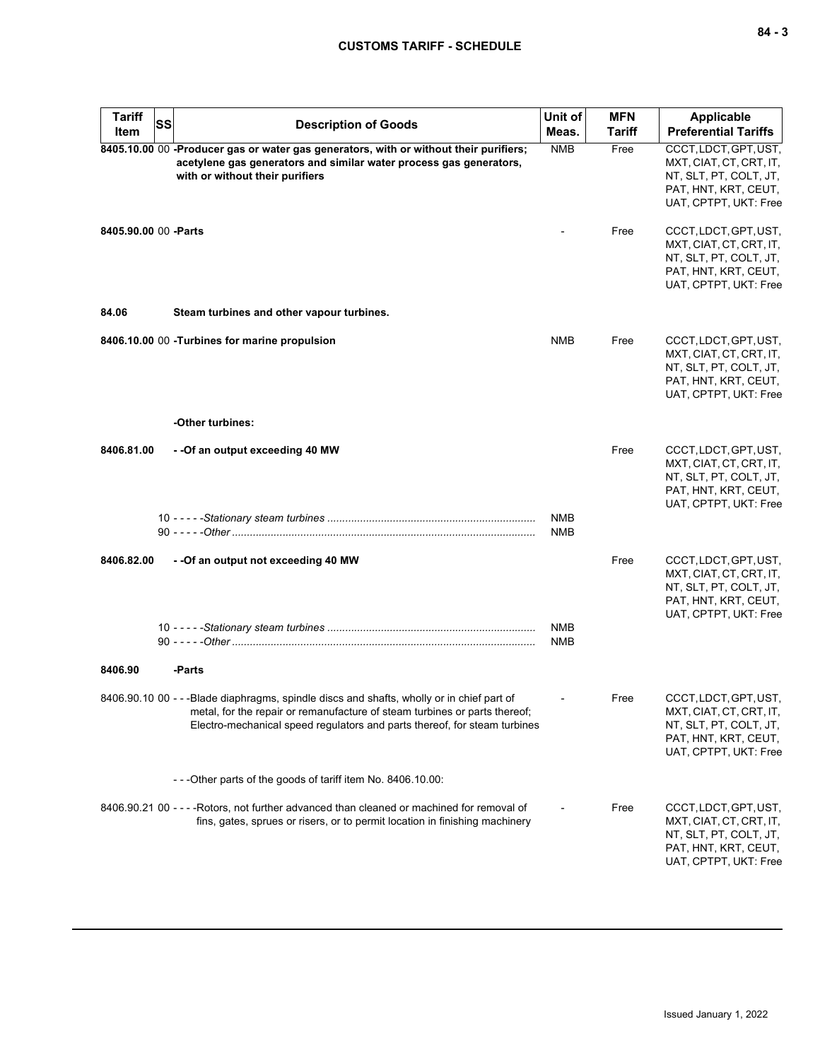| Tariff Item | SS | Description of Goods | Unit of Meas. | MFN Tariff | Applicable Preferential Tariffs |
|---|---|---|---|---|---|
| **8405.10.00** | 00 | **-Producer gas or water gas generators, with or without their purifiers; acetylene gas generators and similar water process gas generators, with or without their purifiers** | NMB | Free | CCCT, LDCT, GPT, UST, MXT, CIAT, CT, CRT, IT, NT, SLT, PT, COLT, JT, PAT, HNT, KRT, CEUT, UAT, CPTPT, UKT: Free |
| **8405.90.00** | 00 | **-Parts** | - | Free | CCCT, LDCT, GPT, UST, MXT, CIAT, CT, CRT, IT, NT, SLT, PT, COLT, JT, PAT, HNT, KRT, CEUT, UAT, CPTPT, UKT: Free |
| **84.06** | | **Steam turbines and other vapour turbines.** | | | |
| **8406.10.00** | 00 | **-Turbines for marine propulsion** | NMB | Free | CCCT, LDCT, GPT, UST, MXT, CIAT, CT, CRT, IT, NT, SLT, PT, COLT, JT, PAT, HNT, KRT, CEUT, UAT, CPTPT, UKT: Free |
| | | **-Other turbines:** | | | |
| **8406.81.00** | | **- -Of an output exceeding 40 MW** | | Free | CCCT, LDCT, GPT, UST, MXT, CIAT, CT, CRT, IT, NT, SLT, PT, COLT, JT, PAT, HNT, KRT, CEUT, UAT, CPTPT, UKT: Free |
| | 10 | - - - - -*Stationary steam turbines* | NMB | | |
| | 90 | - - - - -*Other* | NMB | | |
| **8406.82.00** | | **- -Of an output not exceeding 40 MW** | | Free | CCCT, LDCT, GPT, UST, MXT, CIAT, CT, CRT, IT, NT, SLT, PT, COLT, JT, PAT, HNT, KRT, CEUT, UAT, CPTPT, UKT: Free |
| | 10 | - - - - -*Stationary steam turbines* | NMB | | |
| | 90 | - - - - -*Other* | NMB | | |
| **8406.90** | | **-Parts** | | | |
| 8406.90.10 | 00 | - - -Blade diaphragms, spindle discs and shafts, wholly or in chief part of metal, for the repair or remanufacture of steam turbines or parts thereof; Electro-mechanical speed regulators and parts thereof, for steam turbines | - | Free | CCCT, LDCT, GPT, UST, MXT, CIAT, CT, CRT, IT, NT, SLT, PT, COLT, JT, PAT, HNT, KRT, CEUT, UAT, CPTPT, UKT: Free |
| | | - - -Other parts of the goods of tariff item No. 8406.10.00: | | | |
| 8406.90.21 | 00 | - - - -Rotors, not further advanced than cleaned or machined for removal of fins, gates, sprues or risers, or to permit location in finishing machinery | - | Free | CCCT, LDCT, GPT, UST, MXT, CIAT, CT, CRT, IT, NT, SLT, PT, COLT, JT, PAT, HNT, KRT, CEUT, UAT, CPTPT, UKT: Free |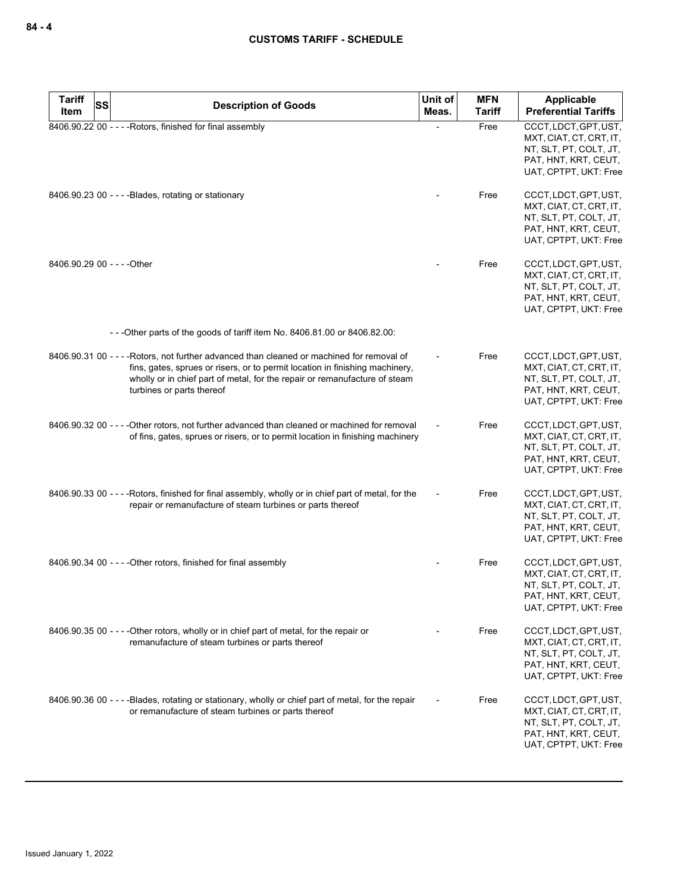| Tariff Item | SS | Description of Goods | Unit of Meas. | MFN Tariff | Applicable Preferential Tariffs |
| --- | --- | --- | --- | --- | --- |
| 8406.90.22 | 00 | - - - -Rotors, finished for final assembly | - | Free | CCCT, LDCT, GPT, UST, MXT, CIAT, CT, CRT, IT, NT, SLT, PT, COLT, JT, PAT, HNT, KRT, CEUT, UAT, CPTPT, UKT: Free |
| 8406.90.23 | 00 | - - - -Blades, rotating or stationary | - | Free | CCCT, LDCT, GPT, UST, MXT, CIAT, CT, CRT, IT, NT, SLT, PT, COLT, JT, PAT, HNT, KRT, CEUT, UAT, CPTPT, UKT: Free |
| 8406.90.29 | 00 | - - - -Other | - | Free | CCCT, LDCT, GPT, UST, MXT, CIAT, CT, CRT, IT, NT, SLT, PT, COLT, JT, PAT, HNT, KRT, CEUT, UAT, CPTPT, UKT: Free |
| | | - - -Other parts of the goods of tariff item No. 8406.81.00 or 8406.82.00: | | | |
| 8406.90.31 | 00 | - - - -Rotors, not further advanced than cleaned or machined for removal of fins, gates, sprues or risers, or to permit location in finishing machinery, wholly or in chief part of metal, for the repair or remanufacture of steam turbines or parts thereof | - | Free | CCCT, LDCT, GPT, UST, MXT, CIAT, CT, CRT, IT, NT, SLT, PT, COLT, JT, PAT, HNT, KRT, CEUT, UAT, CPTPT, UKT: Free |
| 8406.90.32 | 00 | - - - -Other rotors, not further advanced than cleaned or machined for removal of fins, gates, sprues or risers, or to permit location in finishing machinery | - | Free | CCCT, LDCT, GPT, UST, MXT, CIAT, CT, CRT, IT, NT, SLT, PT, COLT, JT, PAT, HNT, KRT, CEUT, UAT, CPTPT, UKT: Free |
| 8406.90.33 | 00 | - - - -Rotors, finished for final assembly, wholly or in chief part of metal, for the repair or remanufacture of steam turbines or parts thereof | - | Free | CCCT, LDCT, GPT, UST, MXT, CIAT, CT, CRT, IT, NT, SLT, PT, COLT, JT, PAT, HNT, KRT, CEUT, UAT, CPTPT, UKT: Free |
| 8406.90.34 | 00 | - - - -Other rotors, finished for final assembly | - | Free | CCCT, LDCT, GPT, UST, MXT, CIAT, CT, CRT, IT, NT, SLT, PT, COLT, JT, PAT, HNT, KRT, CEUT, UAT, CPTPT, UKT: Free |
| 8406.90.35 | 00 | - - - -Other rotors, wholly or in chief part of metal, for the repair or remanufacture of steam turbines or parts thereof | - | Free | CCCT, LDCT, GPT, UST, MXT, CIAT, CT, CRT, IT, NT, SLT, PT, COLT, JT, PAT, HNT, KRT, CEUT, UAT, CPTPT, UKT: Free |
| 8406.90.36 | 00 | - - - -Blades, rotating or stationary, wholly or chief part of metal, for the repair or remanufacture of steam turbines or parts thereof | - | Free | CCCT, LDCT, GPT, UST, MXT, CIAT, CT, CRT, IT, NT, SLT, PT, COLT, JT, PAT, HNT, KRT, CEUT, UAT, CPTPT, UKT: Free |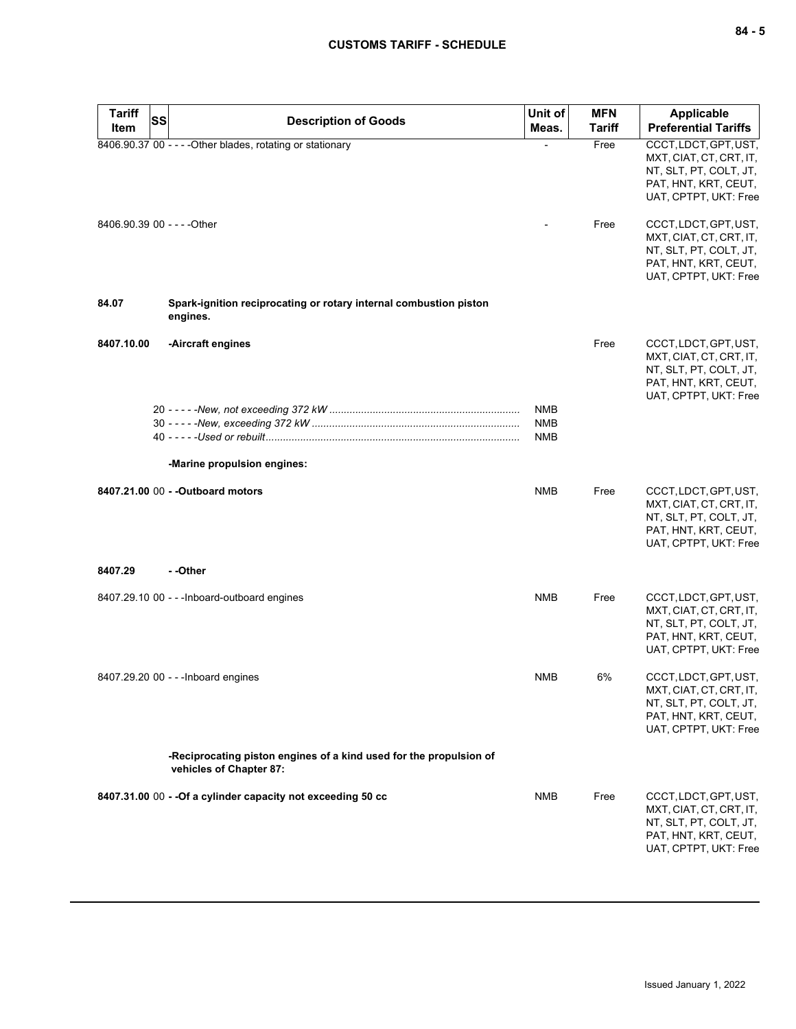| Tariff Item | SS | Description of Goods | Unit of Meas. | MFN Tariff | Applicable Preferential Tariffs |
|---|---|---|---|---|---|
| 8406.90.37 | 00 | - - - -Other blades, rotating or stationary | - | Free | CCCT, LDCT, GPT, UST, MXT, CIAT, CT, CRT, IT, NT, SLT, PT, COLT, JT, PAT, HNT, KRT, CEUT, UAT, CPTPT, UKT: Free |
| 8406.90.39 | 00 | - - - -Other | - | Free | CCCT, LDCT, GPT, UST, MXT, CIAT, CT, CRT, IT, NT, SLT, PT, COLT, JT, PAT, HNT, KRT, CEUT, UAT, CPTPT, UKT: Free |
| **84.07** | | **Spark-ignition reciprocating or rotary internal combustion piston engines.** | | | |
| **8407.10.00** | | **-Aircraft engines** | | Free | CCCT, LDCT, GPT, UST, MXT, CIAT, CT, CRT, IT, NT, SLT, PT, COLT, JT, PAT, HNT, KRT, CEUT, UAT, CPTPT, UKT: Free |
| | 20 | - - - - -*New, not exceeding 372 kW* | NMB | | |
| | 30 | - - - - -*New, exceeding 372 kW* | NMB | | |
| | 40 | - - - - -*Used or rebuilt* | NMB | | |
| | | **-Marine propulsion engines:** | | | |
| **8407.21.00** | 00 | **- -Outboard motors** | NMB | Free | CCCT, LDCT, GPT, UST, MXT, CIAT, CT, CRT, IT, NT, SLT, PT, COLT, JT, PAT, HNT, KRT, CEUT, UAT, CPTPT, UKT: Free |
| **8407.29** | | **- -Other** | | | |
| 8407.29.10 | 00 | - - -Inboard-outboard engines | NMB | Free | CCCT, LDCT, GPT, UST, MXT, CIAT, CT, CRT, IT, NT, SLT, PT, COLT, JT, PAT, HNT, KRT, CEUT, UAT, CPTPT, UKT: Free |
| 8407.29.20 | 00 | - - -Inboard engines | NMB | 6% | CCCT, LDCT, GPT, UST, MXT, CIAT, CT, CRT, IT, NT, SLT, PT, COLT, JT, PAT, HNT, KRT, CEUT, UAT, CPTPT, UKT: Free |
| | | **-Reciprocating piston engines of a kind used for the propulsion of vehicles of Chapter 87:** | | | |
| **8407.31.00** | 00 | **- -Of a cylinder capacity not exceeding 50 cc** | NMB | Free | CCCT, LDCT, GPT, UST, MXT, CIAT, CT, CRT, IT, NT, SLT, PT, COLT, JT, PAT, HNT, KRT, CEUT, UAT, CPTPT, UKT: Free |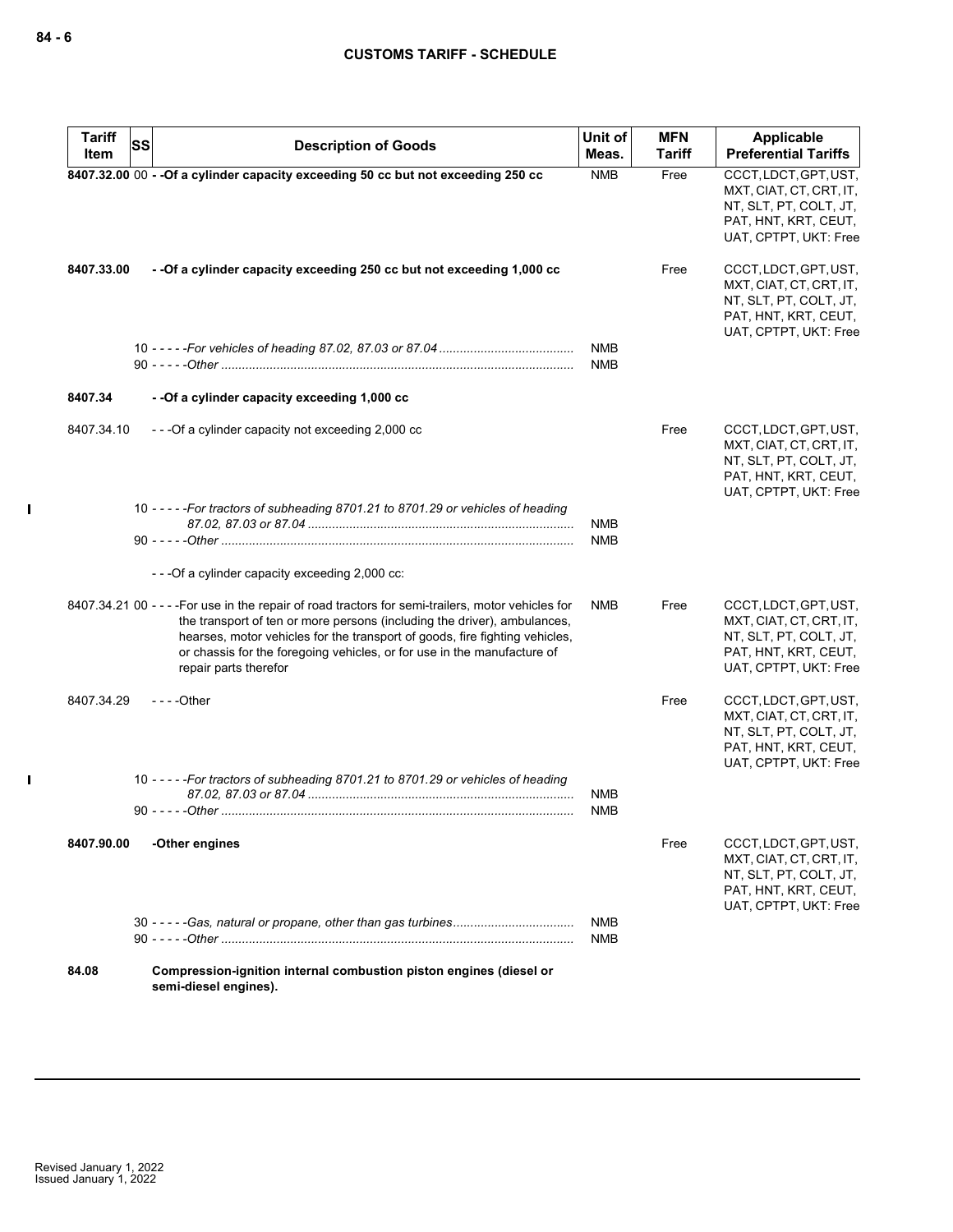| Tariff Item | SS | Description of Goods | Unit of Meas. | MFN Tariff | Applicable Preferential Tariffs |
|---|---|---|---|---|---|
| **8407.32.00** | 00 | **- -Of a cylinder capacity exceeding 50 cc but not exceeding 250 cc** | NMB | Free | CCCT, LDCT, GPT, UST, MXT, CIAT, CT, CRT, IT, NT, SLT, PT, COLT, JT, PAT, HNT, KRT, CEUT, UAT, CPTPT, UKT: Free |
| **8407.33.00** | | **- -Of a cylinder capacity exceeding 250 cc but not exceeding 1,000 cc** | | Free | CCCT, LDCT, GPT, UST, MXT, CIAT, CT, CRT, IT, NT, SLT, PT, COLT, JT, PAT, HNT, KRT, CEUT, UAT, CPTPT, UKT: Free |
| | 10 | *- - - - -For vehicles of heading 87.02, 87.03 or 87.04* | NMB | | |
| | 90 | *- - - - -Other* | NMB | | |
| **8407.34** | | **- -Of a cylinder capacity exceeding 1,000 cc** | | | |
| 8407.34.10 | | - - -Of a cylinder capacity not exceeding 2,000 cc | | Free | CCCT, LDCT, GPT, UST, MXT, CIAT, CT, CRT, IT, NT, SLT, PT, COLT, JT, PAT, HNT, KRT, CEUT, UAT, CPTPT, UKT: Free |
| | 10 | *- - - - -For tractors of subheading 8701.21 to 8701.29 or vehicles of heading 87.02, 87.03 or 87.04* | NMB | | |
| | 90 | *- - - - -Other* | NMB | | |
| | | - - -Of a cylinder capacity exceeding 2,000 cc: | | | |
| 8407.34.21 | 00 | - - - -For use in the repair of road tractors for semi-trailers, motor vehicles for the transport of ten or more persons (including the driver), ambulances, hearses, motor vehicles for the transport of goods, fire fighting vehicles, or chassis for the foregoing vehicles, or for use in the manufacture of repair parts therefor | NMB | Free | CCCT, LDCT, GPT, UST, MXT, CIAT, CT, CRT, IT, NT, SLT, PT, COLT, JT, PAT, HNT, KRT, CEUT, UAT, CPTPT, UKT: Free |
| 8407.34.29 | | - - - -Other | | Free | CCCT, LDCT, GPT, UST, MXT, CIAT, CT, CRT, IT, NT, SLT, PT, COLT, JT, PAT, HNT, KRT, CEUT, UAT, CPTPT, UKT: Free |
| | 10 | *- - - - -For tractors of subheading 8701.21 to 8701.29 or vehicles of heading 87.02, 87.03 or 87.04* | NMB | | |
| | 90 | *- - - - -Other* | NMB | | |
| **8407.90.00** | | **-Other engines** | | Free | CCCT, LDCT, GPT, UST, MXT, CIAT, CT, CRT, IT, NT, SLT, PT, COLT, JT, PAT, HNT, KRT, CEUT, UAT, CPTPT, UKT: Free |
| | 30 | *- - - - -Gas, natural or propane, other than gas turbines* | NMB | | |
| | 90 | *- - - - -Other* | NMB | | |
| **84.08** | | **Compression-ignition internal combustion piston engines (diesel or semi-diesel engines).** | | | |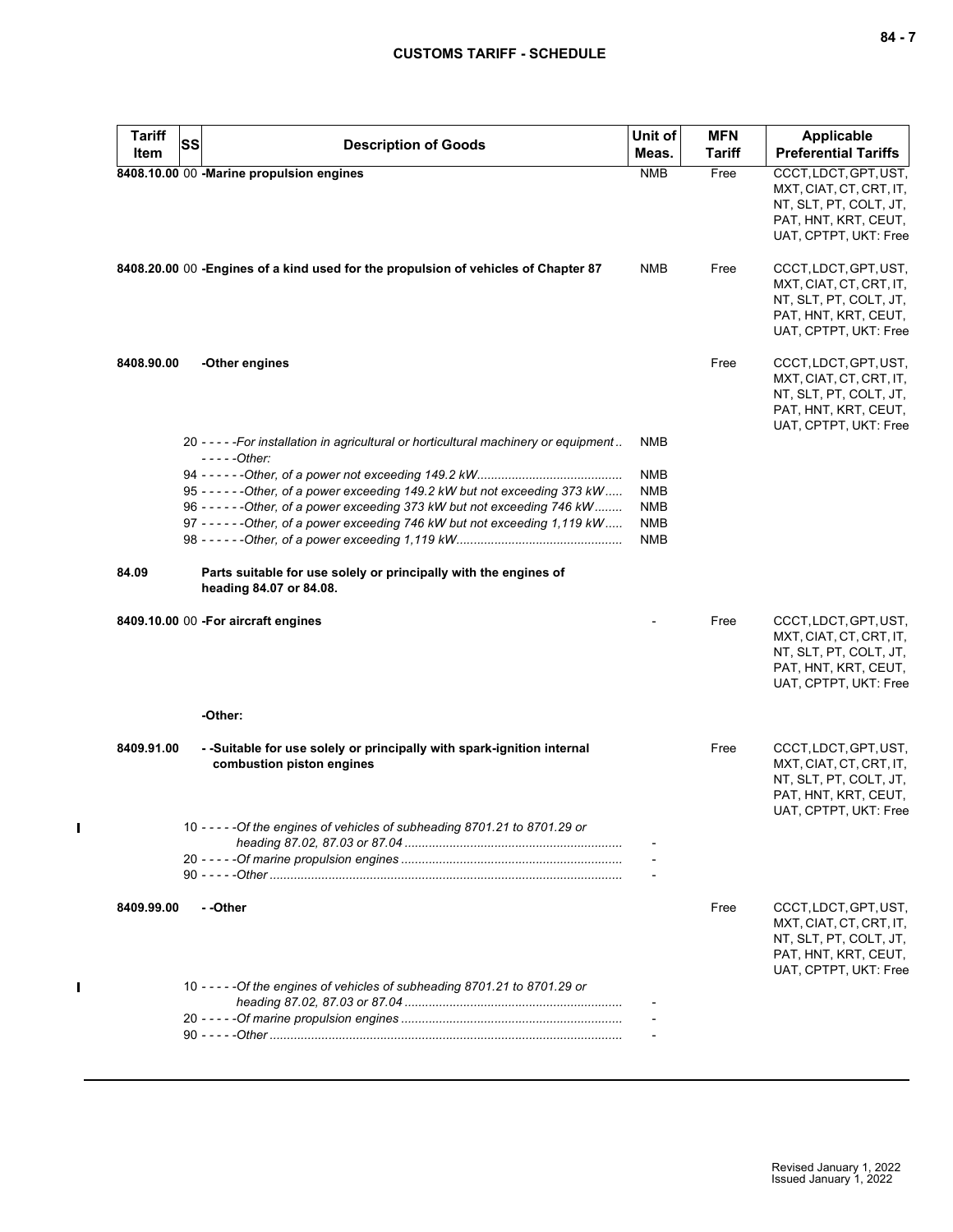| Tariff Item | SS | Description of Goods | Unit of Meas. | MFN Tariff | Applicable Preferential Tariffs |
|---|---|---|---|---|---|
| 8408.10.00 | 00 | **-Marine propulsion engines** | NMB | Free | CCCT, LDCT, GPT, UST, MXT, CIAT, CT, CRT, IT, NT, SLT, PT, COLT, JT, PAT, HNT, KRT, CEUT, UAT, CPTPT, UKT: Free |
| 8408.20.00 | 00 | **-Engines of a kind used for the propulsion of vehicles of Chapter 87** | NMB | Free | CCCT, LDCT, GPT, UST, MXT, CIAT, CT, CRT, IT, NT, SLT, PT, COLT, JT, PAT, HNT, KRT, CEUT, UAT, CPTPT, UKT: Free |
| 8408.90.00 | | **-Other engines** | | Free | CCCT, LDCT, GPT, UST, MXT, CIAT, CT, CRT, IT, NT, SLT, PT, COLT, JT, PAT, HNT, KRT, CEUT, UAT, CPTPT, UKT: Free |
| | 20 | *-----For installation in agricultural or horticultural machinery or equipment* | NMB | | |
| | | *-----Other:* | | | |
| | 94 | *------Other, of a power not exceeding 149.2 kW* | NMB | | |
| | 95 | *------Other, of a power exceeding 149.2 kW but not exceeding 373 kW* | NMB | | |
| | 96 | *------Other, of a power exceeding 373 kW but not exceeding 746 kW* | NMB | | |
| | 97 | *------Other, of a power exceeding 746 kW but not exceeding 1,119 kW* | NMB | | |
| | 98 | *------Other, of a power exceeding 1,119 kW* | NMB | | |
| **84.09** | | **Parts suitable for use solely or principally with the engines of heading 84.07 or 84.08.** | | | |
| 8409.10.00 | 00 | **-For aircraft engines** | - | Free | CCCT, LDCT, GPT, UST, MXT, CIAT, CT, CRT, IT, NT, SLT, PT, COLT, JT, PAT, HNT, KRT, CEUT, UAT, CPTPT, UKT: Free |
| | | **-Other:** | | | |
| 8409.91.00 | | **--Suitable for use solely or principally with spark-ignition internal combustion piston engines** | | Free | CCCT, LDCT, GPT, UST, MXT, CIAT, CT, CRT, IT, NT, SLT, PT, COLT, JT, PAT, HNT, KRT, CEUT, UAT, CPTPT, UKT: Free |
| | 10 | *-----Of the engines of vehicles of subheading 8701.21 to 8701.29 or heading 87.02, 87.03 or 87.04* | - | | |
| | 20 | *-----Of marine propulsion engines* | - | | |
| | 90 | *-----Other* | - | | |
| 8409.99.00 | | **--Other** | | Free | CCCT, LDCT, GPT, UST, MXT, CIAT, CT, CRT, IT, NT, SLT, PT, COLT, JT, PAT, HNT, KRT, CEUT, UAT, CPTPT, UKT: Free |
| | 10 | *-----Of the engines of vehicles of subheading 8701.21 to 8701.29 or heading 87.02, 87.03 or 87.04* | - | | |
| | 20 | *-----Of marine propulsion engines* | - | | |
| | 90 | *-----Other* | - | | |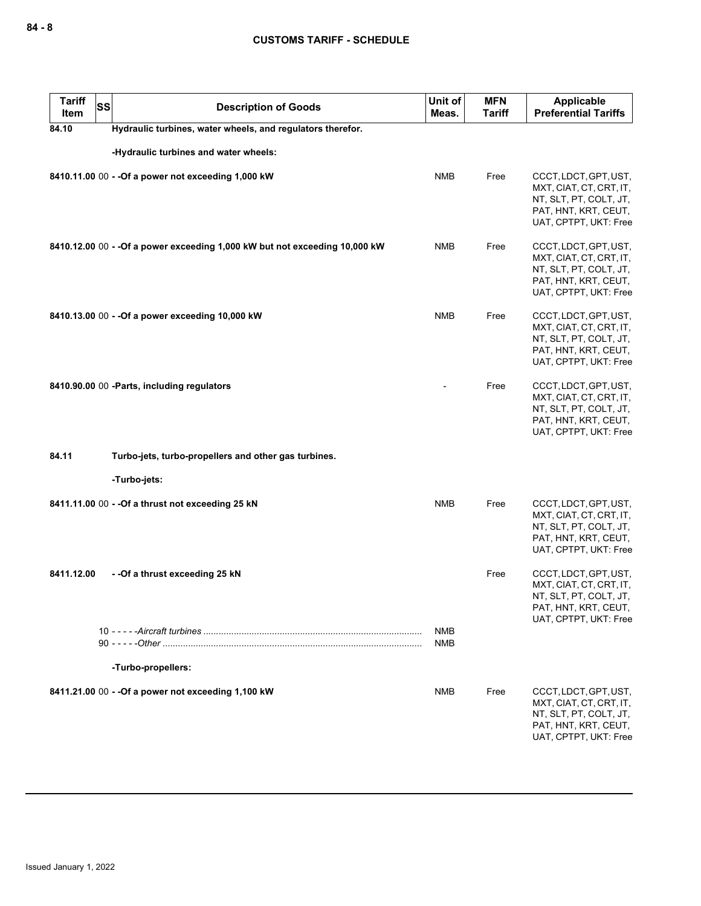| Tariff Item | SS | Description of Goods | Unit of Meas. | MFN Tariff | Applicable Preferential Tariffs |
|---|---|---|---|---|---|
| 84.10 | | **Hydraulic turbines, water wheels, and regulators therefor.** | | | |
| | | **-Hydraulic turbines and water wheels:** | | | |
| 8410.11.00 | 00 | **- -Of a power not exceeding 1,000 kW** | NMB | Free | CCCT, LDCT, GPT, UST, MXT, CIAT, CT, CRT, IT, NT, SLT, PT, COLT, JT, PAT, HNT, KRT, CEUT, UAT, CPTPT, UKT: Free |
| 8410.12.00 | 00 | **- -Of a power exceeding 1,000 kW but not exceeding 10,000 kW** | NMB | Free | CCCT, LDCT, GPT, UST, MXT, CIAT, CT, CRT, IT, NT, SLT, PT, COLT, JT, PAT, HNT, KRT, CEUT, UAT, CPTPT, UKT: Free |
| 8410.13.00 | 00 | **- -Of a power exceeding 10,000 kW** | NMB | Free | CCCT, LDCT, GPT, UST, MXT, CIAT, CT, CRT, IT, NT, SLT, PT, COLT, JT, PAT, HNT, KRT, CEUT, UAT, CPTPT, UKT: Free |
| 8410.90.00 | 00 | **-Parts, including regulators** | - | Free | CCCT, LDCT, GPT, UST, MXT, CIAT, CT, CRT, IT, NT, SLT, PT, COLT, JT, PAT, HNT, KRT, CEUT, UAT, CPTPT, UKT: Free |
| 84.11 | | **Turbo-jets, turbo-propellers and other gas turbines.** | | | |
| | | **-Turbo-jets:** | | | |
| 8411.11.00 | 00 | **- -Of a thrust not exceeding 25 kN** | NMB | Free | CCCT, LDCT, GPT, UST, MXT, CIAT, CT, CRT, IT, NT, SLT, PT, COLT, JT, PAT, HNT, KRT, CEUT, UAT, CPTPT, UKT: Free |
| 8411.12.00 | | **- -Of a thrust exceeding 25 kN** | | Free | CCCT, LDCT, GPT, UST, MXT, CIAT, CT, CRT, IT, NT, SLT, PT, COLT, JT, PAT, HNT, KRT, CEUT, UAT, CPTPT, UKT: Free |
| | 10 | - - - - -*Aircraft turbines* | NMB | | |
| | 90 | - - - - -*Other* | NMB | | |
| | | **-Turbo-propellers:** | | | |
| 8411.21.00 | 00 | **- -Of a power not exceeding 1,100 kW** | NMB | Free | CCCT, LDCT, GPT, UST, MXT, CIAT, CT, CRT, IT, NT, SLT, PT, COLT, JT, PAT, HNT, KRT, CEUT, UAT, CPTPT, UKT: Free |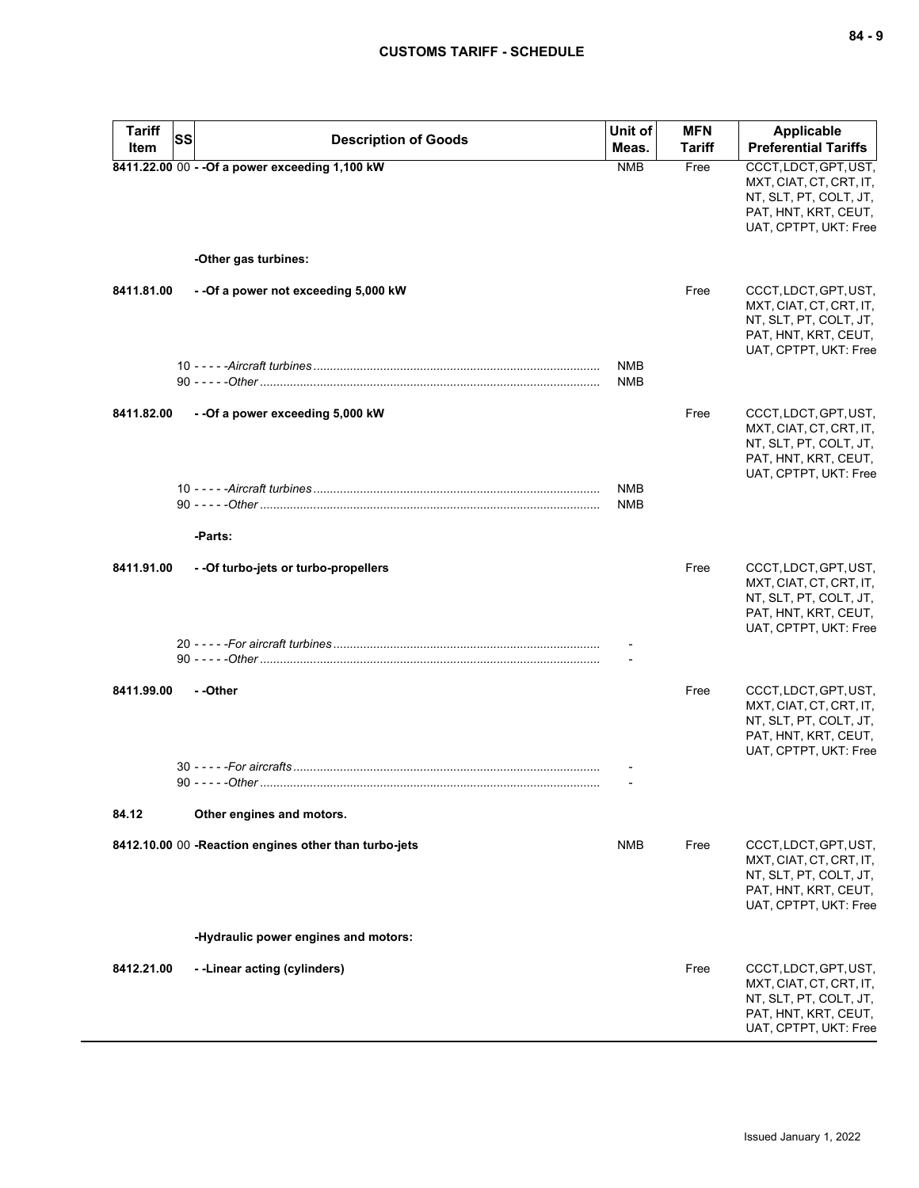| Tariff Item | SS | Description of Goods | Unit of Meas. | MFN Tariff | Applicable Preferential Tariffs |
|---|---|---|---|---|---|
| 8411.22.00 | 00 | - -Of a power exceeding 1,100 kW | NMB | Free | CCCT, LDCT, GPT, UST, MXT, CIAT, CT, CRT, IT, NT, SLT, PT, COLT, JT, PAT, HNT, KRT, CEUT, UAT, CPTPT, UKT: Free |
| | | -Other gas turbines: | | | |
| 8411.81.00 | | - -Of a power not exceeding 5,000 kW | | Free | CCCT, LDCT, GPT, UST, MXT, CIAT, CT, CRT, IT, NT, SLT, PT, COLT, JT, PAT, HNT, KRT, CEUT, UAT, CPTPT, UKT: Free |
| | 10 | - - - - -*Aircraft turbines* | NMB | | |
| | 90 | - - - - -*Other* | NMB | | |
| 8411.82.00 | | - -Of a power exceeding 5,000 kW | | Free | CCCT, LDCT, GPT, UST, MXT, CIAT, CT, CRT, IT, NT, SLT, PT, COLT, JT, PAT, HNT, KRT, CEUT, UAT, CPTPT, UKT: Free |
| | 10 | - - - - -*Aircraft turbines* | NMB | | |
| | 90 | - - - - -*Other* | NMB | | |
| | | -Parts: | | | |
| 8411.91.00 | | - -Of turbo-jets or turbo-propellers | | Free | CCCT, LDCT, GPT, UST, MXT, CIAT, CT, CRT, IT, NT, SLT, PT, COLT, JT, PAT, HNT, KRT, CEUT, UAT, CPTPT, UKT: Free |
| | 20 | - - - - -*For aircraft turbines* | - | | |
| | 90 | - - - - -*Other* | - | | |
| 8411.99.00 | | - -Other | | Free | CCCT, LDCT, GPT, UST, MXT, CIAT, CT, CRT, IT, NT, SLT, PT, COLT, JT, PAT, HNT, KRT, CEUT, UAT, CPTPT, UKT: Free |
| | 30 | - - - - -*For aircrafts* | - | | |
| | 90 | - - - - -*Other* | - | | |
| 84.12 | | Other engines and motors. | | | |
| 8412.10.00 | 00 | -Reaction engines other than turbo-jets | NMB | Free | CCCT, LDCT, GPT, UST, MXT, CIAT, CT, CRT, IT, NT, SLT, PT, COLT, JT, PAT, HNT, KRT, CEUT, UAT, CPTPT, UKT: Free |
| | | -Hydraulic power engines and motors: | | | |
| 8412.21.00 | | - -Linear acting (cylinders) | | Free | CCCT, LDCT, GPT, UST, MXT, CIAT, CT, CRT, IT, NT, SLT, PT, COLT, JT, PAT, HNT, KRT, CEUT, UAT, CPTPT, UKT: Free |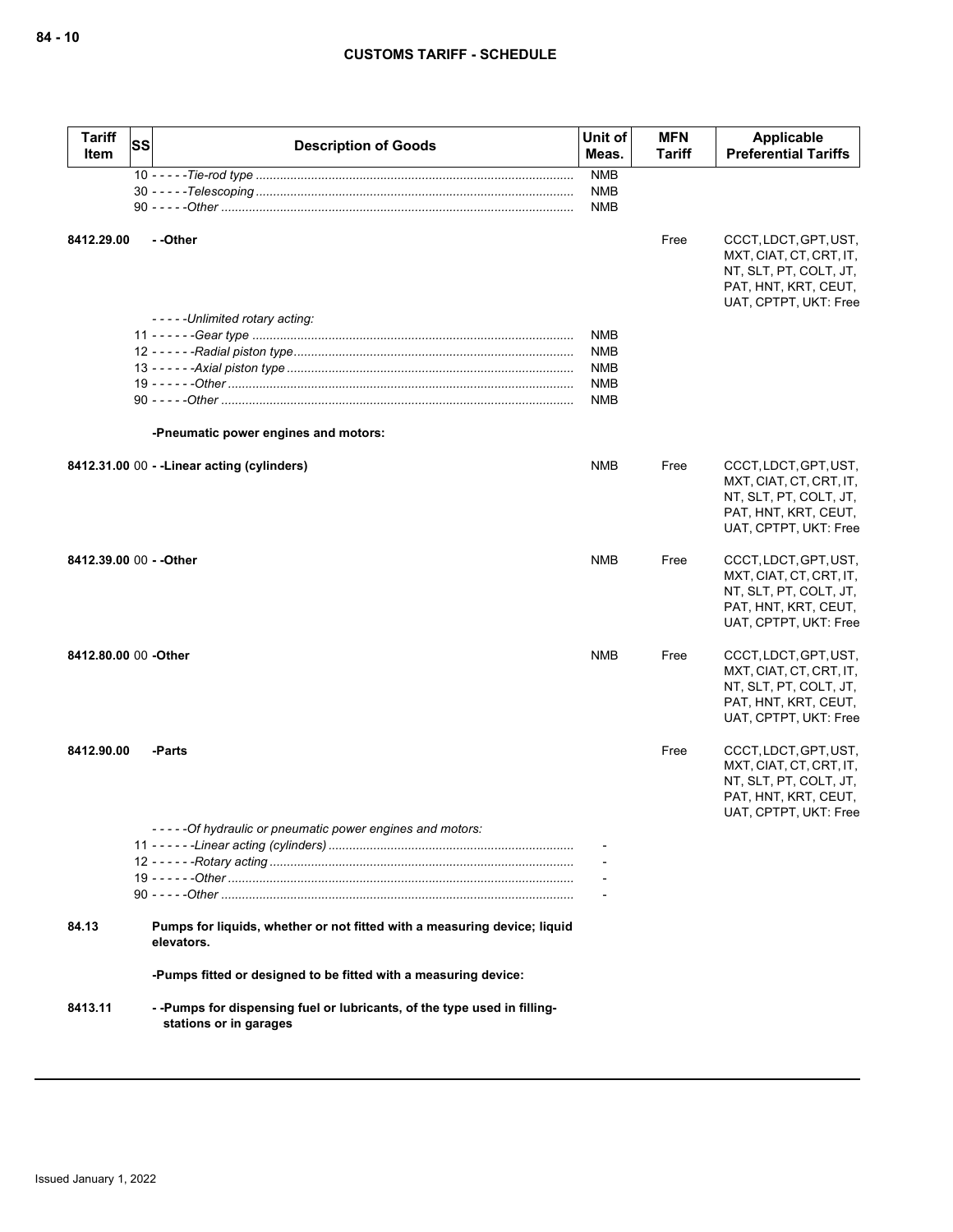| Tariff Item | SS | Description of Goods | Unit of Meas. | MFN Tariff | Applicable Preferential Tariffs |
|---|---|---|---|---|---|
| | | 10 - - - - -*Tie-rod type* | NMB | | |
| | | 30 - - - - -*Telescoping* | NMB | | |
| | | 90 - - - - -*Other* | NMB | | |
| **8412.29.00** | | **- -Other** | | Free | CCCT, LDCT, GPT, UST, MXT, CIAT, CT, CRT, IT, NT, SLT, PT, COLT, JT, PAT, HNT, KRT, CEUT, UAT, CPTPT, UKT: Free |
| | | - - - - -*Unlimited rotary acting:* | | | |
| | | 11 - - - - - -*Gear type* | NMB | | |
| | | 12 - - - - - -*Radial piston type* | NMB | | |
| | | 13 - - - - - -*Axial piston type* | NMB | | |
| | | 19 - - - - - -*Other* | NMB | | |
| | | 90 - - - - -*Other* | NMB | | |
| | | **-Pneumatic power engines and motors:** | | | |
| **8412.31.00** | 00 | **- -Linear acting (cylinders)** | NMB | Free | CCCT, LDCT, GPT, UST, MXT, CIAT, CT, CRT, IT, NT, SLT, PT, COLT, JT, PAT, HNT, KRT, CEUT, UAT, CPTPT, UKT: Free |
| **8412.39.00** | 00 | **- -Other** | NMB | Free | CCCT, LDCT, GPT, UST, MXT, CIAT, CT, CRT, IT, NT, SLT, PT, COLT, JT, PAT, HNT, KRT, CEUT, UAT, CPTPT, UKT: Free |
| **8412.80.00** | 00 | **-Other** | NMB | Free | CCCT, LDCT, GPT, UST, MXT, CIAT, CT, CRT, IT, NT, SLT, PT, COLT, JT, PAT, HNT, KRT, CEUT, UAT, CPTPT, UKT: Free |
| **8412.90.00** | | **-Parts** | | Free | CCCT, LDCT, GPT, UST, MXT, CIAT, CT, CRT, IT, NT, SLT, PT, COLT, JT, PAT, HNT, KRT, CEUT, UAT, CPTPT, UKT: Free |
| | | - - - - -*Of hydraulic or pneumatic power engines and motors:* | | | |
| | | 11 - - - - - -*Linear acting (cylinders)* | - | | |
| | | 12 - - - - - -*Rotary acting* | - | | |
| | | 19 - - - - - -*Other* | - | | |
| | | 90 - - - - -*Other* | - | | |
| **84.13** | | **Pumps for liquids, whether or not fitted with a measuring device; liquid elevators.** | | | |
| | | **-Pumps fitted or designed to be fitted with a measuring device:** | | | |
| **8413.11** | | **- -Pumps for dispensing fuel or lubricants, of the type used in filling-stations or in garages** | | | |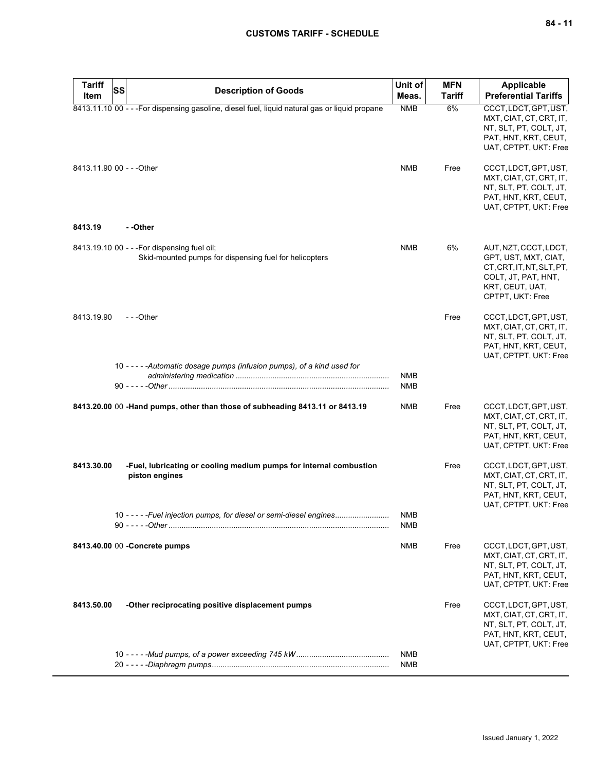| Tariff Item | SS | Description of Goods | Unit of Meas. | MFN Tariff | Applicable Preferential Tariffs |
|---|---|---|---|---|---|
| 8413.11.10 | 00 | - - -For dispensing gasoline, diesel fuel, liquid natural gas or liquid propane | NMB | 6% | CCCT, LDCT, GPT, UST, MXT, CIAT, CT, CRT, IT, NT, SLT, PT, COLT, JT, PAT, HNT, KRT, CEUT, UAT, CPTPT, UKT: Free |
| 8413.11.90 | 00 | - - -Other | NMB | Free | CCCT, LDCT, GPT, UST, MXT, CIAT, CT, CRT, IT, NT, SLT, PT, COLT, JT, PAT, HNT, KRT, CEUT, UAT, CPTPT, UKT: Free |
| **8413.19** | | **- -Other** | | | |
| 8413.19.10 | 00 | - - -For dispensing fuel oil;<br>Skid-mounted pumps for dispensing fuel for helicopters | NMB | 6% | AUT, NZT, CCCT, LDCT, GPT, UST, MXT, CIAT, CT, CRT, IT, NT, SLT, PT, COLT, JT, PAT, HNT, KRT, CEUT, UAT, CPTPT, UKT: Free |
| 8413.19.90 | | - - -Other | | Free | CCCT, LDCT, GPT, UST, MXT, CIAT, CT, CRT, IT, NT, SLT, PT, COLT, JT, PAT, HNT, KRT, CEUT, UAT, CPTPT, UKT: Free |
| | 10 | - - - - -*Automatic dosage pumps (infusion pumps), of a kind used for administering medication* | NMB | | |
| | 90 | - - - - -*Other* | NMB | | |
| **8413.20.00** | 00 | **-Hand pumps, other than those of subheading 8413.11 or 8413.19** | NMB | Free | CCCT, LDCT, GPT, UST, MXT, CIAT, CT, CRT, IT, NT, SLT, PT, COLT, JT, PAT, HNT, KRT, CEUT, UAT, CPTPT, UKT: Free |
| **8413.30.00** | | **-Fuel, lubricating or cooling medium pumps for internal combustion piston engines** | | Free | CCCT, LDCT, GPT, UST, MXT, CIAT, CT, CRT, IT, NT, SLT, PT, COLT, JT, PAT, HNT, KRT, CEUT, UAT, CPTPT, UKT: Free |
| | 10 | - - - - -*Fuel injection pumps, for diesel or semi-diesel engines* | NMB | | |
| | 90 | - - - - -*Other* | NMB | | |
| **8413.40.00** | 00 | **-Concrete pumps** | NMB | Free | CCCT, LDCT, GPT, UST, MXT, CIAT, CT, CRT, IT, NT, SLT, PT, COLT, JT, PAT, HNT, KRT, CEUT, UAT, CPTPT, UKT: Free |
| **8413.50.00** | | **-Other reciprocating positive displacement pumps** | | Free | CCCT, LDCT, GPT, UST, MXT, CIAT, CT, CRT, IT, NT, SLT, PT, COLT, JT, PAT, HNT, KRT, CEUT, UAT, CPTPT, UKT: Free |
| | 10 | - - - - -*Mud pumps, of a power exceeding 745 kW* | NMB | | |
| | 20 | - - - - -*Diaphragm pumps* | NMB | | |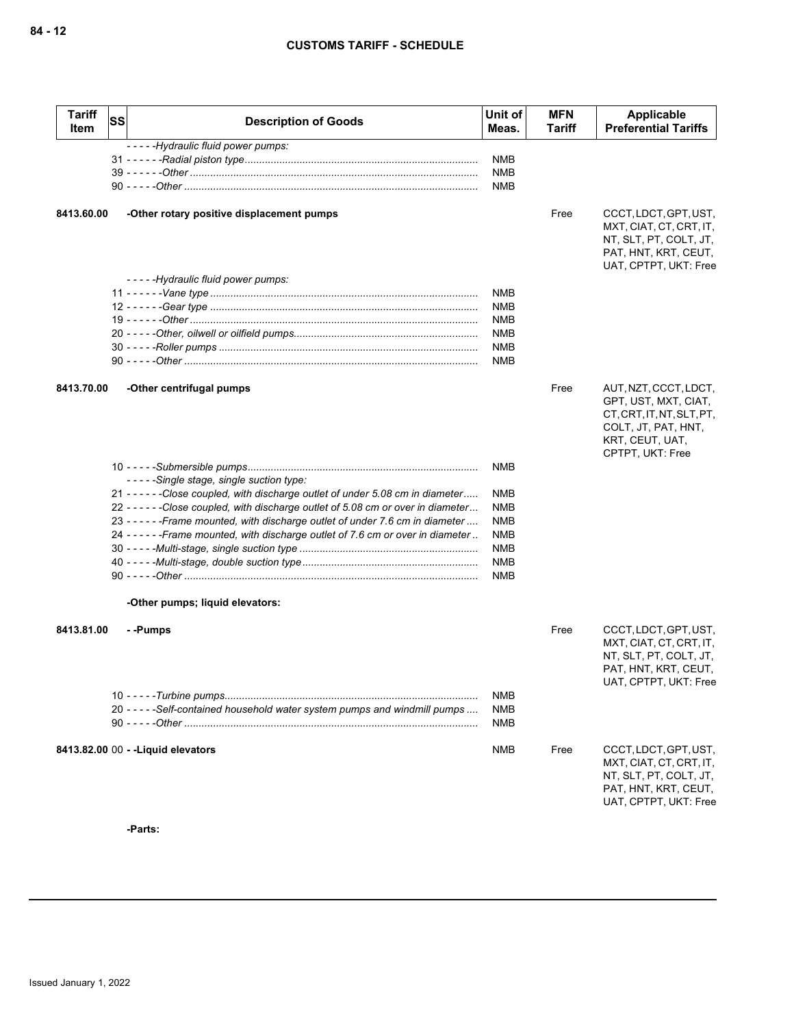| Tariff Item | SS | Description of Goods | Unit of Meas. | MFN Tariff | Applicable Preferential Tariffs |
|---|---|---|---|---|---|
| | | - - - - -Hydraulic fluid power pumps: | | | |
| | 31 | - - - - - -Radial piston type | NMB | | |
| | 39 | - - - - - -Other | NMB | | |
| | 90 | - - - - -Other | NMB | | |
| 8413.60.00 | | -Other rotary positive displacement pumps | | Free | CCCT, LDCT, GPT, UST, MXT, CIAT, CT, CRT, IT, NT, SLT, PT, COLT, JT, PAT, HNT, KRT, CEUT, UAT, CPTPT, UKT: Free |
| | | - - - - -Hydraulic fluid power pumps: | | | |
| | 11 | - - - - - -Vane type | NMB | | |
| | 12 | - - - - - -Gear type | NMB | | |
| | 19 | - - - - - -Other | NMB | | |
| | 20 | - - - - -Other, oilwell or oilfield pumps | NMB | | |
| | 30 | - - - - -Roller pumps | NMB | | |
| | 90 | - - - - -Other | NMB | | |
| 8413.70.00 | | -Other centrifugal pumps | | Free | AUT, NZT, CCCT, LDCT, GPT, UST, MXT, CIAT, CT, CRT, IT, NT, SLT, PT, COLT, JT, PAT, HNT, KRT, CEUT, UAT, CPTPT, UKT: Free |
| | 10 | - - - - -Submersible pumps | NMB | | |
| | | - - - - -Single stage, single suction type: | | | |
| | 21 | - - - - - -Close coupled, with discharge outlet of under 5.08 cm in diameter | NMB | | |
| | 22 | - - - - - -Close coupled, with discharge outlet of 5.08 cm or over in diameter | NMB | | |
| | 23 | - - - - - -Frame mounted, with discharge outlet of under 7.6 cm in diameter | NMB | | |
| | 24 | - - - - - -Frame mounted, with discharge outlet of 7.6 cm or over in diameter | NMB | | |
| | 30 | - - - - -Multi-stage, single suction type | NMB | | |
| | 40 | - - - - -Multi-stage, double suction type | NMB | | |
| | 90 | - - - - -Other | NMB | | |
| | | -Other pumps; liquid elevators: | | | |
| 8413.81.00 | | - -Pumps | | Free | CCCT, LDCT, GPT, UST, MXT, CIAT, CT, CRT, IT, NT, SLT, PT, COLT, JT, PAT, HNT, KRT, CEUT, UAT, CPTPT, UKT: Free |
| | 10 | - - - - -Turbine pumps | NMB | | |
| | 20 | - - - - -Self-contained household water system pumps and windmill pumps | NMB | | |
| | 90 | - - - - -Other | NMB | | |
| 8413.82.00 | 00 | - -Liquid elevators | NMB | Free | CCCT, LDCT, GPT, UST, MXT, CIAT, CT, CRT, IT, NT, SLT, PT, COLT, JT, PAT, HNT, KRT, CEUT, UAT, CPTPT, UKT: Free |
| | | -Parts: | | | |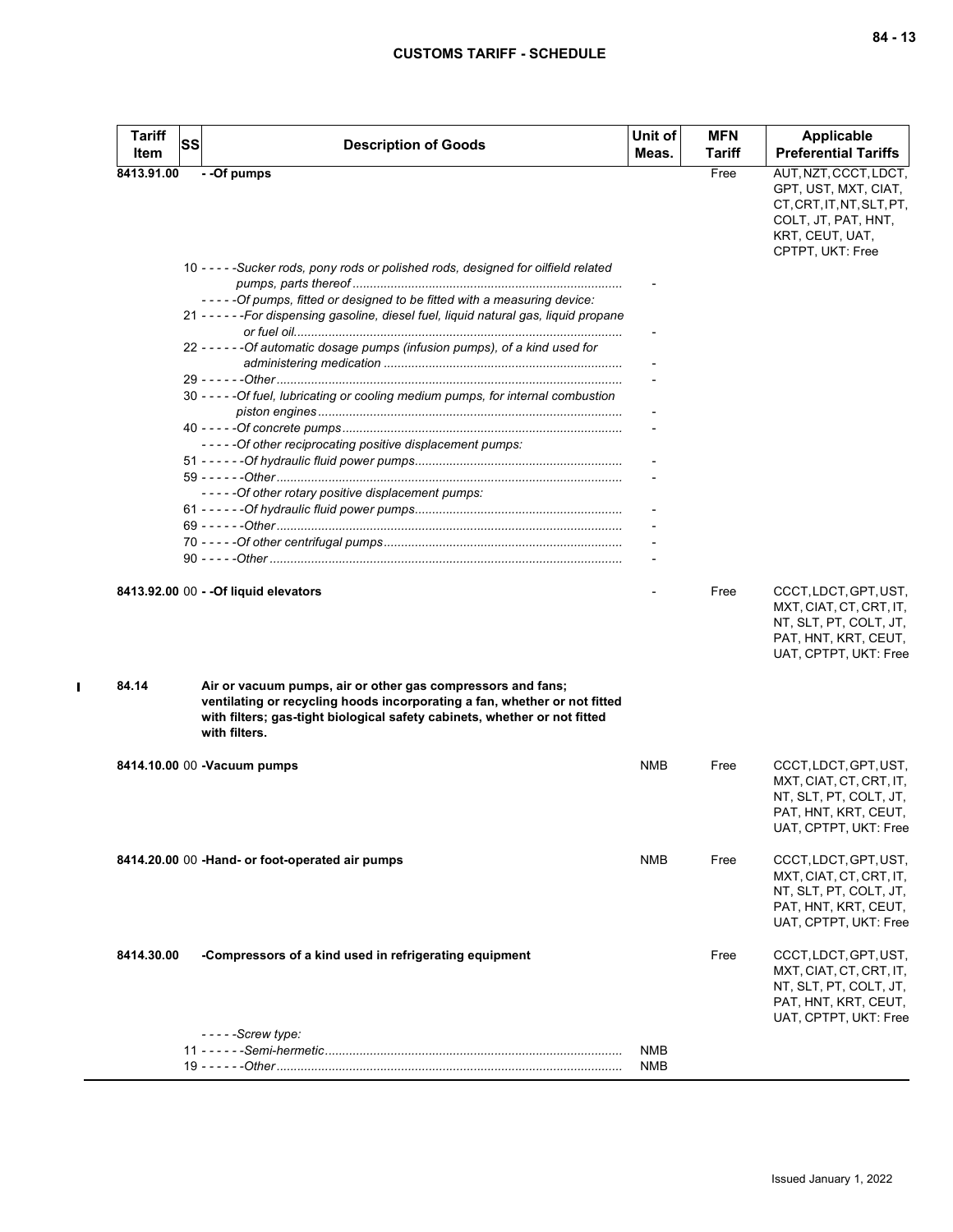| Tariff Item | SS | Description of Goods | Unit of Meas. | MFN Tariff | Applicable Preferential Tariffs |
|---|---|---|---|---|---|
| 8413.91.00 | | **- -Of pumps** | | Free | AUT, NZT, CCCT, LDCT, GPT, UST, MXT, CIAT, CT, CRT, IT, NT, SLT, PT, COLT, JT, PAT, HNT, KRT, CEUT, UAT, CPTPT, UKT: Free |
| | 10 | - - - - -*Sucker rods, pony rods or polished rods, designed for oilfield related pumps, parts thereof* | - | | |
| | | - - - - -*Of pumps, fitted or designed to be fitted with a measuring device:* | | | |
| | 21 | - - - - - -*For dispensing gasoline, diesel fuel, liquid natural gas, liquid propane or fuel oil* | - | | |
| | 22 | - - - - - -*Of automatic dosage pumps (infusion pumps), of a kind used for administering medication* | - | | |
| | 29 | - - - - - -*Other* | - | | |
| | 30 | - - - - -*Of fuel, lubricating or cooling medium pumps, for internal combustion piston engines* | - | | |
| | 40 | - - - - -*Of concrete pumps* | - | | |
| | | - - - - -*Of other reciprocating positive displacement pumps:* | | | |
| | 51 | - - - - - -*Of hydraulic fluid power pumps* | - | | |
| | 59 | - - - - - -*Other* | - | | |
| | | - - - - -*Of other rotary positive displacement pumps:* | | | |
| | 61 | - - - - - -*Of hydraulic fluid power pumps* | - | | |
| | 69 | - - - - - -*Other* | - | | |
| | 70 | - - - - -*Of other centrifugal pumps* | - | | |
| | 90 | - - - - -*Other* | - | | |
| 8413.92.00 | 00 | **- -Of liquid elevators** | - | Free | CCCT, LDCT, GPT, UST, MXT, CIAT, CT, CRT, IT, NT, SLT, PT, COLT, JT, PAT, HNT, KRT, CEUT, UAT, CPTPT, UKT: Free |
| 84.14 | | **Air or vacuum pumps, air or other gas compressors and fans; ventilating or recycling hoods incorporating a fan, whether or not fitted with filters; gas-tight biological safety cabinets, whether or not fitted with filters.** | | | |
| 8414.10.00 | 00 | **-Vacuum pumps** | NMB | Free | CCCT, LDCT, GPT, UST, MXT, CIAT, CT, CRT, IT, NT, SLT, PT, COLT, JT, PAT, HNT, KRT, CEUT, UAT, CPTPT, UKT: Free |
| 8414.20.00 | 00 | **-Hand- or foot-operated air pumps** | NMB | Free | CCCT, LDCT, GPT, UST, MXT, CIAT, CT, CRT, IT, NT, SLT, PT, COLT, JT, PAT, HNT, KRT, CEUT, UAT, CPTPT, UKT: Free |
| 8414.30.00 | | **-Compressors of a kind used in refrigerating equipment** | | Free | CCCT, LDCT, GPT, UST, MXT, CIAT, CT, CRT, IT, NT, SLT, PT, COLT, JT, PAT, HNT, KRT, CEUT, UAT, CPTPT, UKT: Free |
| | | - - - - -*Screw type:* | | | |
| | 11 | - - - - - -*Semi-hermetic* | NMB | | |
| | 19 | - - - - - -*Other* | NMB | | |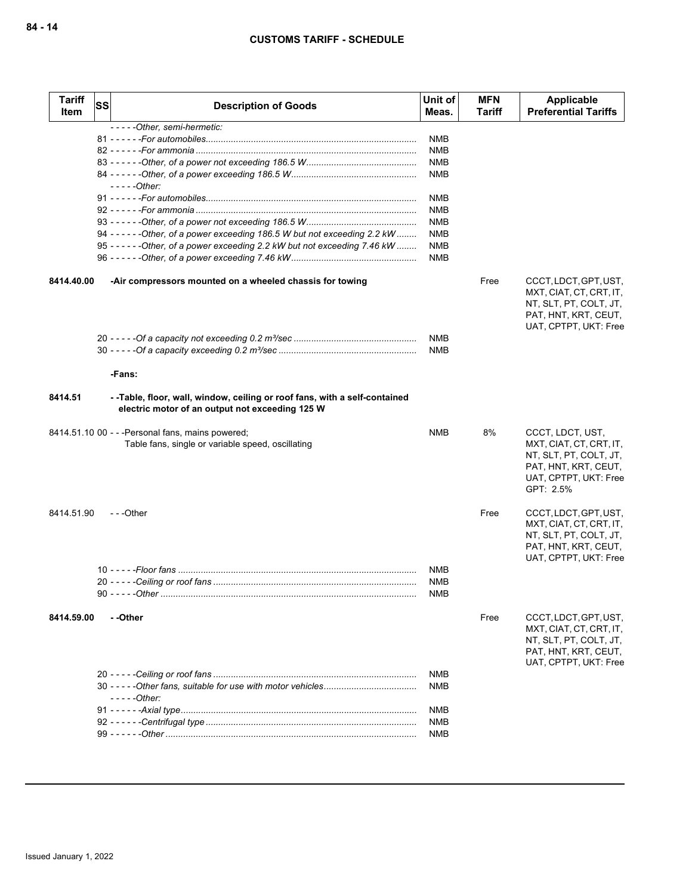| Tariff Item | SS | Description of Goods | Unit of Meas. | MFN Tariff | Applicable Preferential Tariffs |
|---|---|---|---|---|---|
| | | - - - - -*Other, semi-hermetic:* | | | |
| | | 81 - - - - - -*For automobiles* | NMB | | |
| | | 82 - - - - - -*For ammonia* | NMB | | |
| | | 83 - - - - - -*Other, of a power not exceeding 186.5 W* | NMB | | |
| | | 84 - - - - - -*Other, of a power exceeding 186.5 W* | NMB | | |
| | | - - - - -*Other:* | | | |
| | | 91 - - - - - -*For automobiles* | NMB | | |
| | | 92 - - - - - -*For ammonia* | NMB | | |
| | | 93 - - - - - -*Other, of a power not exceeding 186.5 W* | NMB | | |
| | | 94 - - - - - -*Other, of a power exceeding 186.5 W but not exceeding 2.2 kW* | NMB | | |
| | | 95 - - - - - -*Other, of a power exceeding 2.2 kW but not exceeding 7.46 kW* | NMB | | |
| | | 96 - - - - - -*Other, of a power exceeding 7.46 kW* | NMB | | |
| **8414.40.00** | | **-Air compressors mounted on a wheeled chassis for towing** | | Free | CCCT, LDCT, GPT, UST, MXT, CIAT, CT, CRT, IT, NT, SLT, PT, COLT, JT, PAT, HNT, KRT, CEUT, UAT, CPTPT, UKT: Free |
| | | 20 - - - - -*Of a capacity not exceeding 0.2 m³/sec* | NMB | | |
| | | 30 - - - - -*Of a capacity exceeding 0.2 m³/sec* | NMB | | |
| | | **-Fans:** | | | |
| **8414.51** | | **- -Table, floor, wall, window, ceiling or roof fans, with a self-contained electric motor of an output not exceeding 125 W** | | | |
| 8414.51.10 | 00 | - - -Personal fans, mains powered;<br>Table fans, single or variable speed, oscillating | NMB | 8% | CCCT, LDCT, UST, MXT, CIAT, CT, CRT, IT, NT, SLT, PT, COLT, JT, PAT, HNT, KRT, CEUT, UAT, CPTPT, UKT: Free<br>GPT: 2.5% |
| 8414.51.90 | | - - -Other | | Free | CCCT, LDCT, GPT, UST, MXT, CIAT, CT, CRT, IT, NT, SLT, PT, COLT, JT, PAT, HNT, KRT, CEUT, UAT, CPTPT, UKT: Free |
| | | 10 - - - - -*Floor fans* | NMB | | |
| | | 20 - - - - -*Ceiling or roof fans* | NMB | | |
| | | 90 - - - - -*Other* | NMB | | |
| **8414.59.00** | | **- -Other** | | Free | CCCT, LDCT, GPT, UST, MXT, CIAT, CT, CRT, IT, NT, SLT, PT, COLT, JT, PAT, HNT, KRT, CEUT, UAT, CPTPT, UKT: Free |
| | | 20 - - - - -*Ceiling or roof fans* | NMB | | |
| | | 30 - - - - -*Other fans, suitable for use with motor vehicles* | NMB | | |
| | | - - - - -*Other:* | | | |
| | | 91 - - - - - -*Axial type* | NMB | | |
| | | 92 - - - - - -*Centrifugal type* | NMB | | |
| | | 99 - - - - - -*Other* | NMB | | |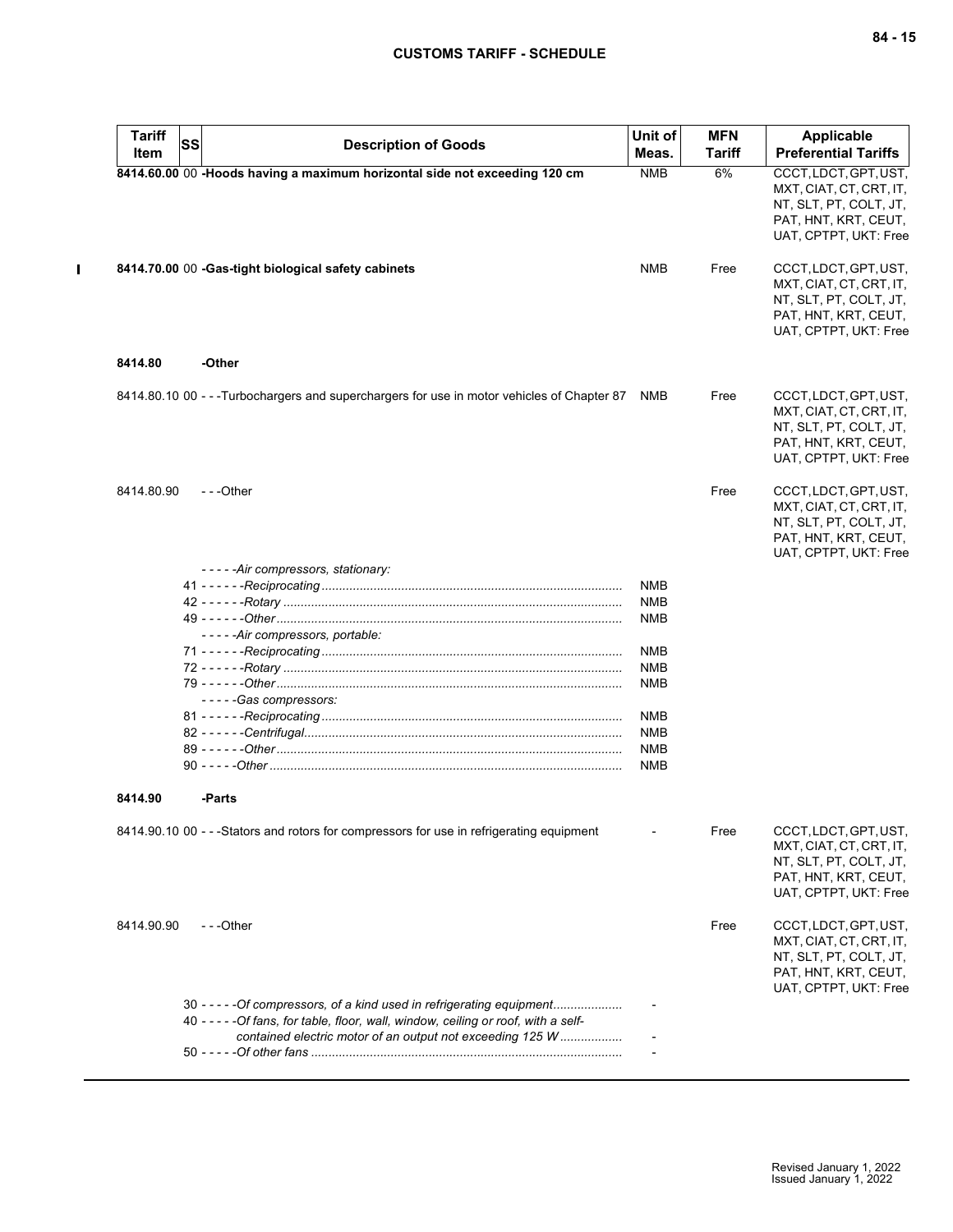| Tariff Item | SS | Description of Goods | Unit of Meas. | MFN Tariff | Applicable Preferential Tariffs |
|---|---|---|---|---|---|
| **8414.60.00** | 00 | **-Hoods having a maximum horizontal side not exceeding 120 cm** | NMB | 6% | CCCT, LDCT, GPT, UST, MXT, CIAT, CT, CRT, IT, NT, SLT, PT, COLT, JT, PAT, HNT, KRT, CEUT, UAT, CPTPT, UKT: Free |
| **8414.70.00** | 00 | **-Gas-tight biological safety cabinets** | NMB | Free | CCCT, LDCT, GPT, UST, MXT, CIAT, CT, CRT, IT, NT, SLT, PT, COLT, JT, PAT, HNT, KRT, CEUT, UAT, CPTPT, UKT: Free |
| **8414.80** | | **-Other** | | | |
| 8414.80.10 | 00 | - - -Turbochargers and superchargers for use in motor vehicles of Chapter 87 | NMB | Free | CCCT, LDCT, GPT, UST, MXT, CIAT, CT, CRT, IT, NT, SLT, PT, COLT, JT, PAT, HNT, KRT, CEUT, UAT, CPTPT, UKT: Free |
| 8414.80.90 | | - - -Other | | Free | CCCT, LDCT, GPT, UST, MXT, CIAT, CT, CRT, IT, NT, SLT, PT, COLT, JT, PAT, HNT, KRT, CEUT, UAT, CPTPT, UKT: Free |
| | | *- - - - -Air compressors, stationary:* | | | |
| | 41 | *- - - - - -Reciprocating* | NMB | | |
| | 42 | *- - - - - -Rotary* | NMB | | |
| | 49 | *- - - - - -Other* | NMB | | |
| | | *- - - - -Air compressors, portable:* | | | |
| | 71 | *- - - - - -Reciprocating* | NMB | | |
| | 72 | *- - - - - -Rotary* | NMB | | |
| | 79 | *- - - - - -Other* | NMB | | |
| | | *- - - - -Gas compressors:* | | | |
| | 81 | *- - - - - -Reciprocating* | NMB | | |
| | 82 | *- - - - - -Centrifugal* | NMB | | |
| | 89 | *- - - - - -Other* | NMB | | |
| | 90 | *- - - - -Other* | NMB | | |
| **8414.90** | | **-Parts** | | | |
| 8414.90.10 | 00 | - - -Stators and rotors for compressors for use in refrigerating equipment | - | Free | CCCT, LDCT, GPT, UST, MXT, CIAT, CT, CRT, IT, NT, SLT, PT, COLT, JT, PAT, HNT, KRT, CEUT, UAT, CPTPT, UKT: Free |
| 8414.90.90 | | - - -Other | | Free | CCCT, LDCT, GPT, UST, MXT, CIAT, CT, CRT, IT, NT, SLT, PT, COLT, JT, PAT, HNT, KRT, CEUT, UAT, CPTPT, UKT: Free |
| | 30 | *- - - - -Of compressors, of a kind used in refrigerating equipment* | - | | |
| | 40 | *- - - - -Of fans, for table, floor, wall, window, ceiling or roof, with a self-contained electric motor of an output not exceeding 125 W* | - | | |
| | 50 | *- - - - -Of other fans* | - | | |

Revised January 1, 2022
Issued January 1, 2022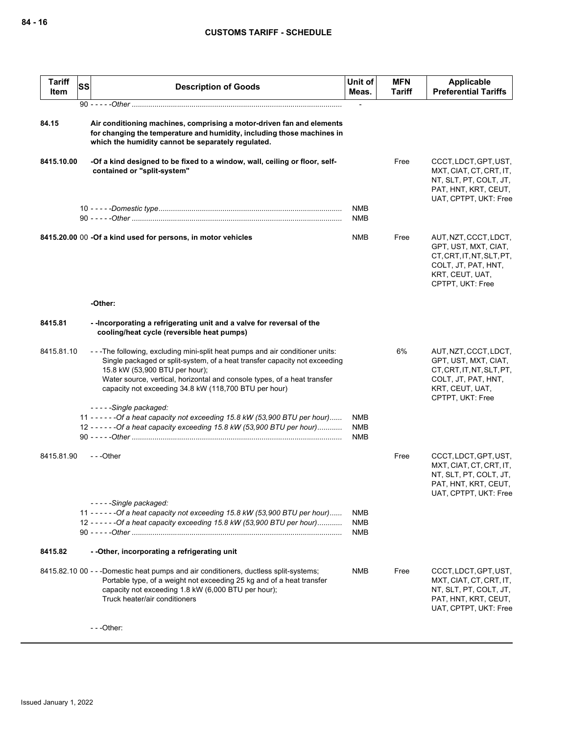| Tariff Item | SS | Description of Goods | Unit of Meas. | MFN Tariff | Applicable Preferential Tariffs |
|---|---|---|---|---|---|
| | | 90 - - - - -*Other* | - | | |
| 84.15 | | **Air conditioning machines, comprising a motor-driven fan and elements for changing the temperature and humidity, including those machines in which the humidity cannot be separately regulated.** | | | |
| 8415.10.00 | | **-Of a kind designed to be fixed to a window, wall, ceiling or floor, self-contained or "split-system"** | | Free | CCCT, LDCT, GPT, UST, MXT, CIAT, CT, CRT, IT, NT, SLT, PT, COLT, JT, PAT, HNT, KRT, CEUT, UAT, CPTPT, UKT: Free |
| | | 10 - - - - -*Domestic type* | NMB | | |
| | | 90 - - - - -*Other* | NMB | | |
| 8415.20.00 | 00 | **-Of a kind used for persons, in motor vehicles** | NMB | Free | AUT, NZT, CCCT, LDCT, GPT, UST, MXT, CIAT, CT, CRT, IT, NT, SLT, PT, COLT, JT, PAT, HNT, KRT, CEUT, UAT, CPTPT, UKT: Free |
| | | **-Other:** | | | |
| 8415.81 | | **- -Incorporating a refrigerating unit and a valve for reversal of the cooling/heat cycle (reversible heat pumps)** | | | |
| 8415.81.10 | | - - -The following, excluding mini-split heat pumps and air conditioner units:<br>Single packaged or split-system, of a heat transfer capacity not exceeding 15.8 kW (53,900 BTU per hour);<br>Water source, vertical, horizontal and console types, of a heat transfer capacity not exceeding 34.8 kW (118,700 BTU per hour) | | 6% | AUT, NZT, CCCT, LDCT, GPT, UST, MXT, CIAT, CT, CRT, IT, NT, SLT, PT, COLT, JT, PAT, HNT, KRT, CEUT, UAT, CPTPT, UKT: Free |
| | | - - - - -*Single packaged:* | | | |
| | | 11 - - - - - -*Of a heat capacity not exceeding 15.8 kW (53,900 BTU per hour)* | NMB | | |
| | | 12 - - - - - -*Of a heat capacity exceeding 15.8 kW (53,900 BTU per hour)* | NMB | | |
| | | 90 - - - - -*Other* | NMB | | |
| 8415.81.90 | | - - -Other | | Free | CCCT, LDCT, GPT, UST, MXT, CIAT, CT, CRT, IT, NT, SLT, PT, COLT, JT, PAT, HNT, KRT, CEUT, UAT, CPTPT, UKT: Free |
| | | - - - - -*Single packaged:* | | | |
| | | 11 - - - - - -*Of a heat capacity not exceeding 15.8 kW (53,900 BTU per hour)* | NMB | | |
| | | 12 - - - - - -*Of a heat capacity exceeding 15.8 kW (53,900 BTU per hour)* | NMB | | |
| | | 90 - - - - -*Other* | NMB | | |
| 8415.82 | | **- -Other, incorporating a refrigerating unit** | | | |
| 8415.82.10 | 00 | - - -Domestic heat pumps and air conditioners, ductless split-systems;<br>Portable type, of a weight not exceeding 25 kg and of a heat transfer capacity not exceeding 1.8 kW (6,000 BTU per hour);<br>Truck heater/air conditioners | NMB | Free | CCCT, LDCT, GPT, UST, MXT, CIAT, CT, CRT, IT, NT, SLT, PT, COLT, JT, PAT, HNT, KRT, CEUT, UAT, CPTPT, UKT: Free |
| | | - - -Other: | | | |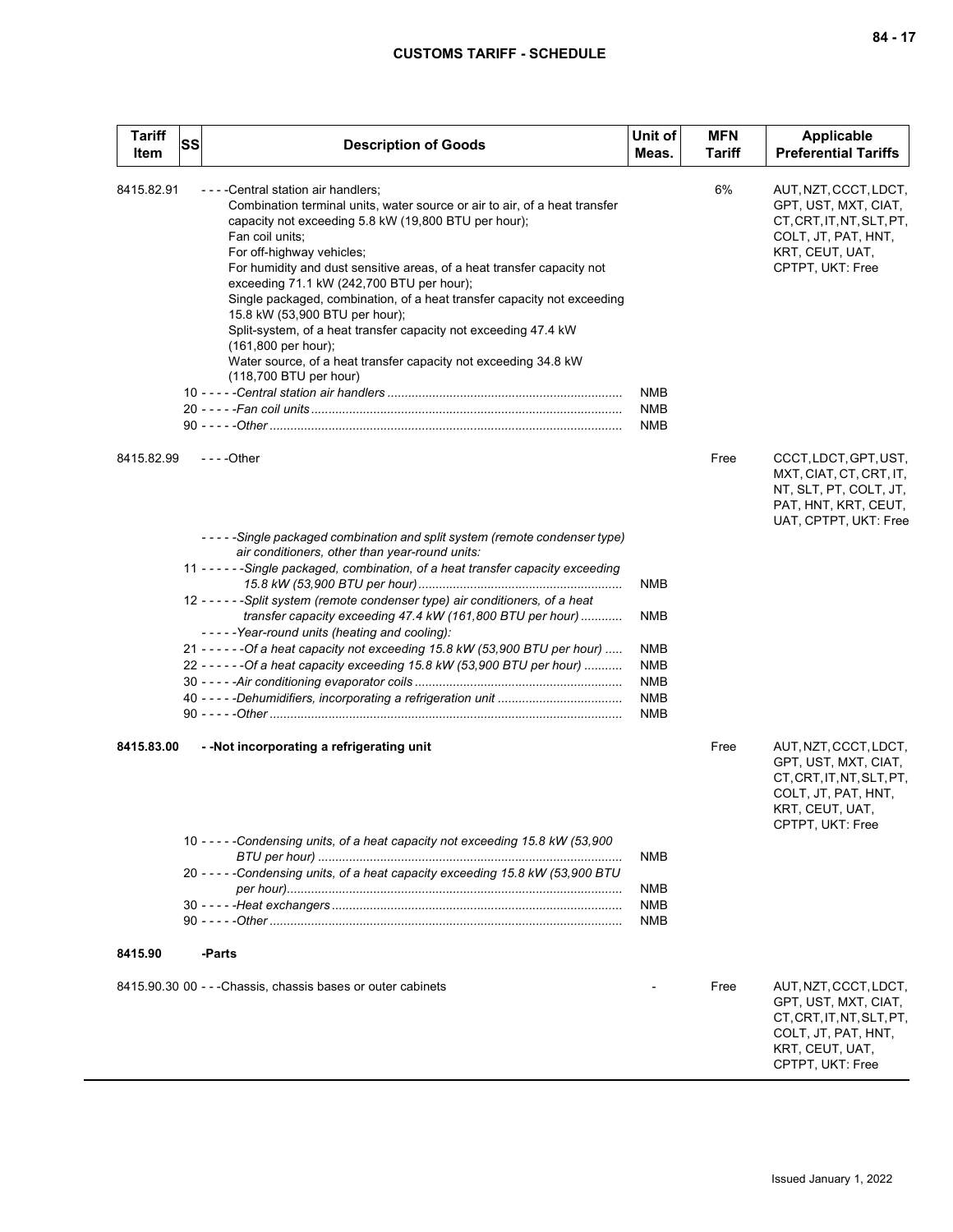| Tariff Item | SS | Description of Goods | Unit of Meas. | MFN Tariff | Applicable Preferential Tariffs |
|---|---|---|---|---|---|
| 8415.82.91 | | - - - -Central station air handlers;<br>Combination terminal units, water source or air to air, of a heat transfer capacity not exceeding 5.8 kW (19,800 BTU per hour);<br>Fan coil units;<br>For off-highway vehicles;<br>For humidity and dust sensitive areas, of a heat transfer capacity not exceeding 71.1 kW (242,700 BTU per hour);<br>Single packaged, combination, of a heat transfer capacity not exceeding 15.8 kW (53,900 BTU per hour);<br>Split-system, of a heat transfer capacity not exceeding 47.4 kW (161,800 per hour);<br>Water source, of a heat transfer capacity not exceeding 34.8 kW (118,700 BTU per hour) | | 6% | AUT, NZT, CCCT, LDCT, GPT, UST, MXT, CIAT, CT, CRT, IT, NT, SLT, PT, COLT, JT, PAT, HNT, KRT, CEUT, UAT, CPTPT, UKT: Free |
| | | 10 - - - - -*Central station air handlers* | NMB | | |
| | | 20 - - - - -*Fan coil units* | NMB | | |
| | | 90 - - - - -*Other* | NMB | | |
| 8415.82.99 | | - - - -Other | | Free | CCCT, LDCT, GPT, UST, MXT, CIAT, CT, CRT, IT, NT, SLT, PT, COLT, JT, PAT, HNT, KRT, CEUT, UAT, CPTPT, UKT: Free |
| | | - - - - -*Single packaged combination and split system (remote condenser type) air conditioners, other than year-round units:* | | | |
| | | 11 - - - - - -*Single packaged, combination, of a heat transfer capacity exceeding 15.8 kW (53,900 BTU per hour)* | NMB | | |
| | | 12 - - - - - -*Split system (remote condenser type) air conditioners, of a heat transfer capacity exceeding 47.4 kW (161,800 BTU per hour)* | NMB | | |
| | | - - - - -*Year-round units (heating and cooling):* | | | |
| | | 21 - - - - - -*Of a heat capacity not exceeding 15.8 kW (53,900 BTU per hour)* | NMB | | |
| | | 22 - - - - - -*Of a heat capacity exceeding 15.8 kW (53,900 BTU per hour)* | NMB | | |
| | | 30 - - - - -*Air conditioning evaporator coils* | NMB | | |
| | | 40 - - - - -*Dehumidifiers, incorporating a refrigeration unit* | NMB | | |
| | | 90 - - - - -*Other* | NMB | | |
| **8415.83.00** | | **- -Not incorporating a refrigerating unit** | | Free | AUT, NZT, CCCT, LDCT, GPT, UST, MXT, CIAT, CT, CRT, IT, NT, SLT, PT, COLT, JT, PAT, HNT, KRT, CEUT, UAT, CPTPT, UKT: Free |
| | | 10 - - - - -*Condensing units, of a heat capacity not exceeding 15.8 kW (53,900 BTU per hour)* | NMB | | |
| | | 20 - - - - -*Condensing units, of a heat capacity exceeding 15.8 kW (53,900 BTU per hour)* | NMB | | |
| | | 30 - - - - -*Heat exchangers* | NMB | | |
| | | 90 - - - - -*Other* | NMB | | |
| **8415.90** | | **-Parts** | | | |
| 8415.90.30 00 | | - - -Chassis, chassis bases or outer cabinets | - | Free | AUT, NZT, CCCT, LDCT, GPT, UST, MXT, CIAT, CT, CRT, IT, NT, SLT, PT, COLT, JT, PAT, HNT, KRT, CEUT, UAT, CPTPT, UKT: Free |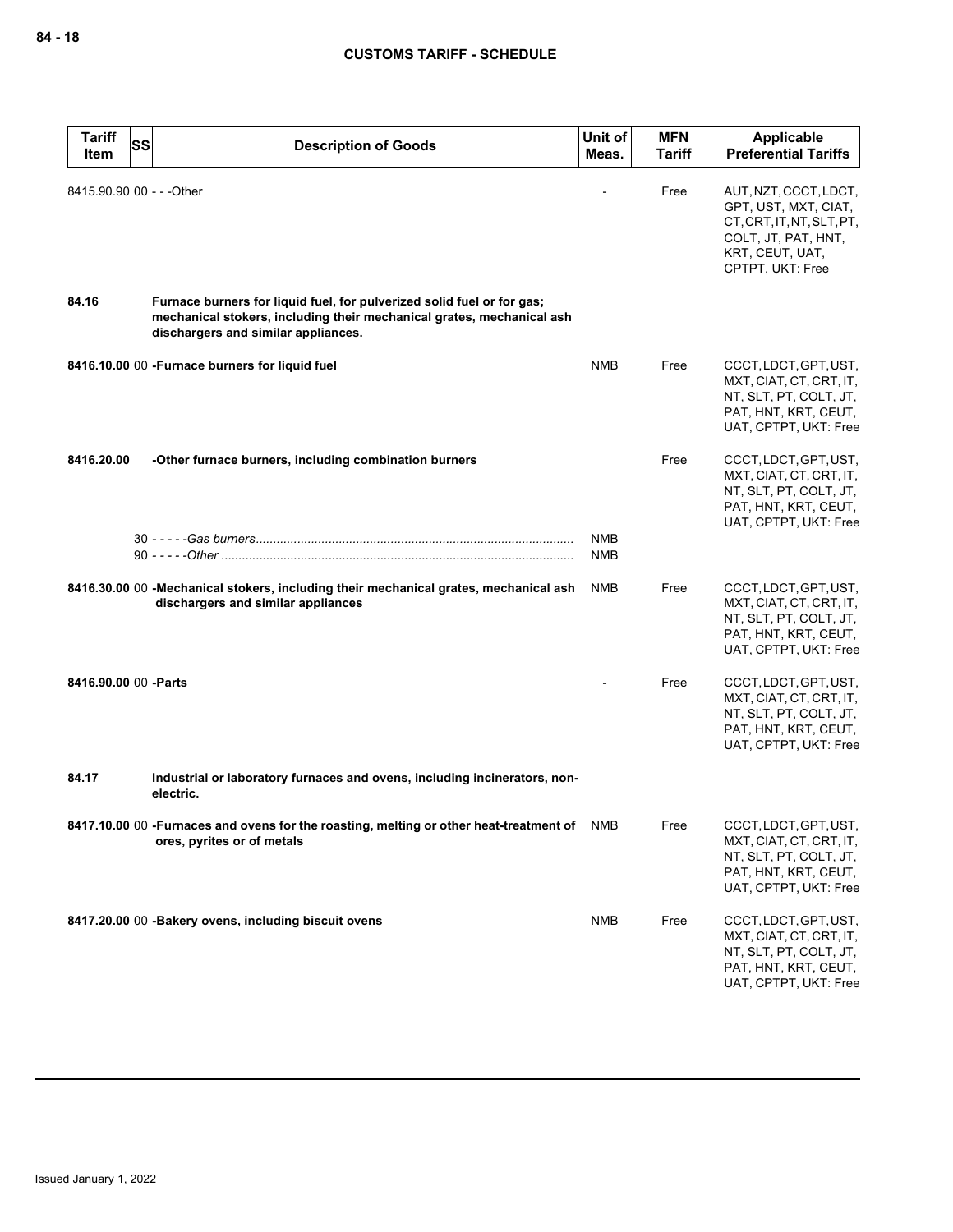| Tariff Item | SS | Description of Goods | Unit of Meas. | MFN Tariff | Applicable Preferential Tariffs |
|---|---|---|---|---|---|
| 8415.90.90 | 00 | - - -Other | - | Free | AUT, NZT, CCCT, LDCT, GPT, UST, MXT, CIAT, CT, CRT, IT, NT, SLT, PT, COLT, JT, PAT, HNT, KRT, CEUT, UAT, CPTPT, UKT: Free |
| **84.16** | | **Furnace burners for liquid fuel, for pulverized solid fuel or for gas; mechanical stokers, including their mechanical grates, mechanical ash dischargers and similar appliances.** | | | |
| **8416.10.00** | 00 | **-Furnace burners for liquid fuel** | NMB | Free | CCCT, LDCT, GPT, UST, MXT, CIAT, CT, CRT, IT, NT, SLT, PT, COLT, JT, PAT, HNT, KRT, CEUT, UAT, CPTPT, UKT: Free |
| **8416.20.00** | | **-Other furnace burners, including combination burners** | | Free | CCCT, LDCT, GPT, UST, MXT, CIAT, CT, CRT, IT, NT, SLT, PT, COLT, JT, PAT, HNT, KRT, CEUT, UAT, CPTPT, UKT: Free |
| | 30 | - - - - -*Gas burners* | NMB | | |
| | 90 | - - - - -*Other* | NMB | | |
| **8416.30.00** | 00 | **-Mechanical stokers, including their mechanical grates, mechanical ash dischargers and similar appliances** | NMB | Free | CCCT, LDCT, GPT, UST, MXT, CIAT, CT, CRT, IT, NT, SLT, PT, COLT, JT, PAT, HNT, KRT, CEUT, UAT, CPTPT, UKT: Free |
| **8416.90.00** | 00 | **-Parts** | - | Free | CCCT, LDCT, GPT, UST, MXT, CIAT, CT, CRT, IT, NT, SLT, PT, COLT, JT, PAT, HNT, KRT, CEUT, UAT, CPTPT, UKT: Free |
| **84.17** | | **Industrial or laboratory furnaces and ovens, including incinerators, non-electric.** | | | |
| **8417.10.00** | 00 | **-Furnaces and ovens for the roasting, melting or other heat-treatment of ores, pyrites or of metals** | NMB | Free | CCCT, LDCT, GPT, UST, MXT, CIAT, CT, CRT, IT, NT, SLT, PT, COLT, JT, PAT, HNT, KRT, CEUT, UAT, CPTPT, UKT: Free |
| **8417.20.00** | 00 | **-Bakery ovens, including biscuit ovens** | NMB | Free | CCCT, LDCT, GPT, UST, MXT, CIAT, CT, CRT, IT, NT, SLT, PT, COLT, JT, PAT, HNT, KRT, CEUT, UAT, CPTPT, UKT: Free |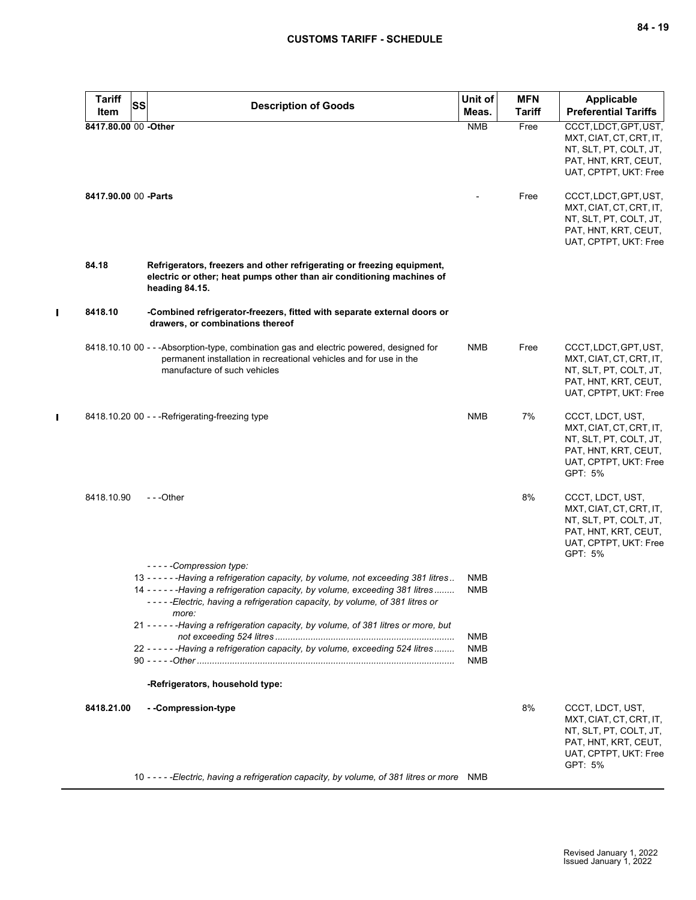| Tariff Item | SS | Description of Goods | Unit of Meas. | MFN Tariff | Applicable Preferential Tariffs |
|---|---|---|---|---|---|
| 8417.80.00 | 00 | **-Other** | NMB | Free | CCCT, LDCT, GPT, UST, MXT, CIAT, CT, CRT, IT, NT, SLT, PT, COLT, JT, PAT, HNT, KRT, CEUT, UAT, CPTPT, UKT: Free |
| 8417.90.00 | 00 | **-Parts** | - | Free | CCCT, LDCT, GPT, UST, MXT, CIAT, CT, CRT, IT, NT, SLT, PT, COLT, JT, PAT, HNT, KRT, CEUT, UAT, CPTPT, UKT: Free |
| **84.18** | | **Refrigerators, freezers and other refrigerating or freezing equipment, electric or other; heat pumps other than air conditioning machines of heading 84.15.** | | | |
| **8418.10** | | **-Combined refrigerator-freezers, fitted with separate external doors or drawers, or combinations thereof** | | | |
| 8418.10.10 | 00 | - - -Absorption-type, combination gas and electric powered, designed for permanent installation in recreational vehicles and for use in the manufacture of such vehicles | NMB | Free | CCCT, LDCT, GPT, UST, MXT, CIAT, CT, CRT, IT, NT, SLT, PT, COLT, JT, PAT, HNT, KRT, CEUT, UAT, CPTPT, UKT: Free |
| 8418.10.20 | 00 | - - -Refrigerating-freezing type | NMB | 7% | CCCT, LDCT, UST, MXT, CIAT, CT, CRT, IT, NT, SLT, PT, COLT, JT, PAT, HNT, KRT, CEUT, UAT, CPTPT, UKT: Free<br>GPT: 5% |
| 8418.10.90 | | - - -Other | | 8% | CCCT, LDCT, UST, MXT, CIAT, CT, CRT, IT, NT, SLT, PT, COLT, JT, PAT, HNT, KRT, CEUT, UAT, CPTPT, UKT: Free<br>GPT: 5% |
| | | *- - - - -Compression type:* | | | |
| | 13 | *- - - - - -Having a refrigeration capacity, by volume, not exceeding 381 litres* | NMB | | |
| | 14 | *- - - - - -Having a refrigeration capacity, by volume, exceeding 381 litres* | NMB | | |
| | | *- - - - -Electric, having a refrigeration capacity, by volume, of 381 litres or more:* | | | |
| | 21 | *- - - - - -Having a refrigeration capacity, by volume, of 381 litres or more, but not exceeding 524 litres* | NMB | | |
| | 22 | *- - - - - -Having a refrigeration capacity, by volume, exceeding 524 litres* | NMB | | |
| | 90 | *- - - - -Other* | NMB | | |
| | | **-Refrigerators, household type:** | | | |
| **8418.21.00** | | **- -Compression-type** | | 8% | CCCT, LDCT, UST, MXT, CIAT, CT, CRT, IT, NT, SLT, PT, COLT, JT, PAT, HNT, KRT, CEUT, UAT, CPTPT, UKT: Free<br>GPT: 5% |
| | 10 | *- - - - -Electric, having a refrigeration capacity, by volume, of 381 litres or more* | NMB | | |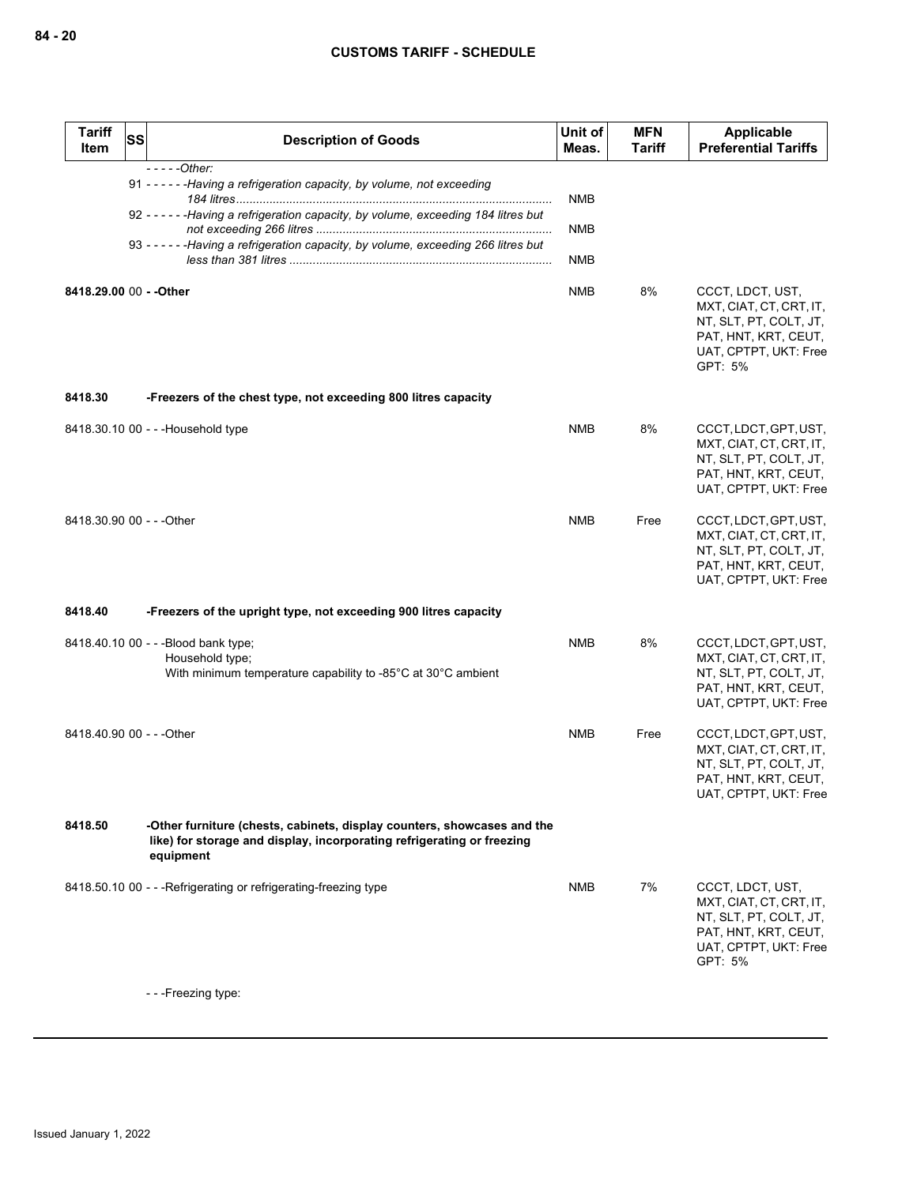**CUSTOMS TARIFF - SCHEDULE**

| Tariff Item | SS | Description of Goods | Unit of Meas. | MFN Tariff | Applicable Preferential Tariffs |
|---|---|---|---|---|---|
| | | - - - - -*Other:* | | | |
| | 91 | - - - - - -*Having a refrigeration capacity, by volume, not exceeding 184 litres* | NMB | | |
| | 92 | - - - - - -*Having a refrigeration capacity, by volume, exceeding 184 litres but not exceeding 266 litres* | NMB | | |
| | 93 | - - - - - -*Having a refrigeration capacity, by volume, exceeding 266 litres but less than 381 litres* | NMB | | |
| **8418.29.00** | 00 | **- -Other** | NMB | 8% | CCCT, LDCT, UST, MXT, CIAT, CT, CRT, IT, NT, SLT, PT, COLT, JT, PAT, HNT, KRT, CEUT, UAT, CPTPT, UKT: Free<br>GPT: 5% |
| **8418.30** | | **-Freezers of the chest type, not exceeding 800 litres capacity** | | | |
| 8418.30.10 | 00 | - - -Household type | NMB | 8% | CCCT, LDCT, GPT, UST, MXT, CIAT, CT, CRT, IT, NT, SLT, PT, COLT, JT, PAT, HNT, KRT, CEUT, UAT, CPTPT, UKT: Free |
| 8418.30.90 | 00 | - - -Other | NMB | Free | CCCT, LDCT, GPT, UST, MXT, CIAT, CT, CRT, IT, NT, SLT, PT, COLT, JT, PAT, HNT, KRT, CEUT, UAT, CPTPT, UKT: Free |
| **8418.40** | | **-Freezers of the upright type, not exceeding 900 litres capacity** | | | |
| 8418.40.10 | 00 | - - -Blood bank type;<br>Household type;<br>With minimum temperature capability to -85°C at 30°C ambient | NMB | 8% | CCCT, LDCT, GPT, UST, MXT, CIAT, CT, CRT, IT, NT, SLT, PT, COLT, JT, PAT, HNT, KRT, CEUT, UAT, CPTPT, UKT: Free |
| 8418.40.90 | 00 | - - -Other | NMB | Free | CCCT, LDCT, GPT, UST, MXT, CIAT, CT, CRT, IT, NT, SLT, PT, COLT, JT, PAT, HNT, KRT, CEUT, UAT, CPTPT, UKT: Free |
| **8418.50** | | **-Other furniture (chests, cabinets, display counters, showcases and the like) for storage and display, incorporating refrigerating or freezing equipment** | | | |
| 8418.50.10 | 00 | - - -Refrigerating or refrigerating-freezing type | NMB | 7% | CCCT, LDCT, UST, MXT, CIAT, CT, CRT, IT, NT, SLT, PT, COLT, JT, PAT, HNT, KRT, CEUT, UAT, CPTPT, UKT: Free<br>GPT: 5% |
| | | - - -Freezing type: | | | |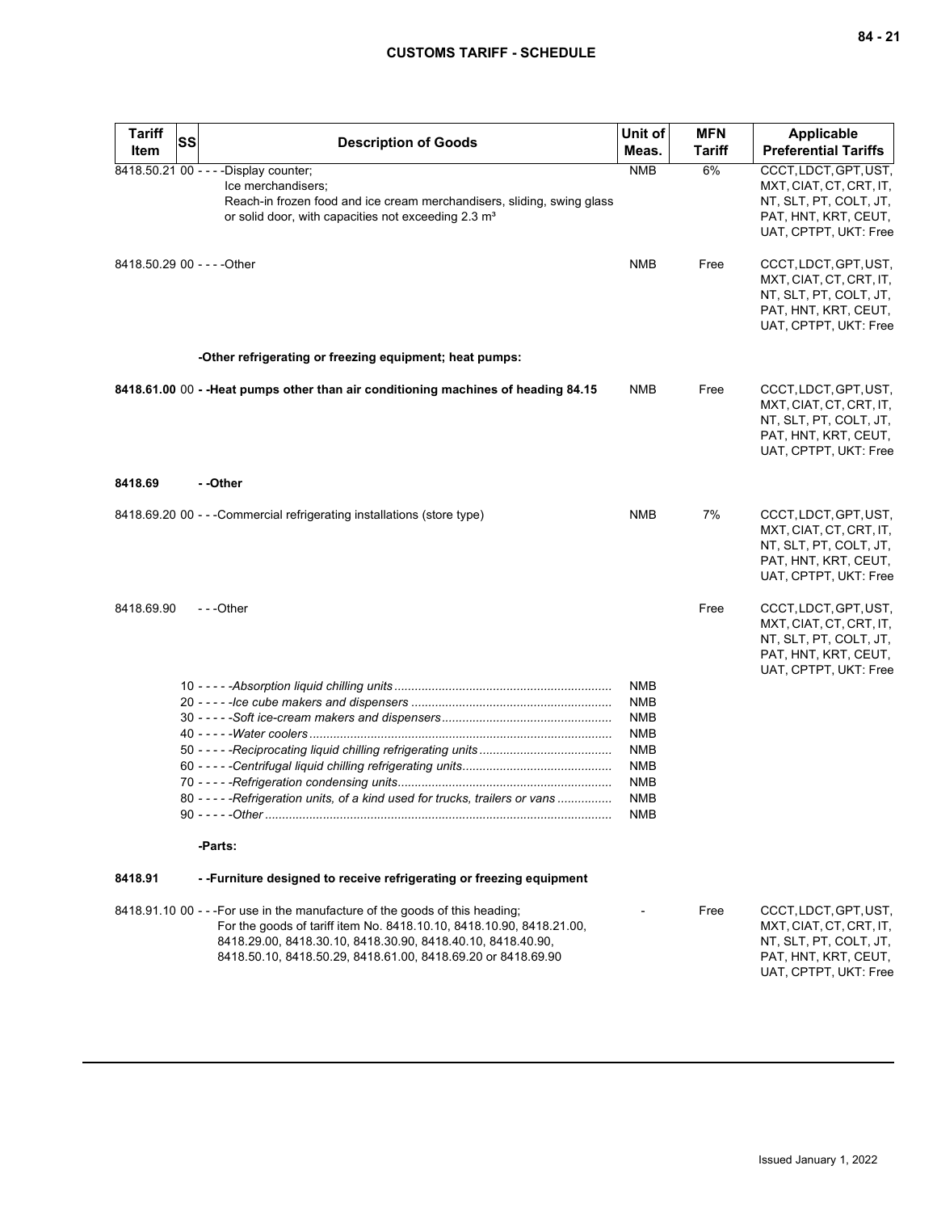| Tariff Item | SS | Description of Goods | Unit of Meas. | MFN Tariff | Applicable Preferential Tariffs |
|---|---|---|---|---|---|
| 8418.50.21 | 00 | - - - -Display counter;<br>Ice merchandisers;<br>Reach-in frozen food and ice cream merchandisers, sliding, swing glass or solid door, with capacities not exceeding 2.3 m³ | NMB | 6% | CCCT, LDCT, GPT, UST, MXT, CIAT, CT, CRT, IT, NT, SLT, PT, COLT, JT, PAT, HNT, KRT, CEUT, UAT, CPTPT, UKT: Free |
| 8418.50.29 | 00 | - - - -Other | NMB | Free | CCCT, LDCT, GPT, UST, MXT, CIAT, CT, CRT, IT, NT, SLT, PT, COLT, JT, PAT, HNT, KRT, CEUT, UAT, CPTPT, UKT: Free |
| | | **-Other refrigerating or freezing equipment; heat pumps:** | | | |
| **8418.61.00** | 00 | **- -Heat pumps other than air conditioning machines of heading 84.15** | NMB | Free | CCCT, LDCT, GPT, UST, MXT, CIAT, CT, CRT, IT, NT, SLT, PT, COLT, JT, PAT, HNT, KRT, CEUT, UAT, CPTPT, UKT: Free |
| **8418.69** | | **- -Other** | | | |
| 8418.69.20 | 00 | - - -Commercial refrigerating installations (store type) | NMB | 7% | CCCT, LDCT, GPT, UST, MXT, CIAT, CT, CRT, IT, NT, SLT, PT, COLT, JT, PAT, HNT, KRT, CEUT, UAT, CPTPT, UKT: Free |
| 8418.69.90 | | - - -Other | | Free | CCCT, LDCT, GPT, UST, MXT, CIAT, CT, CRT, IT, NT, SLT, PT, COLT, JT, PAT, HNT, KRT, CEUT, UAT, CPTPT, UKT: Free |
| | 10 | - - - - -*Absorption liquid chilling units* | NMB | | |
| | 20 | - - - - -*Ice cube makers and dispensers* | NMB | | |
| | 30 | - - - - -*Soft ice-cream makers and dispensers* | NMB | | |
| | 40 | - - - - -*Water coolers* | NMB | | |
| | 50 | - - - - -*Reciprocating liquid chilling refrigerating units* | NMB | | |
| | 60 | - - - - -*Centrifugal liquid chilling refrigerating units* | NMB | | |
| | 70 | - - - - -*Refrigeration condensing units* | NMB | | |
| | 80 | - - - - -*Refrigeration units, of a kind used for trucks, trailers or vans* | NMB | | |
| | 90 | - - - - -*Other* | NMB | | |
| | | **-Parts:** | | | |
| **8418.91** | | **- -Furniture designed to receive refrigerating or freezing equipment** | | | |
| 8418.91.10 | 00 | - - -For use in the manufacture of the goods of this heading;<br>For the goods of tariff item No. 8418.10.10, 8418.10.90, 8418.21.00, 8418.29.00, 8418.30.10, 8418.30.90, 8418.40.10, 8418.40.90, 8418.50.10, 8418.50.29, 8418.61.00, 8418.69.20 or 8418.69.90 | - | Free | CCCT, LDCT, GPT, UST, MXT, CIAT, CT, CRT, IT, NT, SLT, PT, COLT, JT, PAT, HNT, KRT, CEUT, UAT, CPTPT, UKT: Free |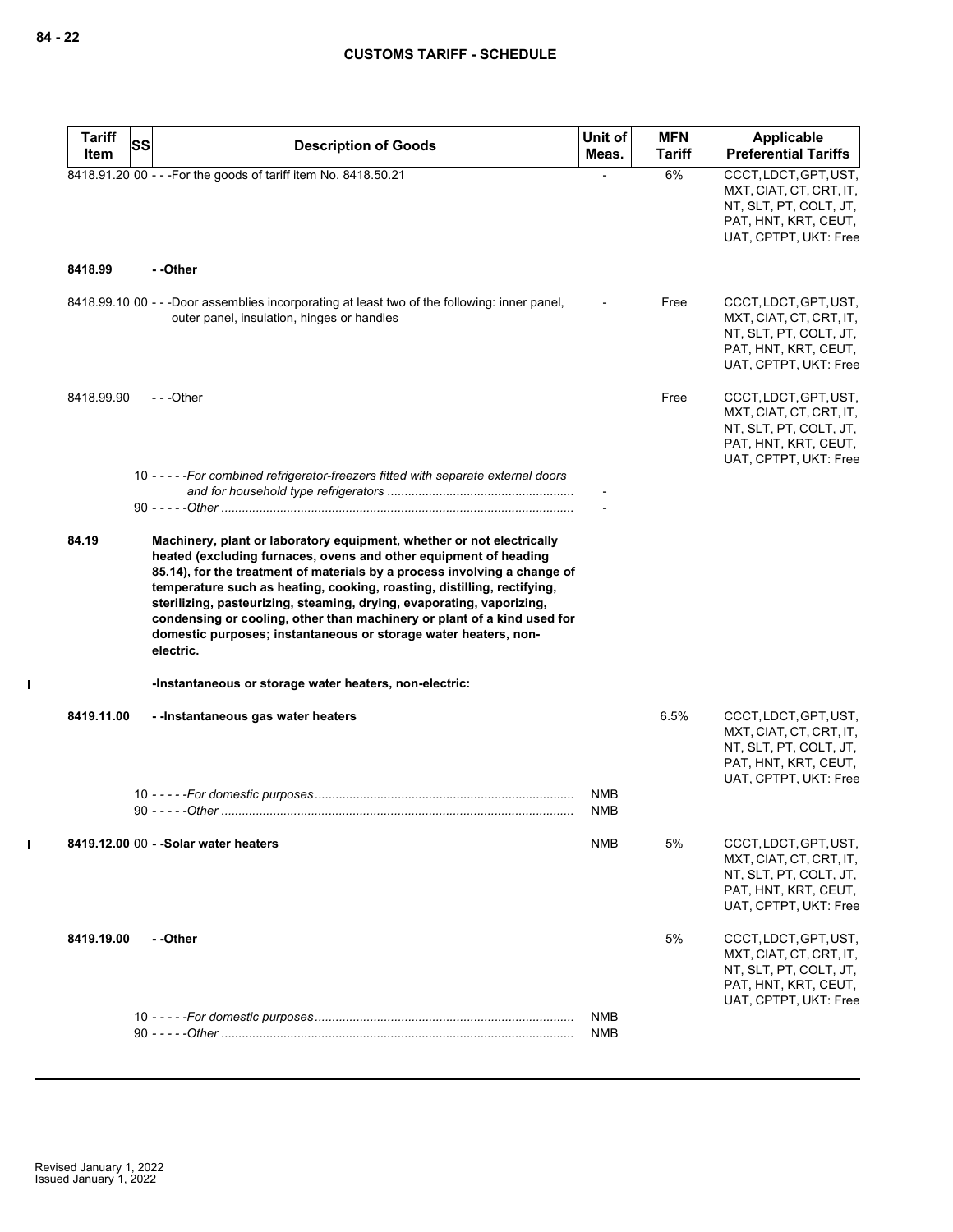| Tariff Item | SS | Description of Goods | Unit of Meas. | MFN Tariff | Applicable Preferential Tariffs |
|---|---|---|---|---|---|
| 8418.91.20 | 00 | - - -For the goods of tariff item No. 8418.50.21 | - | 6% | CCCT, LDCT, GPT, UST, MXT, CIAT, CT, CRT, IT, NT, SLT, PT, COLT, JT, PAT, HNT, KRT, CEUT, UAT, CPTPT, UKT: Free |
| **8418.99** | | **- -Other** | | | |
| 8418.99.10 | 00 | - - -Door assemblies incorporating at least two of the following: inner panel, outer panel, insulation, hinges or handles | - | Free | CCCT, LDCT, GPT, UST, MXT, CIAT, CT, CRT, IT, NT, SLT, PT, COLT, JT, PAT, HNT, KRT, CEUT, UAT, CPTPT, UKT: Free |
| 8418.99.90 | | - - -Other | | Free | CCCT, LDCT, GPT, UST, MXT, CIAT, CT, CRT, IT, NT, SLT, PT, COLT, JT, PAT, HNT, KRT, CEUT, UAT, CPTPT, UKT: Free |
| | 10 | - - - - -*For combined refrigerator-freezers fitted with separate external doors and for household type refrigerators* | - | | |
| | 90 | - - - - -*Other* | - | | |
| **84.19** | | **Machinery, plant or laboratory equipment, whether or not electrically heated (excluding furnaces, ovens and other equipment of heading 85.14), for the treatment of materials by a process involving a change of temperature such as heating, cooking, roasting, distilling, rectifying, sterilizing, pasteurizing, steaming, drying, evaporating, vaporizing, condensing or cooling, other than machinery or plant of a kind used for domestic purposes; instantaneous or storage water heaters, non-electric.** | | | |
| | | **-Instantaneous or storage water heaters, non-electric:** | | | |
| **8419.11.00** | | **- -Instantaneous gas water heaters** | | 6.5% | CCCT, LDCT, GPT, UST, MXT, CIAT, CT, CRT, IT, NT, SLT, PT, COLT, JT, PAT, HNT, KRT, CEUT, UAT, CPTPT, UKT: Free |
| | 10 | - - - - -*For domestic purposes* | NMB | | |
| | 90 | - - - - -*Other* | NMB | | |
| **8419.12.00** | 00 | **- -Solar water heaters** | NMB | 5% | CCCT, LDCT, GPT, UST, MXT, CIAT, CT, CRT, IT, NT, SLT, PT, COLT, JT, PAT, HNT, KRT, CEUT, UAT, CPTPT, UKT: Free |
| **8419.19.00** | | **- -Other** | | 5% | CCCT, LDCT, GPT, UST, MXT, CIAT, CT, CRT, IT, NT, SLT, PT, COLT, JT, PAT, HNT, KRT, CEUT, UAT, CPTPT, UKT: Free |
| | 10 | - - - - -*For domestic purposes* | NMB | | |
| | 90 | - - - - -*Other* | NMB | | |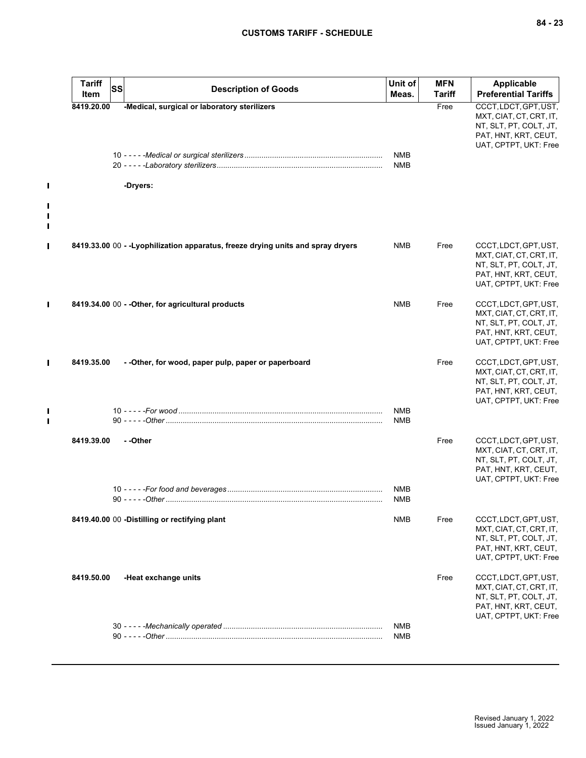| Tariff Item | SS | Description of Goods | Unit of Meas. | MFN Tariff | Applicable Preferential Tariffs |
|---|---|---|---|---|---|
| 8419.20.00 | | -Medical, surgical or laboratory sterilizers | | Free | CCCT, LDCT, GPT, UST, MXT, CIAT, CT, CRT, IT, NT, SLT, PT, COLT, JT, PAT, HNT, KRT, CEUT, UAT, CPTPT, UKT: Free |
| | | 10 - - - - -*Medical or surgical sterilizers* | NMB | | |
| | | 20 - - - - -*Laboratory sterilizers* | NMB | | |
| | | -Dryers: | | | |
| 8419.33.00 | 00 | - -Lyophilization apparatus, freeze drying units and spray dryers | NMB | Free | CCCT, LDCT, GPT, UST, MXT, CIAT, CT, CRT, IT, NT, SLT, PT, COLT, JT, PAT, HNT, KRT, CEUT, UAT, CPTPT, UKT: Free |
| 8419.34.00 | 00 | - -Other, for agricultural products | NMB | Free | CCCT, LDCT, GPT, UST, MXT, CIAT, CT, CRT, IT, NT, SLT, PT, COLT, JT, PAT, HNT, KRT, CEUT, UAT, CPTPT, UKT: Free |
| 8419.35.00 | | - -Other, for wood, paper pulp, paper or paperboard | | Free | CCCT, LDCT, GPT, UST, MXT, CIAT, CT, CRT, IT, NT, SLT, PT, COLT, JT, PAT, HNT, KRT, CEUT, UAT, CPTPT, UKT: Free |
| | | 10 - - - - -*For wood* | NMB | | |
| | | 90 - - - - -*Other* | NMB | | |
| 8419.39.00 | | - -Other | | Free | CCCT, LDCT, GPT, UST, MXT, CIAT, CT, CRT, IT, NT, SLT, PT, COLT, JT, PAT, HNT, KRT, CEUT, UAT, CPTPT, UKT: Free |
| | | 10 - - - - -*For food and beverages* | NMB | | |
| | | 90 - - - - -*Other* | NMB | | |
| 8419.40.00 | 00 | -Distilling or rectifying plant | NMB | Free | CCCT, LDCT, GPT, UST, MXT, CIAT, CT, CRT, IT, NT, SLT, PT, COLT, JT, PAT, HNT, KRT, CEUT, UAT, CPTPT, UKT: Free |
| 8419.50.00 | | -Heat exchange units | | Free | CCCT, LDCT, GPT, UST, MXT, CIAT, CT, CRT, IT, NT, SLT, PT, COLT, JT, PAT, HNT, KRT, CEUT, UAT, CPTPT, UKT: Free |
| | | 30 - - - - -*Mechanically operated* | NMB | | |
| | | 90 - - - - -*Other* | NMB | | |

Revised January 1, 2022
Issued January 1, 2022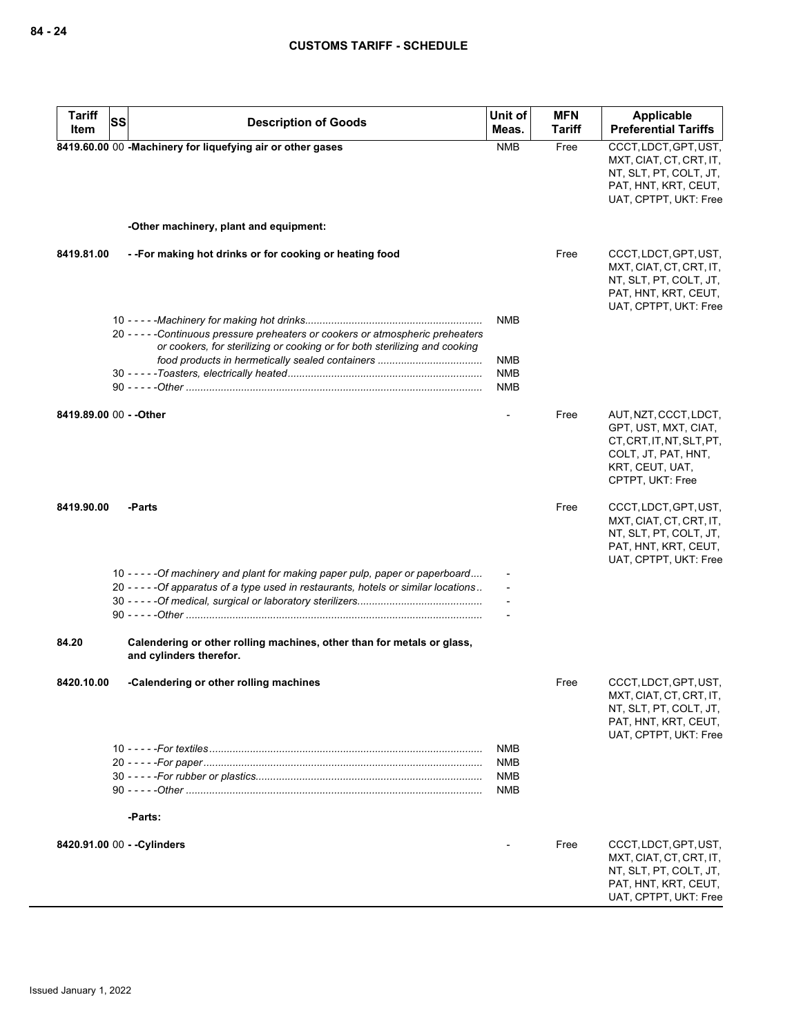| Tariff Item | SS | Description of Goods | Unit of Meas. | MFN Tariff | Applicable Preferential Tariffs |
|---|---|---|---|---|---|
| 8419.60.00 | 00 | -Machinery for liquefying air or other gases | NMB | Free | CCCT, LDCT, GPT, UST, MXT, CIAT, CT, CRT, IT, NT, SLT, PT, COLT, JT, PAT, HNT, KRT, CEUT, UAT, CPTPT, UKT: Free |
| | | -Other machinery, plant and equipment: | | | |
| 8419.81.00 | | - -For making hot drinks or for cooking or heating food | | Free | CCCT, LDCT, GPT, UST, MXT, CIAT, CT, CRT, IT, NT, SLT, PT, COLT, JT, PAT, HNT, KRT, CEUT, UAT, CPTPT, UKT: Free |
| | 10 | - - - - -*Machinery for making hot drinks* | NMB | | |
| | 20 | - - - - -*Continuous pressure preheaters or cookers or atmospheric preheaters or cookers, for sterilizing or cooking or for both sterilizing and cooking food products in hermetically sealed containers* | NMB | | |
| | 30 | - - - - -*Toasters, electrically heated* | NMB | | |
| | 90 | - - - - -*Other* | NMB | | |
| 8419.89.00 | 00 | - -Other | - | Free | AUT, NZT, CCCT, LDCT, GPT, UST, MXT, CIAT, CT, CRT, IT, NT, SLT, PT, COLT, JT, PAT, HNT, KRT, CEUT, UAT, CPTPT, UKT: Free |
| 8419.90.00 | | -Parts | | Free | CCCT, LDCT, GPT, UST, MXT, CIAT, CT, CRT, IT, NT, SLT, PT, COLT, JT, PAT, HNT, KRT, CEUT, UAT, CPTPT, UKT: Free |
| | 10 | - - - - -*Of machinery and plant for making paper pulp, paper or paperboard* | - | | |
| | 20 | - - - - -*Of apparatus of a type used in restaurants, hotels or similar locations* | - | | |
| | 30 | - - - - -*Of medical, surgical or laboratory sterilizers* | - | | |
| | 90 | - - - - -*Other* | - | | |
| 84.20 | | **Calendering or other rolling machines, other than for metals or glass, and cylinders therefor.** | | | |
| 8420.10.00 | | -Calendering or other rolling machines | | Free | CCCT, LDCT, GPT, UST, MXT, CIAT, CT, CRT, IT, NT, SLT, PT, COLT, JT, PAT, HNT, KRT, CEUT, UAT, CPTPT, UKT: Free |
| | 10 | - - - - -*For textiles* | NMB | | |
| | 20 | - - - - -*For paper* | NMB | | |
| | 30 | - - - - -*For rubber or plastics* | NMB | | |
| | 90 | - - - - -*Other* | NMB | | |
| | | -Parts: | | | |
| 8420.91.00 | 00 | - -Cylinders | - | Free | CCCT, LDCT, GPT, UST, MXT, CIAT, CT, CRT, IT, NT, SLT, PT, COLT, JT, PAT, HNT, KRT, CEUT, UAT, CPTPT, UKT: Free |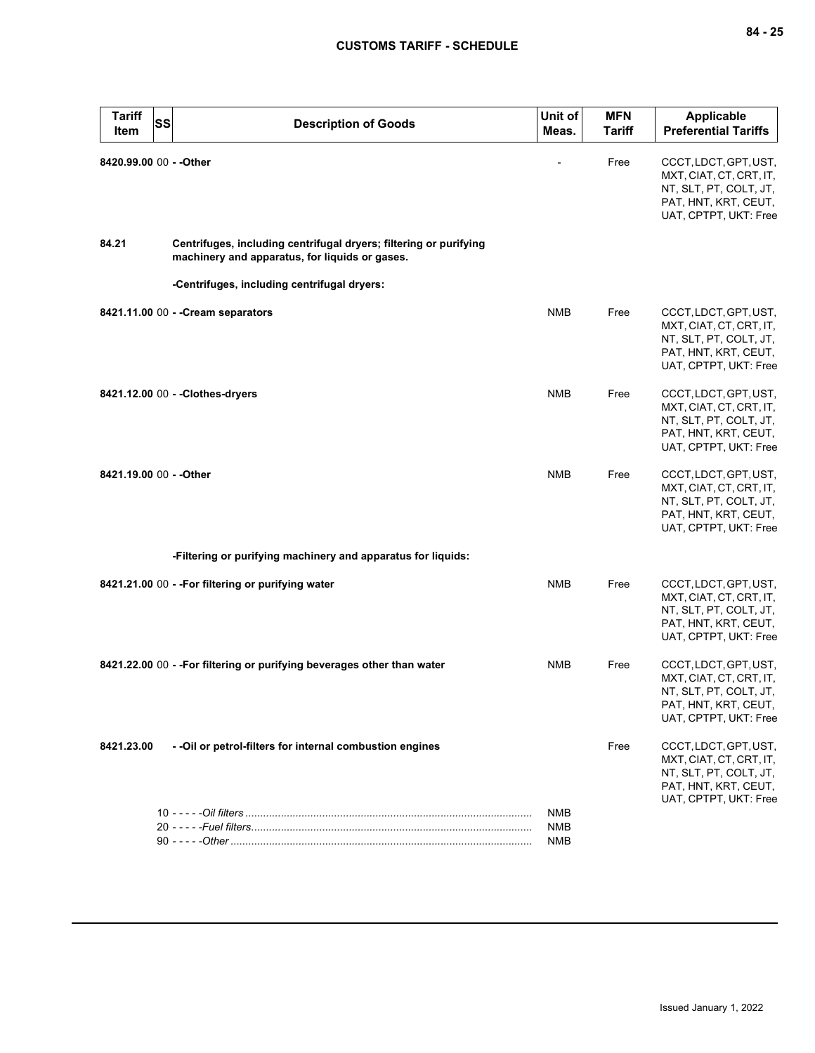| Tariff Item | SS | Description of Goods | Unit of Meas. | MFN Tariff | Applicable Preferential Tariffs |
|---|---|---|---|---|---|
| 8420.99.00 | 00 | - -Other | - | Free | CCCT, LDCT, GPT, UST, MXT, CIAT, CT, CRT, IT, NT, SLT, PT, COLT, JT, PAT, HNT, KRT, CEUT, UAT, CPTPT, UKT: Free |
| 84.21 | | **Centrifuges, including centrifugal dryers; filtering or purifying machinery and apparatus, for liquids or gases.** | | | |
| | | -Centrifuges, including centrifugal dryers: | | | |
| 8421.11.00 | 00 | - -Cream separators | NMB | Free | CCCT, LDCT, GPT, UST, MXT, CIAT, CT, CRT, IT, NT, SLT, PT, COLT, JT, PAT, HNT, KRT, CEUT, UAT, CPTPT, UKT: Free |
| 8421.12.00 | 00 | - -Clothes-dryers | NMB | Free | CCCT, LDCT, GPT, UST, MXT, CIAT, CT, CRT, IT, NT, SLT, PT, COLT, JT, PAT, HNT, KRT, CEUT, UAT, CPTPT, UKT: Free |
| 8421.19.00 | 00 | - -Other | NMB | Free | CCCT, LDCT, GPT, UST, MXT, CIAT, CT, CRT, IT, NT, SLT, PT, COLT, JT, PAT, HNT, KRT, CEUT, UAT, CPTPT, UKT: Free |
| | | -Filtering or purifying machinery and apparatus for liquids: | | | |
| 8421.21.00 | 00 | - -For filtering or purifying water | NMB | Free | CCCT, LDCT, GPT, UST, MXT, CIAT, CT, CRT, IT, NT, SLT, PT, COLT, JT, PAT, HNT, KRT, CEUT, UAT, CPTPT, UKT: Free |
| 8421.22.00 | 00 | - -For filtering or purifying beverages other than water | NMB | Free | CCCT, LDCT, GPT, UST, MXT, CIAT, CT, CRT, IT, NT, SLT, PT, COLT, JT, PAT, HNT, KRT, CEUT, UAT, CPTPT, UKT: Free |
| 8421.23.00 | | - -Oil or petrol-filters for internal combustion engines | | Free | CCCT, LDCT, GPT, UST, MXT, CIAT, CT, CRT, IT, NT, SLT, PT, COLT, JT, PAT, HNT, KRT, CEUT, UAT, CPTPT, UKT: Free |
| | 10 | - - - - -*Oil filters* | NMB | | |
| | 20 | - - - - -*Fuel filters* | NMB | | |
| | 90 | - - - - -*Other* | NMB | | |

Issued January 1, 2022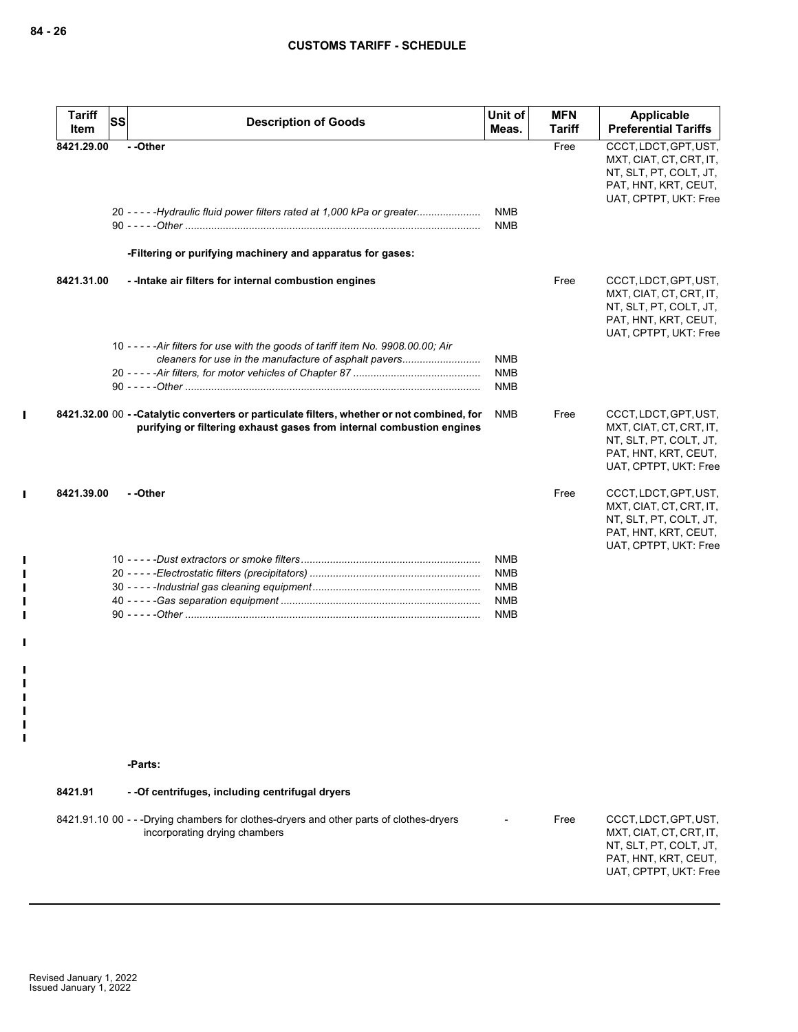| Tariff Item | SS | Description of Goods | Unit of Meas. | MFN Tariff | Applicable Preferential Tariffs |
|---|---|---|---|---|---|
| 8421.29.00 | | - -Other | | Free | CCCT, LDCT, GPT, UST, MXT, CIAT, CT, CRT, IT, NT, SLT, PT, COLT, JT, PAT, HNT, KRT, CEUT, UAT, CPTPT, UKT: Free |
| | 20 | - - - - -*Hydraulic fluid power filters rated at 1,000 kPa or greater* | NMB | | |
| | 90 | - - - - -*Other* | NMB | | |
| | | -Filtering or purifying machinery and apparatus for gases: | | | |
| 8421.31.00 | | - -Intake air filters for internal combustion engines | | Free | CCCT, LDCT, GPT, UST, MXT, CIAT, CT, CRT, IT, NT, SLT, PT, COLT, JT, PAT, HNT, KRT, CEUT, UAT, CPTPT, UKT: Free |
| | 10 | - - - - -*Air filters for use with the goods of tariff item No. 9908.00.00; Air cleaners for use in the manufacture of asphalt pavers* | NMB | | |
| | 20 | - - - - -*Air filters, for motor vehicles of Chapter 87* | NMB | | |
| | 90 | - - - - -*Other* | NMB | | |
| 8421.32.00 | 00 | - -Catalytic converters or particulate filters, whether or not combined, for purifying or filtering exhaust gases from internal combustion engines | NMB | Free | CCCT, LDCT, GPT, UST, MXT, CIAT, CT, CRT, IT, NT, SLT, PT, COLT, JT, PAT, HNT, KRT, CEUT, UAT, CPTPT, UKT: Free |
| 8421.39.00 | | - -Other | | Free | CCCT, LDCT, GPT, UST, MXT, CIAT, CT, CRT, IT, NT, SLT, PT, COLT, JT, PAT, HNT, KRT, CEUT, UAT, CPTPT, UKT: Free |
| | 10 | - - - - -*Dust extractors or smoke filters* | NMB | | |
| | 20 | - - - - -*Electrostatic filters (precipitators)* | NMB | | |
| | 30 | - - - - -*Industrial gas cleaning equipment* | NMB | | |
| | 40 | - - - - -*Gas separation equipment* | NMB | | |
| | 90 | - - - - -*Other* | NMB | | |
| | | -Parts: | | | |
| 8421.91 | | - -Of centrifuges, including centrifugal dryers | | | |
| 8421.91.10 | 00 | - - -Drying chambers for clothes-dryers and other parts of clothes-dryers incorporating drying chambers | - | Free | CCCT, LDCT, GPT, UST, MXT, CIAT, CT, CRT, IT, NT, SLT, PT, COLT, JT, PAT, HNT, KRT, CEUT, UAT, CPTPT, UKT: Free |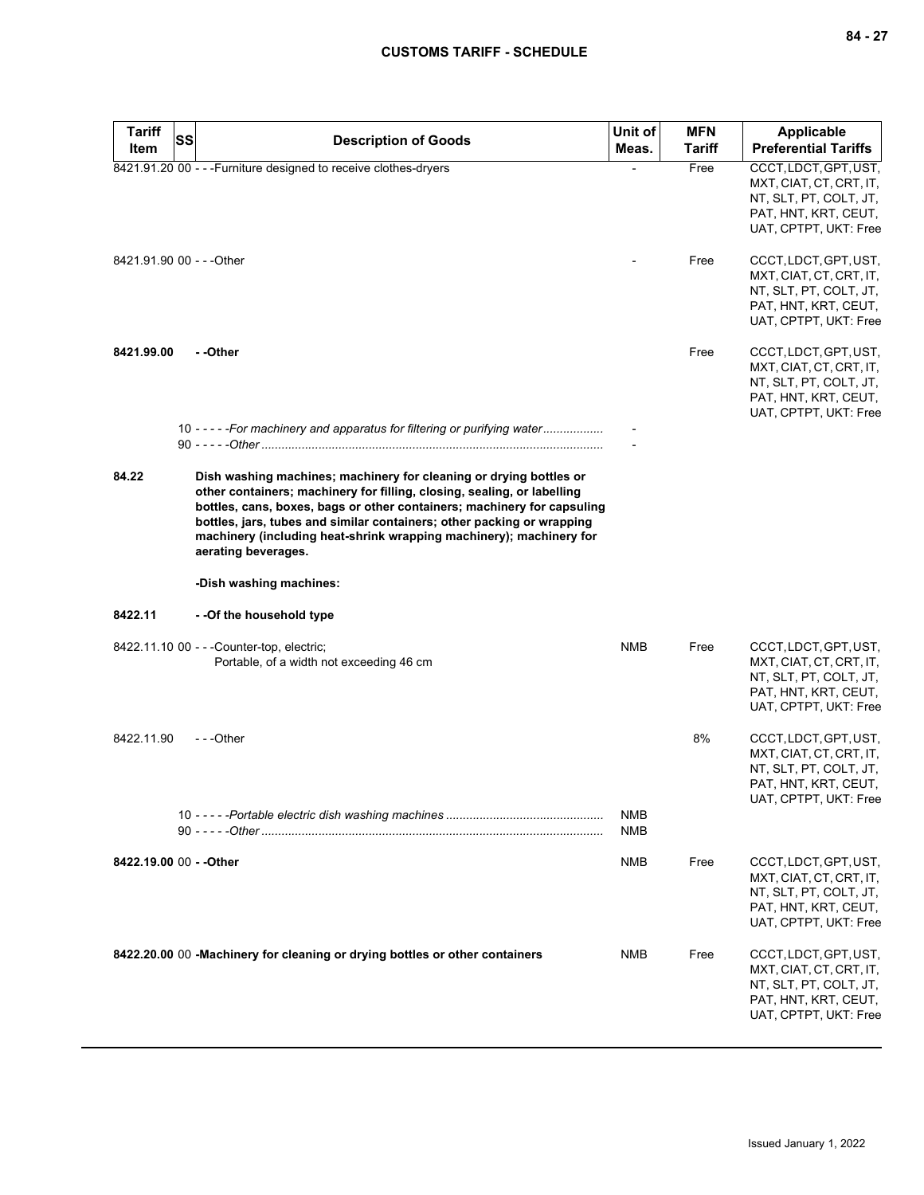| Tariff Item | SS | Description of Goods | Unit of Meas. | MFN Tariff | Applicable Preferential Tariffs |
|---|---|---|---|---|---|
| 8421.91.20 | 00 | - - -Furniture designed to receive clothes-dryers | - | Free | CCCT, LDCT, GPT, UST, MXT, CIAT, CT, CRT, IT, NT, SLT, PT, COLT, JT, PAT, HNT, KRT, CEUT, UAT, CPTPT, UKT: Free |
| 8421.91.90 | 00 | - - -Other | - | Free | CCCT, LDCT, GPT, UST, MXT, CIAT, CT, CRT, IT, NT, SLT, PT, COLT, JT, PAT, HNT, KRT, CEUT, UAT, CPTPT, UKT: Free |
| **8421.99.00** | | **- -Other** | | Free | CCCT, LDCT, GPT, UST, MXT, CIAT, CT, CRT, IT, NT, SLT, PT, COLT, JT, PAT, HNT, KRT, CEUT, UAT, CPTPT, UKT: Free |
| | 10 | - - - - -*For machinery and apparatus for filtering or purifying water* | - | | |
| | 90 | - - - - -*Other* | - | | |
| **84.22** | | **Dish washing machines; machinery for cleaning or drying bottles or other containers; machinery for filling, closing, sealing, or labelling bottles, cans, boxes, bags or other containers; machinery for capsuling bottles, jars, tubes and similar containers; other packing or wrapping machinery (including heat-shrink wrapping machinery); machinery for aerating beverages.** | | | |
| | | **-Dish washing machines:** | | | |
| **8422.11** | | **- -Of the household type** | | | |
| 8422.11.10 | 00 | - - -Counter-top, electric;<br>Portable, of a width not exceeding 46 cm | NMB | Free | CCCT, LDCT, GPT, UST, MXT, CIAT, CT, CRT, IT, NT, SLT, PT, COLT, JT, PAT, HNT, KRT, CEUT, UAT, CPTPT, UKT: Free |
| 8422.11.90 | | - - -Other | | 8% | CCCT, LDCT, GPT, UST, MXT, CIAT, CT, CRT, IT, NT, SLT, PT, COLT, JT, PAT, HNT, KRT, CEUT, UAT, CPTPT, UKT: Free |
| | 10 | - - - - -*Portable electric dish washing machines* | NMB | | |
| | 90 | - - - - -*Other* | NMB | | |
| **8422.19.00** | **00** | **- -Other** | NMB | Free | CCCT, LDCT, GPT, UST, MXT, CIAT, CT, CRT, IT, NT, SLT, PT, COLT, JT, PAT, HNT, KRT, CEUT, UAT, CPTPT, UKT: Free |
| **8422.20.00** | 00 | **-Machinery for cleaning or drying bottles or other containers** | NMB | Free | CCCT, LDCT, GPT, UST, MXT, CIAT, CT, CRT, IT, NT, SLT, PT, COLT, JT, PAT, HNT, KRT, CEUT, UAT, CPTPT, UKT: Free |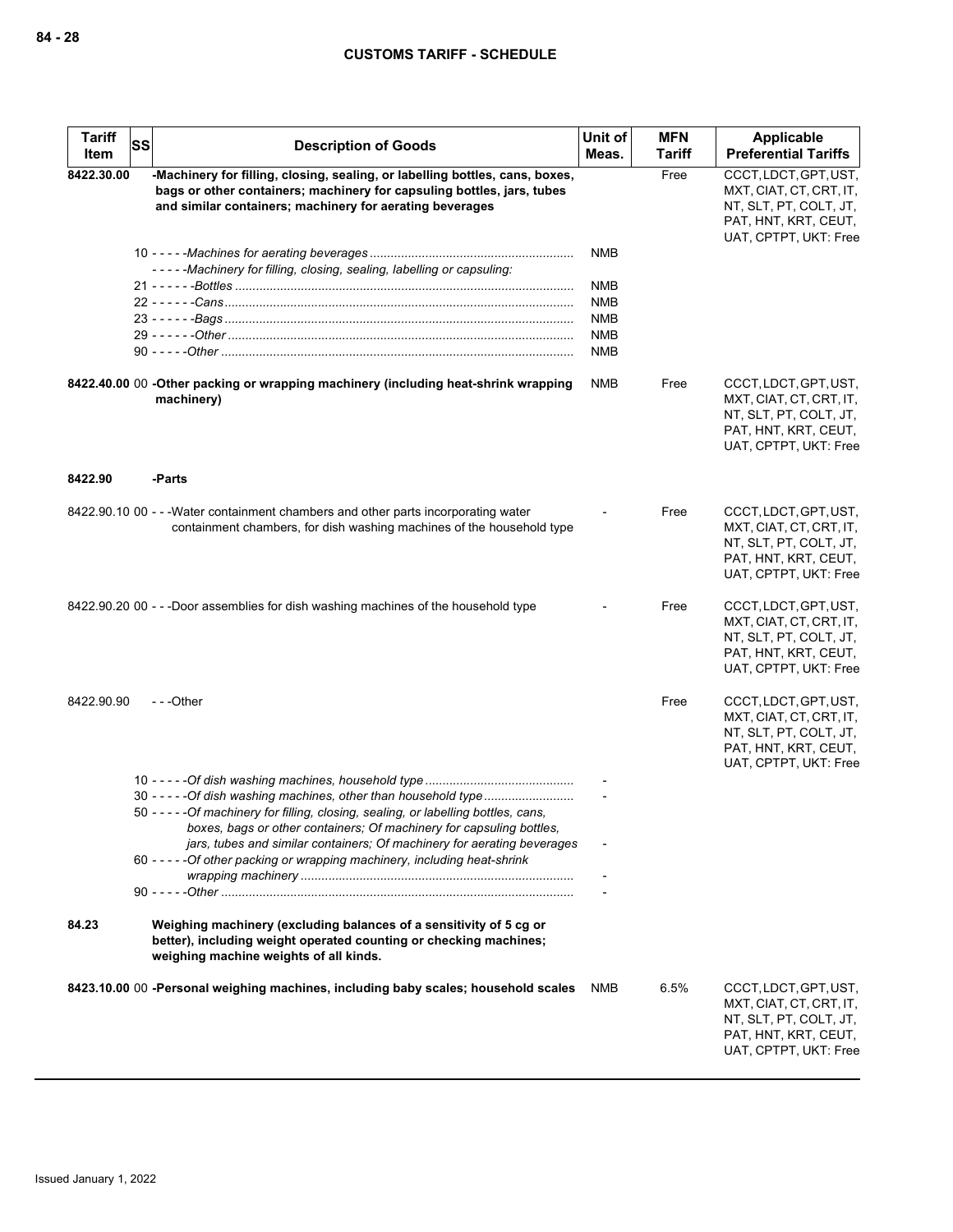| Tariff Item | SS | Description of Goods | Unit of Meas. | MFN Tariff | Applicable Preferential Tariffs |
|---|---|---|---|---|---|
| **8422.30.00** | | **-Machinery for filling, closing, sealing, or labelling bottles, cans, boxes, bags or other containers; machinery for capsuling bottles, jars, tubes and similar containers; machinery for aerating beverages** | | Free | CCCT, LDCT, GPT, UST, MXT, CIAT, CT, CRT, IT, NT, SLT, PT, COLT, JT, PAT, HNT, KRT, CEUT, UAT, CPTPT, UKT: Free |
| | | 10 - - - - -*Machines for aerating beverages* | NMB | | |
| | | - - - - -*Machinery for filling, closing, sealing, labelling or capsuling:* | | | |
| | | 21 - - - - - -*Bottles* | NMB | | |
| | | 22 - - - - - -*Cans* | NMB | | |
| | | 23 - - - - - -*Bags* | NMB | | |
| | | 29 - - - - - -*Other* | NMB | | |
| | | 90 - - - - -*Other* | NMB | | |
| **8422.40.00** | 00 | **-Other packing or wrapping machinery (including heat-shrink wrapping machinery)** | NMB | Free | CCCT, LDCT, GPT, UST, MXT, CIAT, CT, CRT, IT, NT, SLT, PT, COLT, JT, PAT, HNT, KRT, CEUT, UAT, CPTPT, UKT: Free |
| **8422.90** | | **-Parts** | | | |
| 8422.90.10 | 00 | - - -Water containment chambers and other parts incorporating water containment chambers, for dish washing machines of the household type | - | Free | CCCT, LDCT, GPT, UST, MXT, CIAT, CT, CRT, IT, NT, SLT, PT, COLT, JT, PAT, HNT, KRT, CEUT, UAT, CPTPT, UKT: Free |
| 8422.90.20 | 00 | - - -Door assemblies for dish washing machines of the household type | - | Free | CCCT, LDCT, GPT, UST, MXT, CIAT, CT, CRT, IT, NT, SLT, PT, COLT, JT, PAT, HNT, KRT, CEUT, UAT, CPTPT, UKT: Free |
| 8422.90.90 | | - - -Other | | Free | CCCT, LDCT, GPT, UST, MXT, CIAT, CT, CRT, IT, NT, SLT, PT, COLT, JT, PAT, HNT, KRT, CEUT, UAT, CPTPT, UKT: Free |
| | | 10 - - - - -*Of dish washing machines, household type* | - | | |
| | | 30 - - - - -*Of dish washing machines, other than household type* | - | | |
| | | 50 - - - - -*Of machinery for filling, closing, sealing, or labelling bottles, cans, boxes, bags or other containers; Of machinery for capsuling bottles, jars, tubes and similar containers; Of machinery for aerating beverages* | - | | |
| | | 60 - - - - -*Of other packing or wrapping machinery, including heat-shrink wrapping machinery* | - | | |
| | | 90 - - - - -*Other* | - | | |
| **84.23** | | **Weighing machinery (excluding balances of a sensitivity of 5 cg or better), including weight operated counting or checking machines; weighing machine weights of all kinds.** | | | |
| **8423.10.00** | 00 | **-Personal weighing machines, including baby scales; household scales** | NMB | 6.5% | CCCT, LDCT, GPT, UST, MXT, CIAT, CT, CRT, IT, NT, SLT, PT, COLT, JT, PAT, HNT, KRT, CEUT, UAT, CPTPT, UKT: Free |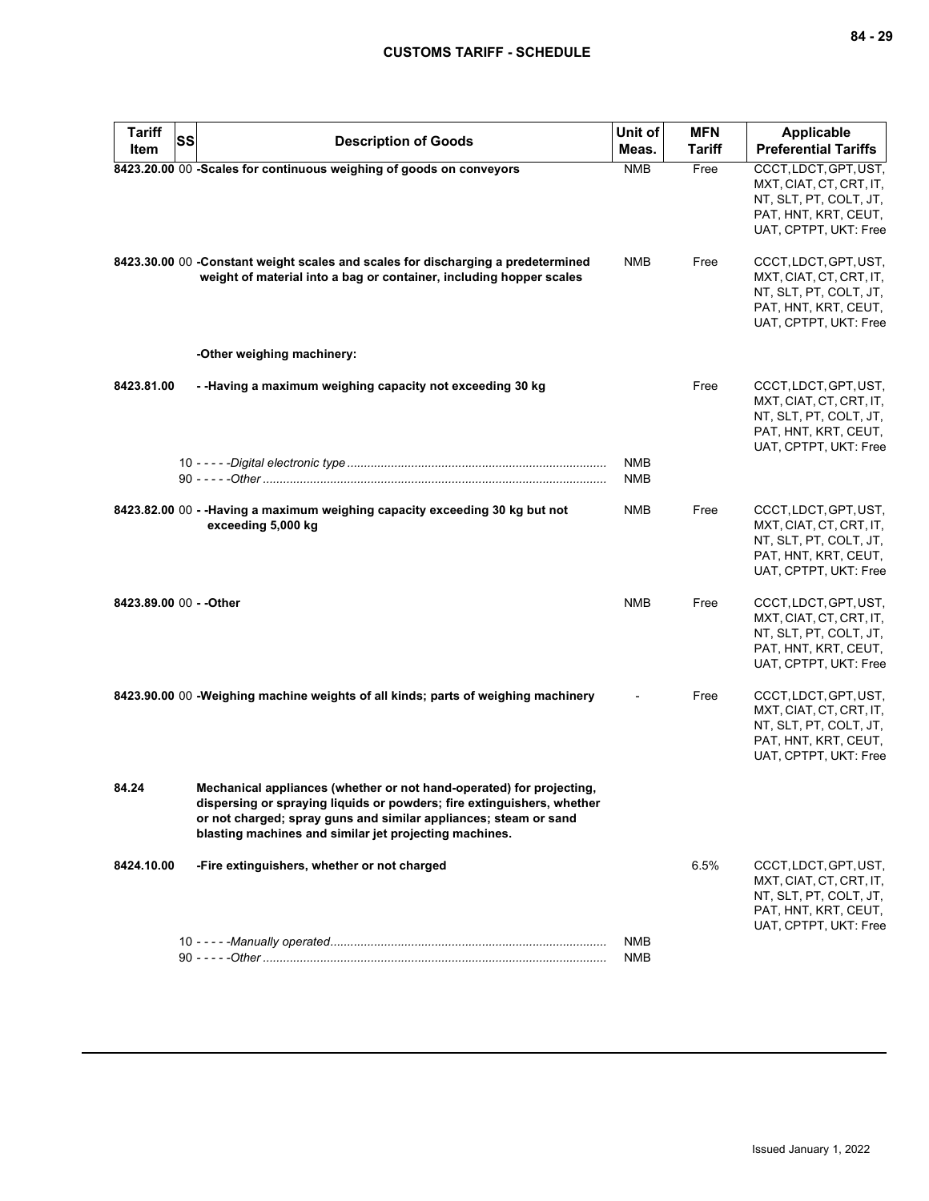| Tariff Item | SS | Description of Goods | Unit of Meas. | MFN Tariff | Applicable Preferential Tariffs |
|---|---|---|---|---|---|
| **8423.20.00** | 00 | **-Scales for continuous weighing of goods on conveyors** | NMB | Free | CCCT, LDCT, GPT, UST, MXT, CIAT, CT, CRT, IT, NT, SLT, PT, COLT, JT, PAT, HNT, KRT, CEUT, UAT, CPTPT, UKT: Free |
| **8423.30.00** | 00 | **-Constant weight scales and scales for discharging a predetermined weight of material into a bag or container, including hopper scales** | NMB | Free | CCCT, LDCT, GPT, UST, MXT, CIAT, CT, CRT, IT, NT, SLT, PT, COLT, JT, PAT, HNT, KRT, CEUT, UAT, CPTPT, UKT: Free |
| | | **-Other weighing machinery:** | | | |
| **8423.81.00** | | **- -Having a maximum weighing capacity not exceeding 30 kg** | | Free | CCCT, LDCT, GPT, UST, MXT, CIAT, CT, CRT, IT, NT, SLT, PT, COLT, JT, PAT, HNT, KRT, CEUT, UAT, CPTPT, UKT: Free |
| | 10 | - - - - -*Digital electronic type* | NMB | | |
| | 90 | - - - - -*Other* | NMB | | |
| **8423.82.00** | 00 | **- -Having a maximum weighing capacity exceeding 30 kg but not exceeding 5,000 kg** | NMB | Free | CCCT, LDCT, GPT, UST, MXT, CIAT, CT, CRT, IT, NT, SLT, PT, COLT, JT, PAT, HNT, KRT, CEUT, UAT, CPTPT, UKT: Free |
| **8423.89.00** | 00 | **- -Other** | NMB | Free | CCCT, LDCT, GPT, UST, MXT, CIAT, CT, CRT, IT, NT, SLT, PT, COLT, JT, PAT, HNT, KRT, CEUT, UAT, CPTPT, UKT: Free |
| **8423.90.00** | 00 | **-Weighing machine weights of all kinds; parts of weighing machinery** | - | Free | CCCT, LDCT, GPT, UST, MXT, CIAT, CT, CRT, IT, NT, SLT, PT, COLT, JT, PAT, HNT, KRT, CEUT, UAT, CPTPT, UKT: Free |
| **84.24** | | **Mechanical appliances (whether or not hand-operated) for projecting, dispersing or spraying liquids or powders; fire extinguishers, whether or not charged; spray guns and similar appliances; steam or sand blasting machines and similar jet projecting machines.** | | | |
| **8424.10.00** | | **-Fire extinguishers, whether or not charged** | | 6.5% | CCCT, LDCT, GPT, UST, MXT, CIAT, CT, CRT, IT, NT, SLT, PT, COLT, JT, PAT, HNT, KRT, CEUT, UAT, CPTPT, UKT: Free |
| | 10 | - - - - -*Manually operated* | NMB | | |
| | 90 | - - - - -*Other* | NMB | | |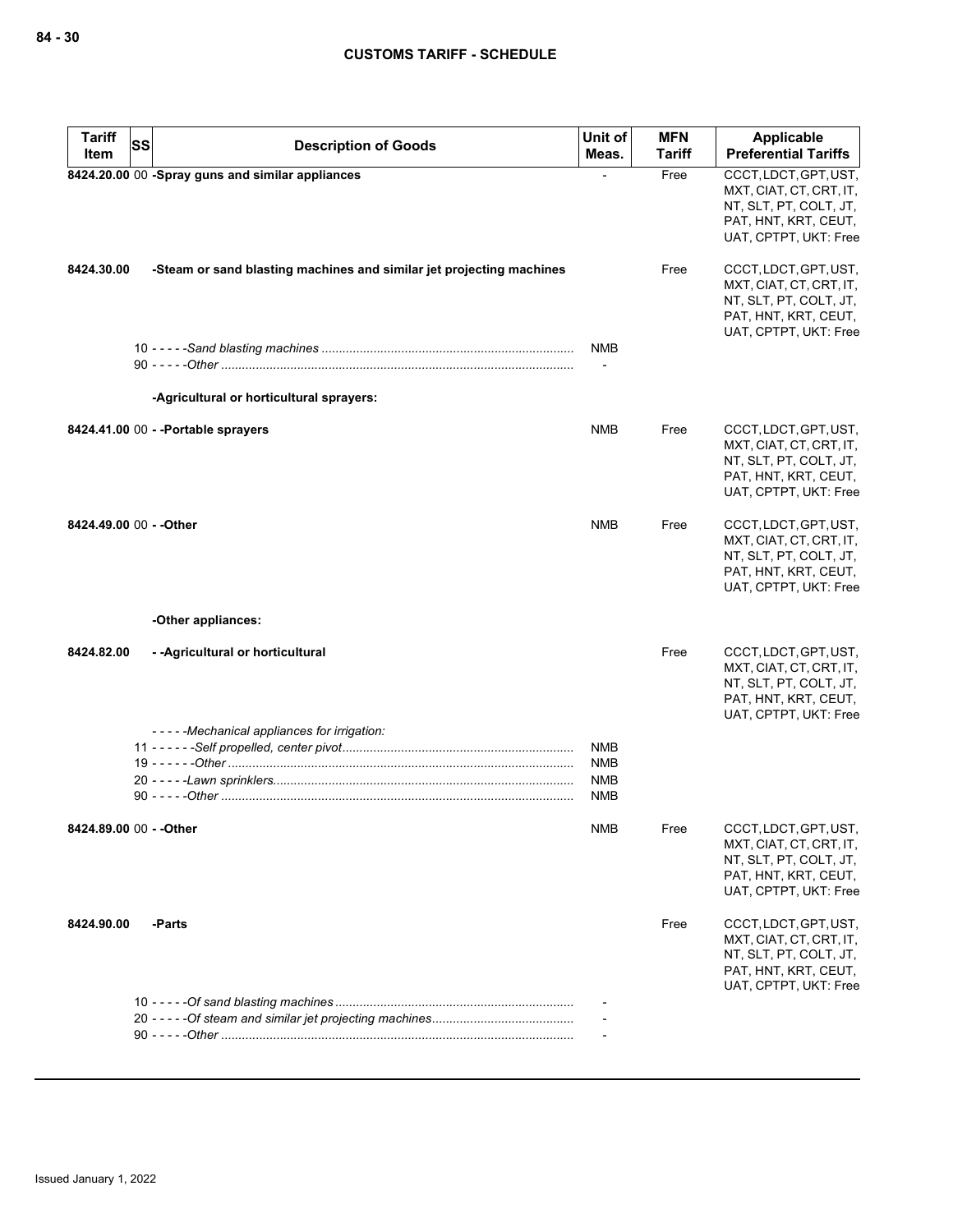| Tariff Item | SS | Description of Goods | Unit of Meas. | MFN Tariff | Applicable Preferential Tariffs |
|---|---|---|---|---|---|
| 8424.20.00 | 00 | **-Spray guns and similar appliances** | - | Free | CCCT, LDCT, GPT, UST, MXT, CIAT, CT, CRT, IT, NT, SLT, PT, COLT, JT, PAT, HNT, KRT, CEUT, UAT, CPTPT, UKT: Free |
| 8424.30.00 | | **-Steam or sand blasting machines and similar jet projecting machines** | | Free | CCCT, LDCT, GPT, UST, MXT, CIAT, CT, CRT, IT, NT, SLT, PT, COLT, JT, PAT, HNT, KRT, CEUT, UAT, CPTPT, UKT: Free |
| | 10 | - - - - -*Sand blasting machines* | NMB | | |
| | 90 | - - - - -*Other* | - | | |
| | | **-Agricultural or horticultural sprayers:** | | | |
| 8424.41.00 | 00 | **- -Portable sprayers** | NMB | Free | CCCT, LDCT, GPT, UST, MXT, CIAT, CT, CRT, IT, NT, SLT, PT, COLT, JT, PAT, HNT, KRT, CEUT, UAT, CPTPT, UKT: Free |
| 8424.49.00 | 00 | **- -Other** | NMB | Free | CCCT, LDCT, GPT, UST, MXT, CIAT, CT, CRT, IT, NT, SLT, PT, COLT, JT, PAT, HNT, KRT, CEUT, UAT, CPTPT, UKT: Free |
| | | **-Other appliances:** | | | |
| 8424.82.00 | | **- -Agricultural or horticultural** | | Free | CCCT, LDCT, GPT, UST, MXT, CIAT, CT, CRT, IT, NT, SLT, PT, COLT, JT, PAT, HNT, KRT, CEUT, UAT, CPTPT, UKT: Free |
| | | - - - - -*Mechanical appliances for irrigation:* | | | |
| | 11 | - - - - - -*Self propelled, center pivot* | NMB | | |
| | 19 | - - - - - -*Other* | NMB | | |
| | 20 | - - - - -*Lawn sprinklers* | NMB | | |
| | 90 | - - - - -*Other* | NMB | | |
| 8424.89.00 | 00 | **- -Other** | NMB | Free | CCCT, LDCT, GPT, UST, MXT, CIAT, CT, CRT, IT, NT, SLT, PT, COLT, JT, PAT, HNT, KRT, CEUT, UAT, CPTPT, UKT: Free |
| 8424.90.00 | | **-Parts** | | Free | CCCT, LDCT, GPT, UST, MXT, CIAT, CT, CRT, IT, NT, SLT, PT, COLT, JT, PAT, HNT, KRT, CEUT, UAT, CPTPT, UKT: Free |
| | 10 | - - - - -*Of sand blasting machines* | - | | |
| | 20 | - - - - -*Of steam and similar jet projecting machines* | - | | |
| | 90 | - - - - -*Other* | - | | |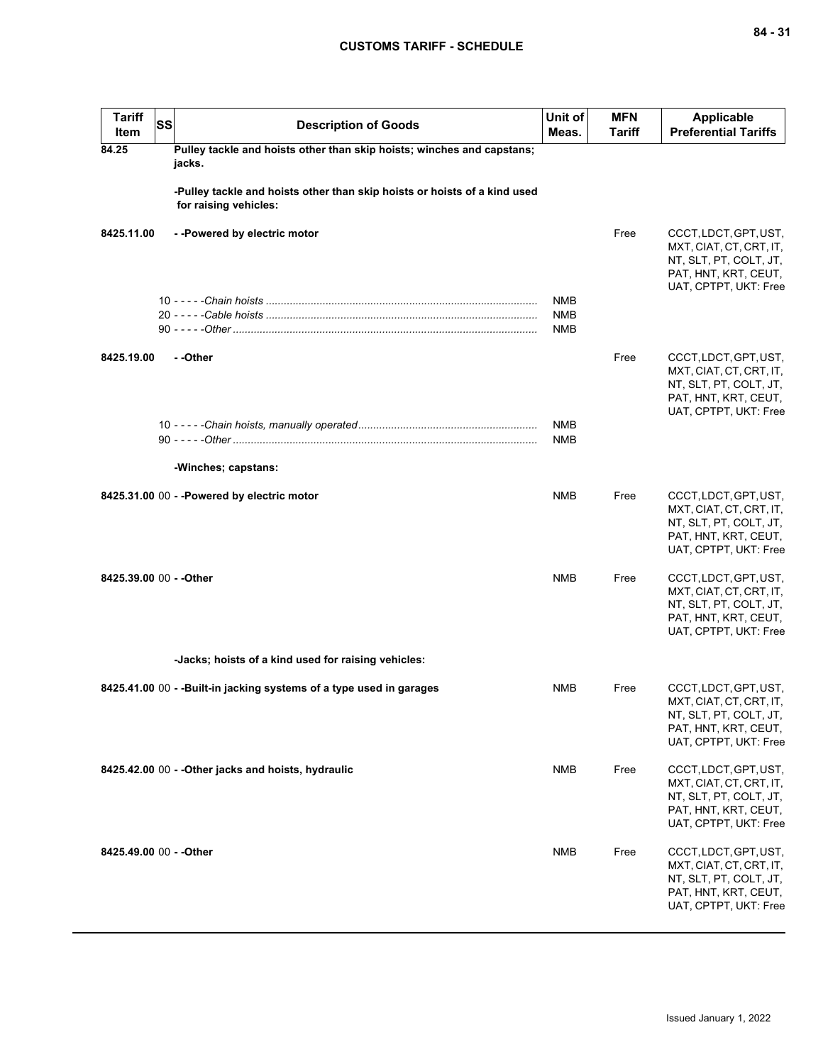| Tariff Item | SS | Description of Goods | Unit of Meas. | MFN Tariff | Applicable Preferential Tariffs |
|---|---|---|---|---|---|
| 84.25 | | **Pulley tackle and hoists other than skip hoists; winches and capstans; jacks.** | | | |
| | | **-Pulley tackle and hoists other than skip hoists or hoists of a kind used for raising vehicles:** | | | |
| 8425.11.00 | | **- -Powered by electric motor** | | Free | CCCT, LDCT, GPT, UST, MXT, CIAT, CT, CRT, IT, NT, SLT, PT, COLT, JT, PAT, HNT, KRT, CEUT, UAT, CPTPT, UKT: Free |
| | 10 | - - - - -*Chain hoists* | NMB | | |
| | 20 | - - - - -*Cable hoists* | NMB | | |
| | 90 | - - - - -*Other* | NMB | | |
| 8425.19.00 | | **- -Other** | | Free | CCCT, LDCT, GPT, UST, MXT, CIAT, CT, CRT, IT, NT, SLT, PT, COLT, JT, PAT, HNT, KRT, CEUT, UAT, CPTPT, UKT: Free |
| | 10 | - - - - -*Chain hoists, manually operated* | NMB | | |
| | 90 | - - - - -*Other* | NMB | | |
| | | **-Winches; capstans:** | | | |
| 8425.31.00 | 00 | **- -Powered by electric motor** | NMB | Free | CCCT, LDCT, GPT, UST, MXT, CIAT, CT, CRT, IT, NT, SLT, PT, COLT, JT, PAT, HNT, KRT, CEUT, UAT, CPTPT, UKT: Free |
| 8425.39.00 | 00 | **- -Other** | NMB | Free | CCCT, LDCT, GPT, UST, MXT, CIAT, CT, CRT, IT, NT, SLT, PT, COLT, JT, PAT, HNT, KRT, CEUT, UAT, CPTPT, UKT: Free |
| | | **-Jacks; hoists of a kind used for raising vehicles:** | | | |
| 8425.41.00 | 00 | **- -Built-in jacking systems of a type used in garages** | NMB | Free | CCCT, LDCT, GPT, UST, MXT, CIAT, CT, CRT, IT, NT, SLT, PT, COLT, JT, PAT, HNT, KRT, CEUT, UAT, CPTPT, UKT: Free |
| 8425.42.00 | 00 | **- -Other jacks and hoists, hydraulic** | NMB | Free | CCCT, LDCT, GPT, UST, MXT, CIAT, CT, CRT, IT, NT, SLT, PT, COLT, JT, PAT, HNT, KRT, CEUT, UAT, CPTPT, UKT: Free |
| 8425.49.00 | 00 | **- -Other** | NMB | Free | CCCT, LDCT, GPT, UST, MXT, CIAT, CT, CRT, IT, NT, SLT, PT, COLT, JT, PAT, HNT, KRT, CEUT, UAT, CPTPT, UKT: Free |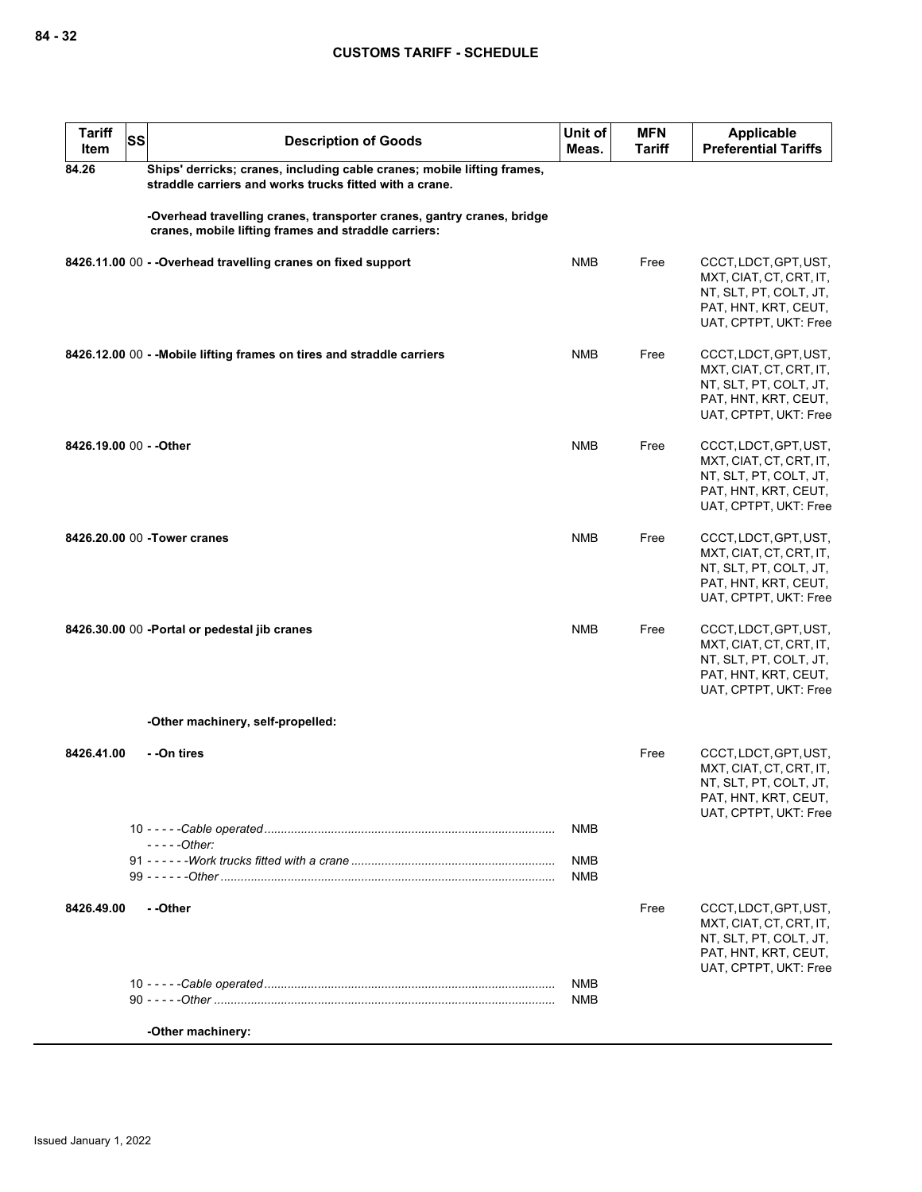| Tariff Item | SS | Description of Goods | Unit of Meas. | MFN Tariff | Applicable Preferential Tariffs |
|---|---|---|---|---|---|
| 84.26 | | **Ships' derricks; cranes, including cable cranes; mobile lifting frames, straddle carriers and works trucks fitted with a crane.** | | | |
| | | **-Overhead travelling cranes, transporter cranes, gantry cranes, bridge cranes, mobile lifting frames and straddle carriers:** | | | |
| 8426.11.00 | 00 | **- -Overhead travelling cranes on fixed support** | NMB | Free | CCCT, LDCT, GPT, UST, MXT, CIAT, CT, CRT, IT, NT, SLT, PT, COLT, JT, PAT, HNT, KRT, CEUT, UAT, CPTPT, UKT: Free |
| 8426.12.00 | 00 | **- -Mobile lifting frames on tires and straddle carriers** | NMB | Free | CCCT, LDCT, GPT, UST, MXT, CIAT, CT, CRT, IT, NT, SLT, PT, COLT, JT, PAT, HNT, KRT, CEUT, UAT, CPTPT, UKT: Free |
| 8426.19.00 | 00 | **- -Other** | NMB | Free | CCCT, LDCT, GPT, UST, MXT, CIAT, CT, CRT, IT, NT, SLT, PT, COLT, JT, PAT, HNT, KRT, CEUT, UAT, CPTPT, UKT: Free |
| 8426.20.00 | 00 | **-Tower cranes** | NMB | Free | CCCT, LDCT, GPT, UST, MXT, CIAT, CT, CRT, IT, NT, SLT, PT, COLT, JT, PAT, HNT, KRT, CEUT, UAT, CPTPT, UKT: Free |
| 8426.30.00 | 00 | **-Portal or pedestal jib cranes** | NMB | Free | CCCT, LDCT, GPT, UST, MXT, CIAT, CT, CRT, IT, NT, SLT, PT, COLT, JT, PAT, HNT, KRT, CEUT, UAT, CPTPT, UKT: Free |
| | | **-Other machinery, self-propelled:** | | | |
| 8426.41.00 | | **- -On tires** | | Free | CCCT, LDCT, GPT, UST, MXT, CIAT, CT, CRT, IT, NT, SLT, PT, COLT, JT, PAT, HNT, KRT, CEUT, UAT, CPTPT, UKT: Free |
| | 10 | *- - - - -Cable operated* | NMB | | |
| | | *- - - - -Other:* | | | |
| | 91 | *- - - - - -Work trucks fitted with a crane* | NMB | | |
| | 99 | *- - - - - -Other* | NMB | | |
| 8426.49.00 | | **- -Other** | | Free | CCCT, LDCT, GPT, UST, MXT, CIAT, CT, CRT, IT, NT, SLT, PT, COLT, JT, PAT, HNT, KRT, CEUT, UAT, CPTPT, UKT: Free |
| | 10 | *- - - - -Cable operated* | NMB | | |
| | 90 | *- - - - -Other* | NMB | | |
| | | **-Other machinery:** | | | |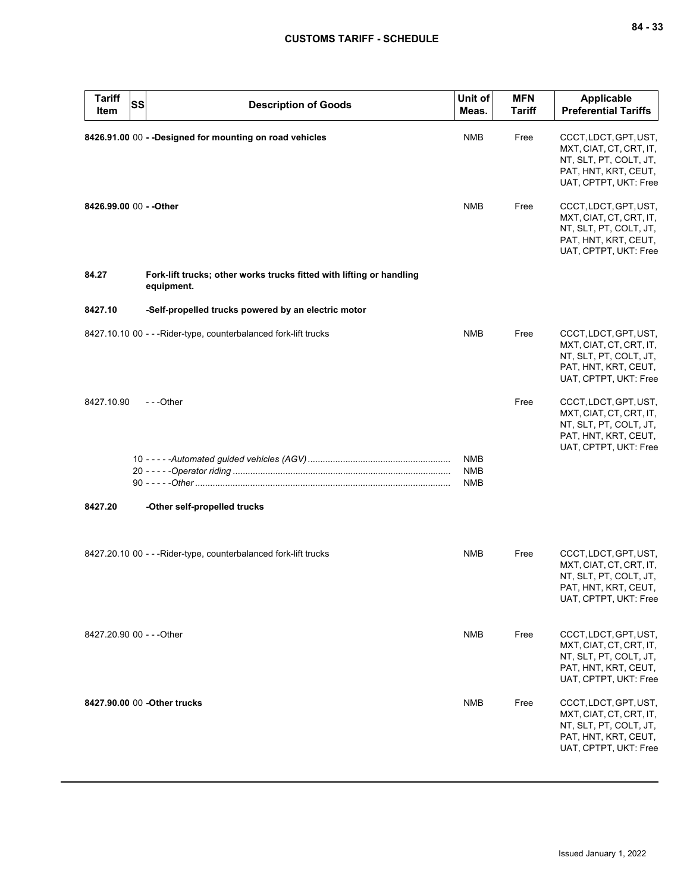| Tariff Item | SS | Description of Goods | Unit of Meas. | MFN Tariff | Applicable Preferential Tariffs |
|---|---|---|---|---|---|
| **8426.91.00** | 00 | **- -Designed for mounting on road vehicles** | NMB | Free | CCCT, LDCT, GPT, UST, MXT, CIAT, CT, CRT, IT, NT, SLT, PT, COLT, JT, PAT, HNT, KRT, CEUT, UAT, CPTPT, UKT: Free |
| **8426.99.00** | 00 | **- -Other** | NMB | Free | CCCT, LDCT, GPT, UST, MXT, CIAT, CT, CRT, IT, NT, SLT, PT, COLT, JT, PAT, HNT, KRT, CEUT, UAT, CPTPT, UKT: Free |
| **84.27** | | **Fork-lift trucks; other works trucks fitted with lifting or handling equipment.** | | | |
| **8427.10** | | **-Self-propelled trucks powered by an electric motor** | | | |
| 8427.10.10 | 00 | - - -Rider-type, counterbalanced fork-lift trucks | NMB | Free | CCCT, LDCT, GPT, UST, MXT, CIAT, CT, CRT, IT, NT, SLT, PT, COLT, JT, PAT, HNT, KRT, CEUT, UAT, CPTPT, UKT: Free |
| 8427.10.90 | | - - -Other | | Free | CCCT, LDCT, GPT, UST, MXT, CIAT, CT, CRT, IT, NT, SLT, PT, COLT, JT, PAT, HNT, KRT, CEUT, UAT, CPTPT, UKT: Free |
| | 10 | - - - - -*Automated guided vehicles (AGV)* | NMB | | |
| | 20 | - - - - -*Operator riding* | NMB | | |
| | 90 | - - - - -*Other* | NMB | | |
| **8427.20** | | **-Other self-propelled trucks** | | | |
| 8427.20.10 | 00 | - - -Rider-type, counterbalanced fork-lift trucks | NMB | Free | CCCT, LDCT, GPT, UST, MXT, CIAT, CT, CRT, IT, NT, SLT, PT, COLT, JT, PAT, HNT, KRT, CEUT, UAT, CPTPT, UKT: Free |
| 8427.20.90 | 00 | - - -Other | NMB | Free | CCCT, LDCT, GPT, UST, MXT, CIAT, CT, CRT, IT, NT, SLT, PT, COLT, JT, PAT, HNT, KRT, CEUT, UAT, CPTPT, UKT: Free |
| **8427.90.00** | 00 | **-Other trucks** | NMB | Free | CCCT, LDCT, GPT, UST, MXT, CIAT, CT, CRT, IT, NT, SLT, PT, COLT, JT, PAT, HNT, KRT, CEUT, UAT, CPTPT, UKT: Free |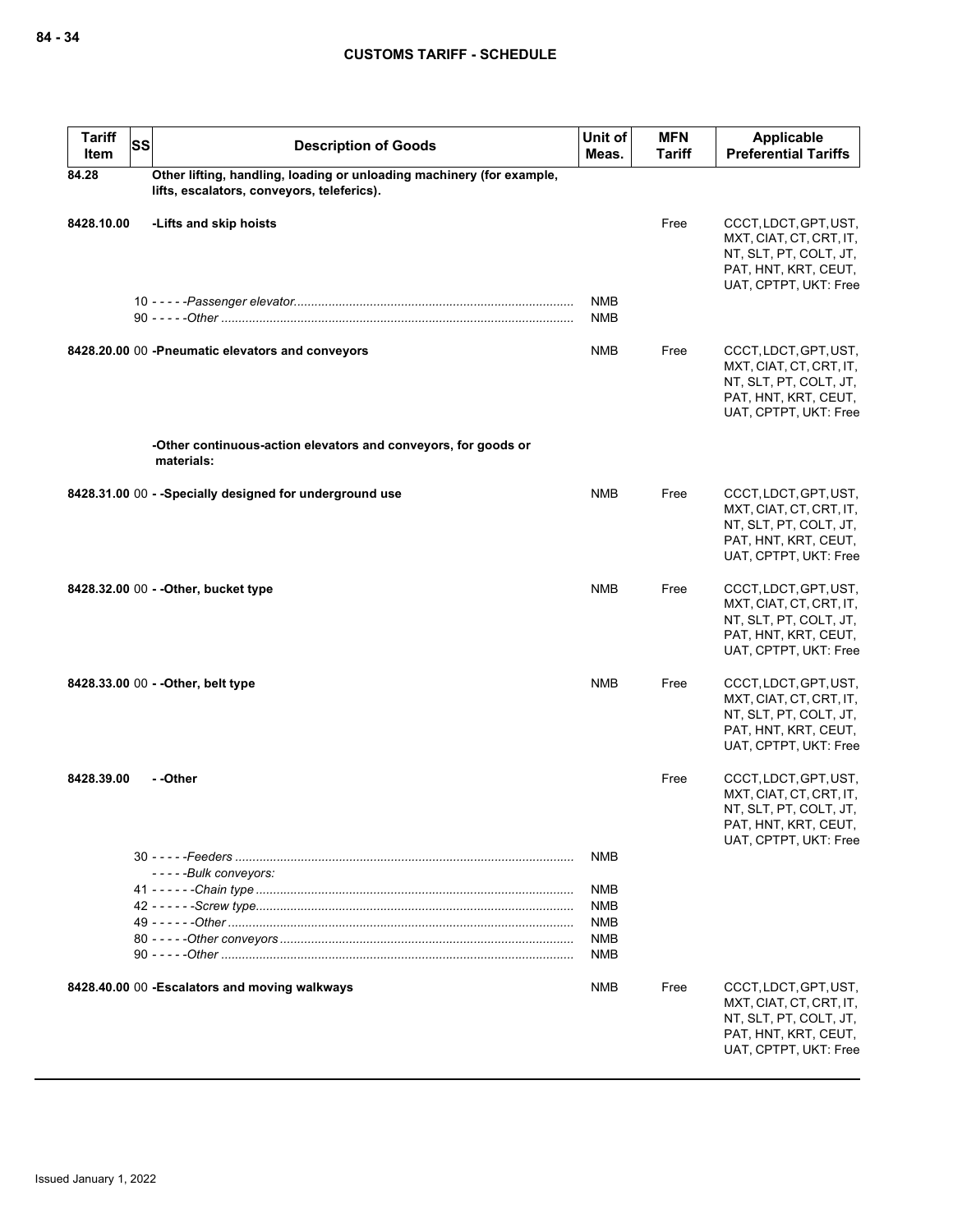| Tariff Item | SS | Description of Goods | Unit of Meas. | MFN Tariff | Applicable Preferential Tariffs |
|---|---|---|---|---|---|
| 84.28 | | **Other lifting, handling, loading or unloading machinery (for example, lifts, escalators, conveyors, teleferics).** | | | |
| 8428.10.00 | | **-Lifts and skip hoists** | | Free | CCCT, LDCT, GPT, UST, MXT, CIAT, CT, CRT, IT, NT, SLT, PT, COLT, JT, PAT, HNT, KRT, CEUT, UAT, CPTPT, UKT: Free |
| | 10 | *-----Passenger elevator* | NMB | | |
| | 90 | *-----Other* | NMB | | |
| 8428.20.00 | 00 | **-Pneumatic elevators and conveyors** | NMB | Free | CCCT, LDCT, GPT, UST, MXT, CIAT, CT, CRT, IT, NT, SLT, PT, COLT, JT, PAT, HNT, KRT, CEUT, UAT, CPTPT, UKT: Free |
| | | **-Other continuous-action elevators and conveyors, for goods or materials:** | | | |
| 8428.31.00 | 00 | **--Specially designed for underground use** | NMB | Free | CCCT, LDCT, GPT, UST, MXT, CIAT, CT, CRT, IT, NT, SLT, PT, COLT, JT, PAT, HNT, KRT, CEUT, UAT, CPTPT, UKT: Free |
| 8428.32.00 | 00 | **--Other, bucket type** | NMB | Free | CCCT, LDCT, GPT, UST, MXT, CIAT, CT, CRT, IT, NT, SLT, PT, COLT, JT, PAT, HNT, KRT, CEUT, UAT, CPTPT, UKT: Free |
| 8428.33.00 | 00 | **--Other, belt type** | NMB | Free | CCCT, LDCT, GPT, UST, MXT, CIAT, CT, CRT, IT, NT, SLT, PT, COLT, JT, PAT, HNT, KRT, CEUT, UAT, CPTPT, UKT: Free |
| 8428.39.00 | | **--Other** | | Free | CCCT, LDCT, GPT, UST, MXT, CIAT, CT, CRT, IT, NT, SLT, PT, COLT, JT, PAT, HNT, KRT, CEUT, UAT, CPTPT, UKT: Free |
| | 30 | *-----Feeders* | NMB | | |
| | | *-----Bulk conveyors:* | | | |
| | 41 | *------Chain type* | NMB | | |
| | 42 | *------Screw type* | NMB | | |
| | 49 | *------Other* | NMB | | |
| | 80 | *-----Other conveyors* | NMB | | |
| | 90 | *-----Other* | NMB | | |
| 8428.40.00 | 00 | **-Escalators and moving walkways** | NMB | Free | CCCT, LDCT, GPT, UST, MXT, CIAT, CT, CRT, IT, NT, SLT, PT, COLT, JT, PAT, HNT, KRT, CEUT, UAT, CPTPT, UKT: Free |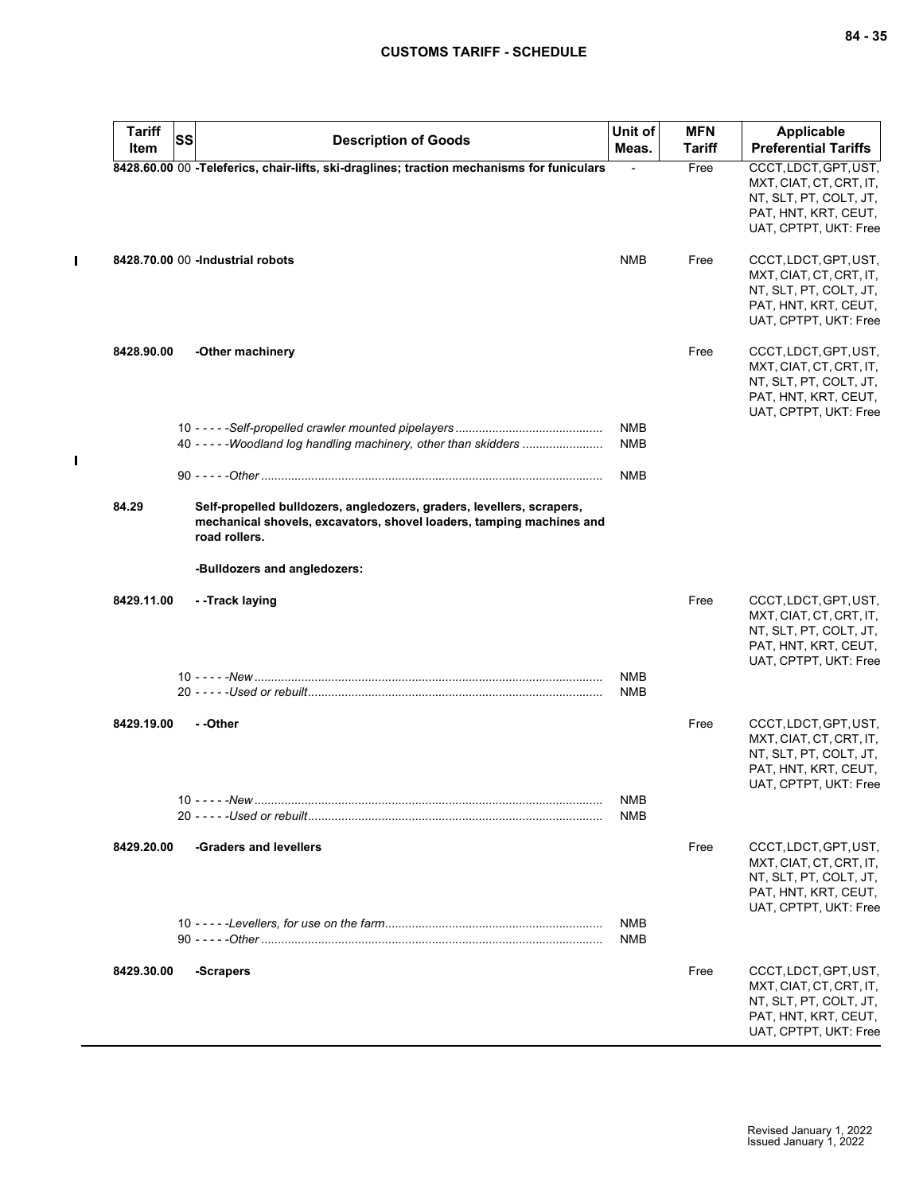| Tariff Item | SS | Description of Goods | Unit of Meas. | MFN Tariff | Applicable Preferential Tariffs |
|---|---|---|---|---|---|
| 8428.60.00 | 00 | **-Teleferics, chair-lifts, ski-draglines; traction mechanisms for funiculars** | - | Free | CCCT, LDCT, GPT, UST, MXT, CIAT, CT, CRT, IT, NT, SLT, PT, COLT, JT, PAT, HNT, KRT, CEUT, UAT, CPTPT, UKT: Free |
| 8428.70.00 | 00 | **-Industrial robots** | NMB | Free | CCCT, LDCT, GPT, UST, MXT, CIAT, CT, CRT, IT, NT, SLT, PT, COLT, JT, PAT, HNT, KRT, CEUT, UAT, CPTPT, UKT: Free |
| 8428.90.00 | | **-Other machinery** | | Free | CCCT, LDCT, GPT, UST, MXT, CIAT, CT, CRT, IT, NT, SLT, PT, COLT, JT, PAT, HNT, KRT, CEUT, UAT, CPTPT, UKT: Free |
| | | 10 - - - - -*Self-propelled crawler mounted pipelayers* | NMB | | |
| | | 40 - - - - -*Woodland log handling machinery, other than skidders* | NMB | | |
| | | 90 - - - - -*Other* | NMB | | |
| 84.29 | | **Self-propelled bulldozers, angledozers, graders, levellers, scrapers, mechanical shovels, excavators, shovel loaders, tamping machines and road rollers.** | | | |
| | | **-Bulldozers and angledozers:** | | | |
| 8429.11.00 | | **- -Track laying** | | Free | CCCT, LDCT, GPT, UST, MXT, CIAT, CT, CRT, IT, NT, SLT, PT, COLT, JT, PAT, HNT, KRT, CEUT, UAT, CPTPT, UKT: Free |
| | | 10 - - - - -*New* | NMB | | |
| | | 20 - - - - -*Used or rebuilt* | NMB | | |
| 8429.19.00 | | **- -Other** | | Free | CCCT, LDCT, GPT, UST, MXT, CIAT, CT, CRT, IT, NT, SLT, PT, COLT, JT, PAT, HNT, KRT, CEUT, UAT, CPTPT, UKT: Free |
| | | 10 - - - - -*New* | NMB | | |
| | | 20 - - - - -*Used or rebuilt* | NMB | | |
| 8429.20.00 | | **-Graders and levellers** | | Free | CCCT, LDCT, GPT, UST, MXT, CIAT, CT, CRT, IT, NT, SLT, PT, COLT, JT, PAT, HNT, KRT, CEUT, UAT, CPTPT, UKT: Free |
| | | 10 - - - - -*Levellers, for use on the farm* | NMB | | |
| | | 90 - - - - -*Other* | NMB | | |
| 8429.30.00 | | **-Scrapers** | | Free | CCCT, LDCT, GPT, UST, MXT, CIAT, CT, CRT, IT, NT, SLT, PT, COLT, JT, PAT, HNT, KRT, CEUT, UAT, CPTPT, UKT: Free |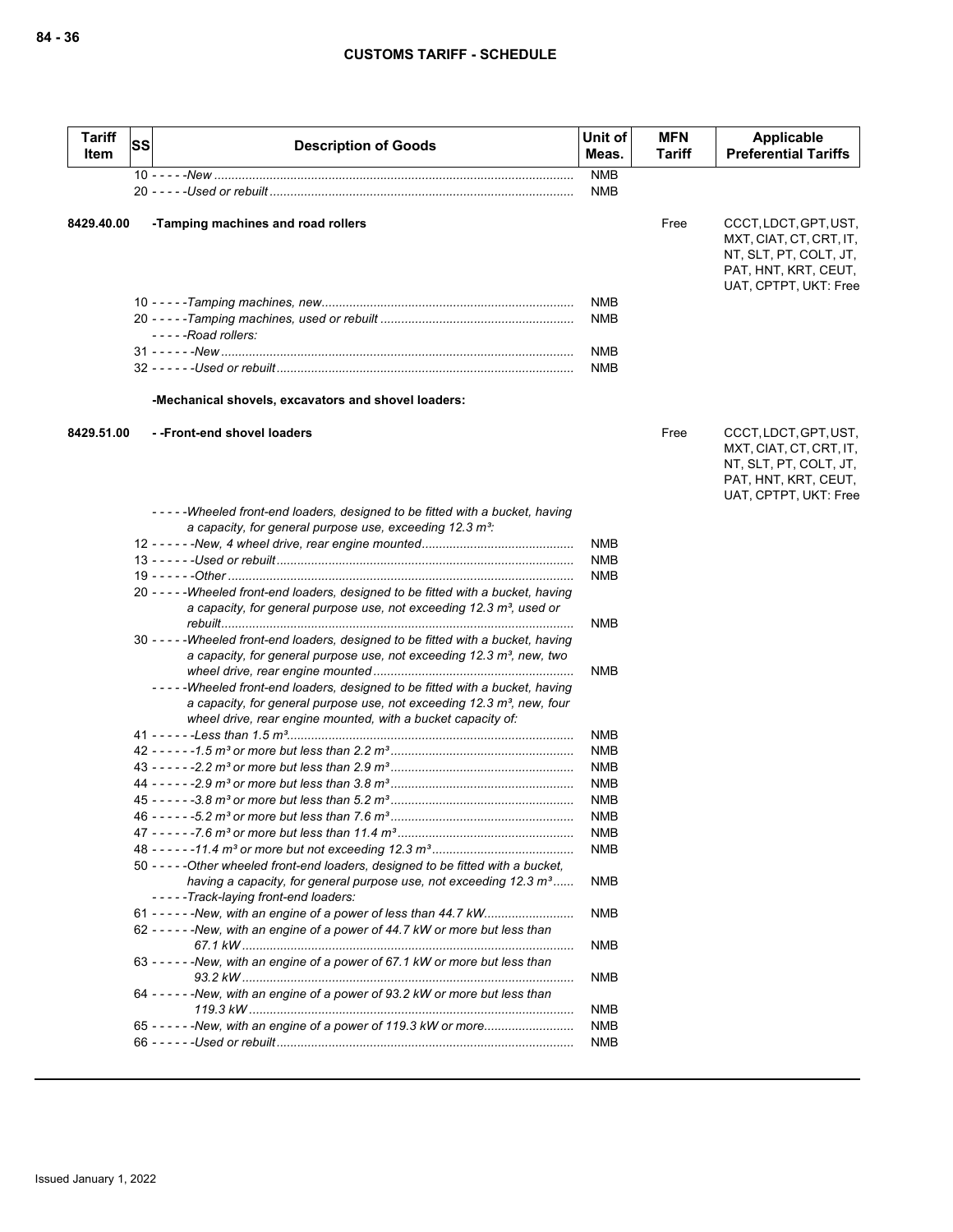| Tariff Item | SS | Description of Goods | Unit of Meas. | MFN Tariff | Applicable Preferential Tariffs |
|---|---|---|---|---|---|
| | | 10 - - - - -*New* | NMB | | |
| | | 20 - - - - -*Used or rebuilt* | NMB | | |
| 8429.40.00 | | **-Tamping machines and road rollers** | | Free | CCCT, LDCT, GPT, UST, MXT, CIAT, CT, CRT, IT, NT, SLT, PT, COLT, JT, PAT, HNT, KRT, CEUT, UAT, CPTPT, UKT: Free |
| | | 10 - - - - -*Tamping machines, new* | NMB | | |
| | | 20 - - - - -*Tamping machines, used or rebuilt* | NMB | | |
| | | - - - - -*Road rollers:* | | | |
| | | 31 - - - - - -*New* | NMB | | |
| | | 32 - - - - - -*Used or rebuilt* | NMB | | |
| | | **-Mechanical shovels, excavators and shovel loaders:** | | | |
| 8429.51.00 | | **- -Front-end shovel loaders** | | Free | CCCT, LDCT, GPT, UST, MXT, CIAT, CT, CRT, IT, NT, SLT, PT, COLT, JT, PAT, HNT, KRT, CEUT, UAT, CPTPT, UKT: Free |
| | | - - - - -*Wheeled front-end loaders, designed to be fitted with a bucket, having a capacity, for general purpose use, exceeding 12.3 m³:* | | | |
| | | 12 - - - - - -*New, 4 wheel drive, rear engine mounted* | NMB | | |
| | | 13 - - - - - -*Used or rebuilt* | NMB | | |
| | | 19 - - - - - -*Other* | NMB | | |
| | | 20 - - - - -*Wheeled front-end loaders, designed to be fitted with a bucket, having a capacity, for general purpose use, not exceeding 12.3 m³, used or rebuilt* | NMB | | |
| | | 30 - - - - -*Wheeled front-end loaders, designed to be fitted with a bucket, having a capacity, for general purpose use, not exceeding 12.3 m³, new, two wheel drive, rear engine mounted* | NMB | | |
| | | - - - - -*Wheeled front-end loaders, designed to be fitted with a bucket, having a capacity, for general purpose use, not exceeding 12.3 m³, new, four wheel drive, rear engine mounted, with a bucket capacity of:* | | | |
| | | 41 - - - - - -*Less than 1.5 m³* | NMB | | |
| | | 42 - - - - - -*1.5 m³ or more but less than 2.2 m³* | NMB | | |
| | | 43 - - - - - -*2.2 m³ or more but less than 2.9 m³* | NMB | | |
| | | 44 - - - - - -*2.9 m³ or more but less than 3.8 m³* | NMB | | |
| | | 45 - - - - - -*3.8 m³ or more but less than 5.2 m³* | NMB | | |
| | | 46 - - - - - -*5.2 m³ or more but less than 7.6 m³* | NMB | | |
| | | 47 - - - - - -*7.6 m³ or more but less than 11.4 m³* | NMB | | |
| | | 48 - - - - - -*11.4 m³ or more but not exceeding 12.3 m³* | NMB | | |
| | | 50 - - - - -*Other wheeled front-end loaders, designed to be fitted with a bucket, having a capacity, for general purpose use, not exceeding 12.3 m³* | NMB | | |
| | | - - - - -*Track-laying front-end loaders:* | | | |
| | | 61 - - - - - -*New, with an engine of a power of less than 44.7 kW* | NMB | | |
| | | 62 - - - - - -*New, with an engine of a power of 44.7 kW or more but less than 67.1 kW* | NMB | | |
| | | 63 - - - - - -*New, with an engine of a power of 67.1 kW or more but less than 93.2 kW* | NMB | | |
| | | 64 - - - - - -*New, with an engine of a power of 93.2 kW or more but less than 119.3 kW* | NMB | | |
| | | 65 - - - - - -*New, with an engine of a power of 119.3 kW or more* | NMB | | |
| | | 66 - - - - - -*Used or rebuilt* | NMB | | |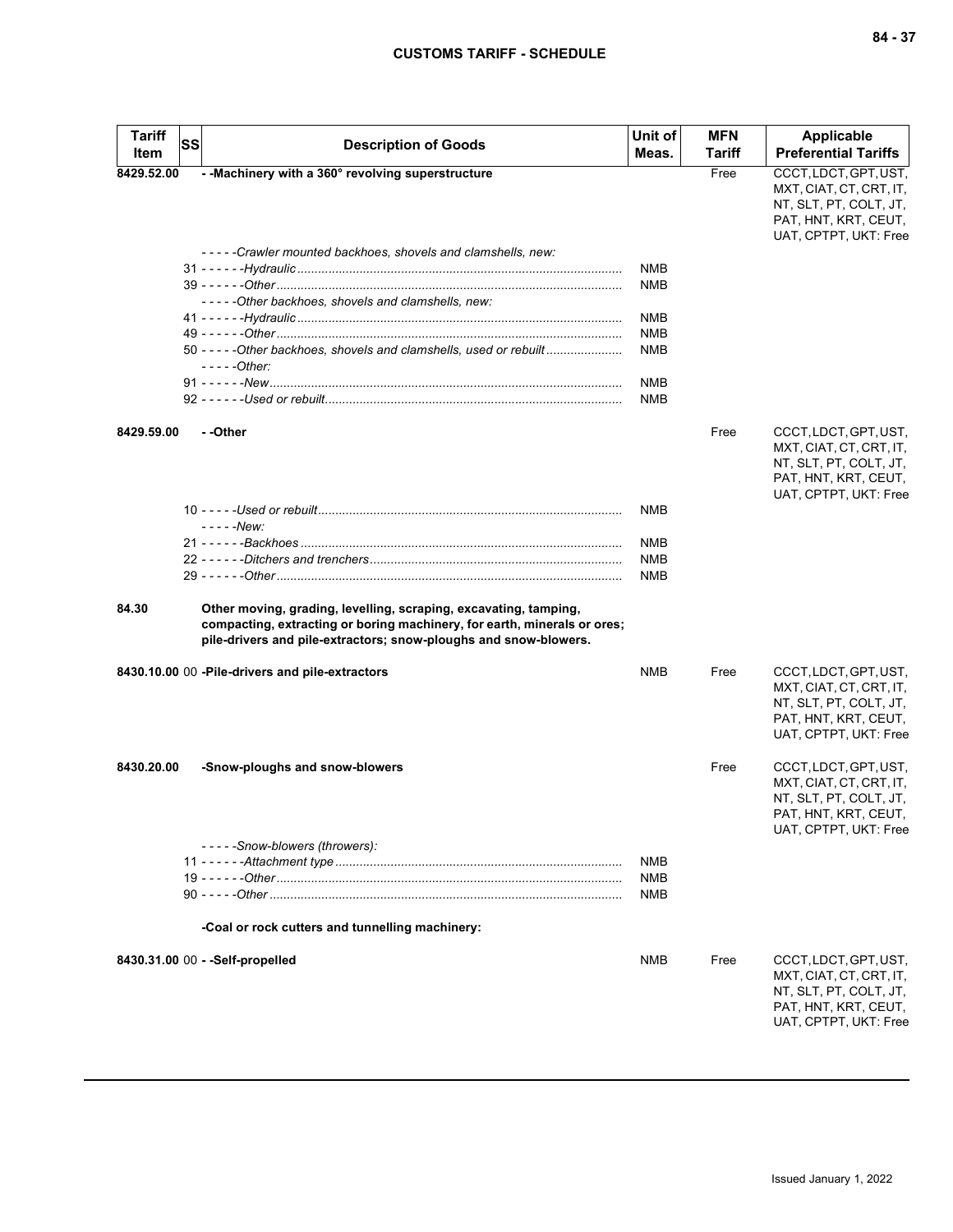| Tariff Item | SS | Description of Goods | Unit of Meas. | MFN Tariff | Applicable Preferential Tariffs |
|---|---|---|---|---|---|
| 8429.52.00 | | **- -Machinery with a 360° revolving superstructure** | | Free | CCCT, LDCT, GPT, UST, MXT, CIAT, CT, CRT, IT, NT, SLT, PT, COLT, JT, PAT, HNT, KRT, CEUT, UAT, CPTPT, UKT: Free |
| | | *- - - - -Crawler mounted backhoes, shovels and clamshells, new:* | | | |
| | 31 | *- - - - - -Hydraulic* | NMB | | |
| | 39 | *- - - - - -Other* | NMB | | |
| | | *- - - - -Other backhoes, shovels and clamshells, new:* | | | |
| | 41 | *- - - - - -Hydraulic* | NMB | | |
| | 49 | *- - - - - -Other* | NMB | | |
| | 50 | *- - - - -Other backhoes, shovels and clamshells, used or rebuilt* | NMB | | |
| | | *- - - - -Other:* | | | |
| | 91 | *- - - - - -New* | NMB | | |
| | 92 | *- - - - - -Used or rebuilt* | NMB | | |
| 8429.59.00 | | **- -Other** | | Free | CCCT, LDCT, GPT, UST, MXT, CIAT, CT, CRT, IT, NT, SLT, PT, COLT, JT, PAT, HNT, KRT, CEUT, UAT, CPTPT, UKT: Free |
| | 10 | *- - - - -Used or rebuilt* | NMB | | |
| | | *- - - - -New:* | | | |
| | 21 | *- - - - - -Backhoes* | NMB | | |
| | 22 | *- - - - - -Ditchers and trenchers* | NMB | | |
| | 29 | *- - - - - -Other* | NMB | | |
| 84.30 | | **Other moving, grading, levelling, scraping, excavating, tamping, compacting, extracting or boring machinery, for earth, minerals or ores; pile-drivers and pile-extractors; snow-ploughs and snow-blowers.** | | | |
| 8430.10.00 | 00 | **-Pile-drivers and pile-extractors** | NMB | Free | CCCT, LDCT, GPT, UST, MXT, CIAT, CT, CRT, IT, NT, SLT, PT, COLT, JT, PAT, HNT, KRT, CEUT, UAT, CPTPT, UKT: Free |
| 8430.20.00 | | **-Snow-ploughs and snow-blowers** | | Free | CCCT, LDCT, GPT, UST, MXT, CIAT, CT, CRT, IT, NT, SLT, PT, COLT, JT, PAT, HNT, KRT, CEUT, UAT, CPTPT, UKT: Free |
| | | *- - - - -Snow-blowers (throwers):* | | | |
| | 11 | *- - - - - -Attachment type* | NMB | | |
| | 19 | *- - - - - -Other* | NMB | | |
| | 90 | *- - - - -Other* | NMB | | |
| | | **-Coal or rock cutters and tunnelling machinery:** | | | |
| 8430.31.00 | 00 | **- -Self-propelled** | NMB | Free | CCCT, LDCT, GPT, UST, MXT, CIAT, CT, CRT, IT, NT, SLT, PT, COLT, JT, PAT, HNT, KRT, CEUT, UAT, CPTPT, UKT: Free |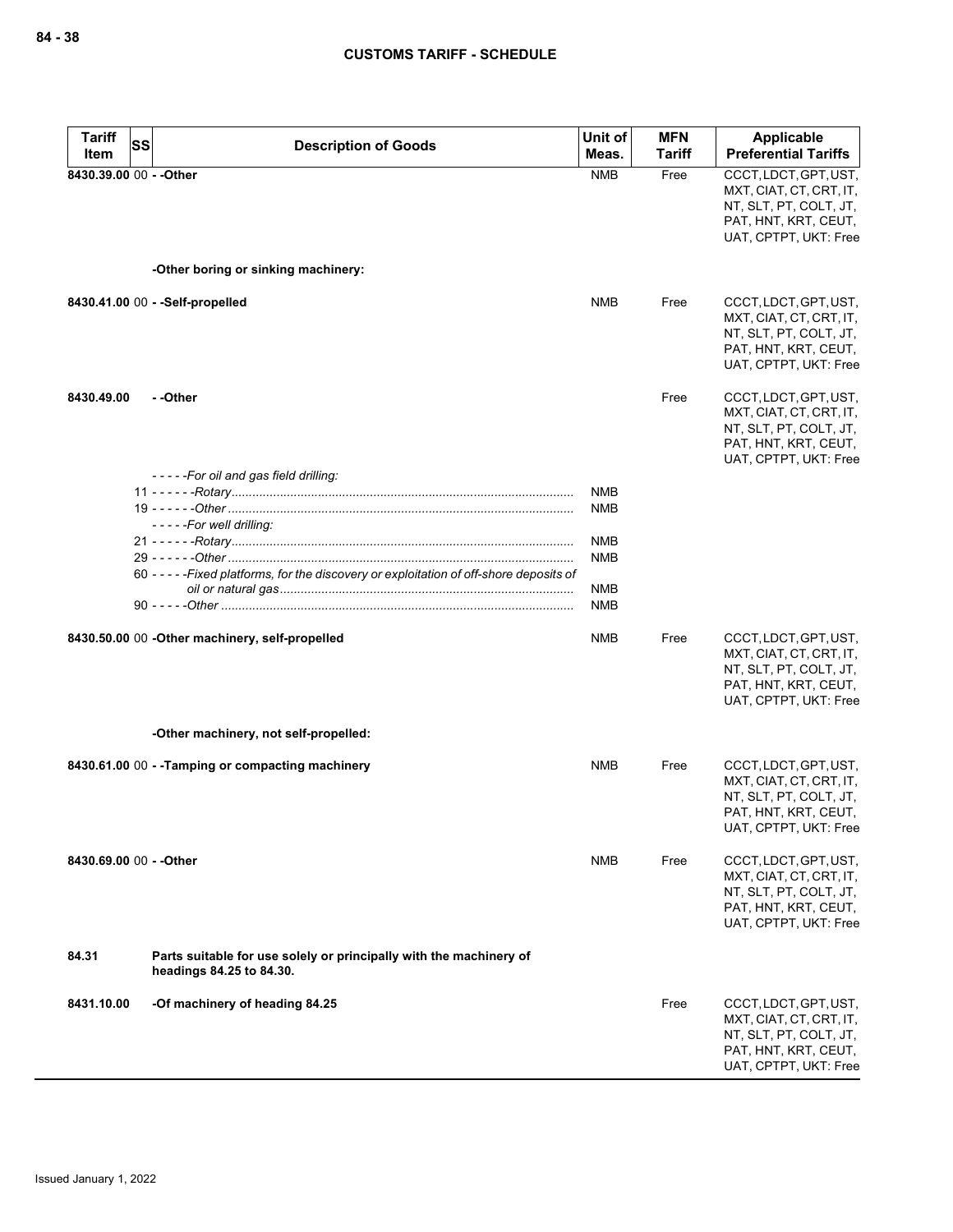| Tariff Item | SS | Description of Goods | Unit of Meas. | MFN Tariff | Applicable Preferential Tariffs |
|---|---|---|---|---|---|
| 8430.39.00 | 00 | - -Other | NMB | Free | CCCT, LDCT, GPT, UST, MXT, CIAT, CT, CRT, IT, NT, SLT, PT, COLT, JT, PAT, HNT, KRT, CEUT, UAT, CPTPT, UKT: Free |
| | | -Other boring or sinking machinery: | | | |
| 8430.41.00 | 00 | - -Self-propelled | NMB | Free | CCCT, LDCT, GPT, UST, MXT, CIAT, CT, CRT, IT, NT, SLT, PT, COLT, JT, PAT, HNT, KRT, CEUT, UAT, CPTPT, UKT: Free |
| 8430.49.00 | | - -Other | | Free | CCCT, LDCT, GPT, UST, MXT, CIAT, CT, CRT, IT, NT, SLT, PT, COLT, JT, PAT, HNT, KRT, CEUT, UAT, CPTPT, UKT: Free |
| | | *- - - - -For oil and gas field drilling:* | | | |
| | 11 | *- - - - - -Rotary* | NMB | | |
| | 19 | *- - - - - -Other* | NMB | | |
| | | *- - - - -For well drilling:* | | | |
| | 21 | *- - - - - -Rotary* | NMB | | |
| | 29 | *- - - - - -Other* | NMB | | |
| | 60 | *- - - - -Fixed platforms, for the discovery or exploitation of off-shore deposits of oil or natural gas* | NMB | | |
| | 90 | *- - - - -Other* | NMB | | |
| 8430.50.00 | 00 | -Other machinery, self-propelled | NMB | Free | CCCT, LDCT, GPT, UST, MXT, CIAT, CT, CRT, IT, NT, SLT, PT, COLT, JT, PAT, HNT, KRT, CEUT, UAT, CPTPT, UKT: Free |
| | | -Other machinery, not self-propelled: | | | |
| 8430.61.00 | 00 | - -Tamping or compacting machinery | NMB | Free | CCCT, LDCT, GPT, UST, MXT, CIAT, CT, CRT, IT, NT, SLT, PT, COLT, JT, PAT, HNT, KRT, CEUT, UAT, CPTPT, UKT: Free |
| 8430.69.00 | 00 | - -Other | NMB | Free | CCCT, LDCT, GPT, UST, MXT, CIAT, CT, CRT, IT, NT, SLT, PT, COLT, JT, PAT, HNT, KRT, CEUT, UAT, CPTPT, UKT: Free |
| 84.31 | | Parts suitable for use solely or principally with the machinery of headings 84.25 to 84.30. | | | |
| 8431.10.00 | | -Of machinery of heading 84.25 | | Free | CCCT, LDCT, GPT, UST, MXT, CIAT, CT, CRT, IT, NT, SLT, PT, COLT, JT, PAT, HNT, KRT, CEUT, UAT, CPTPT, UKT: Free |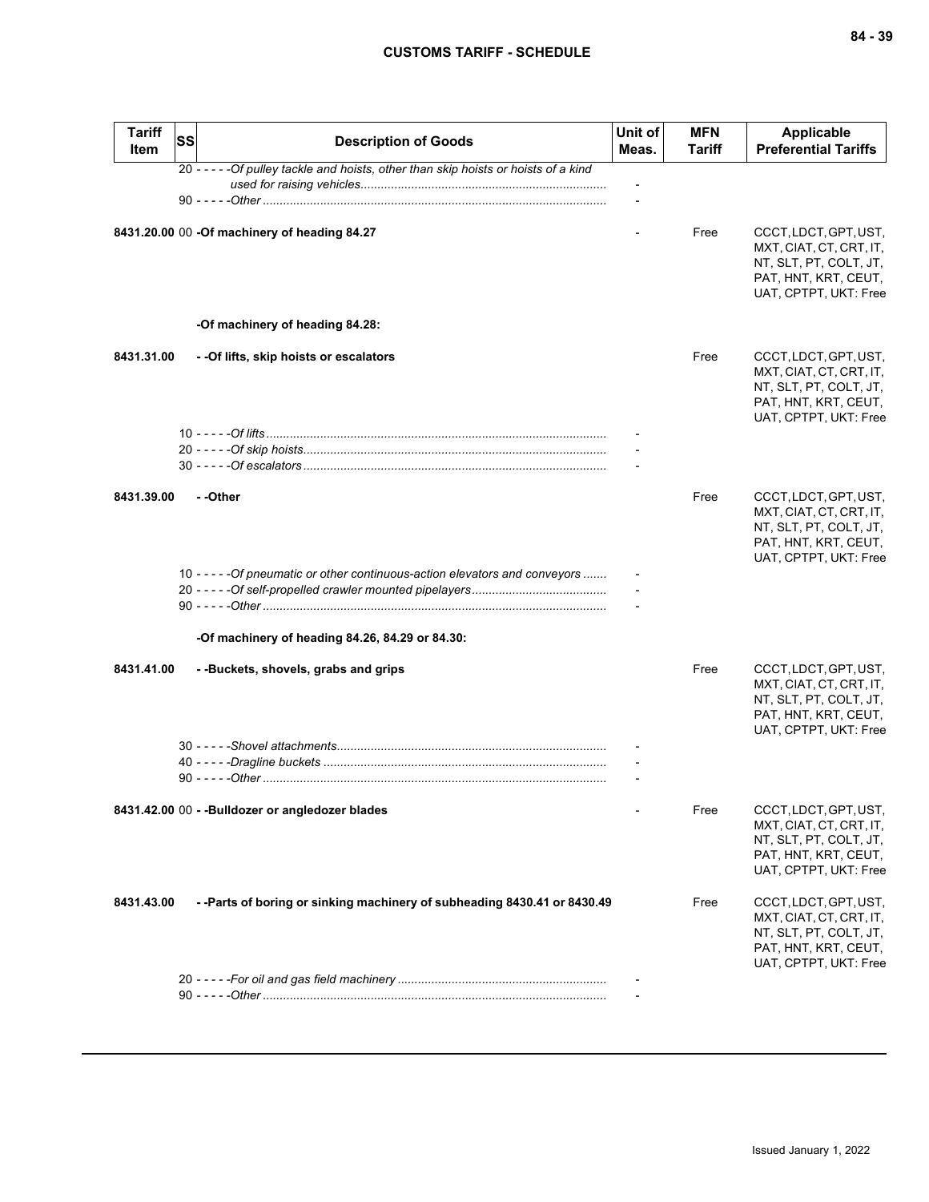| Tariff Item | SS | Description of Goods | Unit of Meas. | MFN Tariff | Applicable Preferential Tariffs |
|---|---|---|---|---|---|
| | 20 | - - - - -*Of pulley tackle and hoists, other than skip hoists or hoists of a kind used for raising vehicles* | - | | |
| | 90 | - - - - -*Other* | - | | |
| **8431.20.00** | 00 | **-Of machinery of heading 84.27** | - | Free | CCCT, LDCT, GPT, UST, MXT, CIAT, CT, CRT, IT, NT, SLT, PT, COLT, JT, PAT, HNT, KRT, CEUT, UAT, CPTPT, UKT: Free |
| | | **-Of machinery of heading 84.28:** | | | |
| **8431.31.00** | | **- -Of lifts, skip hoists or escalators** | | Free | CCCT, LDCT, GPT, UST, MXT, CIAT, CT, CRT, IT, NT, SLT, PT, COLT, JT, PAT, HNT, KRT, CEUT, UAT, CPTPT, UKT: Free |
| | 10 | - - - - -*Of lifts* | - | | |
| | 20 | - - - - -*Of skip hoists* | - | | |
| | 30 | - - - - -*Of escalators* | - | | |
| **8431.39.00** | | **- -Other** | | Free | CCCT, LDCT, GPT, UST, MXT, CIAT, CT, CRT, IT, NT, SLT, PT, COLT, JT, PAT, HNT, KRT, CEUT, UAT, CPTPT, UKT: Free |
| | 10 | - - - - -*Of pneumatic or other continuous-action elevators and conveyors* | - | | |
| | 20 | - - - - -*Of self-propelled crawler mounted pipelayers* | - | | |
| | 90 | - - - - -*Other* | - | | |
| | | **-Of machinery of heading 84.26, 84.29 or 84.30:** | | | |
| **8431.41.00** | | **- -Buckets, shovels, grabs and grips** | | Free | CCCT, LDCT, GPT, UST, MXT, CIAT, CT, CRT, IT, NT, SLT, PT, COLT, JT, PAT, HNT, KRT, CEUT, UAT, CPTPT, UKT: Free |
| | 30 | - - - - -*Shovel attachments* | - | | |
| | 40 | - - - - -*Dragline buckets* | - | | |
| | 90 | - - - - -*Other* | - | | |
| **8431.42.00** | 00 | **- -Bulldozer or angledozer blades** | - | Free | CCCT, LDCT, GPT, UST, MXT, CIAT, CT, CRT, IT, NT, SLT, PT, COLT, JT, PAT, HNT, KRT, CEUT, UAT, CPTPT, UKT: Free |
| **8431.43.00** | | **- -Parts of boring or sinking machinery of subheading 8430.41 or 8430.49** | | Free | CCCT, LDCT, GPT, UST, MXT, CIAT, CT, CRT, IT, NT, SLT, PT, COLT, JT, PAT, HNT, KRT, CEUT, UAT, CPTPT, UKT: Free |
| | 20 | - - - - -*For oil and gas field machinery* | - | | |
| | 90 | - - - - -*Other* | - | | |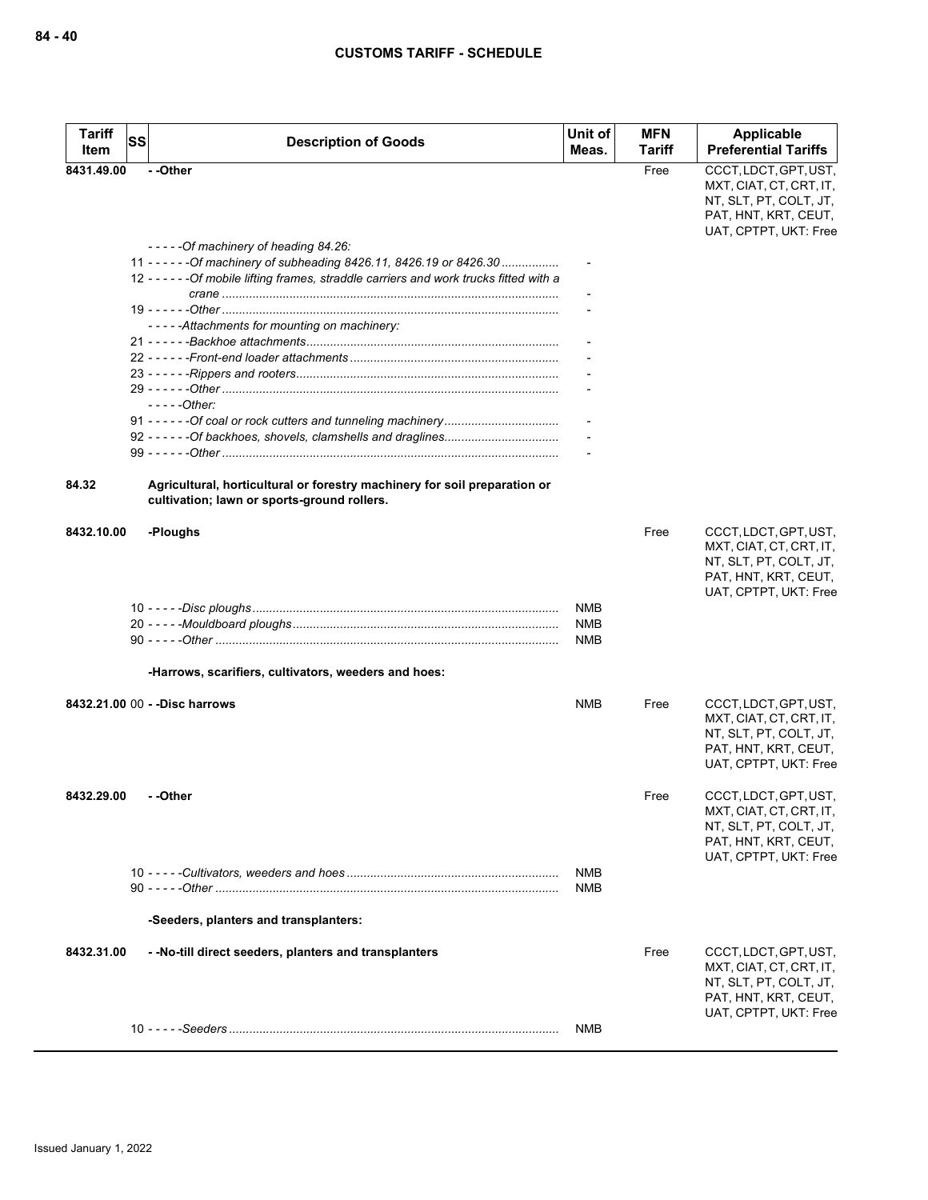| Tariff Item | SS | Description of Goods | Unit of Meas. | MFN Tariff | Applicable Preferential Tariffs |
|---|---|---|---|---|---|
| 8431.49.00 | | - -Other | | Free | CCCT, LDCT, GPT, UST, MXT, CIAT, CT, CRT, IT, NT, SLT, PT, COLT, JT, PAT, HNT, KRT, CEUT, UAT, CPTPT, UKT: Free |
| | | - - - - -*Of machinery of heading 84.26:* | | | |
| | 11 | - - - - - -*Of machinery of subheading 8426.11, 8426.19 or 8426.30* | - | | |
| | 12 | - - - - - -*Of mobile lifting frames, straddle carriers and work trucks fitted with a crane* | - | | |
| | 19 | - - - - - -*Other* | - | | |
| | | - - - - -*Attachments for mounting on machinery:* | | | |
| | 21 | - - - - - -*Backhoe attachments* | - | | |
| | 22 | - - - - - -*Front-end loader attachments* | - | | |
| | 23 | - - - - - -*Rippers and rooters* | - | | |
| | 29 | - - - - - -*Other* | - | | |
| | | - - - - -*Other:* | | | |
| | 91 | - - - - - -*Of coal or rock cutters and tunneling machinery* | - | | |
| | 92 | - - - - - -*Of backhoes, shovels, clamshells and draglines* | - | | |
| | 99 | - - - - - -*Other* | - | | |
| 84.32 | | **Agricultural, horticultural or forestry machinery for soil preparation or cultivation; lawn or sports-ground rollers.** | | | |
| 8432.10.00 | | -Ploughs | | Free | CCCT, LDCT, GPT, UST, MXT, CIAT, CT, CRT, IT, NT, SLT, PT, COLT, JT, PAT, HNT, KRT, CEUT, UAT, CPTPT, UKT: Free |
| | 10 | - - - - -*Disc ploughs* | NMB | | |
| | 20 | - - - - -*Mouldboard ploughs* | NMB | | |
| | 90 | - - - - -*Other* | NMB | | |
| | | **-Harrows, scarifiers, cultivators, weeders and hoes:** | | | |
| 8432.21.00 | 00 | - -Disc harrows | NMB | Free | CCCT, LDCT, GPT, UST, MXT, CIAT, CT, CRT, IT, NT, SLT, PT, COLT, JT, PAT, HNT, KRT, CEUT, UAT, CPTPT, UKT: Free |
| 8432.29.00 | | - -Other | | Free | CCCT, LDCT, GPT, UST, MXT, CIAT, CT, CRT, IT, NT, SLT, PT, COLT, JT, PAT, HNT, KRT, CEUT, UAT, CPTPT, UKT: Free |
| | 10 | - - - - -*Cultivators, weeders and hoes* | NMB | | |
| | 90 | - - - - -*Other* | NMB | | |
| | | **-Seeders, planters and transplanters:** | | | |
| 8432.31.00 | | - -No-till direct seeders, planters and transplanters | | Free | CCCT, LDCT, GPT, UST, MXT, CIAT, CT, CRT, IT, NT, SLT, PT, COLT, JT, PAT, HNT, KRT, CEUT, UAT, CPTPT, UKT: Free |
| | 10 | - - - - -*Seeders* | NMB | | |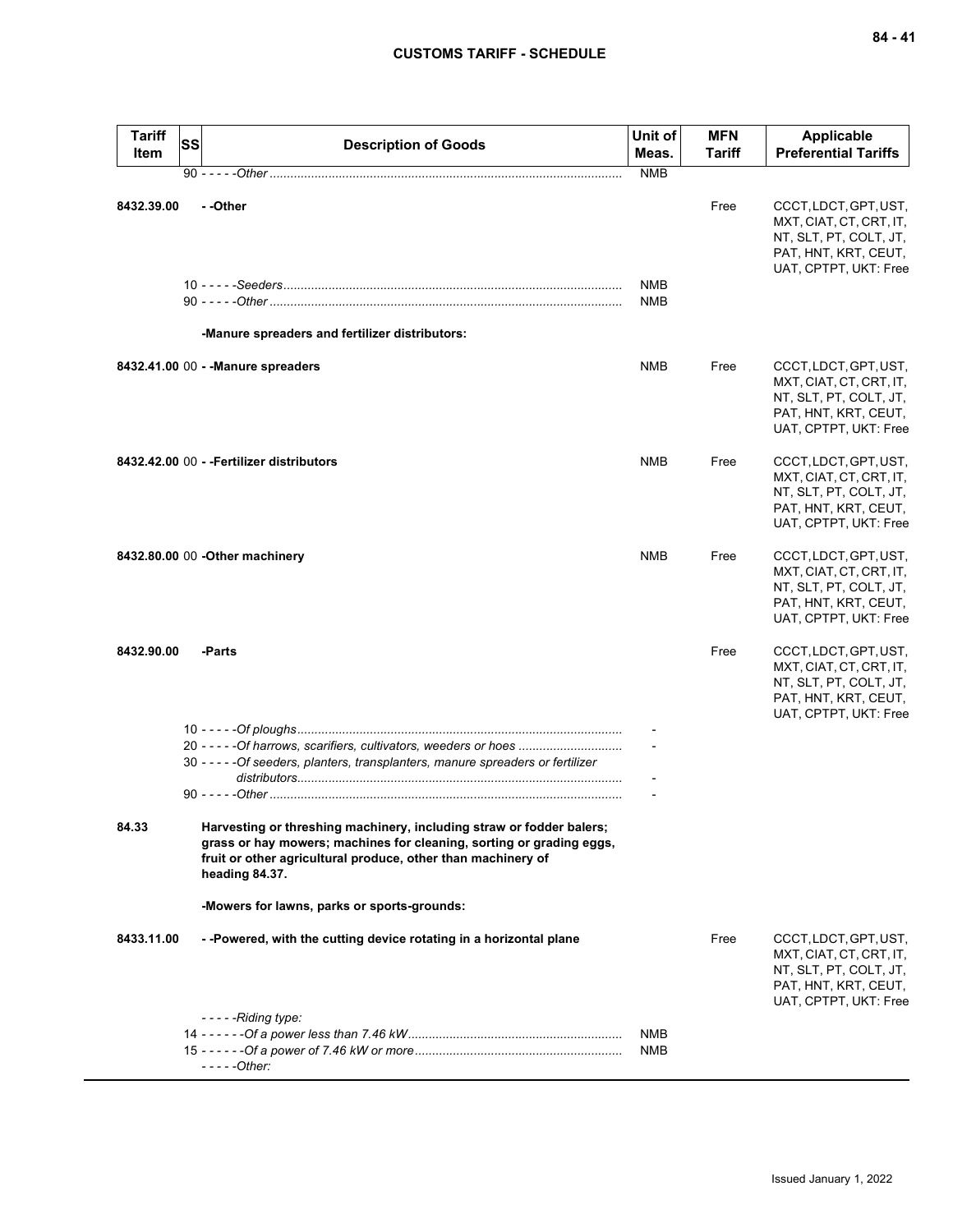| Tariff Item | SS | Description of Goods | Unit of Meas. | MFN Tariff | Applicable Preferential Tariffs |
|---|---|---|---|---|---|
| | 90 | - - - - -*Other* | NMB | | |
| 8432.39.00 | | - -Other | | Free | CCCT, LDCT, GPT, UST, MXT, CIAT, CT, CRT, IT, NT, SLT, PT, COLT, JT, PAT, HNT, KRT, CEUT, UAT, CPTPT, UKT: Free |
| | 10 | - - - - -*Seeders* | NMB | | |
| | 90 | - - - - -*Other* | NMB | | |
| | | **-Manure spreaders and fertilizer distributors:** | | | |
| 8432.41.00 | 00 | **- -Manure spreaders** | NMB | Free | CCCT, LDCT, GPT, UST, MXT, CIAT, CT, CRT, IT, NT, SLT, PT, COLT, JT, PAT, HNT, KRT, CEUT, UAT, CPTPT, UKT: Free |
| 8432.42.00 | 00 | **- -Fertilizer distributors** | NMB | Free | CCCT, LDCT, GPT, UST, MXT, CIAT, CT, CRT, IT, NT, SLT, PT, COLT, JT, PAT, HNT, KRT, CEUT, UAT, CPTPT, UKT: Free |
| 8432.80.00 | 00 | **-Other machinery** | NMB | Free | CCCT, LDCT, GPT, UST, MXT, CIAT, CT, CRT, IT, NT, SLT, PT, COLT, JT, PAT, HNT, KRT, CEUT, UAT, CPTPT, UKT: Free |
| 8432.90.00 | | **-Parts** | | Free | CCCT, LDCT, GPT, UST, MXT, CIAT, CT, CRT, IT, NT, SLT, PT, COLT, JT, PAT, HNT, KRT, CEUT, UAT, CPTPT, UKT: Free |
| | 10 | - - - - -*Of ploughs* | - | | |
| | 20 | - - - - -*Of harrows, scarifiers, cultivators, weeders or hoes* | - | | |
| | 30 | - - - - -*Of seeders, planters, transplanters, manure spreaders or fertilizer distributors* | - | | |
| | 90 | - - - - -*Other* | - | | |
| 84.33 | | **Harvesting or threshing machinery, including straw or fodder balers; grass or hay mowers; machines for cleaning, sorting or grading eggs, fruit or other agricultural produce, other than machinery of heading 84.37.** | | | |
| | | **-Mowers for lawns, parks or sports-grounds:** | | | |
| 8433.11.00 | | **- -Powered, with the cutting device rotating in a horizontal plane** | | Free | CCCT, LDCT, GPT, UST, MXT, CIAT, CT, CRT, IT, NT, SLT, PT, COLT, JT, PAT, HNT, KRT, CEUT, UAT, CPTPT, UKT: Free |
| | | - - - - -*Riding type:* | | | |
| | 14 | - - - - - -*Of a power less than 7.46 kW* | NMB | | |
| | 15 | - - - - - -*Of a power of 7.46 kW or more* | NMB | | |
| | | - - - - -*Other:* | | | |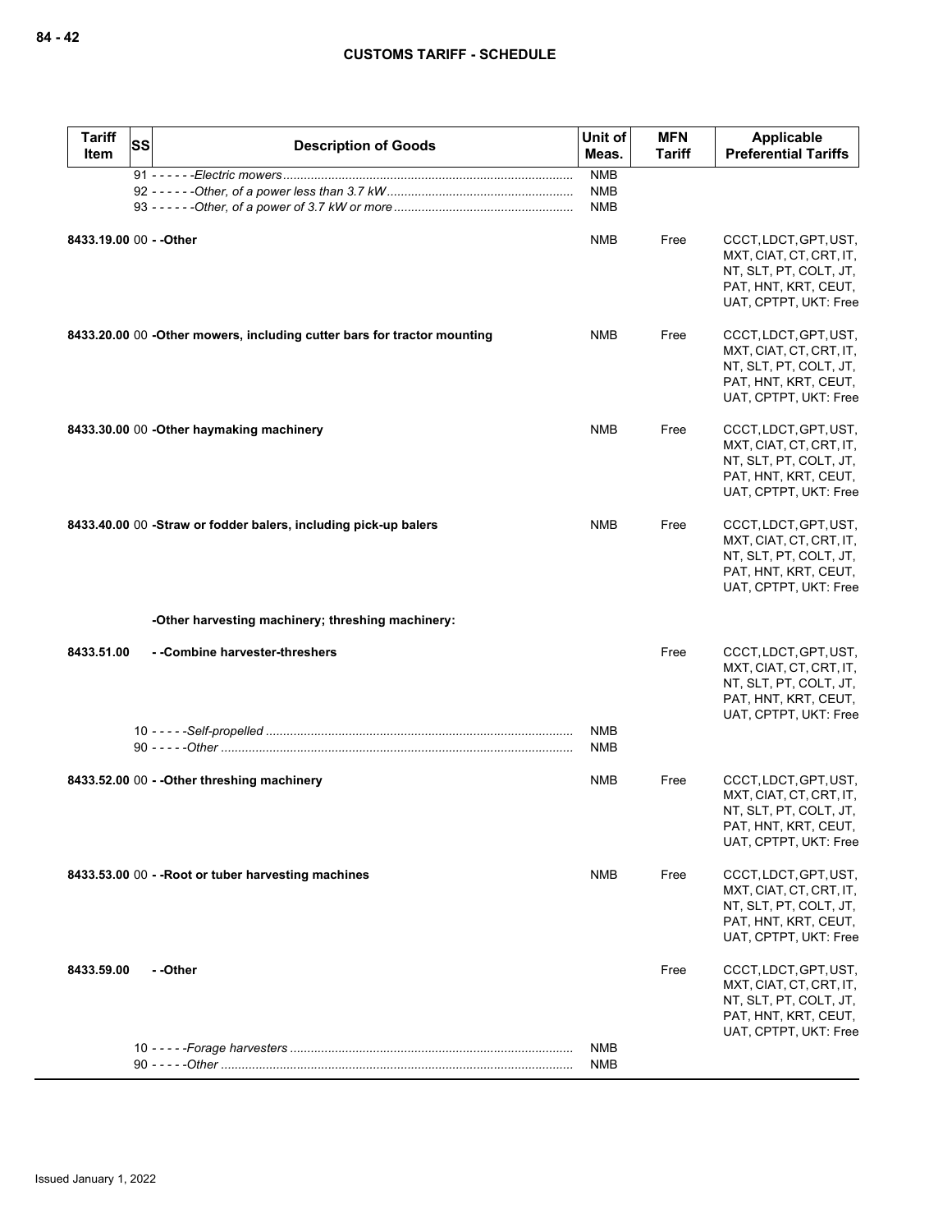| Tariff Item | SS | Description of Goods | Unit of Meas. | MFN Tariff | Applicable Preferential Tariffs |
|---|---|---|---|---|---|
| | 91 | - - - - - -*Electric mowers* | NMB | | |
| | 92 | - - - - - -*Other, of a power less than 3.7 kW* | NMB | | |
| | 93 | - - - - - -*Other, of a power of 3.7 kW or more* | NMB | | |
| **8433.19.00** | 00 | **- -Other** | NMB | Free | CCCT, LDCT, GPT, UST, MXT, CIAT, CT, CRT, IT, NT, SLT, PT, COLT, JT, PAT, HNT, KRT, CEUT, UAT, CPTPT, UKT: Free |
| **8433.20.00** | 00 | **-Other mowers, including cutter bars for tractor mounting** | NMB | Free | CCCT, LDCT, GPT, UST, MXT, CIAT, CT, CRT, IT, NT, SLT, PT, COLT, JT, PAT, HNT, KRT, CEUT, UAT, CPTPT, UKT: Free |
| **8433.30.00** | 00 | **-Other haymaking machinery** | NMB | Free | CCCT, LDCT, GPT, UST, MXT, CIAT, CT, CRT, IT, NT, SLT, PT, COLT, JT, PAT, HNT, KRT, CEUT, UAT, CPTPT, UKT: Free |
| **8433.40.00** | 00 | **-Straw or fodder balers, including pick-up balers** | NMB | Free | CCCT, LDCT, GPT, UST, MXT, CIAT, CT, CRT, IT, NT, SLT, PT, COLT, JT, PAT, HNT, KRT, CEUT, UAT, CPTPT, UKT: Free |
| | | **-Other harvesting machinery; threshing machinery:** | | | |
| **8433.51.00** | | **- -Combine harvester-threshers** | | Free | CCCT, LDCT, GPT, UST, MXT, CIAT, CT, CRT, IT, NT, SLT, PT, COLT, JT, PAT, HNT, KRT, CEUT, UAT, CPTPT, UKT: Free |
| | 10 | - - - - -*Self-propelled* | NMB | | |
| | 90 | - - - - -*Other* | NMB | | |
| **8433.52.00** | 00 | **- -Other threshing machinery** | NMB | Free | CCCT, LDCT, GPT, UST, MXT, CIAT, CT, CRT, IT, NT, SLT, PT, COLT, JT, PAT, HNT, KRT, CEUT, UAT, CPTPT, UKT: Free |
| **8433.53.00** | 00 | **- -Root or tuber harvesting machines** | NMB | Free | CCCT, LDCT, GPT, UST, MXT, CIAT, CT, CRT, IT, NT, SLT, PT, COLT, JT, PAT, HNT, KRT, CEUT, UAT, CPTPT, UKT: Free |
| **8433.59.00** | | **- -Other** | | Free | CCCT, LDCT, GPT, UST, MXT, CIAT, CT, CRT, IT, NT, SLT, PT, COLT, JT, PAT, HNT, KRT, CEUT, UAT, CPTPT, UKT: Free |
| | 10 | - - - - -*Forage harvesters* | NMB | | |
| | 90 | - - - - -*Other* | NMB | | |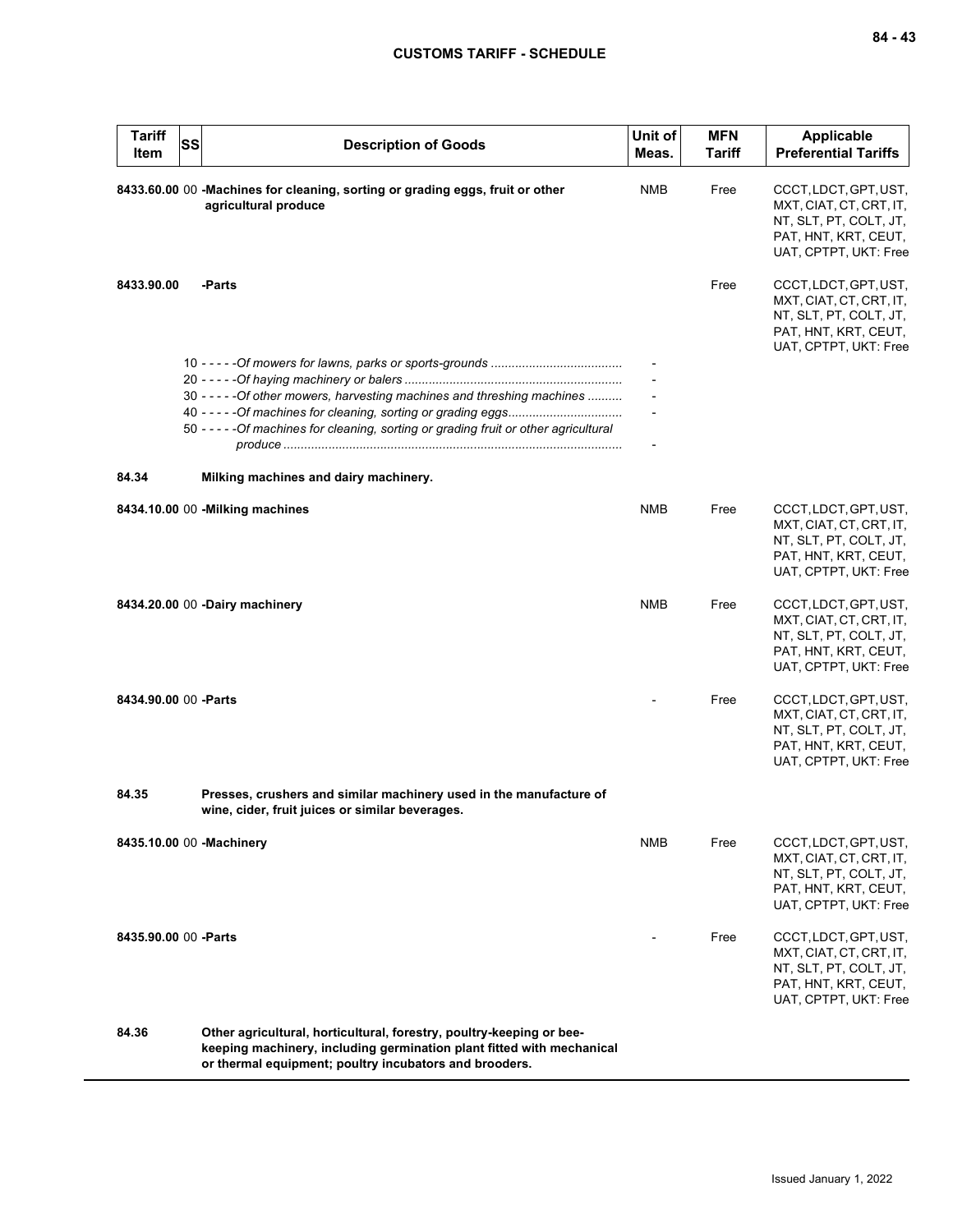| Tariff Item | SS | Description of Goods | Unit of Meas. | MFN Tariff | Applicable Preferential Tariffs |
|---|---|---|---|---|---|
| 8433.60.00 | 00 | **-Machines for cleaning, sorting or grading eggs, fruit or other agricultural produce** | NMB | Free | CCCT, LDCT, GPT, UST, MXT, CIAT, CT, CRT, IT, NT, SLT, PT, COLT, JT, PAT, HNT, KRT, CEUT, UAT, CPTPT, UKT: Free |
| 8433.90.00 | | **-Parts** | | Free | CCCT, LDCT, GPT, UST, MXT, CIAT, CT, CRT, IT, NT, SLT, PT, COLT, JT, PAT, HNT, KRT, CEUT, UAT, CPTPT, UKT: Free |
| | 10 | - - - - -*Of mowers for lawns, parks or sports-grounds* | - | | |
| | 20 | - - - - -*Of haying machinery or balers* | - | | |
| | 30 | - - - - -*Of other mowers, harvesting machines and threshing machines* | - | | |
| | 40 | - - - - -*Of machines for cleaning, sorting or grading eggs* | - | | |
| | 50 | - - - - -*Of machines for cleaning, sorting or grading fruit or other agricultural produce* | - | | |
| **84.34** | | **Milking machines and dairy machinery.** | | | |
| 8434.10.00 | 00 | **-Milking machines** | NMB | Free | CCCT, LDCT, GPT, UST, MXT, CIAT, CT, CRT, IT, NT, SLT, PT, COLT, JT, PAT, HNT, KRT, CEUT, UAT, CPTPT, UKT: Free |
| 8434.20.00 | 00 | **-Dairy machinery** | NMB | Free | CCCT, LDCT, GPT, UST, MXT, CIAT, CT, CRT, IT, NT, SLT, PT, COLT, JT, PAT, HNT, KRT, CEUT, UAT, CPTPT, UKT: Free |
| 8434.90.00 | 00 | **-Parts** | - | Free | CCCT, LDCT, GPT, UST, MXT, CIAT, CT, CRT, IT, NT, SLT, PT, COLT, JT, PAT, HNT, KRT, CEUT, UAT, CPTPT, UKT: Free |
| **84.35** | | **Presses, crushers and similar machinery used in the manufacture of wine, cider, fruit juices or similar beverages.** | | | |
| 8435.10.00 | 00 | **-Machinery** | NMB | Free | CCCT, LDCT, GPT, UST, MXT, CIAT, CT, CRT, IT, NT, SLT, PT, COLT, JT, PAT, HNT, KRT, CEUT, UAT, CPTPT, UKT: Free |
| 8435.90.00 | 00 | **-Parts** | - | Free | CCCT, LDCT, GPT, UST, MXT, CIAT, CT, CRT, IT, NT, SLT, PT, COLT, JT, PAT, HNT, KRT, CEUT, UAT, CPTPT, UKT: Free |
| **84.36** | | **Other agricultural, horticultural, forestry, poultry-keeping or bee-keeping machinery, including germination plant fitted with mechanical or thermal equipment; poultry incubators and brooders.** | | | |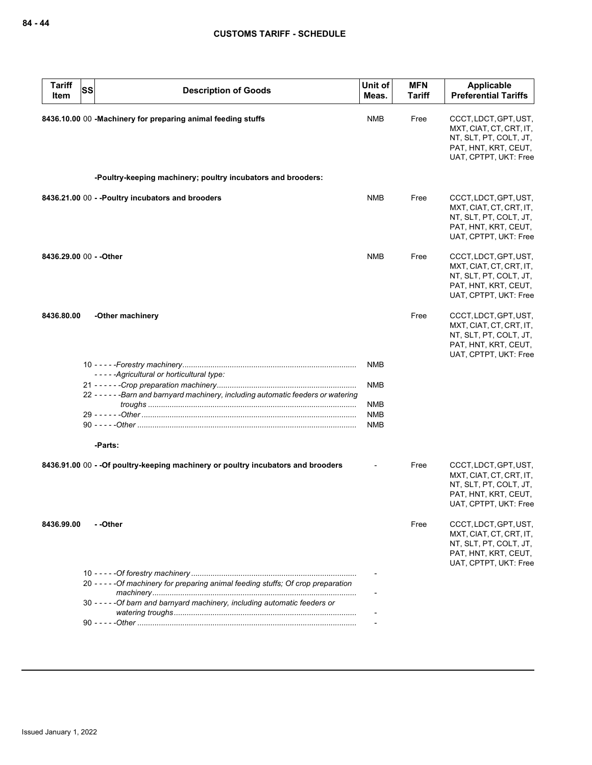| Tariff Item | SS | Description of Goods | Unit of Meas. | MFN Tariff | Applicable Preferential Tariffs |
|---|---|---|---|---|---|
| **8436.10.00** | 00 | **-Machinery for preparing animal feeding stuffs** | NMB | Free | CCCT, LDCT, GPT, UST, MXT, CIAT, CT, CRT, IT, NT, SLT, PT, COLT, JT, PAT, HNT, KRT, CEUT, UAT, CPTPT, UKT: Free |
| | | **-Poultry-keeping machinery; poultry incubators and brooders:** | | | |
| **8436.21.00** | 00 | **- -Poultry incubators and brooders** | NMB | Free | CCCT, LDCT, GPT, UST, MXT, CIAT, CT, CRT, IT, NT, SLT, PT, COLT, JT, PAT, HNT, KRT, CEUT, UAT, CPTPT, UKT: Free |
| **8436.29.00** | 00 | **- -Other** | NMB | Free | CCCT, LDCT, GPT, UST, MXT, CIAT, CT, CRT, IT, NT, SLT, PT, COLT, JT, PAT, HNT, KRT, CEUT, UAT, CPTPT, UKT: Free |
| **8436.80.00** | | **-Other machinery** | | Free | CCCT, LDCT, GPT, UST, MXT, CIAT, CT, CRT, IT, NT, SLT, PT, COLT, JT, PAT, HNT, KRT, CEUT, UAT, CPTPT, UKT: Free |
| | 10 | - - - - -*Forestry machinery* | NMB | | |
| | | - - - - -*Agricultural or horticultural type:* | | | |
| | 21 | - - - - - -*Crop preparation machinery* | NMB | | |
| | 22 | - - - - - -*Barn and barnyard machinery, including automatic feeders or watering troughs* | NMB | | |
| | 29 | - - - - - -*Other* | NMB | | |
| | 90 | - - - - -*Other* | NMB | | |
| | | **-Parts:** | | | |
| **8436.91.00** | 00 | **- -Of poultry-keeping machinery or poultry incubators and brooders** | - | Free | CCCT, LDCT, GPT, UST, MXT, CIAT, CT, CRT, IT, NT, SLT, PT, COLT, JT, PAT, HNT, KRT, CEUT, UAT, CPTPT, UKT: Free |
| **8436.99.00** | | **- -Other** | | Free | CCCT, LDCT, GPT, UST, MXT, CIAT, CT, CRT, IT, NT, SLT, PT, COLT, JT, PAT, HNT, KRT, CEUT, UAT, CPTPT, UKT: Free |
| | 10 | - - - - -*Of forestry machinery* | - | | |
| | 20 | - - - - -*Of machinery for preparing animal feeding stuffs; Of crop preparation machinery* | - | | |
| | 30 | - - - - -*Of barn and barnyard machinery, including automatic feeders or watering troughs* | - | | |
| | 90 | - - - - -*Other* | - | | |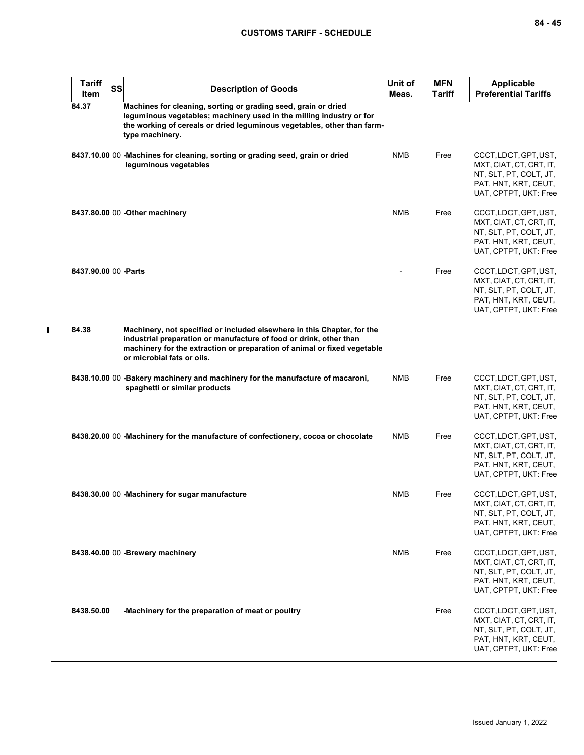| Tariff Item | SS | Description of Goods | Unit of Meas. | MFN Tariff | Applicable Preferential Tariffs |
|---|---|---|---|---|---|
| 84.37 | | **Machines for cleaning, sorting or grading seed, grain or dried leguminous vegetables; machinery used in the milling industry or for the working of cereals or dried leguminous vegetables, other than farm-type machinery.** | | | |
| 8437.10.00 | 00 | **-Machines for cleaning, sorting or grading seed, grain or dried leguminous vegetables** | NMB | Free | CCCT, LDCT, GPT, UST, MXT, CIAT, CT, CRT, IT, NT, SLT, PT, COLT, JT, PAT, HNT, KRT, CEUT, UAT, CPTPT, UKT: Free |
| 8437.80.00 | 00 | **-Other machinery** | NMB | Free | CCCT, LDCT, GPT, UST, MXT, CIAT, CT, CRT, IT, NT, SLT, PT, COLT, JT, PAT, HNT, KRT, CEUT, UAT, CPTPT, UKT: Free |
| 8437.90.00 | 00 | **-Parts** | - | Free | CCCT, LDCT, GPT, UST, MXT, CIAT, CT, CRT, IT, NT, SLT, PT, COLT, JT, PAT, HNT, KRT, CEUT, UAT, CPTPT, UKT: Free |
| 84.38 | | **Machinery, not specified or included elsewhere in this Chapter, for the industrial preparation or manufacture of food or drink, other than machinery for the extraction or preparation of animal or fixed vegetable or microbial fats or oils.** | | | |
| 8438.10.00 | 00 | **-Bakery machinery and machinery for the manufacture of macaroni, spaghetti or similar products** | NMB | Free | CCCT, LDCT, GPT, UST, MXT, CIAT, CT, CRT, IT, NT, SLT, PT, COLT, JT, PAT, HNT, KRT, CEUT, UAT, CPTPT, UKT: Free |
| 8438.20.00 | 00 | **-Machinery for the manufacture of confectionery, cocoa or chocolate** | NMB | Free | CCCT, LDCT, GPT, UST, MXT, CIAT, CT, CRT, IT, NT, SLT, PT, COLT, JT, PAT, HNT, KRT, CEUT, UAT, CPTPT, UKT: Free |
| 8438.30.00 | 00 | **-Machinery for sugar manufacture** | NMB | Free | CCCT, LDCT, GPT, UST, MXT, CIAT, CT, CRT, IT, NT, SLT, PT, COLT, JT, PAT, HNT, KRT, CEUT, UAT, CPTPT, UKT: Free |
| 8438.40.00 | 00 | **-Brewery machinery** | NMB | Free | CCCT, LDCT, GPT, UST, MXT, CIAT, CT, CRT, IT, NT, SLT, PT, COLT, JT, PAT, HNT, KRT, CEUT, UAT, CPTPT, UKT: Free |
| 8438.50.00 | | **-Machinery for the preparation of meat or poultry** | | Free | CCCT, LDCT, GPT, UST, MXT, CIAT, CT, CRT, IT, NT, SLT, PT, COLT, JT, PAT, HNT, KRT, CEUT, UAT, CPTPT, UKT: Free |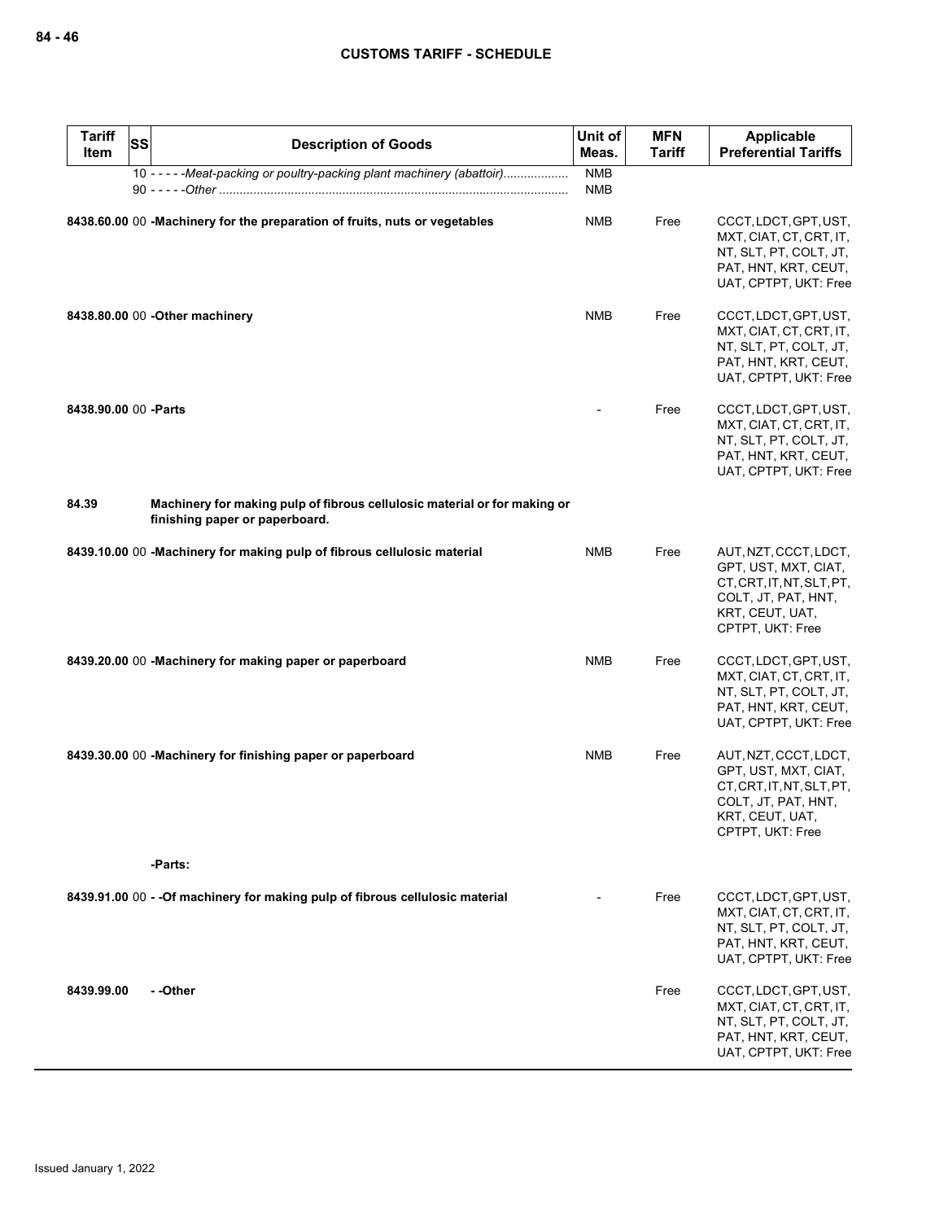| Tariff Item | SS | Description of Goods | Unit of Meas. | MFN Tariff | Applicable Preferential Tariffs |
|---|---|---|---|---|---|
| | 10 | - - - - -*Meat-packing or poultry-packing plant machinery (abattoir)* | NMB | | |
| | 90 | - - - - -*Other* | NMB | | |
| 8438.60.00 | 00 | **-Machinery for the preparation of fruits, nuts or vegetables** | NMB | Free | CCCT, LDCT, GPT, UST, MXT, CIAT, CT, CRT, IT, NT, SLT, PT, COLT, JT, PAT, HNT, KRT, CEUT, UAT, CPTPT, UKT: Free |
| 8438.80.00 | 00 | **-Other machinery** | NMB | Free | CCCT, LDCT, GPT, UST, MXT, CIAT, CT, CRT, IT, NT, SLT, PT, COLT, JT, PAT, HNT, KRT, CEUT, UAT, CPTPT, UKT: Free |
| 8438.90.00 | 00 | **-Parts** | - | Free | CCCT, LDCT, GPT, UST, MXT, CIAT, CT, CRT, IT, NT, SLT, PT, COLT, JT, PAT, HNT, KRT, CEUT, UAT, CPTPT, UKT: Free |
| **84.39** | | **Machinery for making pulp of fibrous cellulosic material or for making or finishing paper or paperboard.** | | | |
| 8439.10.00 | 00 | **-Machinery for making pulp of fibrous cellulosic material** | NMB | Free | AUT, NZT, CCCT, LDCT, GPT, UST, MXT, CIAT, CT, CRT, IT, NT, SLT, PT, COLT, JT, PAT, HNT, KRT, CEUT, UAT, CPTPT, UKT: Free |
| 8439.20.00 | 00 | **-Machinery for making paper or paperboard** | NMB | Free | CCCT, LDCT, GPT, UST, MXT, CIAT, CT, CRT, IT, NT, SLT, PT, COLT, JT, PAT, HNT, KRT, CEUT, UAT, CPTPT, UKT: Free |
| 8439.30.00 | 00 | **-Machinery for finishing paper or paperboard** | NMB | Free | AUT, NZT, CCCT, LDCT, GPT, UST, MXT, CIAT, CT, CRT, IT, NT, SLT, PT, COLT, JT, PAT, HNT, KRT, CEUT, UAT, CPTPT, UKT: Free |
| | | **-Parts:** | | | |
| 8439.91.00 | 00 | **- -Of machinery for making pulp of fibrous cellulosic material** | - | Free | CCCT, LDCT, GPT, UST, MXT, CIAT, CT, CRT, IT, NT, SLT, PT, COLT, JT, PAT, HNT, KRT, CEUT, UAT, CPTPT, UKT: Free |
| 8439.99.00 | | **- -Other** | | Free | CCCT, LDCT, GPT, UST, MXT, CIAT, CT, CRT, IT, NT, SLT, PT, COLT, JT, PAT, HNT, KRT, CEUT, UAT, CPTPT, UKT: Free |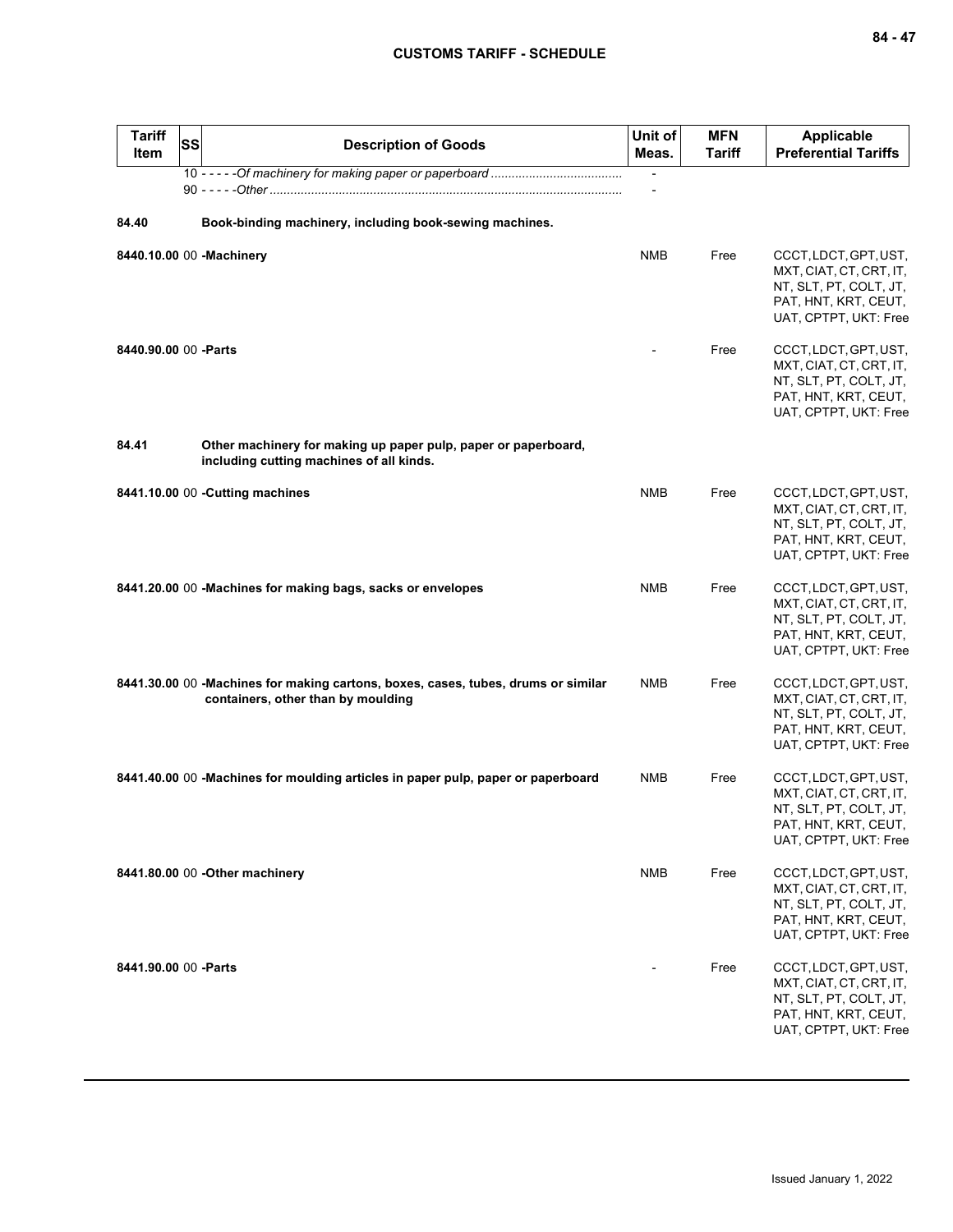| Tariff Item | SS | Description of Goods | Unit of Meas. | MFN Tariff | Applicable Preferential Tariffs |
|---|---|---|---|---|---|
| | 10 | - - - - -*Of machinery for making paper or paperboard* | - | | |
| | 90 | - - - - -*Other* | - | | |
| **84.40** | | **Book-binding machinery, including book-sewing machines.** | | | |
| **8440.10.00** | 00 | **-Machinery** | NMB | Free | CCCT, LDCT, GPT, UST, MXT, CIAT, CT, CRT, IT, NT, SLT, PT, COLT, JT, PAT, HNT, KRT, CEUT, UAT, CPTPT, UKT: Free |
| **8440.90.00** | 00 | **-Parts** | - | Free | CCCT, LDCT, GPT, UST, MXT, CIAT, CT, CRT, IT, NT, SLT, PT, COLT, JT, PAT, HNT, KRT, CEUT, UAT, CPTPT, UKT: Free |
| **84.41** | | **Other machinery for making up paper pulp, paper or paperboard, including cutting machines of all kinds.** | | | |
| **8441.10.00** | 00 | **-Cutting machines** | NMB | Free | CCCT, LDCT, GPT, UST, MXT, CIAT, CT, CRT, IT, NT, SLT, PT, COLT, JT, PAT, HNT, KRT, CEUT, UAT, CPTPT, UKT: Free |
| **8441.20.00** | 00 | **-Machines for making bags, sacks or envelopes** | NMB | Free | CCCT, LDCT, GPT, UST, MXT, CIAT, CT, CRT, IT, NT, SLT, PT, COLT, JT, PAT, HNT, KRT, CEUT, UAT, CPTPT, UKT: Free |
| **8441.30.00** | 00 | **-Machines for making cartons, boxes, cases, tubes, drums or similar containers, other than by moulding** | NMB | Free | CCCT, LDCT, GPT, UST, MXT, CIAT, CT, CRT, IT, NT, SLT, PT, COLT, JT, PAT, HNT, KRT, CEUT, UAT, CPTPT, UKT: Free |
| **8441.40.00** | 00 | **-Machines for moulding articles in paper pulp, paper or paperboard** | NMB | Free | CCCT, LDCT, GPT, UST, MXT, CIAT, CT, CRT, IT, NT, SLT, PT, COLT, JT, PAT, HNT, KRT, CEUT, UAT, CPTPT, UKT: Free |
| **8441.80.00** | 00 | **-Other machinery** | NMB | Free | CCCT, LDCT, GPT, UST, MXT, CIAT, CT, CRT, IT, NT, SLT, PT, COLT, JT, PAT, HNT, KRT, CEUT, UAT, CPTPT, UKT: Free |
| **8441.90.00** | 00 | **-Parts** | - | Free | CCCT, LDCT, GPT, UST, MXT, CIAT, CT, CRT, IT, NT, SLT, PT, COLT, JT, PAT, HNT, KRT, CEUT, UAT, CPTPT, UKT: Free |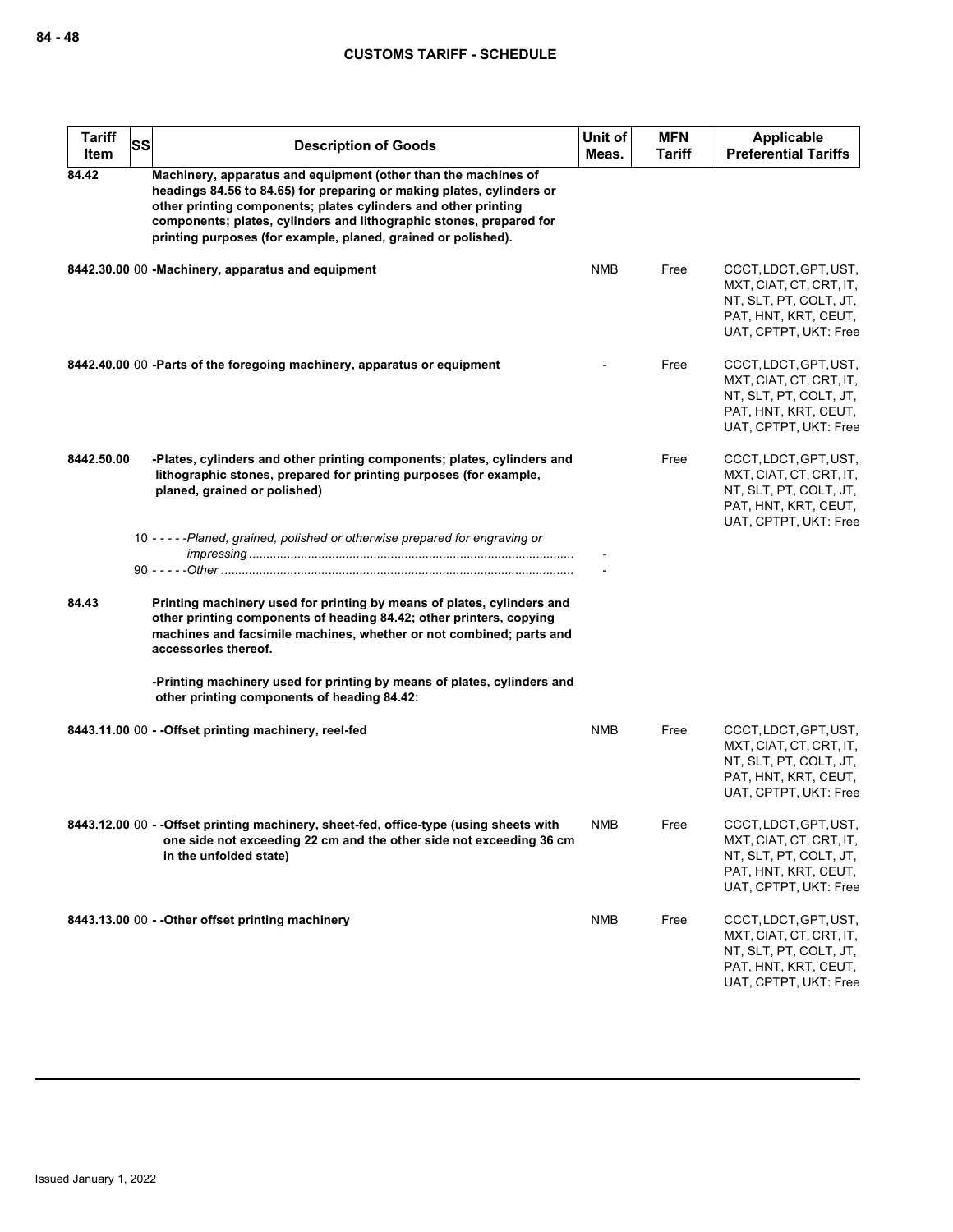| Tariff Item | SS | Description of Goods | Unit of Meas. | MFN Tariff | Applicable Preferential Tariffs |
|---|---|---|---|---|---|
| 84.42 | | **Machinery, apparatus and equipment (other than the machines of headings 84.56 to 84.65) for preparing or making plates, cylinders or other printing components; plates cylinders and other printing components; plates, cylinders and lithographic stones, prepared for printing purposes (for example, planed, grained or polished).** | | | |
| 8442.30.00 | 00 | **-Machinery, apparatus and equipment** | NMB | Free | CCCT, LDCT, GPT, UST, MXT, CIAT, CT, CRT, IT, NT, SLT, PT, COLT, JT, PAT, HNT, KRT, CEUT, UAT, CPTPT, UKT: Free |
| 8442.40.00 | 00 | **-Parts of the foregoing machinery, apparatus or equipment** | - | Free | CCCT, LDCT, GPT, UST, MXT, CIAT, CT, CRT, IT, NT, SLT, PT, COLT, JT, PAT, HNT, KRT, CEUT, UAT, CPTPT, UKT: Free |
| 8442.50.00 | | **-Plates, cylinders and other printing components; plates, cylinders and lithographic stones, prepared for printing purposes (for example, planed, grained or polished)** | | Free | CCCT, LDCT, GPT, UST, MXT, CIAT, CT, CRT, IT, NT, SLT, PT, COLT, JT, PAT, HNT, KRT, CEUT, UAT, CPTPT, UKT: Free |
| | 10 | - - - - -*Planed, grained, polished or otherwise prepared for engraving or impressing* | - | | |
| | 90 | - - - - -*Other* | - | | |
| 84.43 | | **Printing machinery used for printing by means of plates, cylinders and other printing components of heading 84.42; other printers, copying machines and facsimile machines, whether or not combined; parts and accessories thereof.** | | | |
| | | **-Printing machinery used for printing by means of plates, cylinders and other printing components of heading 84.42:** | | | |
| 8443.11.00 | 00 | **- -Offset printing machinery, reel-fed** | NMB | Free | CCCT, LDCT, GPT, UST, MXT, CIAT, CT, CRT, IT, NT, SLT, PT, COLT, JT, PAT, HNT, KRT, CEUT, UAT, CPTPT, UKT: Free |
| 8443.12.00 | 00 | **- -Offset printing machinery, sheet-fed, office-type (using sheets with one side not exceeding 22 cm and the other side not exceeding 36 cm in the unfolded state)** | NMB | Free | CCCT, LDCT, GPT, UST, MXT, CIAT, CT, CRT, IT, NT, SLT, PT, COLT, JT, PAT, HNT, KRT, CEUT, UAT, CPTPT, UKT: Free |
| 8443.13.00 | 00 | **- -Other offset printing machinery** | NMB | Free | CCCT, LDCT, GPT, UST, MXT, CIAT, CT, CRT, IT, NT, SLT, PT, COLT, JT, PAT, HNT, KRT, CEUT, UAT, CPTPT, UKT: Free |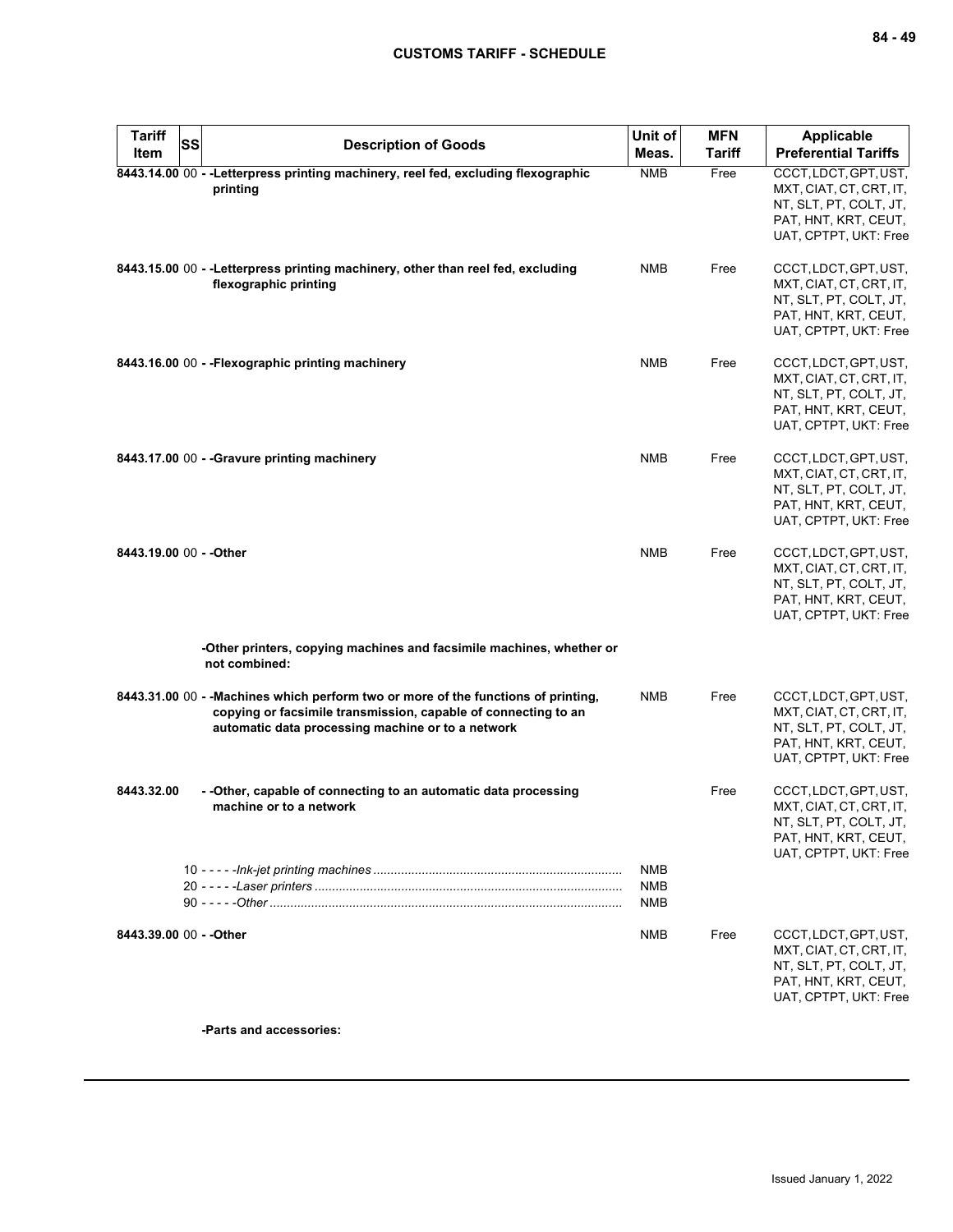| Tariff Item | SS | Description of Goods | Unit of Meas. | MFN Tariff | Applicable Preferential Tariffs |
|---|---|---|---|---|---|
| 8443.14.00 | 00 | - -Letterpress printing machinery, reel fed, excluding flexographic printing | NMB | Free | CCCT, LDCT, GPT, UST, MXT, CIAT, CT, CRT, IT, NT, SLT, PT, COLT, JT, PAT, HNT, KRT, CEUT, UAT, CPTPT, UKT: Free |
| 8443.15.00 | 00 | - -Letterpress printing machinery, other than reel fed, excluding flexographic printing | NMB | Free | CCCT, LDCT, GPT, UST, MXT, CIAT, CT, CRT, IT, NT, SLT, PT, COLT, JT, PAT, HNT, KRT, CEUT, UAT, CPTPT, UKT: Free |
| 8443.16.00 | 00 | - -Flexographic printing machinery | NMB | Free | CCCT, LDCT, GPT, UST, MXT, CIAT, CT, CRT, IT, NT, SLT, PT, COLT, JT, PAT, HNT, KRT, CEUT, UAT, CPTPT, UKT: Free |
| 8443.17.00 | 00 | - -Gravure printing machinery | NMB | Free | CCCT, LDCT, GPT, UST, MXT, CIAT, CT, CRT, IT, NT, SLT, PT, COLT, JT, PAT, HNT, KRT, CEUT, UAT, CPTPT, UKT: Free |
| 8443.19.00 | 00 | - -Other | NMB | Free | CCCT, LDCT, GPT, UST, MXT, CIAT, CT, CRT, IT, NT, SLT, PT, COLT, JT, PAT, HNT, KRT, CEUT, UAT, CPTPT, UKT: Free |
| | | -Other printers, copying machines and facsimile machines, whether or not combined: | | | |
| 8443.31.00 | 00 | - -Machines which perform two or more of the functions of printing, copying or facsimile transmission, capable of connecting to an automatic data processing machine or to a network | NMB | Free | CCCT, LDCT, GPT, UST, MXT, CIAT, CT, CRT, IT, NT, SLT, PT, COLT, JT, PAT, HNT, KRT, CEUT, UAT, CPTPT, UKT: Free |
| 8443.32.00 | | - -Other, capable of connecting to an automatic data processing machine or to a network | | Free | CCCT, LDCT, GPT, UST, MXT, CIAT, CT, CRT, IT, NT, SLT, PT, COLT, JT, PAT, HNT, KRT, CEUT, UAT, CPTPT, UKT: Free |
| | 10 | - - - - -*Ink-jet printing machines* | NMB | | |
| | 20 | - - - - -*Laser printers* | NMB | | |
| | 90 | - - - - -*Other* | NMB | | |
| 8443.39.00 | 00 | - -Other | NMB | Free | CCCT, LDCT, GPT, UST, MXT, CIAT, CT, CRT, IT, NT, SLT, PT, COLT, JT, PAT, HNT, KRT, CEUT, UAT, CPTPT, UKT: Free |
| | | -Parts and accessories: | | | |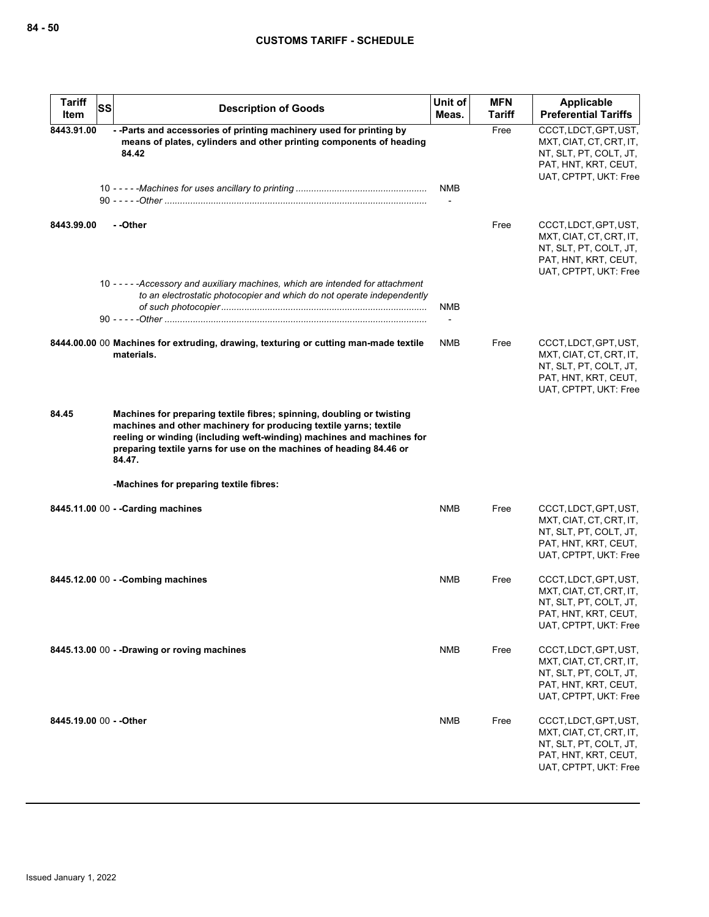| Tariff Item | SS | Description of Goods | Unit of Meas. | MFN Tariff | Applicable Preferential Tariffs |
|---|---|---|---|---|---|
| 8443.91.00 | | - -Parts and accessories of printing machinery used for printing by means of plates, cylinders and other printing components of heading 84.42 | | Free | CCCT, LDCT, GPT, UST, MXT, CIAT, CT, CRT, IT, NT, SLT, PT, COLT, JT, PAT, HNT, KRT, CEUT, UAT, CPTPT, UKT: Free |
| | | 10 - - - - -*Machines for uses ancillary to printing* | NMB | | |
| | | 90 - - - - -*Other* | - | | |
| 8443.99.00 | | - -Other | | Free | CCCT, LDCT, GPT, UST, MXT, CIAT, CT, CRT, IT, NT, SLT, PT, COLT, JT, PAT, HNT, KRT, CEUT, UAT, CPTPT, UKT: Free |
| | | 10 - - - - -*Accessory and auxiliary machines, which are intended for attachment to an electrostatic photocopier and which do not operate independently of such photocopier* | NMB | | |
| | | 90 - - - - -*Other* | - | | |
| 8444.00.00 | 00 | **Machines for extruding, drawing, texturing or cutting man-made textile materials.** | NMB | Free | CCCT, LDCT, GPT, UST, MXT, CIAT, CT, CRT, IT, NT, SLT, PT, COLT, JT, PAT, HNT, KRT, CEUT, UAT, CPTPT, UKT: Free |
| 84.45 | | **Machines for preparing textile fibres; spinning, doubling or twisting machines and other machinery for producing textile yarns; textile reeling or winding (including weft-winding) machines and machines for preparing textile yarns for use on the machines of heading 84.46 or 84.47.** | | | |
| | | **-Machines for preparing textile fibres:** | | | |
| 8445.11.00 | 00 | **- -Carding machines** | NMB | Free | CCCT, LDCT, GPT, UST, MXT, CIAT, CT, CRT, IT, NT, SLT, PT, COLT, JT, PAT, HNT, KRT, CEUT, UAT, CPTPT, UKT: Free |
| 8445.12.00 | 00 | **- -Combing machines** | NMB | Free | CCCT, LDCT, GPT, UST, MXT, CIAT, CT, CRT, IT, NT, SLT, PT, COLT, JT, PAT, HNT, KRT, CEUT, UAT, CPTPT, UKT: Free |
| 8445.13.00 | 00 | **- -Drawing or roving machines** | NMB | Free | CCCT, LDCT, GPT, UST, MXT, CIAT, CT, CRT, IT, NT, SLT, PT, COLT, JT, PAT, HNT, KRT, CEUT, UAT, CPTPT, UKT: Free |
| 8445.19.00 | 00 | **- -Other** | NMB | Free | CCCT, LDCT, GPT, UST, MXT, CIAT, CT, CRT, IT, NT, SLT, PT, COLT, JT, PAT, HNT, KRT, CEUT, UAT, CPTPT, UKT: Free |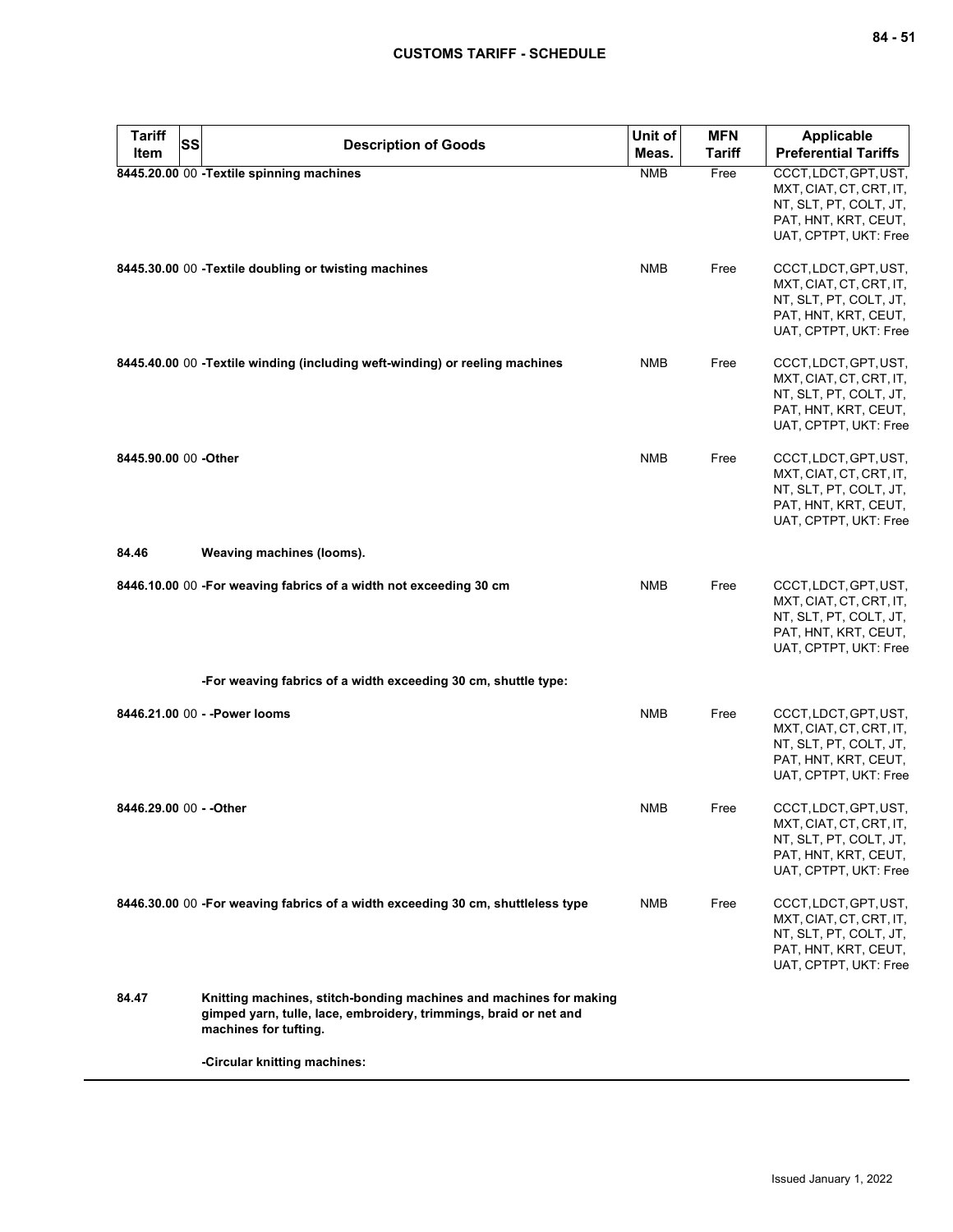| Tariff Item | SS | Description of Goods | Unit of Meas. | MFN Tariff | Applicable Preferential Tariffs |
|---|---|---|---|---|---|
| 8445.20.00 | 00 | -Textile spinning machines | NMB | Free | CCCT, LDCT, GPT, UST, MXT, CIAT, CT, CRT, IT, NT, SLT, PT, COLT, JT, PAT, HNT, KRT, CEUT, UAT, CPTPT, UKT: Free |
| 8445.30.00 | 00 | -Textile doubling or twisting machines | NMB | Free | CCCT, LDCT, GPT, UST, MXT, CIAT, CT, CRT, IT, NT, SLT, PT, COLT, JT, PAT, HNT, KRT, CEUT, UAT, CPTPT, UKT: Free |
| 8445.40.00 | 00 | -Textile winding (including weft-winding) or reeling machines | NMB | Free | CCCT, LDCT, GPT, UST, MXT, CIAT, CT, CRT, IT, NT, SLT, PT, COLT, JT, PAT, HNT, KRT, CEUT, UAT, CPTPT, UKT: Free |
| 8445.90.00 | 00 | -Other | NMB | Free | CCCT, LDCT, GPT, UST, MXT, CIAT, CT, CRT, IT, NT, SLT, PT, COLT, JT, PAT, HNT, KRT, CEUT, UAT, CPTPT, UKT: Free |
| 84.46 | | Weaving machines (looms). | | | |
| 8446.10.00 | 00 | -For weaving fabrics of a width not exceeding 30 cm | NMB | Free | CCCT, LDCT, GPT, UST, MXT, CIAT, CT, CRT, IT, NT, SLT, PT, COLT, JT, PAT, HNT, KRT, CEUT, UAT, CPTPT, UKT: Free |
| | | -For weaving fabrics of a width exceeding 30 cm, shuttle type: | | | |
| 8446.21.00 | 00 | - -Power looms | NMB | Free | CCCT, LDCT, GPT, UST, MXT, CIAT, CT, CRT, IT, NT, SLT, PT, COLT, JT, PAT, HNT, KRT, CEUT, UAT, CPTPT, UKT: Free |
| 8446.29.00 | 00 | - -Other | NMB | Free | CCCT, LDCT, GPT, UST, MXT, CIAT, CT, CRT, IT, NT, SLT, PT, COLT, JT, PAT, HNT, KRT, CEUT, UAT, CPTPT, UKT: Free |
| 8446.30.00 | 00 | -For weaving fabrics of a width exceeding 30 cm, shuttleless type | NMB | Free | CCCT, LDCT, GPT, UST, MXT, CIAT, CT, CRT, IT, NT, SLT, PT, COLT, JT, PAT, HNT, KRT, CEUT, UAT, CPTPT, UKT: Free |
| 84.47 | | Knitting machines, stitch-bonding machines and machines for making gimped yarn, tulle, lace, embroidery, trimmings, braid or net and machines for tufting. | | | |
| | | -Circular knitting machines: | | | |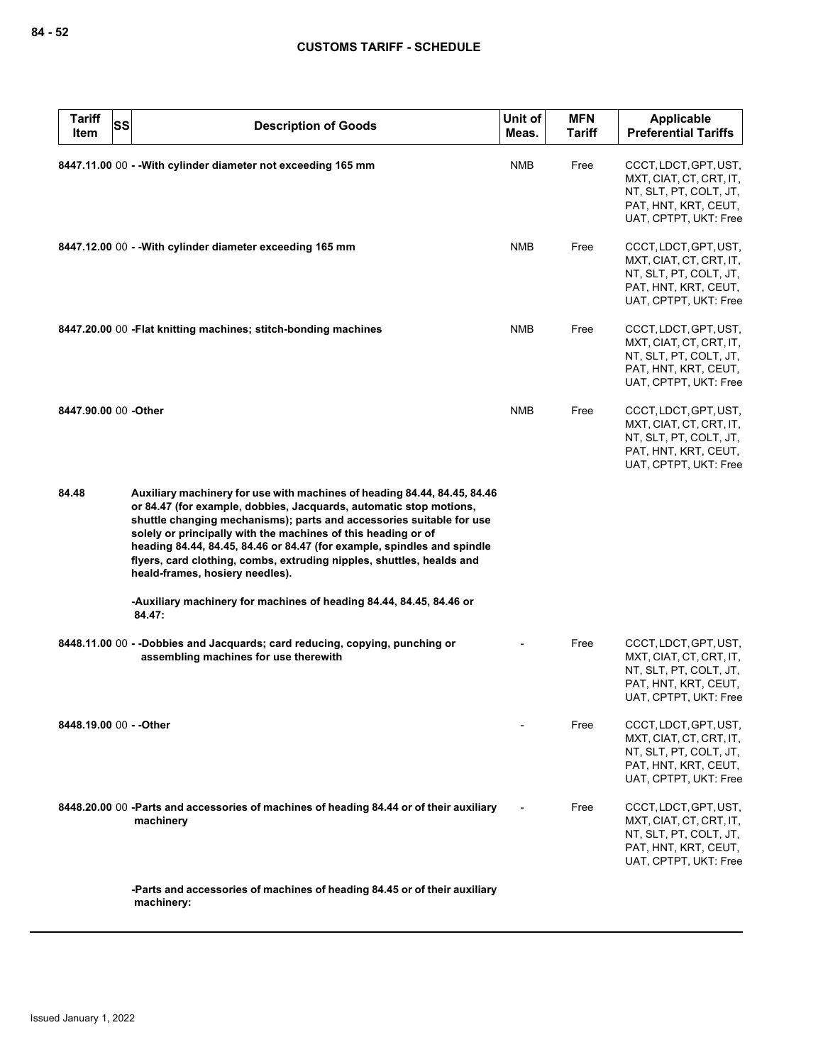| Tariff Item | SS | Description of Goods | Unit of Meas. | MFN Tariff | Applicable Preferential Tariffs |
|---|---|---|---|---|---|
| 8447.11.00 | 00 | - -With cylinder diameter not exceeding 165 mm | NMB | Free | CCCT, LDCT, GPT, UST, MXT, CIAT, CT, CRT, IT, NT, SLT, PT, COLT, JT, PAT, HNT, KRT, CEUT, UAT, CPTPT, UKT: Free |
| 8447.12.00 | 00 | - -With cylinder diameter exceeding 165 mm | NMB | Free | CCCT, LDCT, GPT, UST, MXT, CIAT, CT, CRT, IT, NT, SLT, PT, COLT, JT, PAT, HNT, KRT, CEUT, UAT, CPTPT, UKT: Free |
| 8447.20.00 | 00 | -Flat knitting machines; stitch-bonding machines | NMB | Free | CCCT, LDCT, GPT, UST, MXT, CIAT, CT, CRT, IT, NT, SLT, PT, COLT, JT, PAT, HNT, KRT, CEUT, UAT, CPTPT, UKT: Free |
| 8447.90.00 | 00 | -Other | NMB | Free | CCCT, LDCT, GPT, UST, MXT, CIAT, CT, CRT, IT, NT, SLT, PT, COLT, JT, PAT, HNT, KRT, CEUT, UAT, CPTPT, UKT: Free |
| 84.48 | | Auxiliary machinery for use with machines of heading 84.44, 84.45, 84.46 or 84.47 (for example, dobbies, Jacquards, automatic stop motions, shuttle changing mechanisms); parts and accessories suitable for use solely or principally with the machines of this heading or of heading 84.44, 84.45, 84.46 or 84.47 (for example, spindles and spindle flyers, card clothing, combs, extruding nipples, shuttles, healds and heald-frames, hosiery needles). | | | |
| | | -Auxiliary machinery for machines of heading 84.44, 84.45, 84.46 or 84.47: | | | |
| 8448.11.00 | 00 | - -Dobbies and Jacquards; card reducing, copying, punching or assembling machines for use therewith | - | Free | CCCT, LDCT, GPT, UST, MXT, CIAT, CT, CRT, IT, NT, SLT, PT, COLT, JT, PAT, HNT, KRT, CEUT, UAT, CPTPT, UKT: Free |
| 8448.19.00 | 00 | - -Other | - | Free | CCCT, LDCT, GPT, UST, MXT, CIAT, CT, CRT, IT, NT, SLT, PT, COLT, JT, PAT, HNT, KRT, CEUT, UAT, CPTPT, UKT: Free |
| 8448.20.00 | 00 | -Parts and accessories of machines of heading 84.44 or of their auxiliary machinery | - | Free | CCCT, LDCT, GPT, UST, MXT, CIAT, CT, CRT, IT, NT, SLT, PT, COLT, JT, PAT, HNT, KRT, CEUT, UAT, CPTPT, UKT: Free |
| | | -Parts and accessories of machines of heading 84.45 or of their auxiliary machinery: | | | |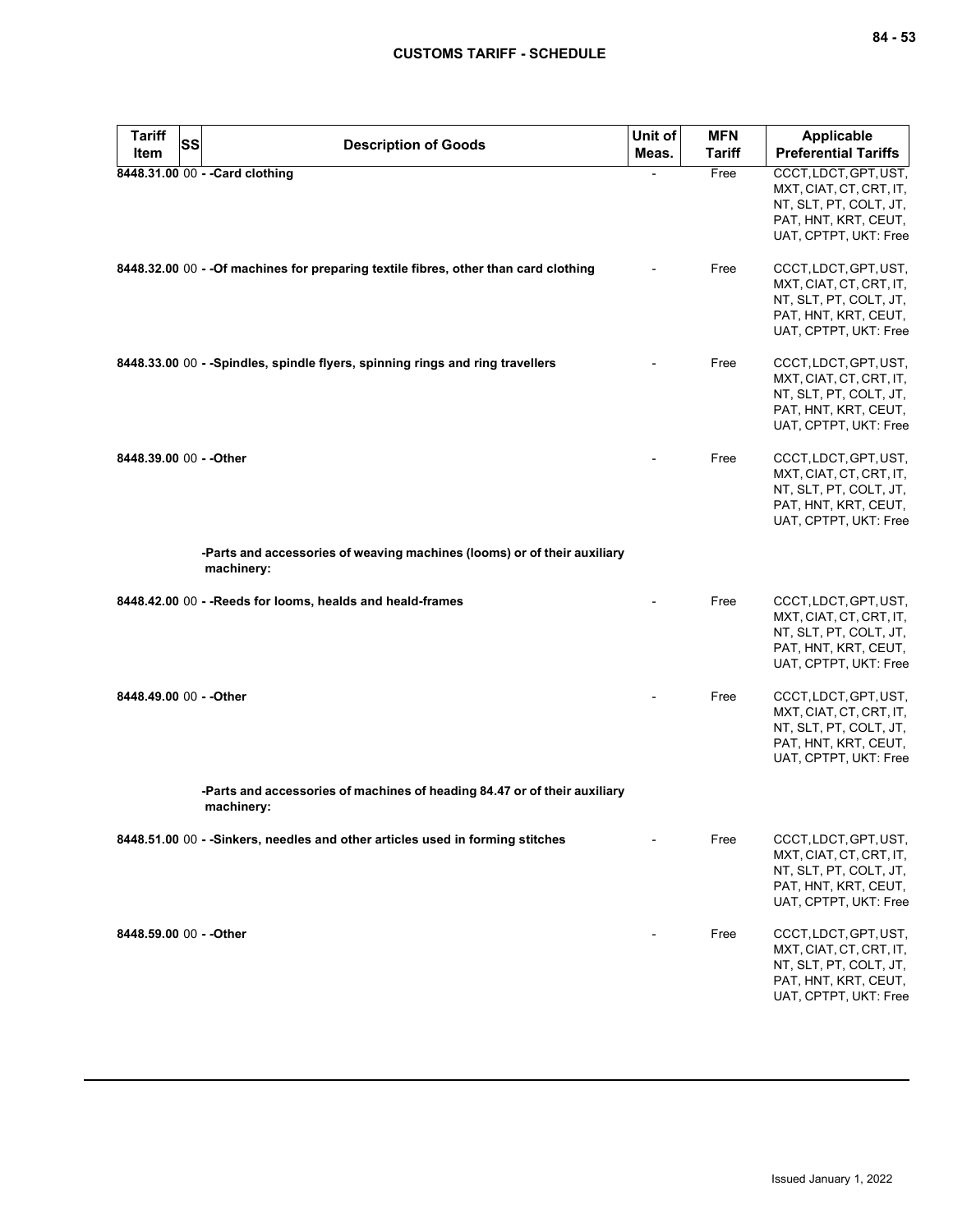| Tariff Item | SS | Description of Goods | Unit of Meas. | MFN Tariff | Applicable Preferential Tariffs |
|---|---|---|---|---|---|
| 8448.31.00 | 00 | - -Card clothing | - | Free | CCCT, LDCT, GPT, UST, MXT, CIAT, CT, CRT, IT, NT, SLT, PT, COLT, JT, PAT, HNT, KRT, CEUT, UAT, CPTPT, UKT: Free |
| 8448.32.00 | 00 | - -Of machines for preparing textile fibres, other than card clothing | - | Free | CCCT, LDCT, GPT, UST, MXT, CIAT, CT, CRT, IT, NT, SLT, PT, COLT, JT, PAT, HNT, KRT, CEUT, UAT, CPTPT, UKT: Free |
| 8448.33.00 | 00 | - -Spindles, spindle flyers, spinning rings and ring travellers | - | Free | CCCT, LDCT, GPT, UST, MXT, CIAT, CT, CRT, IT, NT, SLT, PT, COLT, JT, PAT, HNT, KRT, CEUT, UAT, CPTPT, UKT: Free |
| 8448.39.00 | 00 | - -Other | - | Free | CCCT, LDCT, GPT, UST, MXT, CIAT, CT, CRT, IT, NT, SLT, PT, COLT, JT, PAT, HNT, KRT, CEUT, UAT, CPTPT, UKT: Free |
| | | -Parts and accessories of weaving machines (looms) or of their auxiliary machinery: | | | |
| 8448.42.00 | 00 | - -Reeds for looms, healds and heald-frames | - | Free | CCCT, LDCT, GPT, UST, MXT, CIAT, CT, CRT, IT, NT, SLT, PT, COLT, JT, PAT, HNT, KRT, CEUT, UAT, CPTPT, UKT: Free |
| 8448.49.00 | 00 | - -Other | - | Free | CCCT, LDCT, GPT, UST, MXT, CIAT, CT, CRT, IT, NT, SLT, PT, COLT, JT, PAT, HNT, KRT, CEUT, UAT, CPTPT, UKT: Free |
| | | -Parts and accessories of machines of heading 84.47 or of their auxiliary machinery: | | | |
| 8448.51.00 | 00 | - -Sinkers, needles and other articles used in forming stitches | - | Free | CCCT, LDCT, GPT, UST, MXT, CIAT, CT, CRT, IT, NT, SLT, PT, COLT, JT, PAT, HNT, KRT, CEUT, UAT, CPTPT, UKT: Free |
| 8448.59.00 | 00 | - -Other | - | Free | CCCT, LDCT, GPT, UST, MXT, CIAT, CT, CRT, IT, NT, SLT, PT, COLT, JT, PAT, HNT, KRT, CEUT, UAT, CPTPT, UKT: Free |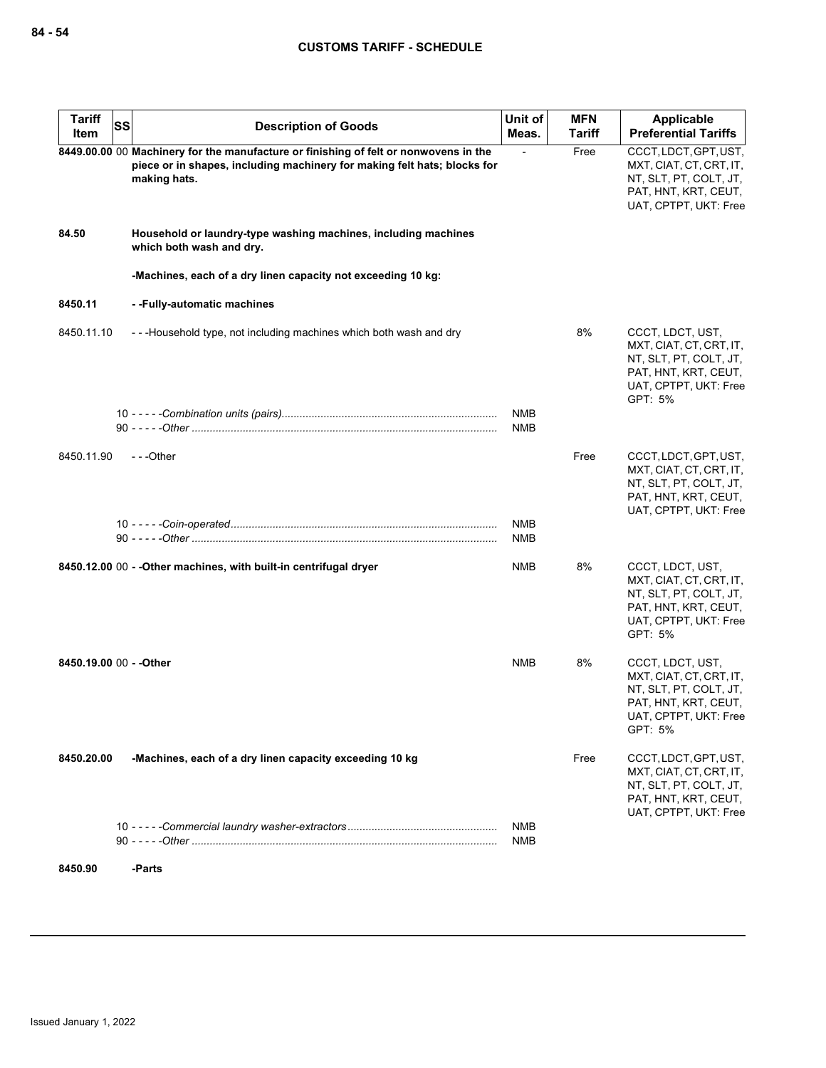| Tariff Item | SS | Description of Goods | Unit of Meas. | MFN Tariff | Applicable Preferential Tariffs |
|---|---|---|---|---|---|
| **8449.00.00** | 00 | **Machinery for the manufacture or finishing of felt or nonwovens in the piece or in shapes, including machinery for making felt hats; blocks for making hats.** | - | Free | CCCT, LDCT, GPT, UST, MXT, CIAT, CT, CRT, IT, NT, SLT, PT, COLT, JT, PAT, HNT, KRT, CEUT, UAT, CPTPT, UKT: Free |
| **84.50** | | **Household or laundry-type washing machines, including machines which both wash and dry.** | | | |
| | | **-Machines, each of a dry linen capacity not exceeding 10 kg:** | | | |
| **8450.11** | | **- -Fully-automatic machines** | | | |
| 8450.11.10 | | - - -Household type, not including machines which both wash and dry | | 8% | CCCT, LDCT, UST, MXT, CIAT, CT, CRT, IT, NT, SLT, PT, COLT, JT, PAT, HNT, KRT, CEUT, UAT, CPTPT, UKT: Free<br>GPT: 5% |
| | 10 | - - - - -*Combination units (pairs)* | NMB | | |
| | 90 | - - - - -*Other* | NMB | | |
| 8450.11.90 | | - - -Other | | Free | CCCT, LDCT, GPT, UST, MXT, CIAT, CT, CRT, IT, NT, SLT, PT, COLT, JT, PAT, HNT, KRT, CEUT, UAT, CPTPT, UKT: Free |
| | 10 | - - - - -*Coin-operated* | NMB | | |
| | 90 | - - - - -*Other* | NMB | | |
| **8450.12.00** | 00 | **- -Other machines, with built-in centrifugal dryer** | NMB | 8% | CCCT, LDCT, UST, MXT, CIAT, CT, CRT, IT, NT, SLT, PT, COLT, JT, PAT, HNT, KRT, CEUT, UAT, CPTPT, UKT: Free<br>GPT: 5% |
| **8450.19.00** | 00 | **- -Other** | NMB | 8% | CCCT, LDCT, UST, MXT, CIAT, CT, CRT, IT, NT, SLT, PT, COLT, JT, PAT, HNT, KRT, CEUT, UAT, CPTPT, UKT: Free<br>GPT: 5% |
| **8450.20.00** | | **-Machines, each of a dry linen capacity exceeding 10 kg** | | Free | CCCT, LDCT, GPT, UST, MXT, CIAT, CT, CRT, IT, NT, SLT, PT, COLT, JT, PAT, HNT, KRT, CEUT, UAT, CPTPT, UKT: Free |
| | 10 | - - - - -*Commercial laundry washer-extractors* | NMB | | |
| | 90 | - - - - -*Other* | NMB | | |
| **8450.90** | | **-Parts** | | | |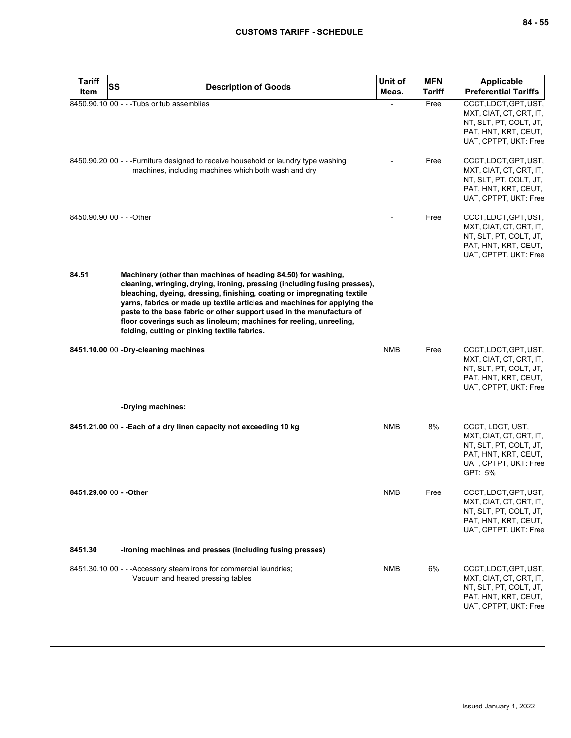| Tariff Item | SS | Description of Goods | Unit of Meas. | MFN Tariff | Applicable Preferential Tariffs |
|---|---|---|---|---|---|
| 8450.90.10 | 00 | - - -Tubs or tub assemblies | - | Free | CCCT, LDCT, GPT, UST, MXT, CIAT, CT, CRT, IT, NT, SLT, PT, COLT, JT, PAT, HNT, KRT, CEUT, UAT, CPTPT, UKT: Free |
| 8450.90.20 | 00 | - - -Furniture designed to receive household or laundry type washing machines, including machines which both wash and dry | - | Free | CCCT, LDCT, GPT, UST, MXT, CIAT, CT, CRT, IT, NT, SLT, PT, COLT, JT, PAT, HNT, KRT, CEUT, UAT, CPTPT, UKT: Free |
| 8450.90.90 | 00 | - - -Other | - | Free | CCCT, LDCT, GPT, UST, MXT, CIAT, CT, CRT, IT, NT, SLT, PT, COLT, JT, PAT, HNT, KRT, CEUT, UAT, CPTPT, UKT: Free |
| **84.51** | | **Machinery (other than machines of heading 84.50) for washing, cleaning, wringing, drying, ironing, pressing (including fusing presses), bleaching, dyeing, dressing, finishing, coating or impregnating textile yarns, fabrics or made up textile articles and machines for applying the paste to the base fabric or other support used in the manufacture of floor coverings such as linoleum; machines for reeling, unreeling, folding, cutting or pinking textile fabrics.** | | | |
| **8451.10.00** | 00 | **-Dry-cleaning machines** | NMB | Free | CCCT, LDCT, GPT, UST, MXT, CIAT, CT, CRT, IT, NT, SLT, PT, COLT, JT, PAT, HNT, KRT, CEUT, UAT, CPTPT, UKT: Free |
| | | **-Drying machines:** | | | |
| **8451.21.00** | 00 | **- -Each of a dry linen capacity not exceeding 10 kg** | NMB | 8% | CCCT, LDCT, UST, MXT, CIAT, CT, CRT, IT, NT, SLT, PT, COLT, JT, PAT, HNT, KRT, CEUT, UAT, CPTPT, UKT: Free<br>GPT: 5% |
| **8451.29.00** | 00 | **- -Other** | NMB | Free | CCCT, LDCT, GPT, UST, MXT, CIAT, CT, CRT, IT, NT, SLT, PT, COLT, JT, PAT, HNT, KRT, CEUT, UAT, CPTPT, UKT: Free |
| **8451.30** | | **-Ironing machines and presses (including fusing presses)** | | | |
| 8451.30.10 | 00 | - - -Accessory steam irons for commercial laundries; Vacuum and heated pressing tables | NMB | 6% | CCCT, LDCT, GPT, UST, MXT, CIAT, CT, CRT, IT, NT, SLT, PT, COLT, JT, PAT, HNT, KRT, CEUT, UAT, CPTPT, UKT: Free |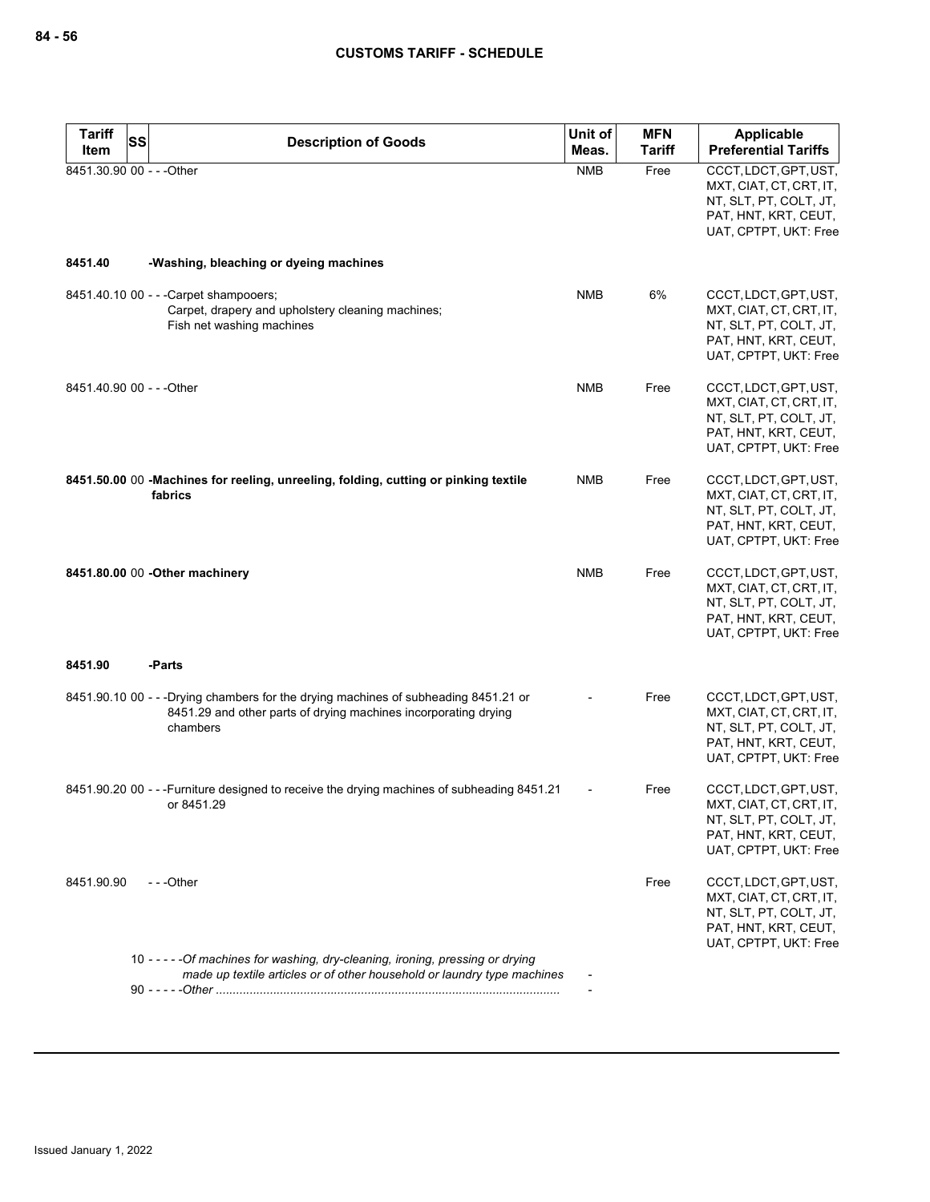| Tariff Item | SS | Description of Goods | Unit of Meas. | MFN Tariff | Applicable Preferential Tariffs |
|---|---|---|---|---|---|
| 8451.30.90 | 00 | - - -Other | NMB | Free | CCCT, LDCT, GPT, UST, MXT, CIAT, CT, CRT, IT, NT, SLT, PT, COLT, JT, PAT, HNT, KRT, CEUT, UAT, CPTPT, UKT: Free |
| **8451.40** | | **-Washing, bleaching or dyeing machines** | | | |
| 8451.40.10 | 00 | - - -Carpet shampooers;<br>Carpet, drapery and upholstery cleaning machines;<br>Fish net washing machines | NMB | 6% | CCCT, LDCT, GPT, UST, MXT, CIAT, CT, CRT, IT, NT, SLT, PT, COLT, JT, PAT, HNT, KRT, CEUT, UAT, CPTPT, UKT: Free |
| 8451.40.90 | 00 | - - -Other | NMB | Free | CCCT, LDCT, GPT, UST, MXT, CIAT, CT, CRT, IT, NT, SLT, PT, COLT, JT, PAT, HNT, KRT, CEUT, UAT, CPTPT, UKT: Free |
| **8451.50.00** | 00 | **-Machines for reeling, unreeling, folding, cutting or pinking textile fabrics** | NMB | Free | CCCT, LDCT, GPT, UST, MXT, CIAT, CT, CRT, IT, NT, SLT, PT, COLT, JT, PAT, HNT, KRT, CEUT, UAT, CPTPT, UKT: Free |
| **8451.80.00** | 00 | **-Other machinery** | NMB | Free | CCCT, LDCT, GPT, UST, MXT, CIAT, CT, CRT, IT, NT, SLT, PT, COLT, JT, PAT, HNT, KRT, CEUT, UAT, CPTPT, UKT: Free |
| **8451.90** | | **-Parts** | | | |
| 8451.90.10 | 00 | - - -Drying chambers for the drying machines of subheading 8451.21 or 8451.29 and other parts of drying machines incorporating drying chambers | - | Free | CCCT, LDCT, GPT, UST, MXT, CIAT, CT, CRT, IT, NT, SLT, PT, COLT, JT, PAT, HNT, KRT, CEUT, UAT, CPTPT, UKT: Free |
| 8451.90.20 | 00 | - - -Furniture designed to receive the drying machines of subheading 8451.21 or 8451.29 | - | Free | CCCT, LDCT, GPT, UST, MXT, CIAT, CT, CRT, IT, NT, SLT, PT, COLT, JT, PAT, HNT, KRT, CEUT, UAT, CPTPT, UKT: Free |
| 8451.90.90 | | - - -Other | | Free | CCCT, LDCT, GPT, UST, MXT, CIAT, CT, CRT, IT, NT, SLT, PT, COLT, JT, PAT, HNT, KRT, CEUT, UAT, CPTPT, UKT: Free |
| | 10 | - - - - -*Of machines for washing, dry-cleaning, ironing, pressing or drying made up textile articles or of other household or laundry type machines* | - | | |
| | 90 | - - - - -*Other* | - | | |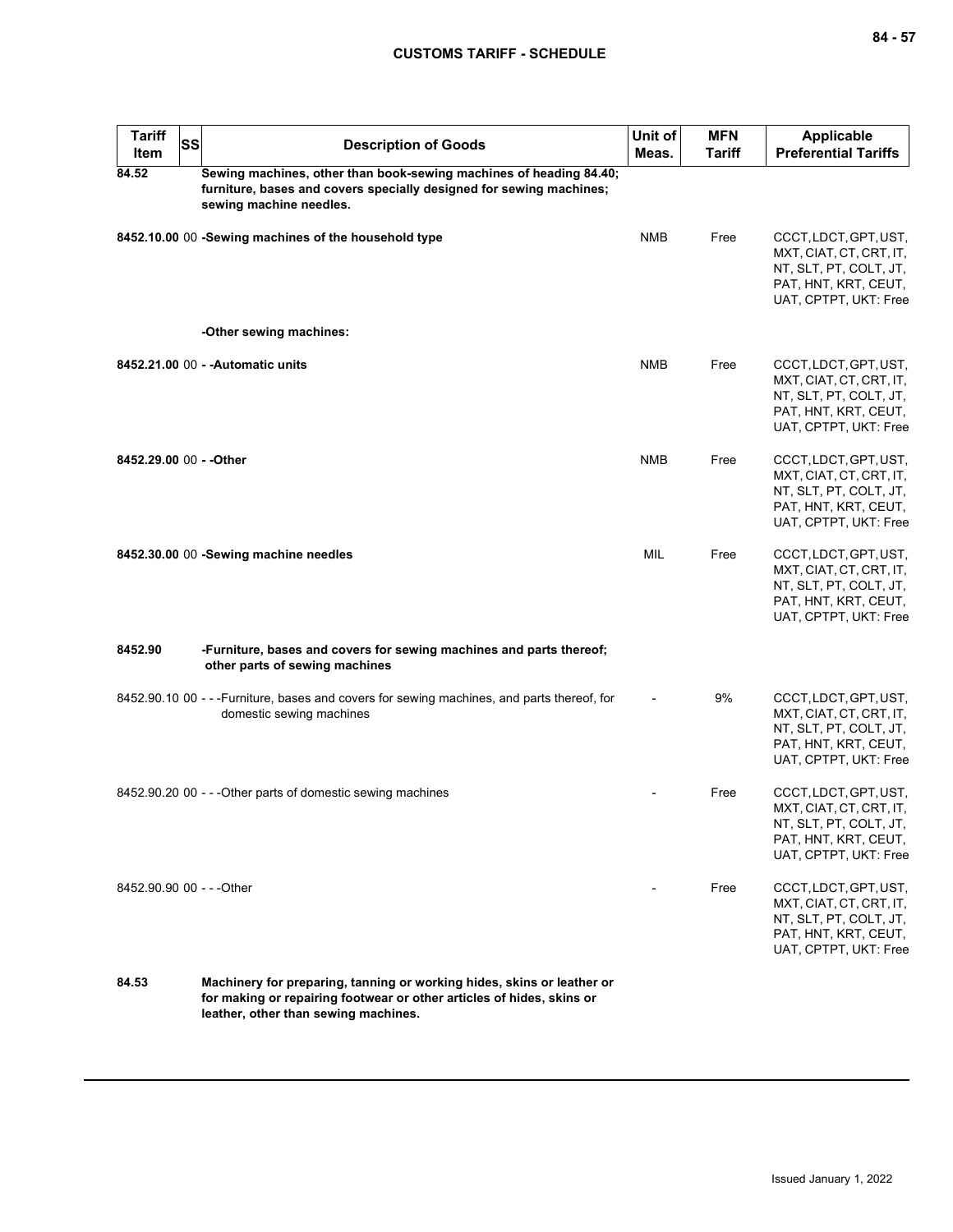| Tariff Item | SS | Description of Goods | Unit of Meas. | MFN Tariff | Applicable Preferential Tariffs |
|---|---|---|---|---|---|
| **84.52** | | **Sewing machines, other than book-sewing machines of heading 84.40; furniture, bases and covers specially designed for sewing machines; sewing machine needles.** | | | |
| **8452.10.00** | 00 | **-Sewing machines of the household type** | NMB | Free | CCCT, LDCT, GPT, UST, MXT, CIAT, CT, CRT, IT, NT, SLT, PT, COLT, JT, PAT, HNT, KRT, CEUT, UAT, CPTPT, UKT: Free |
| | | **-Other sewing machines:** | | | |
| **8452.21.00** | 00 | **- -Automatic units** | NMB | Free | CCCT, LDCT, GPT, UST, MXT, CIAT, CT, CRT, IT, NT, SLT, PT, COLT, JT, PAT, HNT, KRT, CEUT, UAT, CPTPT, UKT: Free |
| **8452.29.00** | 00 | **- -Other** | NMB | Free | CCCT, LDCT, GPT, UST, MXT, CIAT, CT, CRT, IT, NT, SLT, PT, COLT, JT, PAT, HNT, KRT, CEUT, UAT, CPTPT, UKT: Free |
| **8452.30.00** | 00 | **-Sewing machine needles** | MIL | Free | CCCT, LDCT, GPT, UST, MXT, CIAT, CT, CRT, IT, NT, SLT, PT, COLT, JT, PAT, HNT, KRT, CEUT, UAT, CPTPT, UKT: Free |
| **8452.90** | | **-Furniture, bases and covers for sewing machines and parts thereof; other parts of sewing machines** | | | |
| 8452.90.10 | 00 | - - -Furniture, bases and covers for sewing machines, and parts thereof, for domestic sewing machines | - | 9% | CCCT, LDCT, GPT, UST, MXT, CIAT, CT, CRT, IT, NT, SLT, PT, COLT, JT, PAT, HNT, KRT, CEUT, UAT, CPTPT, UKT: Free |
| 8452.90.20 | 00 | - - -Other parts of domestic sewing machines | - | Free | CCCT, LDCT, GPT, UST, MXT, CIAT, CT, CRT, IT, NT, SLT, PT, COLT, JT, PAT, HNT, KRT, CEUT, UAT, CPTPT, UKT: Free |
| 8452.90.90 | 00 | - - -Other | - | Free | CCCT, LDCT, GPT, UST, MXT, CIAT, CT, CRT, IT, NT, SLT, PT, COLT, JT, PAT, HNT, KRT, CEUT, UAT, CPTPT, UKT: Free |
| **84.53** | | **Machinery for preparing, tanning or working hides, skins or leather or for making or repairing footwear or other articles of hides, skins or leather, other than sewing machines.** | | | |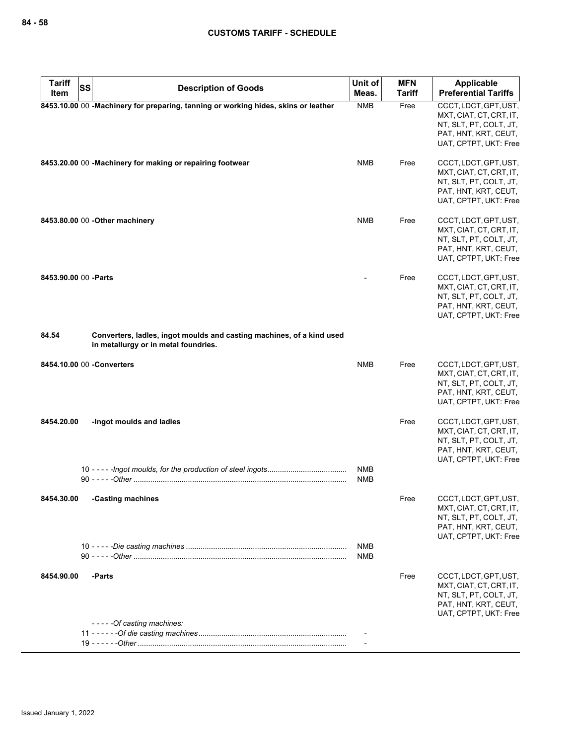| Tariff Item | SS | Description of Goods | Unit of Meas. | MFN Tariff | Applicable Preferential Tariffs |
|---|---|---|---|---|---|
| 8453.10.00 | 00 | **-Machinery for preparing, tanning or working hides, skins or leather** | NMB | Free | CCCT, LDCT, GPT, UST, MXT, CIAT, CT, CRT, IT, NT, SLT, PT, COLT, JT, PAT, HNT, KRT, CEUT, UAT, CPTPT, UKT: Free |
| 8453.20.00 | 00 | **-Machinery for making or repairing footwear** | NMB | Free | CCCT, LDCT, GPT, UST, MXT, CIAT, CT, CRT, IT, NT, SLT, PT, COLT, JT, PAT, HNT, KRT, CEUT, UAT, CPTPT, UKT: Free |
| 8453.80.00 | 00 | **-Other machinery** | NMB | Free | CCCT, LDCT, GPT, UST, MXT, CIAT, CT, CRT, IT, NT, SLT, PT, COLT, JT, PAT, HNT, KRT, CEUT, UAT, CPTPT, UKT: Free |
| 8453.90.00 | 00 | **-Parts** | - | Free | CCCT, LDCT, GPT, UST, MXT, CIAT, CT, CRT, IT, NT, SLT, PT, COLT, JT, PAT, HNT, KRT, CEUT, UAT, CPTPT, UKT: Free |
| **84.54** | | **Converters, ladles, ingot moulds and casting machines, of a kind used in metallurgy or in metal foundries.** | | | |
| 8454.10.00 | 00 | **-Converters** | NMB | Free | CCCT, LDCT, GPT, UST, MXT, CIAT, CT, CRT, IT, NT, SLT, PT, COLT, JT, PAT, HNT, KRT, CEUT, UAT, CPTPT, UKT: Free |
| 8454.20.00 | | **-Ingot moulds and ladles** | | Free | CCCT, LDCT, GPT, UST, MXT, CIAT, CT, CRT, IT, NT, SLT, PT, COLT, JT, PAT, HNT, KRT, CEUT, UAT, CPTPT, UKT: Free |
| | 10 | - - - - -*Ingot moulds, for the production of steel ingots* | NMB | | |
| | 90 | - - - - -*Other* | NMB | | |
| 8454.30.00 | | **-Casting machines** | | Free | CCCT, LDCT, GPT, UST, MXT, CIAT, CT, CRT, IT, NT, SLT, PT, COLT, JT, PAT, HNT, KRT, CEUT, UAT, CPTPT, UKT: Free |
| | 10 | - - - - -*Die casting machines* | NMB | | |
| | 90 | - - - - -*Other* | NMB | | |
| 8454.90.00 | | **-Parts** | | Free | CCCT, LDCT, GPT, UST, MXT, CIAT, CT, CRT, IT, NT, SLT, PT, COLT, JT, PAT, HNT, KRT, CEUT, UAT, CPTPT, UKT: Free |
| | | - - - - -*Of casting machines:* | | | |
| | 11 | - - - - - -*Of die casting machines* | - | | |
| | 19 | - - - - - -*Other* | - | | |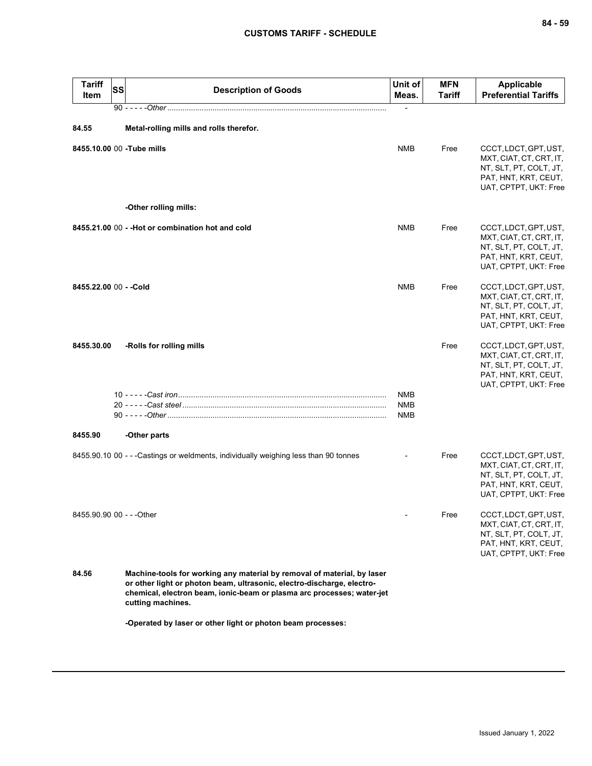| Tariff Item | SS | Description of Goods | Unit of Meas. | MFN Tariff | Applicable Preferential Tariffs |
|---|---|---|---|---|---|
| | 90 | - - - - -*Other* | - | | |
| **84.55** | | **Metal-rolling mills and rolls therefor.** | | | |
| **8455.10.00** | 00 | **-Tube mills** | NMB | Free | CCCT, LDCT, GPT, UST, MXT, CIAT, CT, CRT, IT, NT, SLT, PT, COLT, JT, PAT, HNT, KRT, CEUT, UAT, CPTPT, UKT: Free |
| | | **-Other rolling mills:** | | | |
| **8455.21.00** | 00 | **- -Hot or combination hot and cold** | NMB | Free | CCCT, LDCT, GPT, UST, MXT, CIAT, CT, CRT, IT, NT, SLT, PT, COLT, JT, PAT, HNT, KRT, CEUT, UAT, CPTPT, UKT: Free |
| **8455.22.00** | 00 | **- -Cold** | NMB | Free | CCCT, LDCT, GPT, UST, MXT, CIAT, CT, CRT, IT, NT, SLT, PT, COLT, JT, PAT, HNT, KRT, CEUT, UAT, CPTPT, UKT: Free |
| **8455.30.00** | | **-Rolls for rolling mills** | | Free | CCCT, LDCT, GPT, UST, MXT, CIAT, CT, CRT, IT, NT, SLT, PT, COLT, JT, PAT, HNT, KRT, CEUT, UAT, CPTPT, UKT: Free |
| | 10 | - - - - -*Cast iron* | NMB | | |
| | 20 | - - - - -*Cast steel* | NMB | | |
| | 90 | - - - - -*Other* | NMB | | |
| **8455.90** | | **-Other parts** | | | |
| 8455.90.10 | 00 | - - -Castings or weldments, individually weighing less than 90 tonnes | - | Free | CCCT, LDCT, GPT, UST, MXT, CIAT, CT, CRT, IT, NT, SLT, PT, COLT, JT, PAT, HNT, KRT, CEUT, UAT, CPTPT, UKT: Free |
| 8455.90.90 | 00 | - - -Other | - | Free | CCCT, LDCT, GPT, UST, MXT, CIAT, CT, CRT, IT, NT, SLT, PT, COLT, JT, PAT, HNT, KRT, CEUT, UAT, CPTPT, UKT: Free |
| **84.56** | | **Machine-tools for working any material by removal of material, by laser or other light or photon beam, ultrasonic, electro-discharge, electro-chemical, electron beam, ionic-beam or plasma arc processes; water-jet cutting machines.** | | | |
| | | **-Operated by laser or other light or photon beam processes:** | | | |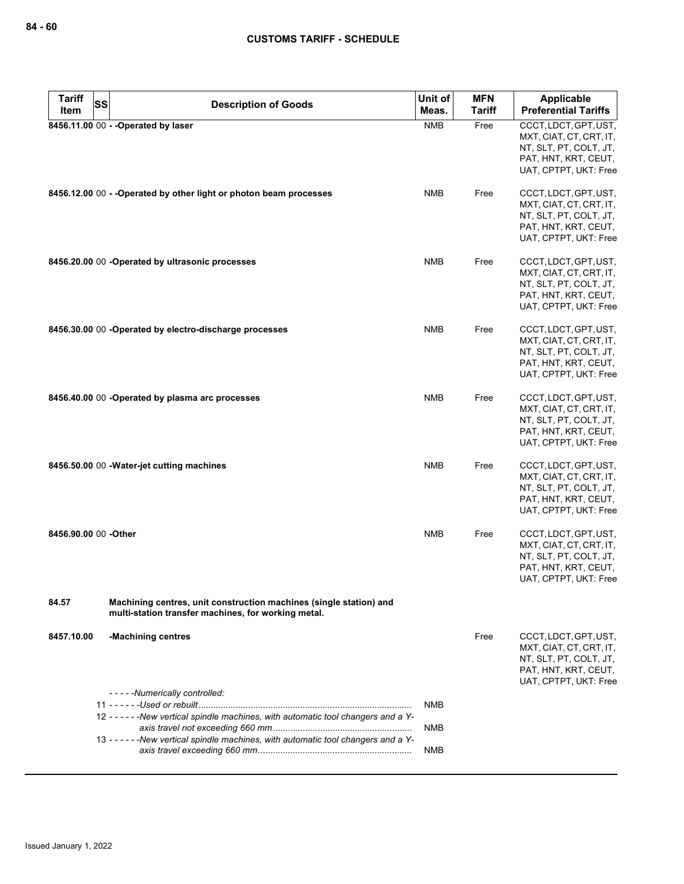| Tariff Item | SS | Description of Goods | Unit of Meas. | MFN Tariff | Applicable Preferential Tariffs |
|---|---|---|---|---|---|
| 8456.11.00 | 00 | - -Operated by laser | NMB | Free | CCCT, LDCT, GPT, UST, MXT, CIAT, CT, CRT, IT, NT, SLT, PT, COLT, JT, PAT, HNT, KRT, CEUT, UAT, CPTPT, UKT: Free |
| 8456.12.00 | 00 | - -Operated by other light or photon beam processes | NMB | Free | CCCT, LDCT, GPT, UST, MXT, CIAT, CT, CRT, IT, NT, SLT, PT, COLT, JT, PAT, HNT, KRT, CEUT, UAT, CPTPT, UKT: Free |
| 8456.20.00 | 00 | -Operated by ultrasonic processes | NMB | Free | CCCT, LDCT, GPT, UST, MXT, CIAT, CT, CRT, IT, NT, SLT, PT, COLT, JT, PAT, HNT, KRT, CEUT, UAT, CPTPT, UKT: Free |
| 8456.30.00 | 00 | -Operated by electro-discharge processes | NMB | Free | CCCT, LDCT, GPT, UST, MXT, CIAT, CT, CRT, IT, NT, SLT, PT, COLT, JT, PAT, HNT, KRT, CEUT, UAT, CPTPT, UKT: Free |
| 8456.40.00 | 00 | -Operated by plasma arc processes | NMB | Free | CCCT, LDCT, GPT, UST, MXT, CIAT, CT, CRT, IT, NT, SLT, PT, COLT, JT, PAT, HNT, KRT, CEUT, UAT, CPTPT, UKT: Free |
| 8456.50.00 | 00 | -Water-jet cutting machines | NMB | Free | CCCT, LDCT, GPT, UST, MXT, CIAT, CT, CRT, IT, NT, SLT, PT, COLT, JT, PAT, HNT, KRT, CEUT, UAT, CPTPT, UKT: Free |
| 8456.90.00 | 00 | -Other | NMB | Free | CCCT, LDCT, GPT, UST, MXT, CIAT, CT, CRT, IT, NT, SLT, PT, COLT, JT, PAT, HNT, KRT, CEUT, UAT, CPTPT, UKT: Free |
| 84.57 | | Machining centres, unit construction machines (single station) and multi-station transfer machines, for working metal. | | | |
| 8457.10.00 | | -Machining centres | | Free | CCCT, LDCT, GPT, UST, MXT, CIAT, CT, CRT, IT, NT, SLT, PT, COLT, JT, PAT, HNT, KRT, CEUT, UAT, CPTPT, UKT: Free |
| | | *- - - - -Numerically controlled:* | | | |
| | 11 | *- - - - - -Used or rebuilt* | NMB | | |
| | 12 | *- - - - - -New vertical spindle machines, with automatic tool changers and a Y-axis travel not exceeding 660 mm* | NMB | | |
| | 13 | *- - - - - -New vertical spindle machines, with automatic tool changers and a Y-axis travel exceeding 660 mm* | NMB | | |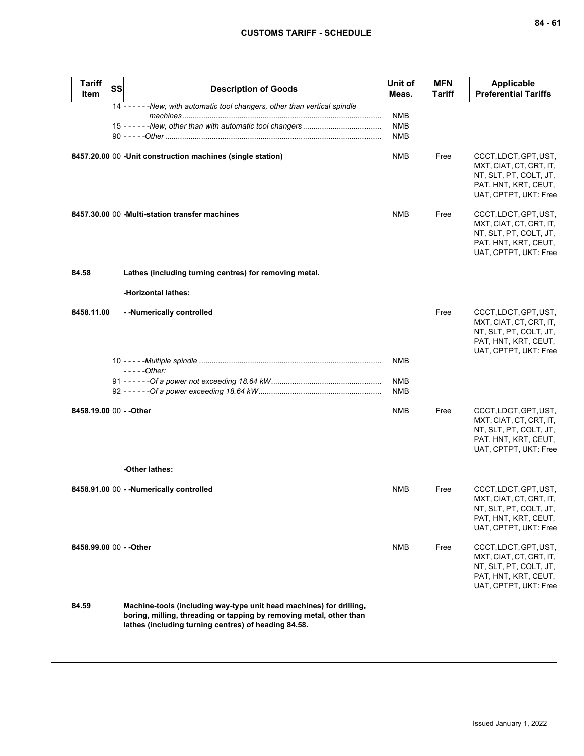| Tariff Item | SS | Description of Goods | Unit of Meas. | MFN Tariff | Applicable Preferential Tariffs |
|---|---|---|---|---|---|
| | | 14 - - - - - -*New, with automatic tool changers, other than vertical spindle machines* | NMB | | |
| | | 15 - - - - - -*New, other than with automatic tool changers* | NMB | | |
| | | 90 - - - - -*Other* | NMB | | |
| **8457.20.00** | 00 | **-Unit construction machines (single station)** | NMB | Free | CCCT, LDCT, GPT, UST, MXT, CIAT, CT, CRT, IT, NT, SLT, PT, COLT, JT, PAT, HNT, KRT, CEUT, UAT, CPTPT, UKT: Free |
| **8457.30.00** | 00 | **-Multi-station transfer machines** | NMB | Free | CCCT, LDCT, GPT, UST, MXT, CIAT, CT, CRT, IT, NT, SLT, PT, COLT, JT, PAT, HNT, KRT, CEUT, UAT, CPTPT, UKT: Free |
| **84.58** | | **Lathes (including turning centres) for removing metal.** | | | |
| | | **-Horizontal lathes:** | | | |
| **8458.11.00** | | **- -Numerically controlled** | | Free | CCCT, LDCT, GPT, UST, MXT, CIAT, CT, CRT, IT, NT, SLT, PT, COLT, JT, PAT, HNT, KRT, CEUT, UAT, CPTPT, UKT: Free |
| | | 10 - - - - -*Multiple spindle* | NMB | | |
| | | - - - - -*Other:* | | | |
| | | 91 - - - - - -*Of a power not exceeding 18.64 kW* | NMB | | |
| | | 92 - - - - - -*Of a power exceeding 18.64 kW* | NMB | | |
| **8458.19.00** | 00 | **- -Other** | NMB | Free | CCCT, LDCT, GPT, UST, MXT, CIAT, CT, CRT, IT, NT, SLT, PT, COLT, JT, PAT, HNT, KRT, CEUT, UAT, CPTPT, UKT: Free |
| | | **-Other lathes:** | | | |
| **8458.91.00** | 00 | **- -Numerically controlled** | NMB | Free | CCCT, LDCT, GPT, UST, MXT, CIAT, CT, CRT, IT, NT, SLT, PT, COLT, JT, PAT, HNT, KRT, CEUT, UAT, CPTPT, UKT: Free |
| **8458.99.00** | 00 | **- -Other** | NMB | Free | CCCT, LDCT, GPT, UST, MXT, CIAT, CT, CRT, IT, NT, SLT, PT, COLT, JT, PAT, HNT, KRT, CEUT, UAT, CPTPT, UKT: Free |
| **84.59** | | **Machine-tools (including way-type unit head machines) for drilling, boring, milling, threading or tapping by removing metal, other than lathes (including turning centres) of heading 84.58.** | | | |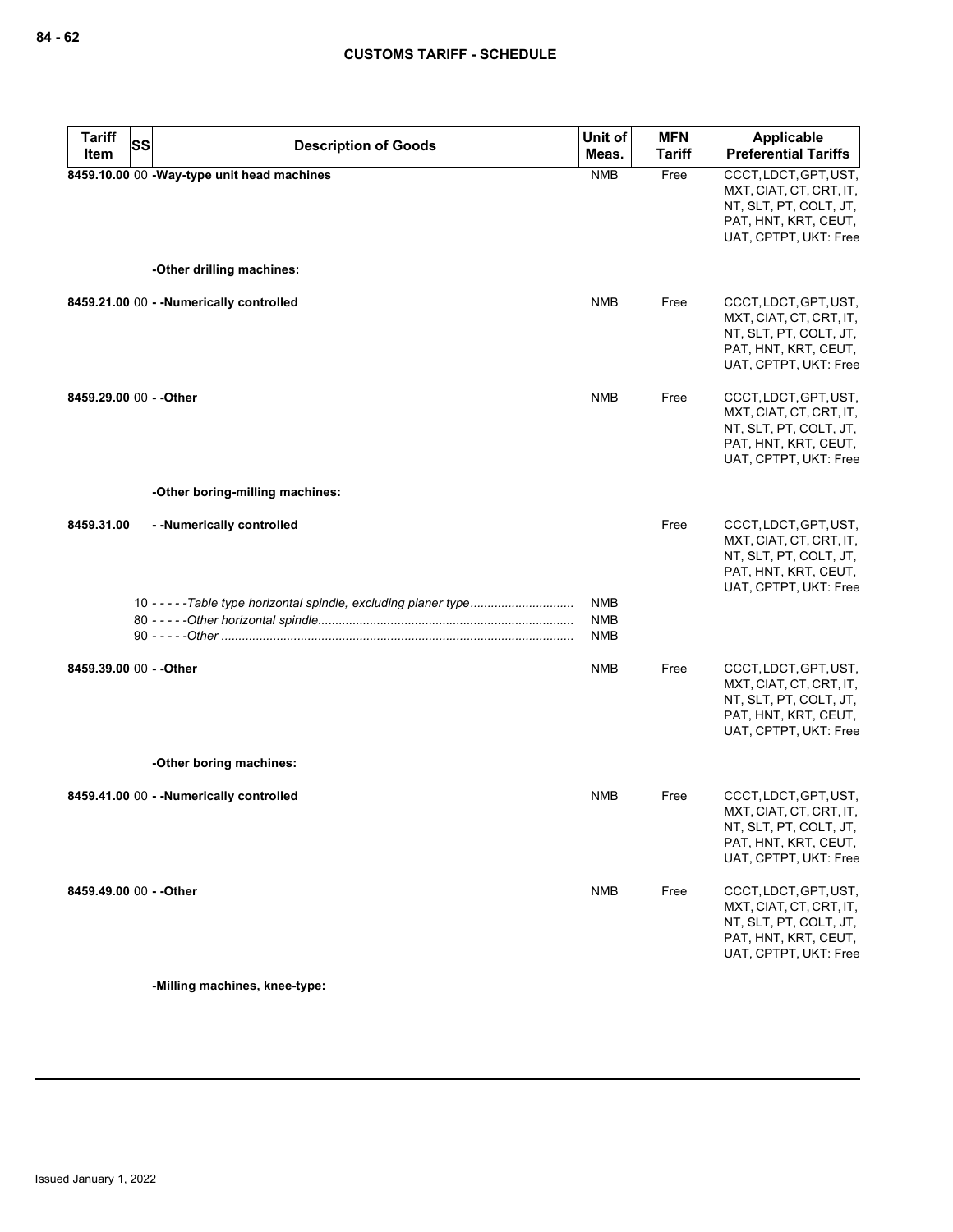| Tariff Item | SS | Description of Goods | Unit of Meas. | MFN Tariff | Applicable Preferential Tariffs |
|---|---|---|---|---|---|
| **8459.10.00** | 00 | **-Way-type unit head machines** | NMB | Free | CCCT, LDCT, GPT, UST, MXT, CIAT, CT, CRT, IT, NT, SLT, PT, COLT, JT, PAT, HNT, KRT, CEUT, UAT, CPTPT, UKT: Free |
| | | **-Other drilling machines:** | | | |
| **8459.21.00** | 00 | **- -Numerically controlled** | NMB | Free | CCCT, LDCT, GPT, UST, MXT, CIAT, CT, CRT, IT, NT, SLT, PT, COLT, JT, PAT, HNT, KRT, CEUT, UAT, CPTPT, UKT: Free |
| **8459.29.00** | 00 | **- -Other** | NMB | Free | CCCT, LDCT, GPT, UST, MXT, CIAT, CT, CRT, IT, NT, SLT, PT, COLT, JT, PAT, HNT, KRT, CEUT, UAT, CPTPT, UKT: Free |
| | | **-Other boring-milling machines:** | | | |
| **8459.31.00** | | **- -Numerically controlled** | | Free | CCCT, LDCT, GPT, UST, MXT, CIAT, CT, CRT, IT, NT, SLT, PT, COLT, JT, PAT, HNT, KRT, CEUT, UAT, CPTPT, UKT: Free |
| | 10 | - - - - -*Table type horizontal spindle, excluding planer type* | NMB | | |
| | 80 | - - - - -*Other horizontal spindle* | NMB | | |
| | 90 | - - - - -*Other* | NMB | | |
| **8459.39.00** | 00 | **- -Other** | NMB | Free | CCCT, LDCT, GPT, UST, MXT, CIAT, CT, CRT, IT, NT, SLT, PT, COLT, JT, PAT, HNT, KRT, CEUT, UAT, CPTPT, UKT: Free |
| | | **-Other boring machines:** | | | |
| **8459.41.00** | 00 | **- -Numerically controlled** | NMB | Free | CCCT, LDCT, GPT, UST, MXT, CIAT, CT, CRT, IT, NT, SLT, PT, COLT, JT, PAT, HNT, KRT, CEUT, UAT, CPTPT, UKT: Free |
| **8459.49.00** | 00 | **- -Other** | NMB | Free | CCCT, LDCT, GPT, UST, MXT, CIAT, CT, CRT, IT, NT, SLT, PT, COLT, JT, PAT, HNT, KRT, CEUT, UAT, CPTPT, UKT: Free |
| | | **-Milling machines, knee-type:** | | | |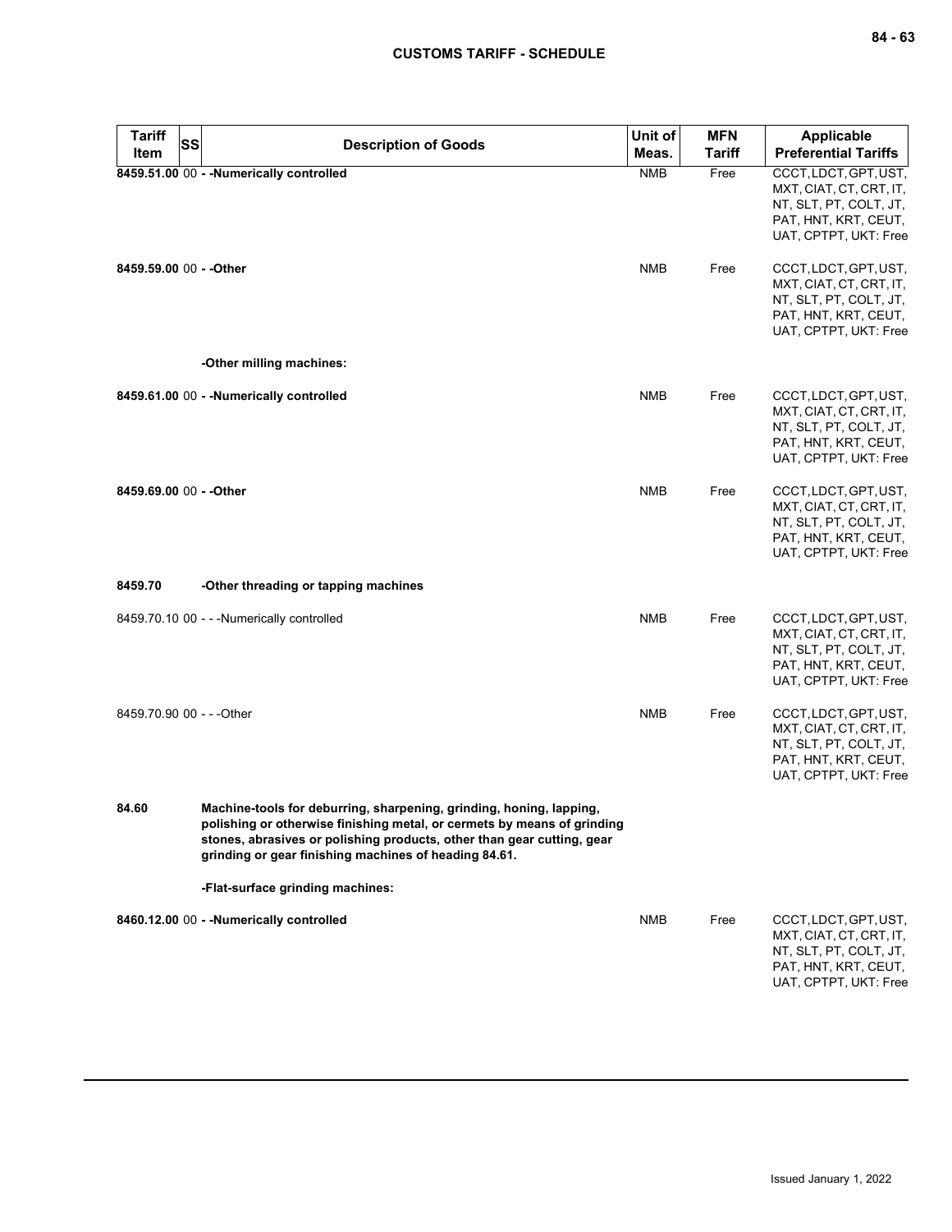| Tariff Item | SS | Description of Goods | Unit of Meas. | MFN Tariff | Applicable Preferential Tariffs |
|---|---|---|---|---|---|
| **8459.51.00** | 00 | **- -Numerically controlled** | NMB | Free | CCCT, LDCT, GPT, UST, MXT, CIAT, CT, CRT, IT, NT, SLT, PT, COLT, JT, PAT, HNT, KRT, CEUT, UAT, CPTPT, UKT: Free |
| **8459.59.00** | 00 | **- -Other** | NMB | Free | CCCT, LDCT, GPT, UST, MXT, CIAT, CT, CRT, IT, NT, SLT, PT, COLT, JT, PAT, HNT, KRT, CEUT, UAT, CPTPT, UKT: Free |
| | | **-Other milling machines:** | | | |
| **8459.61.00** | 00 | **- -Numerically controlled** | NMB | Free | CCCT, LDCT, GPT, UST, MXT, CIAT, CT, CRT, IT, NT, SLT, PT, COLT, JT, PAT, HNT, KRT, CEUT, UAT, CPTPT, UKT: Free |
| **8459.69.00** | 00 | **- -Other** | NMB | Free | CCCT, LDCT, GPT, UST, MXT, CIAT, CT, CRT, IT, NT, SLT, PT, COLT, JT, PAT, HNT, KRT, CEUT, UAT, CPTPT, UKT: Free |
| **8459.70** | | **-Other threading or tapping machines** | | | |
| 8459.70.10 | 00 | - - -Numerically controlled | NMB | Free | CCCT, LDCT, GPT, UST, MXT, CIAT, CT, CRT, IT, NT, SLT, PT, COLT, JT, PAT, HNT, KRT, CEUT, UAT, CPTPT, UKT: Free |
| 8459.70.90 | 00 | - - -Other | NMB | Free | CCCT, LDCT, GPT, UST, MXT, CIAT, CT, CRT, IT, NT, SLT, PT, COLT, JT, PAT, HNT, KRT, CEUT, UAT, CPTPT, UKT: Free |
| **84.60** | | **Machine-tools for deburring, sharpening, grinding, honing, lapping, polishing or otherwise finishing metal, or cermets by means of grinding stones, abrasives or polishing products, other than gear cutting, gear grinding or gear finishing machines of heading 84.61.** | | | |
| | | **-Flat-surface grinding machines:** | | | |
| **8460.12.00** | 00 | **- -Numerically controlled** | NMB | Free | CCCT, LDCT, GPT, UST, MXT, CIAT, CT, CRT, IT, NT, SLT, PT, COLT, JT, PAT, HNT, KRT, CEUT, UAT, CPTPT, UKT: Free |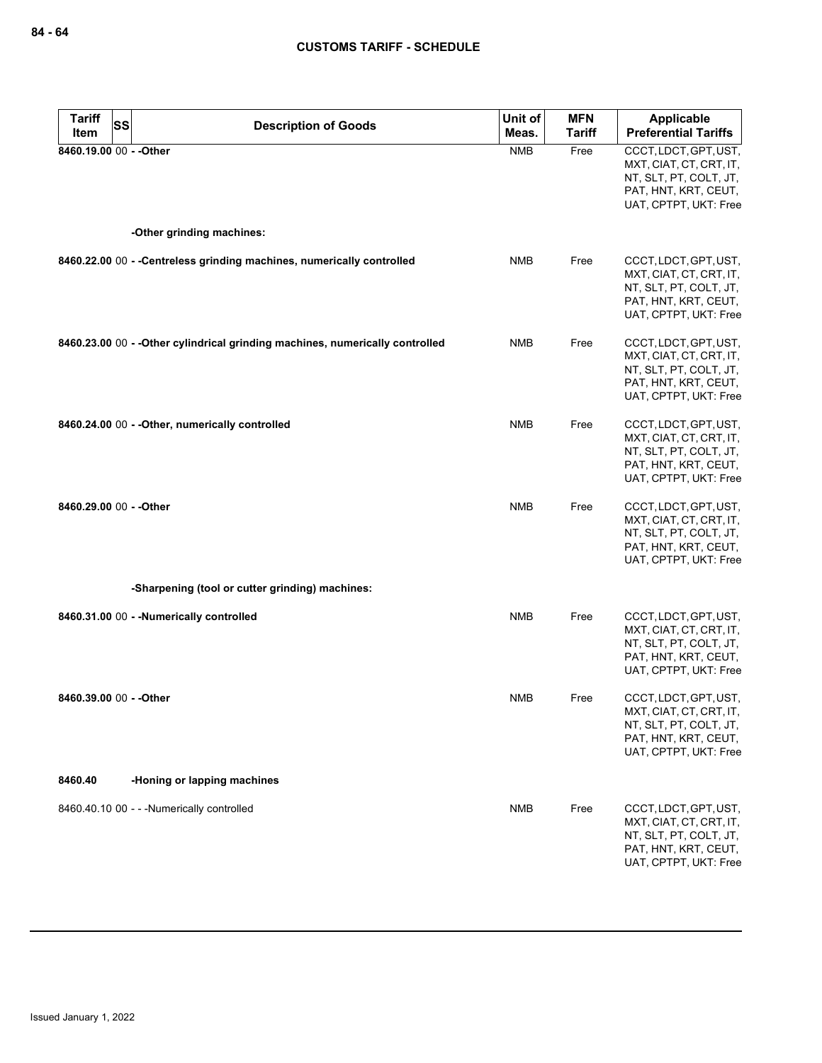| Tariff Item | SS | Description of Goods | Unit of Meas. | MFN Tariff | Applicable Preferential Tariffs |
|---|---|---|---|---|---|
| **8460.19.00** | 00 | **- -Other** | NMB | Free | CCCT, LDCT, GPT, UST, MXT, CIAT, CT, CRT, IT, NT, SLT, PT, COLT, JT, PAT, HNT, KRT, CEUT, UAT, CPTPT, UKT: Free |
| | | **-Other grinding machines:** | | | |
| **8460.22.00** | 00 | **- -Centreless grinding machines, numerically controlled** | NMB | Free | CCCT, LDCT, GPT, UST, MXT, CIAT, CT, CRT, IT, NT, SLT, PT, COLT, JT, PAT, HNT, KRT, CEUT, UAT, CPTPT, UKT: Free |
| **8460.23.00** | 00 | **- -Other cylindrical grinding machines, numerically controlled** | NMB | Free | CCCT, LDCT, GPT, UST, MXT, CIAT, CT, CRT, IT, NT, SLT, PT, COLT, JT, PAT, HNT, KRT, CEUT, UAT, CPTPT, UKT: Free |
| **8460.24.00** | 00 | **- -Other, numerically controlled** | NMB | Free | CCCT, LDCT, GPT, UST, MXT, CIAT, CT, CRT, IT, NT, SLT, PT, COLT, JT, PAT, HNT, KRT, CEUT, UAT, CPTPT, UKT: Free |
| **8460.29.00** | 00 | **- -Other** | NMB | Free | CCCT, LDCT, GPT, UST, MXT, CIAT, CT, CRT, IT, NT, SLT, PT, COLT, JT, PAT, HNT, KRT, CEUT, UAT, CPTPT, UKT: Free |
| | | **-Sharpening (tool or cutter grinding) machines:** | | | |
| **8460.31.00** | 00 | **- -Numerically controlled** | NMB | Free | CCCT, LDCT, GPT, UST, MXT, CIAT, CT, CRT, IT, NT, SLT, PT, COLT, JT, PAT, HNT, KRT, CEUT, UAT, CPTPT, UKT: Free |
| **8460.39.00** | 00 | **- -Other** | NMB | Free | CCCT, LDCT, GPT, UST, MXT, CIAT, CT, CRT, IT, NT, SLT, PT, COLT, JT, PAT, HNT, KRT, CEUT, UAT, CPTPT, UKT: Free |
| **8460.40** | | **-Honing or lapping machines** | | | |
| 8460.40.10 | 00 | - - -Numerically controlled | NMB | Free | CCCT, LDCT, GPT, UST, MXT, CIAT, CT, CRT, IT, NT, SLT, PT, COLT, JT, PAT, HNT, KRT, CEUT, UAT, CPTPT, UKT: Free |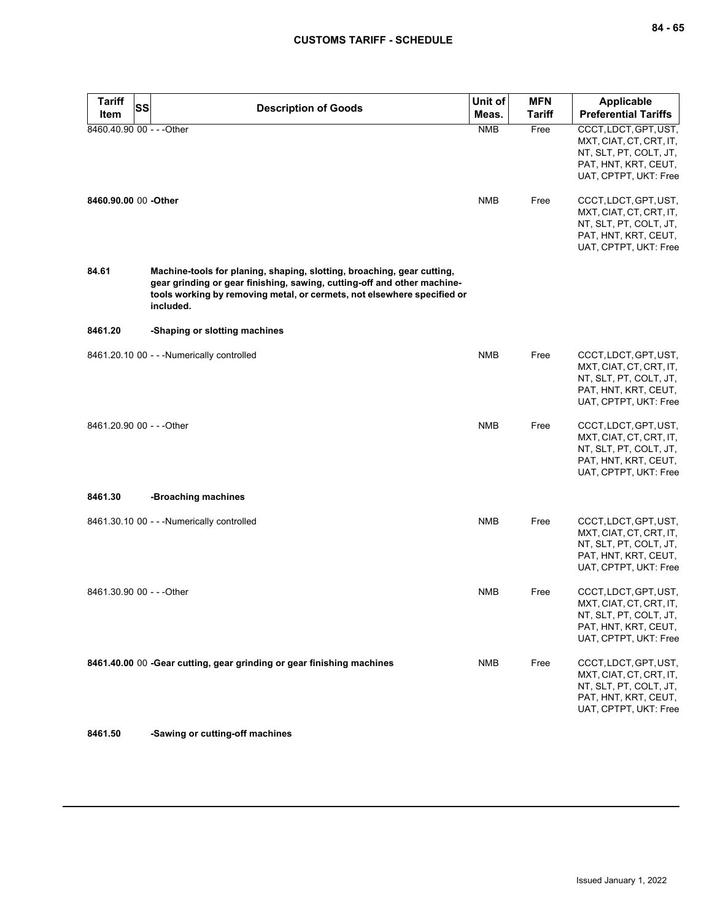| Tariff Item | SS | Description of Goods | Unit of Meas. | MFN Tariff | Applicable Preferential Tariffs |
|---|---|---|---|---|---|
| 8460.40.90 | 00 | - - -Other | NMB | Free | CCCT, LDCT, GPT, UST, MXT, CIAT, CT, CRT, IT, NT, SLT, PT, COLT, JT, PAT, HNT, KRT, CEUT, UAT, CPTPT, UKT: Free |
| **8460.90.00** | 00 | **-Other** | NMB | Free | CCCT, LDCT, GPT, UST, MXT, CIAT, CT, CRT, IT, NT, SLT, PT, COLT, JT, PAT, HNT, KRT, CEUT, UAT, CPTPT, UKT: Free |
| **84.61** | | **Machine-tools for planing, shaping, slotting, broaching, gear cutting, gear grinding or gear finishing, sawing, cutting-off and other machine-tools working by removing metal, or cermets, not elsewhere specified or included.** | | | |
| **8461.20** | | **-Shaping or slotting machines** | | | |
| 8461.20.10 | 00 | - - -Numerically controlled | NMB | Free | CCCT, LDCT, GPT, UST, MXT, CIAT, CT, CRT, IT, NT, SLT, PT, COLT, JT, PAT, HNT, KRT, CEUT, UAT, CPTPT, UKT: Free |
| 8461.20.90 | 00 | - - -Other | NMB | Free | CCCT, LDCT, GPT, UST, MXT, CIAT, CT, CRT, IT, NT, SLT, PT, COLT, JT, PAT, HNT, KRT, CEUT, UAT, CPTPT, UKT: Free |
| **8461.30** | | **-Broaching machines** | | | |
| 8461.30.10 | 00 | - - -Numerically controlled | NMB | Free | CCCT, LDCT, GPT, UST, MXT, CIAT, CT, CRT, IT, NT, SLT, PT, COLT, JT, PAT, HNT, KRT, CEUT, UAT, CPTPT, UKT: Free |
| 8461.30.90 | 00 | - - -Other | NMB | Free | CCCT, LDCT, GPT, UST, MXT, CIAT, CT, CRT, IT, NT, SLT, PT, COLT, JT, PAT, HNT, KRT, CEUT, UAT, CPTPT, UKT: Free |
| **8461.40.00** | 00 | **-Gear cutting, gear grinding or gear finishing machines** | NMB | Free | CCCT, LDCT, GPT, UST, MXT, CIAT, CT, CRT, IT, NT, SLT, PT, COLT, JT, PAT, HNT, KRT, CEUT, UAT, CPTPT, UKT: Free |
| **8461.50** | | **-Sawing or cutting-off machines** | | | |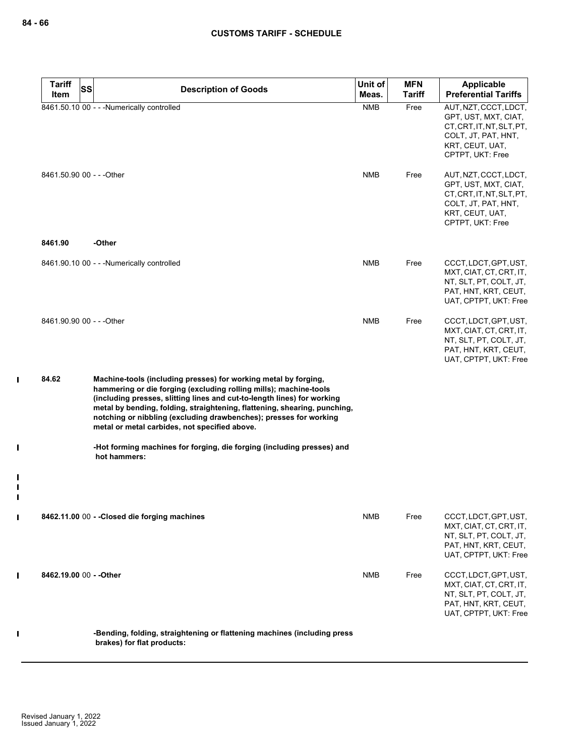| Tariff Item | SS | Description of Goods | Unit of Meas. | MFN Tariff | Applicable Preferential Tariffs |
|---|---|---|---|---|---|
| 8461.50.10 | 00 | - - -Numerically controlled | NMB | Free | AUT, NZT, CCCT, LDCT, GPT, UST, MXT, CIAT, CT, CRT, IT, NT, SLT, PT, COLT, JT, PAT, HNT, KRT, CEUT, UAT, CPTPT, UKT: Free |
| 8461.50.90 | 00 | - - -Other | NMB | Free | AUT, NZT, CCCT, LDCT, GPT, UST, MXT, CIAT, CT, CRT, IT, NT, SLT, PT, COLT, JT, PAT, HNT, KRT, CEUT, UAT, CPTPT, UKT: Free |
| 8461.90 | | -Other | | | |
| 8461.90.10 | 00 | - - -Numerically controlled | NMB | Free | CCCT, LDCT, GPT, UST, MXT, CIAT, CT, CRT, IT, NT, SLT, PT, COLT, JT, PAT, HNT, KRT, CEUT, UAT, CPTPT, UKT: Free |
| 8461.90.90 | 00 | - - -Other | NMB | Free | CCCT, LDCT, GPT, UST, MXT, CIAT, CT, CRT, IT, NT, SLT, PT, COLT, JT, PAT, HNT, KRT, CEUT, UAT, CPTPT, UKT: Free |
| **84.62** | | **Machine-tools (including presses) for working metal by forging, hammering or die forging (excluding rolling mills); machine-tools (including presses, slitting lines and cut-to-length lines) for working metal by bending, folding, straightening, flattening, shearing, punching, notching or nibbling (excluding drawbenches); presses for working metal or metal carbides, not specified above.** | | | |
| | | **-Hot forming machines for forging, die forging (including presses) and hot hammers:** | | | |
| **8462.11.00** | 00 | **- -Closed die forging machines** | NMB | Free | CCCT, LDCT, GPT, UST, MXT, CIAT, CT, CRT, IT, NT, SLT, PT, COLT, JT, PAT, HNT, KRT, CEUT, UAT, CPTPT, UKT: Free |
| **8462.19.00** | 00 | **- -Other** | NMB | Free | CCCT, LDCT, GPT, UST, MXT, CIAT, CT, CRT, IT, NT, SLT, PT, COLT, JT, PAT, HNT, KRT, CEUT, UAT, CPTPT, UKT: Free |
| | | **-Bending, folding, straightening or flattening machines (including press brakes) for flat products:** | | | |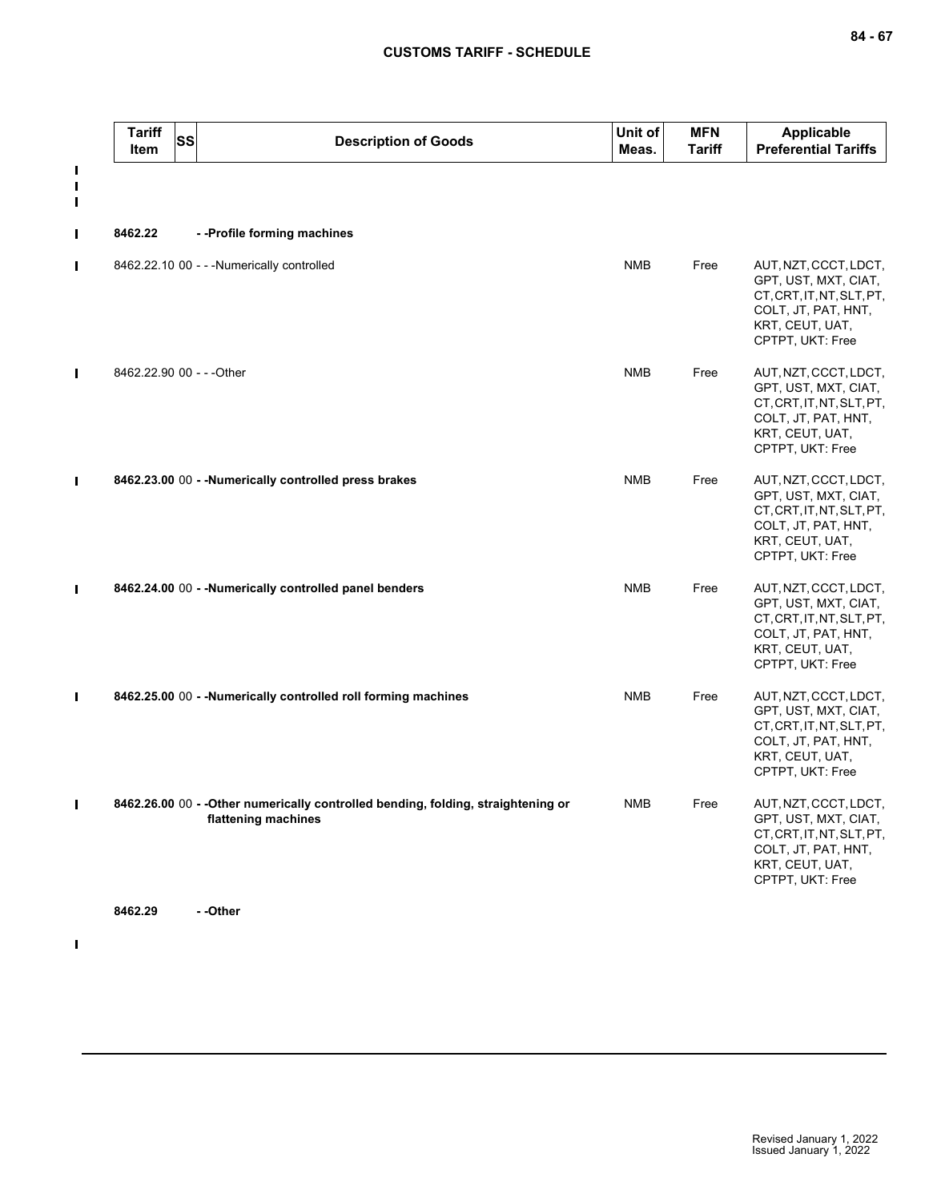| Tariff Item | SS | Description of Goods | Unit of Meas. | MFN Tariff | Applicable Preferential Tariffs |
|---|---|---|---|---|---|
| **8462.22** | | **- -Profile forming machines** | | | |
| 8462.22.10 | 00 | - - -Numerically controlled | NMB | Free | AUT, NZT, CCCT, LDCT, GPT, UST, MXT, CIAT, CT, CRT, IT, NT, SLT, PT, COLT, JT, PAT, HNT, KRT, CEUT, UAT, CPTPT, UKT: Free |
| 8462.22.90 | 00 | - - -Other | NMB | Free | AUT, NZT, CCCT, LDCT, GPT, UST, MXT, CIAT, CT, CRT, IT, NT, SLT, PT, COLT, JT, PAT, HNT, KRT, CEUT, UAT, CPTPT, UKT: Free |
| **8462.23.00** | 00 | **- -Numerically controlled press brakes** | NMB | Free | AUT, NZT, CCCT, LDCT, GPT, UST, MXT, CIAT, CT, CRT, IT, NT, SLT, PT, COLT, JT, PAT, HNT, KRT, CEUT, UAT, CPTPT, UKT: Free |
| **8462.24.00** | 00 | **- -Numerically controlled panel benders** | NMB | Free | AUT, NZT, CCCT, LDCT, GPT, UST, MXT, CIAT, CT, CRT, IT, NT, SLT, PT, COLT, JT, PAT, HNT, KRT, CEUT, UAT, CPTPT, UKT: Free |
| **8462.25.00** | 00 | **- -Numerically controlled roll forming machines** | NMB | Free | AUT, NZT, CCCT, LDCT, GPT, UST, MXT, CIAT, CT, CRT, IT, NT, SLT, PT, COLT, JT, PAT, HNT, KRT, CEUT, UAT, CPTPT, UKT: Free |
| **8462.26.00** | 00 | **- -Other numerically controlled bending, folding, straightening or flattening machines** | NMB | Free | AUT, NZT, CCCT, LDCT, GPT, UST, MXT, CIAT, CT, CRT, IT, NT, SLT, PT, COLT, JT, PAT, HNT, KRT, CEUT, UAT, CPTPT, UKT: Free |
| **8462.29** | | **- -Other** | | | |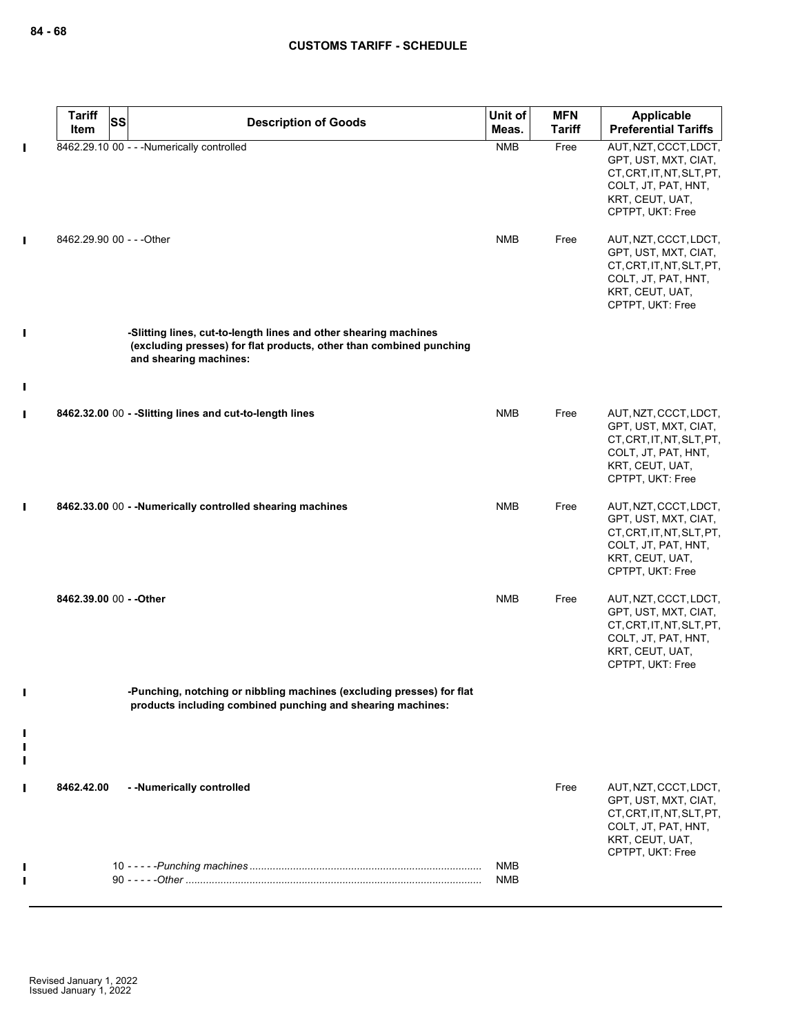| Tariff Item | SS | Description of Goods | Unit of Meas. | MFN Tariff | Applicable Preferential Tariffs |
|---|---|---|---|---|---|
| 8462.29.10 | 00 | - - -Numerically controlled | NMB | Free | AUT, NZT, CCCT, LDCT, GPT, UST, MXT, CIAT, CT, CRT, IT, NT, SLT, PT, COLT, JT, PAT, HNT, KRT, CEUT, UAT, CPTPT, UKT: Free |
| 8462.29.90 | 00 | - - -Other | NMB | Free | AUT, NZT, CCCT, LDCT, GPT, UST, MXT, CIAT, CT, CRT, IT, NT, SLT, PT, COLT, JT, PAT, HNT, KRT, CEUT, UAT, CPTPT, UKT: Free |
| | | **-Slitting lines, cut-to-length lines and other shearing machines (excluding presses) for flat products, other than combined punching and shearing machines:** | | | |
| **8462.32.00** | 00 | **- -Slitting lines and cut-to-length lines** | NMB | Free | AUT, NZT, CCCT, LDCT, GPT, UST, MXT, CIAT, CT, CRT, IT, NT, SLT, PT, COLT, JT, PAT, HNT, KRT, CEUT, UAT, CPTPT, UKT: Free |
| **8462.33.00** | 00 | **- -Numerically controlled shearing machines** | NMB | Free | AUT, NZT, CCCT, LDCT, GPT, UST, MXT, CIAT, CT, CRT, IT, NT, SLT, PT, COLT, JT, PAT, HNT, KRT, CEUT, UAT, CPTPT, UKT: Free |
| **8462.39.00** | 00 | **- -Other** | NMB | Free | AUT, NZT, CCCT, LDCT, GPT, UST, MXT, CIAT, CT, CRT, IT, NT, SLT, PT, COLT, JT, PAT, HNT, KRT, CEUT, UAT, CPTPT, UKT: Free |
| | | **-Punching, notching or nibbling machines (excluding presses) for flat products including combined punching and shearing machines:** | | | |
| **8462.42.00** | | **- -Numerically controlled** | | Free | AUT, NZT, CCCT, LDCT, GPT, UST, MXT, CIAT, CT, CRT, IT, NT, SLT, PT, COLT, JT, PAT, HNT, KRT, CEUT, UAT, CPTPT, UKT: Free |
| | 10 | - - - - -*Punching machines* | NMB | | |
| | 90 | - - - - -*Other* | NMB | | |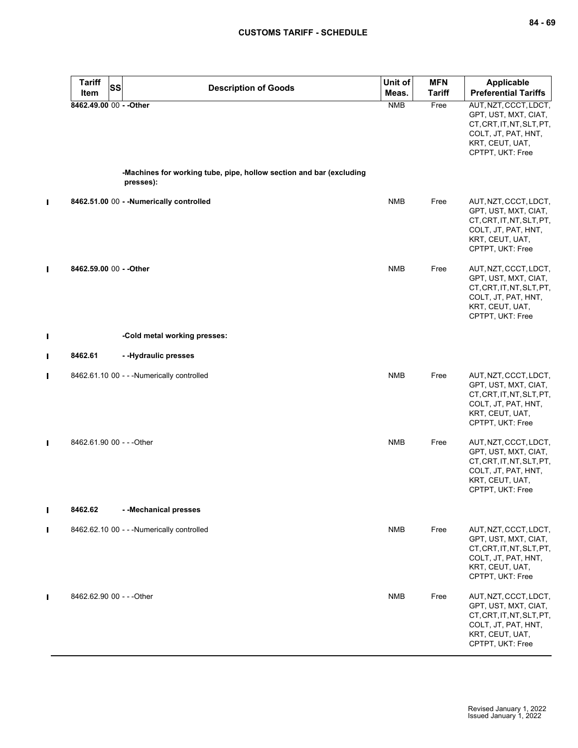| Tariff Item | SS | Description of Goods | Unit of Meas. | MFN Tariff | Applicable Preferential Tariffs |
|---|---|---|---|---|---|
| **8462.49.00** | 00 | **- -Other** | NMB | Free | AUT, NZT, CCCT, LDCT, GPT, UST, MXT, CIAT, CT, CRT, IT, NT, SLT, PT, COLT, JT, PAT, HNT, KRT, CEUT, UAT, CPTPT, UKT: Free |
| | | **-Machines for working tube, pipe, hollow section and bar (excluding presses):** | | | |
| **8462.51.00** | 00 | **- -Numerically controlled** | NMB | Free | AUT, NZT, CCCT, LDCT, GPT, UST, MXT, CIAT, CT, CRT, IT, NT, SLT, PT, COLT, JT, PAT, HNT, KRT, CEUT, UAT, CPTPT, UKT: Free |
| **8462.59.00** | 00 | **- -Other** | NMB | Free | AUT, NZT, CCCT, LDCT, GPT, UST, MXT, CIAT, CT, CRT, IT, NT, SLT, PT, COLT, JT, PAT, HNT, KRT, CEUT, UAT, CPTPT, UKT: Free |
| | | **-Cold metal working presses:** | | | |
| **8462.61** | | **- -Hydraulic presses** | | | |
| 8462.61.10 | 00 | - - -Numerically controlled | NMB | Free | AUT, NZT, CCCT, LDCT, GPT, UST, MXT, CIAT, CT, CRT, IT, NT, SLT, PT, COLT, JT, PAT, HNT, KRT, CEUT, UAT, CPTPT, UKT: Free |
| 8462.61.90 | 00 | - - -Other | NMB | Free | AUT, NZT, CCCT, LDCT, GPT, UST, MXT, CIAT, CT, CRT, IT, NT, SLT, PT, COLT, JT, PAT, HNT, KRT, CEUT, UAT, CPTPT, UKT: Free |
| **8462.62** | | **- -Mechanical presses** | | | |
| 8462.62.10 | 00 | - - -Numerically controlled | NMB | Free | AUT, NZT, CCCT, LDCT, GPT, UST, MXT, CIAT, CT, CRT, IT, NT, SLT, PT, COLT, JT, PAT, HNT, KRT, CEUT, UAT, CPTPT, UKT: Free |
| 8462.62.90 | 00 | - - -Other | NMB | Free | AUT, NZT, CCCT, LDCT, GPT, UST, MXT, CIAT, CT, CRT, IT, NT, SLT, PT, COLT, JT, PAT, HNT, KRT, CEUT, UAT, CPTPT, UKT: Free |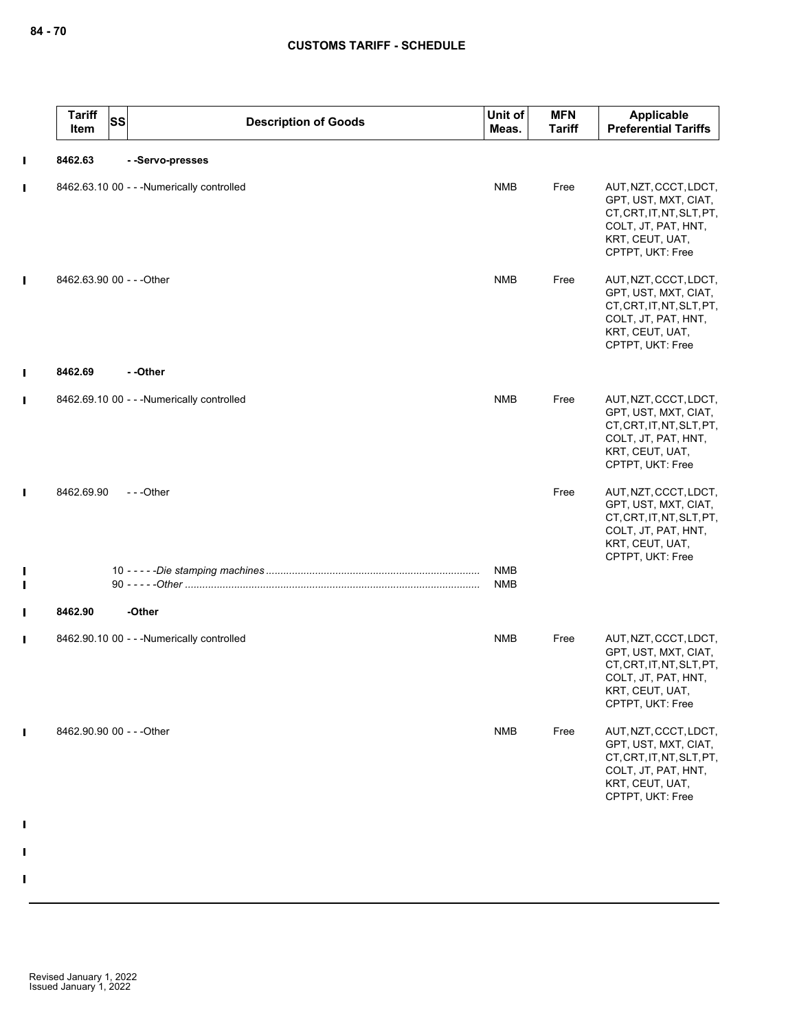**CUSTOMS TARIFF - SCHEDULE**

| Tariff Item | SS | Description of Goods | Unit of Meas. | MFN Tariff | Applicable Preferential Tariffs |
|---|---|---|---|---|---|
| **8462.63** | | **- -Servo-presses** | | | |
| 8462.63.10 | 00 | - - -Numerically controlled | NMB | Free | AUT, NZT, CCCT, LDCT, GPT, UST, MXT, CIAT, CT, CRT, IT, NT, SLT, PT, COLT, JT, PAT, HNT, KRT, CEUT, UAT, CPTPT, UKT: Free |
| 8462.63.90 | 00 | - - -Other | NMB | Free | AUT, NZT, CCCT, LDCT, GPT, UST, MXT, CIAT, CT, CRT, IT, NT, SLT, PT, COLT, JT, PAT, HNT, KRT, CEUT, UAT, CPTPT, UKT: Free |
| **8462.69** | | **- -Other** | | | |
| 8462.69.10 | 00 | - - -Numerically controlled | NMB | Free | AUT, NZT, CCCT, LDCT, GPT, UST, MXT, CIAT, CT, CRT, IT, NT, SLT, PT, COLT, JT, PAT, HNT, KRT, CEUT, UAT, CPTPT, UKT: Free |
| 8462.69.90 | | - - -Other | | Free | AUT, NZT, CCCT, LDCT, GPT, UST, MXT, CIAT, CT, CRT, IT, NT, SLT, PT, COLT, JT, PAT, HNT, KRT, CEUT, UAT, CPTPT, UKT: Free |
| | 10 | - - - - -*Die stamping machines* | NMB | | |
| | 90 | - - - - -*Other* | NMB | | |
| **8462.90** | | **-Other** | | | |
| 8462.90.10 | 00 | - - -Numerically controlled | NMB | Free | AUT, NZT, CCCT, LDCT, GPT, UST, MXT, CIAT, CT, CRT, IT, NT, SLT, PT, COLT, JT, PAT, HNT, KRT, CEUT, UAT, CPTPT, UKT: Free |
| 8462.90.90 | 00 | - - -Other | NMB | Free | AUT, NZT, CCCT, LDCT, GPT, UST, MXT, CIAT, CT, CRT, IT, NT, SLT, PT, COLT, JT, PAT, HNT, KRT, CEUT, UAT, CPTPT, UKT: Free |

Revised January 1, 2022
Issued January 1, 2022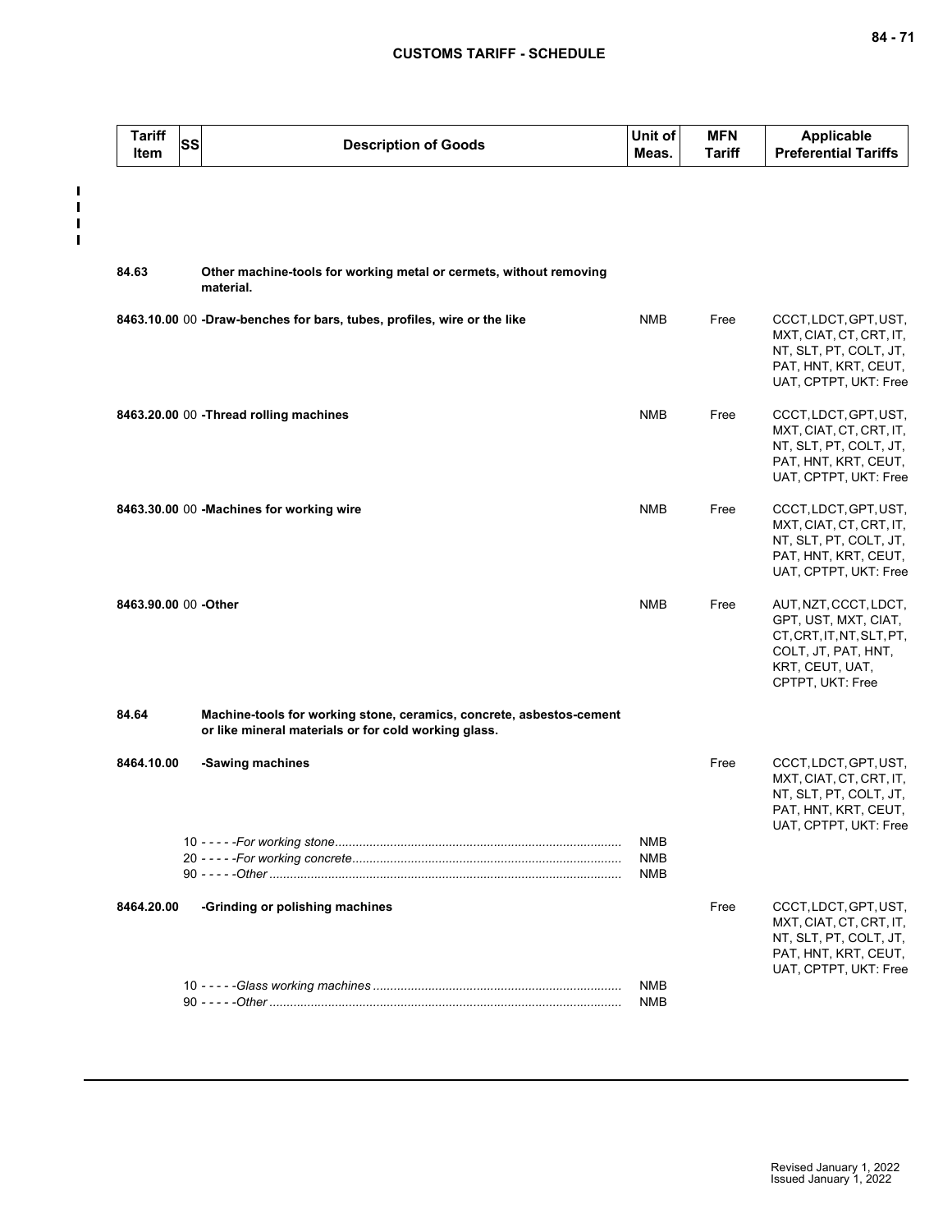| Tariff Item | SS | Description of Goods | Unit of Meas. | MFN Tariff | Applicable Preferential Tariffs |
|---|---|---|---|---|---|
| 84.63 | | **Other machine-tools for working metal or cermets, without removing material.** | | | |
| 8463.10.00 | 00 | **-Draw-benches for bars, tubes, profiles, wire or the like** | NMB | Free | CCCT, LDCT, GPT, UST, MXT, CIAT, CT, CRT, IT, NT, SLT, PT, COLT, JT, PAT, HNT, KRT, CEUT, UAT, CPTPT, UKT: Free |
| 8463.20.00 | 00 | **-Thread rolling machines** | NMB | Free | CCCT, LDCT, GPT, UST, MXT, CIAT, CT, CRT, IT, NT, SLT, PT, COLT, JT, PAT, HNT, KRT, CEUT, UAT, CPTPT, UKT: Free |
| 8463.30.00 | 00 | **-Machines for working wire** | NMB | Free | CCCT, LDCT, GPT, UST, MXT, CIAT, CT, CRT, IT, NT, SLT, PT, COLT, JT, PAT, HNT, KRT, CEUT, UAT, CPTPT, UKT: Free |
| 8463.90.00 | 00 | **-Other** | NMB | Free | AUT, NZT, CCCT, LDCT, GPT, UST, MXT, CIAT, CT, CRT, IT, NT, SLT, PT, COLT, JT, PAT, HNT, KRT, CEUT, UAT, CPTPT, UKT: Free |
| 84.64 | | **Machine-tools for working stone, ceramics, concrete, asbestos-cement or like mineral materials or for cold working glass.** | | | |
| 8464.10.00 | | **-Sawing machines** | | Free | CCCT, LDCT, GPT, UST, MXT, CIAT, CT, CRT, IT, NT, SLT, PT, COLT, JT, PAT, HNT, KRT, CEUT, UAT, CPTPT, UKT: Free |
| | | 10 - - - - -*For working stone* | NMB | | |
| | | 20 - - - - -*For working concrete* | NMB | | |
| | | 90 - - - - -*Other* | NMB | | |
| 8464.20.00 | | **-Grinding or polishing machines** | | Free | CCCT, LDCT, GPT, UST, MXT, CIAT, CT, CRT, IT, NT, SLT, PT, COLT, JT, PAT, HNT, KRT, CEUT, UAT, CPTPT, UKT: Free |
| | | 10 - - - - -*Glass working machines* | NMB | | |
| | | 90 - - - - -*Other* | NMB | | |

Revised January 1, 2022
Issued January 1, 2022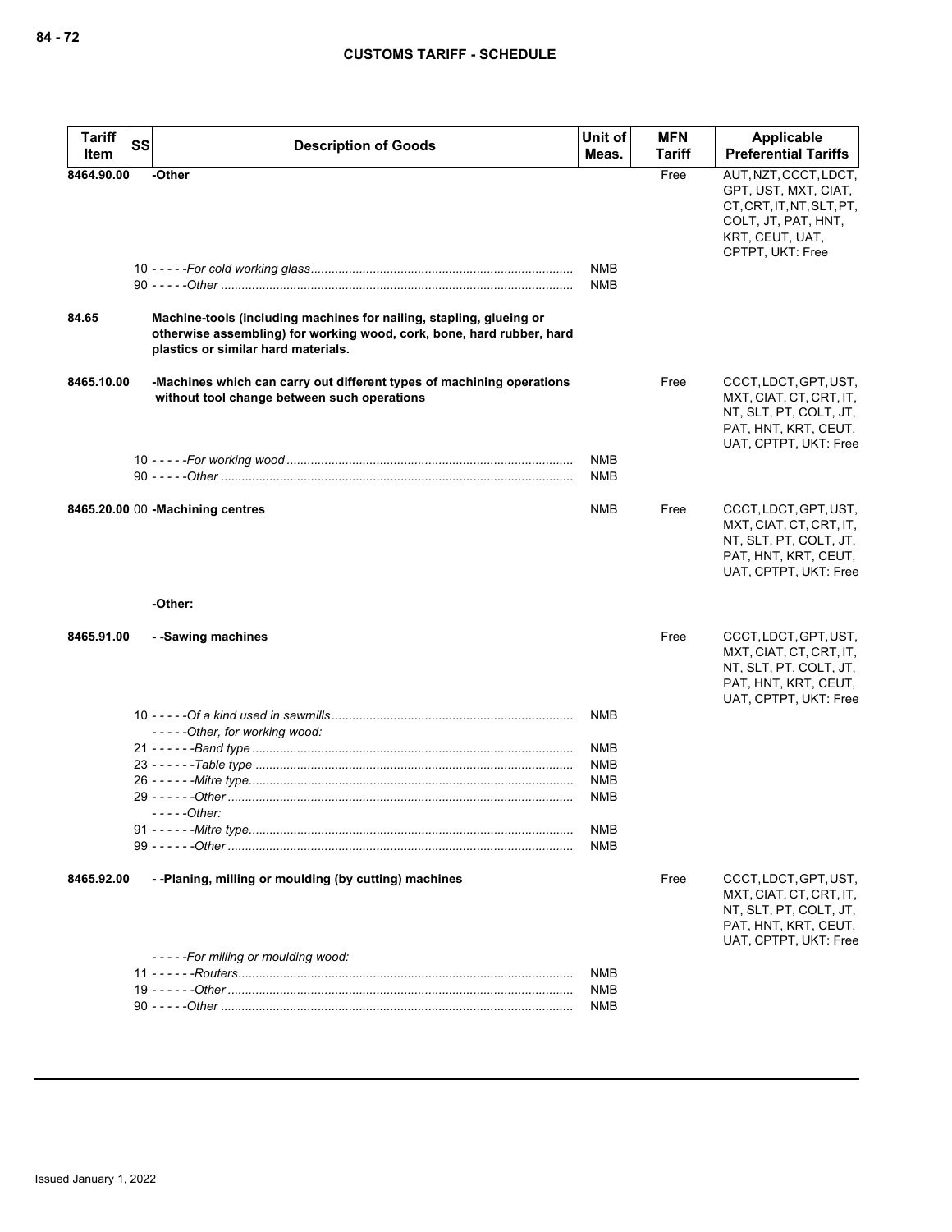| Tariff Item | SS | Description of Goods | Unit of Meas. | MFN Tariff | Applicable Preferential Tariffs |
|---|---|---|---|---|---|
| 8464.90.00 | | -Other | | Free | AUT, NZT, CCCT, LDCT, GPT, UST, MXT, CIAT, CT, CRT, IT, NT, SLT, PT, COLT, JT, PAT, HNT, KRT, CEUT, UAT, CPTPT, UKT: Free |
| | | 10 - - - - -*For cold working glass* | NMB | | |
| | | 90 - - - - -*Other* | NMB | | |
| 84.65 | | **Machine-tools (including machines for nailing, stapling, glueing or otherwise assembling) for working wood, cork, bone, hard rubber, hard plastics or similar hard materials.** | | | |
| 8465.10.00 | | -Machines which can carry out different types of machining operations without tool change between such operations | | Free | CCCT, LDCT, GPT, UST, MXT, CIAT, CT, CRT, IT, NT, SLT, PT, COLT, JT, PAT, HNT, KRT, CEUT, UAT, CPTPT, UKT: Free |
| | | 10 - - - - -*For working wood* | NMB | | |
| | | 90 - - - - -*Other* | NMB | | |
| 8465.20.00 | 00 | -Machining centres | NMB | Free | CCCT, LDCT, GPT, UST, MXT, CIAT, CT, CRT, IT, NT, SLT, PT, COLT, JT, PAT, HNT, KRT, CEUT, UAT, CPTPT, UKT: Free |
| | | -Other: | | | |
| 8465.91.00 | | - -Sawing machines | | Free | CCCT, LDCT, GPT, UST, MXT, CIAT, CT, CRT, IT, NT, SLT, PT, COLT, JT, PAT, HNT, KRT, CEUT, UAT, CPTPT, UKT: Free |
| | | 10 - - - - -*Of a kind used in sawmills* | NMB | | |
| | | - - - - -*Other, for working wood:* | | | |
| | | 21 - - - - - -*Band type* | NMB | | |
| | | 23 - - - - - -*Table type* | NMB | | |
| | | 26 - - - - - -*Mitre type* | NMB | | |
| | | 29 - - - - - -*Other* | NMB | | |
| | | - - - - -*Other:* | | | |
| | | 91 - - - - - -*Mitre type* | NMB | | |
| | | 99 - - - - - -*Other* | NMB | | |
| 8465.92.00 | | - -Planing, milling or moulding (by cutting) machines | | Free | CCCT, LDCT, GPT, UST, MXT, CIAT, CT, CRT, IT, NT, SLT, PT, COLT, JT, PAT, HNT, KRT, CEUT, UAT, CPTPT, UKT: Free |
| | | - - - - -*For milling or moulding wood:* | | | |
| | | 11 - - - - - -*Routers* | NMB | | |
| | | 19 - - - - - -*Other* | NMB | | |
| | | 90 - - - - -*Other* | NMB | | |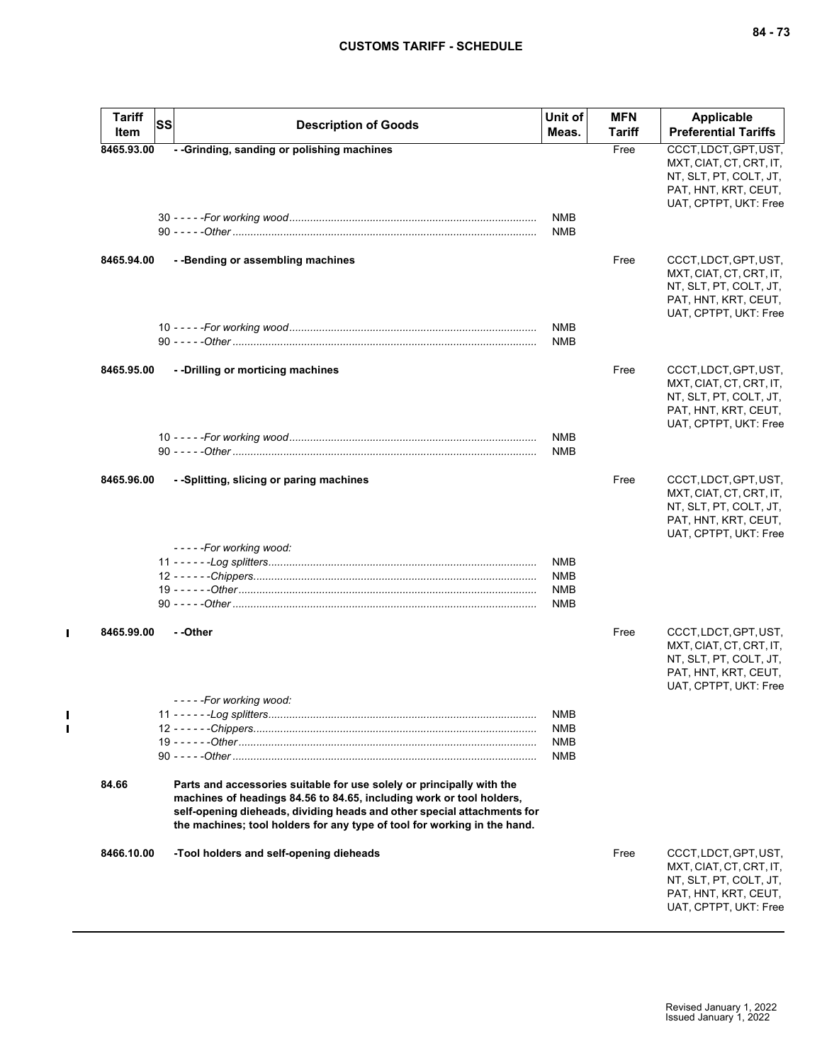| Tariff Item | SS | Description of Goods | Unit of Meas. | MFN Tariff | Applicable Preferential Tariffs |
|---|---|---|---|---|---|
| 8465.93.00 | | - -Grinding, sanding or polishing machines | | Free | CCCT, LDCT, GPT, UST, MXT, CIAT, CT, CRT, IT, NT, SLT, PT, COLT, JT, PAT, HNT, KRT, CEUT, UAT, CPTPT, UKT: Free |
| | | 30 - - - - -*For working wood* | NMB | | |
| | | 90 - - - - -*Other* | NMB | | |
| 8465.94.00 | | - -Bending or assembling machines | | Free | CCCT, LDCT, GPT, UST, MXT, CIAT, CT, CRT, IT, NT, SLT, PT, COLT, JT, PAT, HNT, KRT, CEUT, UAT, CPTPT, UKT: Free |
| | | 10 - - - - -*For working wood* | NMB | | |
| | | 90 - - - - -*Other* | NMB | | |
| 8465.95.00 | | - -Drilling or morticing machines | | Free | CCCT, LDCT, GPT, UST, MXT, CIAT, CT, CRT, IT, NT, SLT, PT, COLT, JT, PAT, HNT, KRT, CEUT, UAT, CPTPT, UKT: Free |
| | | 10 - - - - -*For working wood* | NMB | | |
| | | 90 - - - - -*Other* | NMB | | |
| 8465.96.00 | | - -Splitting, slicing or paring machines | | Free | CCCT, LDCT, GPT, UST, MXT, CIAT, CT, CRT, IT, NT, SLT, PT, COLT, JT, PAT, HNT, KRT, CEUT, UAT, CPTPT, UKT: Free |
| | | - - - - -*For working wood:* | | | |
| | | 11 - - - - - -*Log splitters* | NMB | | |
| | | 12 - - - - - -*Chippers* | NMB | | |
| | | 19 - - - - - -*Other* | NMB | | |
| | | 90 - - - - -*Other* | NMB | | |
| 8465.99.00 | | - -Other | | Free | CCCT, LDCT, GPT, UST, MXT, CIAT, CT, CRT, IT, NT, SLT, PT, COLT, JT, PAT, HNT, KRT, CEUT, UAT, CPTPT, UKT: Free |
| | | - - - - -*For working wood:* | | | |
| | | 11 - - - - - -*Log splitters* | NMB | | |
| | | 12 - - - - - -*Chippers* | NMB | | |
| | | 19 - - - - - -*Other* | NMB | | |
| | | 90 - - - - -*Other* | NMB | | |
| 84.66 | | **Parts and accessories suitable for use solely or principally with the machines of headings 84.56 to 84.65, including work or tool holders, self-opening dieheads, dividing heads and other special attachments for the machines; tool holders for any type of tool for working in the hand.** | | | |
| 8466.10.00 | | -Tool holders and self-opening dieheads | | Free | CCCT, LDCT, GPT, UST, MXT, CIAT, CT, CRT, IT, NT, SLT, PT, COLT, JT, PAT, HNT, KRT, CEUT, UAT, CPTPT, UKT: Free |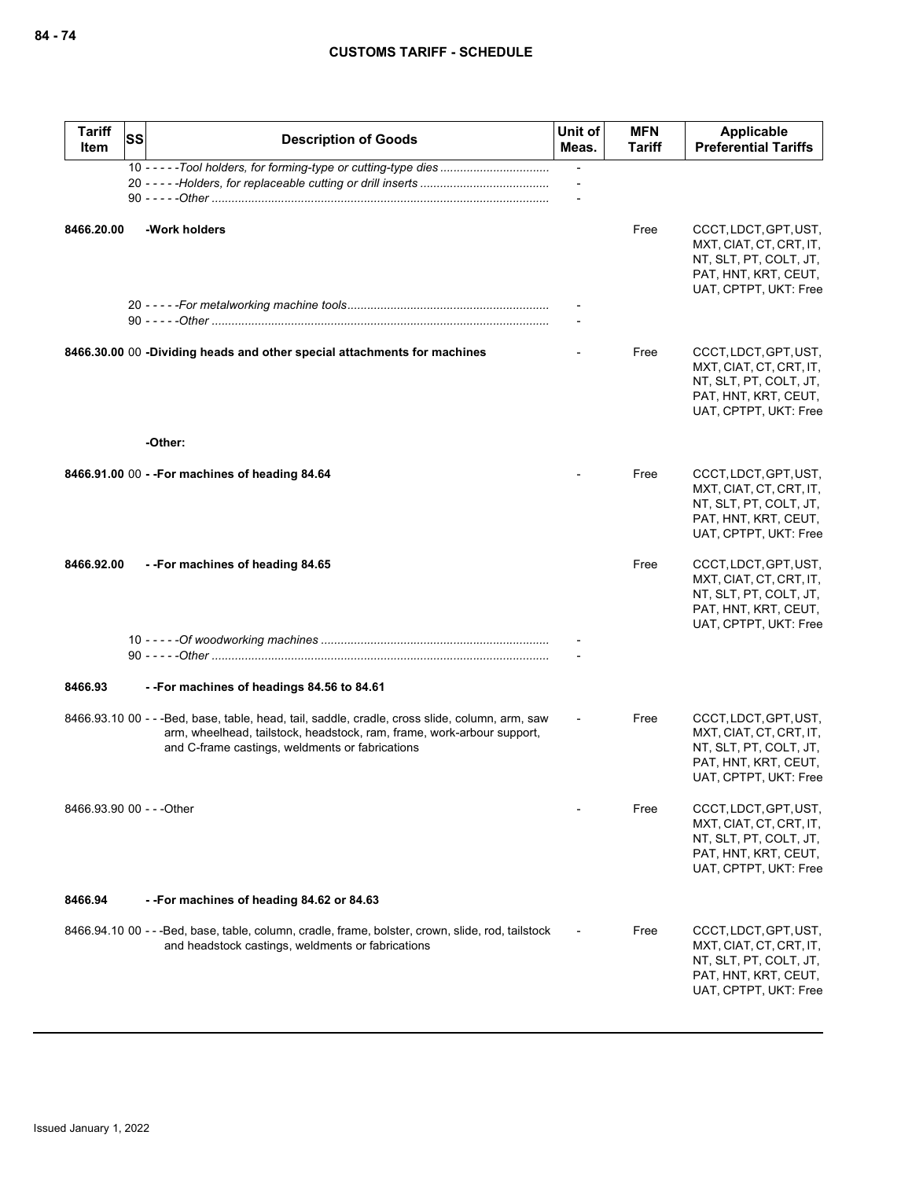| Tariff Item | SS | Description of Goods | Unit of Meas. | MFN Tariff | Applicable Preferential Tariffs |
|---|---|---|---|---|---|
| | | 10 - - - - -*Tool holders, for forming-type or cutting-type dies* | - | | |
| | | 20 - - - - -*Holders, for replaceable cutting or drill inserts* | - | | |
| | | 90 - - - - -*Other* | - | | |
| **8466.20.00** | | **-Work holders** | | Free | CCCT, LDCT, GPT, UST, MXT, CIAT, CT, CRT, IT, NT, SLT, PT, COLT, JT, PAT, HNT, KRT, CEUT, UAT, CPTPT, UKT: Free |
| | | 20 - - - - -*For metalworking machine tools* | - | | |
| | | 90 - - - - -*Other* | - | | |
| **8466.30.00** | 00 | **-Dividing heads and other special attachments for machines** | - | Free | CCCT, LDCT, GPT, UST, MXT, CIAT, CT, CRT, IT, NT, SLT, PT, COLT, JT, PAT, HNT, KRT, CEUT, UAT, CPTPT, UKT: Free |
| | | **-Other:** | | | |
| **8466.91.00** | 00 | **- -For machines of heading 84.64** | - | Free | CCCT, LDCT, GPT, UST, MXT, CIAT, CT, CRT, IT, NT, SLT, PT, COLT, JT, PAT, HNT, KRT, CEUT, UAT, CPTPT, UKT: Free |
| **8466.92.00** | | **- -For machines of heading 84.65** | | Free | CCCT, LDCT, GPT, UST, MXT, CIAT, CT, CRT, IT, NT, SLT, PT, COLT, JT, PAT, HNT, KRT, CEUT, UAT, CPTPT, UKT: Free |
| | | 10 - - - - -*Of woodworking machines* | - | | |
| | | 90 - - - - -*Other* | - | | |
| **8466.93** | | **- -For machines of headings 84.56 to 84.61** | | | |
| 8466.93.10 | 00 | - - -Bed, base, table, head, tail, saddle, cradle, cross slide, column, arm, saw arm, wheelhead, tailstock, headstock, ram, frame, work-arbour support, and C-frame castings, weldments or fabrications | - | Free | CCCT, LDCT, GPT, UST, MXT, CIAT, CT, CRT, IT, NT, SLT, PT, COLT, JT, PAT, HNT, KRT, CEUT, UAT, CPTPT, UKT: Free |
| 8466.93.90 | 00 | - - -Other | - | Free | CCCT, LDCT, GPT, UST, MXT, CIAT, CT, CRT, IT, NT, SLT, PT, COLT, JT, PAT, HNT, KRT, CEUT, UAT, CPTPT, UKT: Free |
| **8466.94** | | **- -For machines of heading 84.62 or 84.63** | | | |
| 8466.94.10 | 00 | - - -Bed, base, table, column, cradle, frame, bolster, crown, slide, rod, tailstock and headstock castings, weldments or fabrications | - | Free | CCCT, LDCT, GPT, UST, MXT, CIAT, CT, CRT, IT, NT, SLT, PT, COLT, JT, PAT, HNT, KRT, CEUT, UAT, CPTPT, UKT: Free |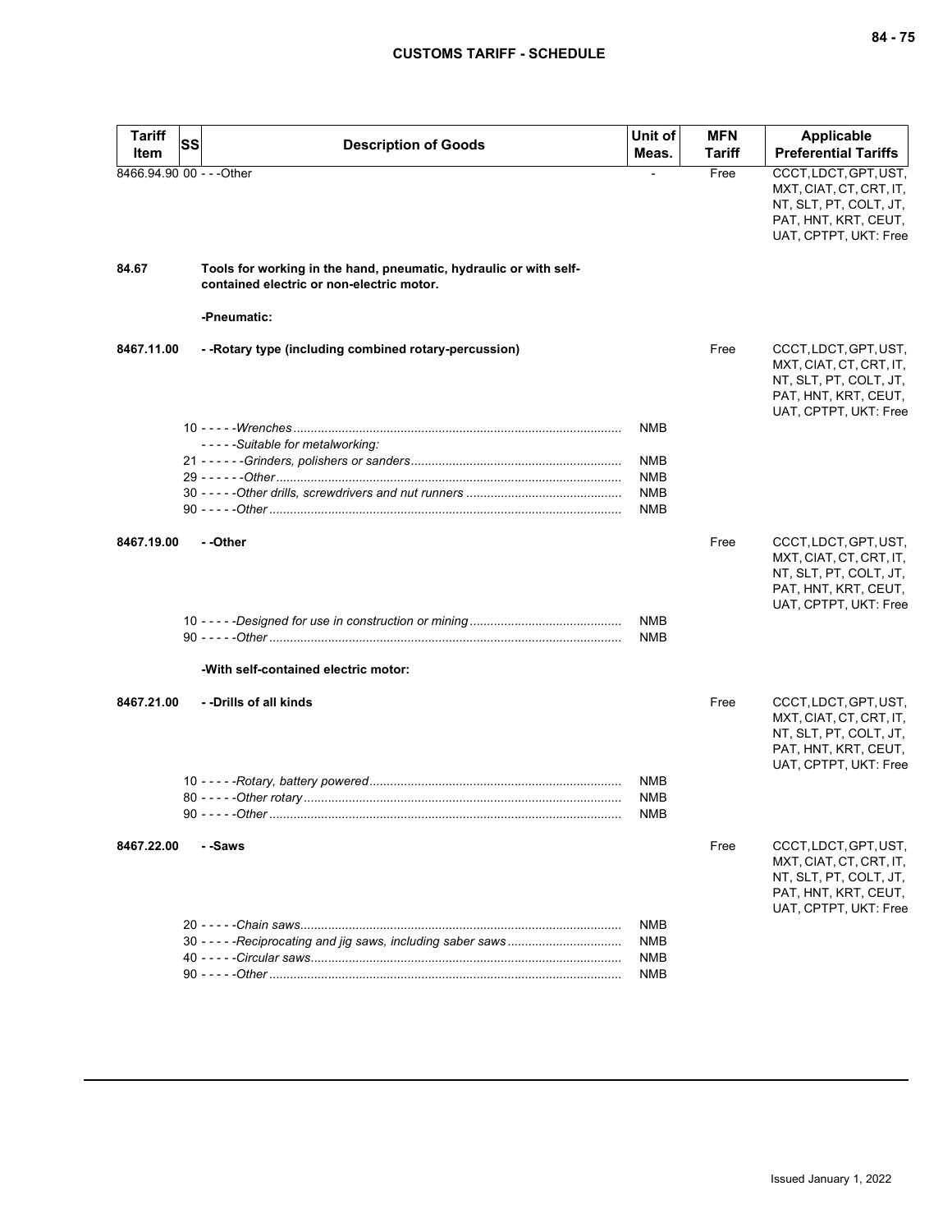| Tariff Item | SS | Description of Goods | Unit of Meas. | MFN Tariff | Applicable Preferential Tariffs |
|---|---|---|---|---|---|
| 8466.94.90 | 00 | - - -Other | - | Free | CCCT, LDCT, GPT, UST, MXT, CIAT, CT, CRT, IT, NT, SLT, PT, COLT, JT, PAT, HNT, KRT, CEUT, UAT, CPTPT, UKT: Free |
| 84.67 | | **Tools for working in the hand, pneumatic, hydraulic or with self-contained electric or non-electric motor.** | | | |
| | | **-Pneumatic:** | | | |
| 8467.11.00 | | **- -Rotary type (including combined rotary-percussion)** | | Free | CCCT, LDCT, GPT, UST, MXT, CIAT, CT, CRT, IT, NT, SLT, PT, COLT, JT, PAT, HNT, KRT, CEUT, UAT, CPTPT, UKT: Free |
| | 10 | *- - - - -Wrenches* | NMB | | |
| | | *- - - - -Suitable for metalworking:* | | | |
| | 21 | *- - - - - -Grinders, polishers or sanders* | NMB | | |
| | 29 | *- - - - - -Other* | NMB | | |
| | 30 | *- - - - -Other drills, screwdrivers and nut runners* | NMB | | |
| | 90 | *- - - - -Other* | NMB | | |
| 8467.19.00 | | **- -Other** | | Free | CCCT, LDCT, GPT, UST, MXT, CIAT, CT, CRT, IT, NT, SLT, PT, COLT, JT, PAT, HNT, KRT, CEUT, UAT, CPTPT, UKT: Free |
| | 10 | *- - - - -Designed for use in construction or mining* | NMB | | |
| | 90 | *- - - - -Other* | NMB | | |
| | | **-With self-contained electric motor:** | | | |
| 8467.21.00 | | **- -Drills of all kinds** | | Free | CCCT, LDCT, GPT, UST, MXT, CIAT, CT, CRT, IT, NT, SLT, PT, COLT, JT, PAT, HNT, KRT, CEUT, UAT, CPTPT, UKT: Free |
| | 10 | *- - - - -Rotary, battery powered* | NMB | | |
| | 80 | *- - - - -Other rotary* | NMB | | |
| | 90 | *- - - - -Other* | NMB | | |
| 8467.22.00 | | **- -Saws** | | Free | CCCT, LDCT, GPT, UST, MXT, CIAT, CT, CRT, IT, NT, SLT, PT, COLT, JT, PAT, HNT, KRT, CEUT, UAT, CPTPT, UKT: Free |
| | 20 | *- - - - -Chain saws* | NMB | | |
| | 30 | *- - - - -Reciprocating and jig saws, including saber saws* | NMB | | |
| | 40 | *- - - - -Circular saws* | NMB | | |
| | 90 | *- - - - -Other* | NMB | | |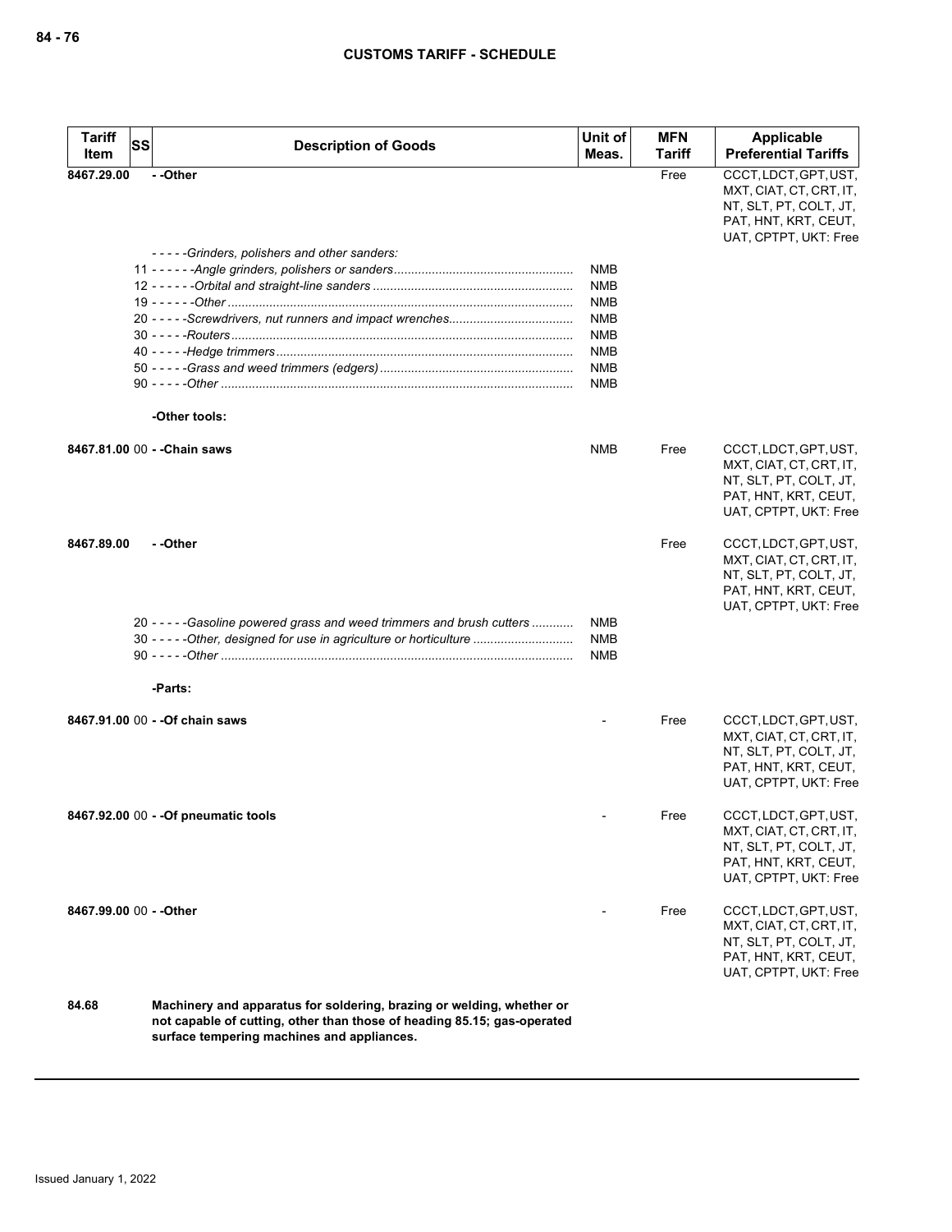| Tariff Item | SS | Description of Goods | Unit of Meas. | MFN Tariff | Applicable Preferential Tariffs |
|---|---|---|---|---|---|
| 8467.29.00 | | - -Other | | Free | CCCT, LDCT, GPT, UST, MXT, CIAT, CT, CRT, IT, NT, SLT, PT, COLT, JT, PAT, HNT, KRT, CEUT, UAT, CPTPT, UKT: Free |
| | | *- - - - -Grinders, polishers and other sanders:* | | | |
| | 11 | *- - - - - -Angle grinders, polishers or sanders* | NMB | | |
| | 12 | *- - - - - -Orbital and straight-line sanders* | NMB | | |
| | 19 | *- - - - - -Other* | NMB | | |
| | 20 | *- - - - -Screwdrivers, nut runners and impact wrenches* | NMB | | |
| | 30 | *- - - - -Routers* | NMB | | |
| | 40 | *- - - - -Hedge trimmers* | NMB | | |
| | 50 | *- - - - -Grass and weed trimmers (edgers)* | NMB | | |
| | 90 | *- - - - -Other* | NMB | | |
| | | **-Other tools:** | | | |
| 8467.81.00 | 00 | **- -Chain saws** | NMB | Free | CCCT, LDCT, GPT, UST, MXT, CIAT, CT, CRT, IT, NT, SLT, PT, COLT, JT, PAT, HNT, KRT, CEUT, UAT, CPTPT, UKT: Free |
| 8467.89.00 | | **- -Other** | | Free | CCCT, LDCT, GPT, UST, MXT, CIAT, CT, CRT, IT, NT, SLT, PT, COLT, JT, PAT, HNT, KRT, CEUT, UAT, CPTPT, UKT: Free |
| | 20 | *- - - - -Gasoline powered grass and weed trimmers and brush cutters* | NMB | | |
| | 30 | *- - - - -Other, designed for use in agriculture or horticulture* | NMB | | |
| | 90 | *- - - - -Other* | NMB | | |
| | | **-Parts:** | | | |
| 8467.91.00 | 00 | **- -Of chain saws** | - | Free | CCCT, LDCT, GPT, UST, MXT, CIAT, CT, CRT, IT, NT, SLT, PT, COLT, JT, PAT, HNT, KRT, CEUT, UAT, CPTPT, UKT: Free |
| 8467.92.00 | 00 | **- -Of pneumatic tools** | - | Free | CCCT, LDCT, GPT, UST, MXT, CIAT, CT, CRT, IT, NT, SLT, PT, COLT, JT, PAT, HNT, KRT, CEUT, UAT, CPTPT, UKT: Free |
| 8467.99.00 | 00 | **- -Other** | - | Free | CCCT, LDCT, GPT, UST, MXT, CIAT, CT, CRT, IT, NT, SLT, PT, COLT, JT, PAT, HNT, KRT, CEUT, UAT, CPTPT, UKT: Free |
| **84.68** | | **Machinery and apparatus for soldering, brazing or welding, whether or not capable of cutting, other than those of heading 85.15; gas-operated surface tempering machines and appliances.** | | | |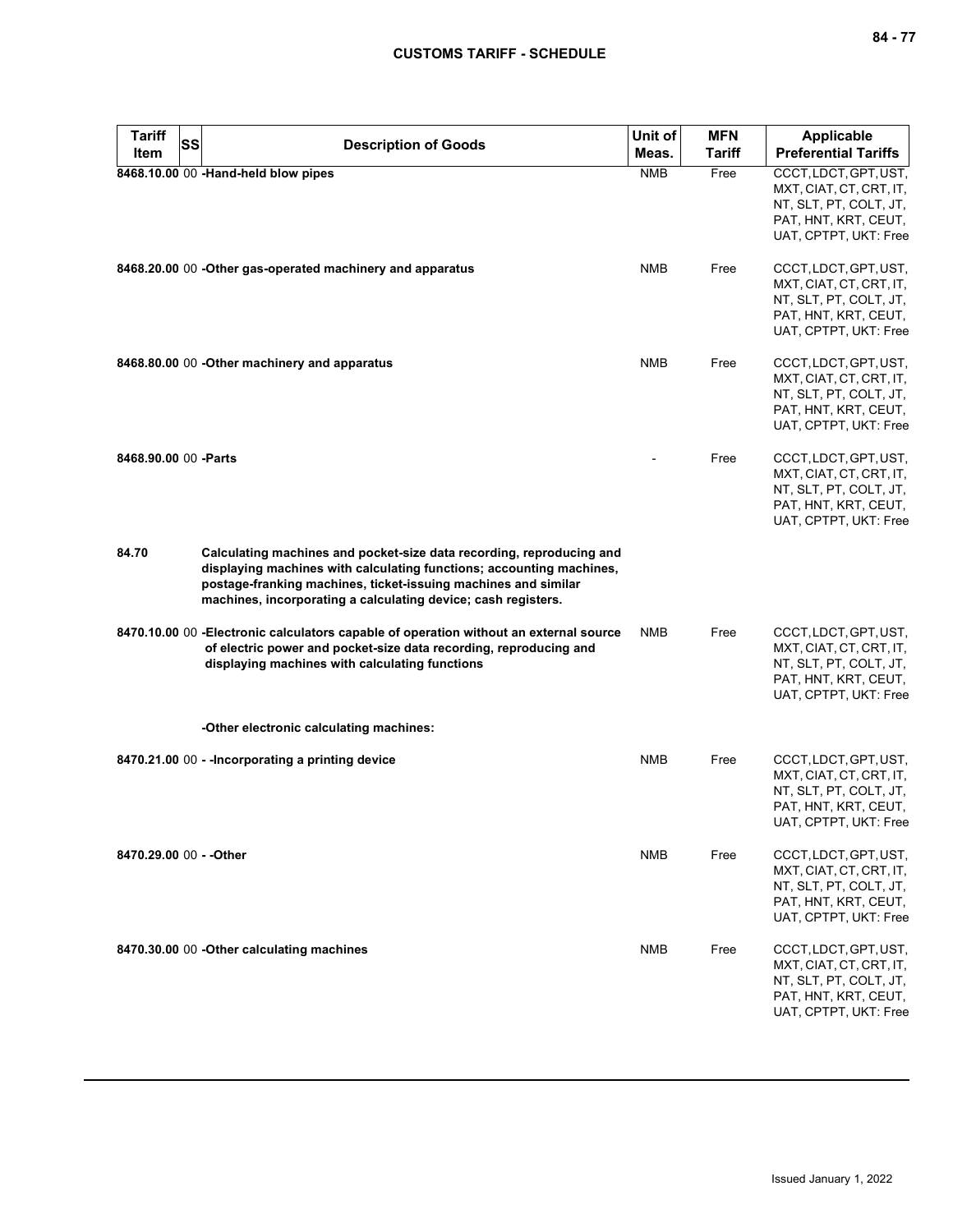| Tariff Item | SS | Description of Goods | Unit of Meas. | MFN Tariff | Applicable Preferential Tariffs |
|---|---|---|---|---|---|
| 8468.10.00 | 00 | -Hand-held blow pipes | NMB | Free | CCCT, LDCT, GPT, UST, MXT, CIAT, CT, CRT, IT, NT, SLT, PT, COLT, JT, PAT, HNT, KRT, CEUT, UAT, CPTPT, UKT: Free |
| 8468.20.00 | 00 | -Other gas-operated machinery and apparatus | NMB | Free | CCCT, LDCT, GPT, UST, MXT, CIAT, CT, CRT, IT, NT, SLT, PT, COLT, JT, PAT, HNT, KRT, CEUT, UAT, CPTPT, UKT: Free |
| 8468.80.00 | 00 | -Other machinery and apparatus | NMB | Free | CCCT, LDCT, GPT, UST, MXT, CIAT, CT, CRT, IT, NT, SLT, PT, COLT, JT, PAT, HNT, KRT, CEUT, UAT, CPTPT, UKT: Free |
| 8468.90.00 | 00 | -Parts | - | Free | CCCT, LDCT, GPT, UST, MXT, CIAT, CT, CRT, IT, NT, SLT, PT, COLT, JT, PAT, HNT, KRT, CEUT, UAT, CPTPT, UKT: Free |
| 84.70 | | Calculating machines and pocket-size data recording, reproducing and displaying machines with calculating functions; accounting machines, postage-franking machines, ticket-issuing machines and similar machines, incorporating a calculating device; cash registers. | | | |
| 8470.10.00 | 00 | -Electronic calculators capable of operation without an external source of electric power and pocket-size data recording, reproducing and displaying machines with calculating functions | NMB | Free | CCCT, LDCT, GPT, UST, MXT, CIAT, CT, CRT, IT, NT, SLT, PT, COLT, JT, PAT, HNT, KRT, CEUT, UAT, CPTPT, UKT: Free |
| | | -Other electronic calculating machines: | | | |
| 8470.21.00 | 00 | - -Incorporating a printing device | NMB | Free | CCCT, LDCT, GPT, UST, MXT, CIAT, CT, CRT, IT, NT, SLT, PT, COLT, JT, PAT, HNT, KRT, CEUT, UAT, CPTPT, UKT: Free |
| 8470.29.00 | 00 | - -Other | NMB | Free | CCCT, LDCT, GPT, UST, MXT, CIAT, CT, CRT, IT, NT, SLT, PT, COLT, JT, PAT, HNT, KRT, CEUT, UAT, CPTPT, UKT: Free |
| 8470.30.00 | 00 | -Other calculating machines | NMB | Free | CCCT, LDCT, GPT, UST, MXT, CIAT, CT, CRT, IT, NT, SLT, PT, COLT, JT, PAT, HNT, KRT, CEUT, UAT, CPTPT, UKT: Free |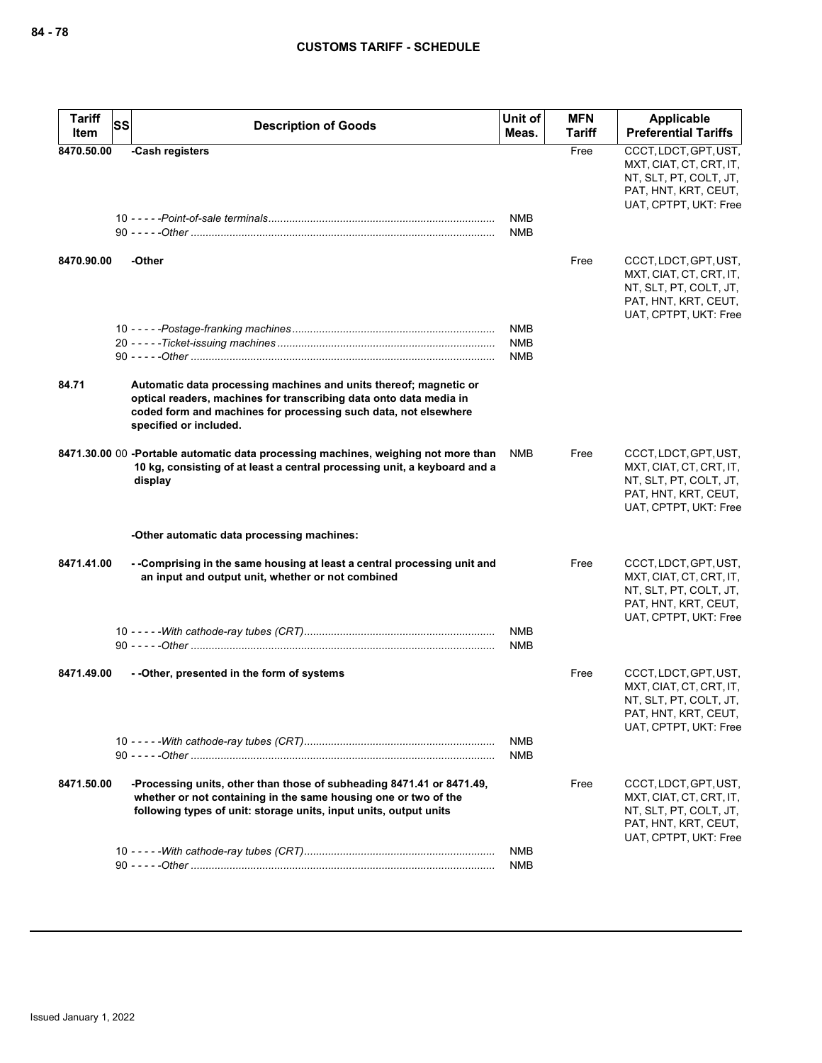| Tariff Item | SS | Description of Goods | Unit of Meas. | MFN Tariff | Applicable Preferential Tariffs |
|---|---|---|---|---|---|
| 8470.50.00 | | -Cash registers | | Free | CCCT, LDCT, GPT, UST, MXT, CIAT, CT, CRT, IT, NT, SLT, PT, COLT, JT, PAT, HNT, KRT, CEUT, UAT, CPTPT, UKT: Free |
| | 10 | - - - - -*Point-of-sale terminals* | NMB | | |
| | 90 | - - - - -*Other* | NMB | | |
| 8470.90.00 | | -Other | | Free | CCCT, LDCT, GPT, UST, MXT, CIAT, CT, CRT, IT, NT, SLT, PT, COLT, JT, PAT, HNT, KRT, CEUT, UAT, CPTPT, UKT: Free |
| | 10 | - - - - -*Postage-franking machines* | NMB | | |
| | 20 | - - - - -*Ticket-issuing machines* | NMB | | |
| | 90 | - - - - -*Other* | NMB | | |
| 84.71 | | **Automatic data processing machines and units thereof; magnetic or optical readers, machines for transcribing data onto data media in coded form and machines for processing such data, not elsewhere specified or included.** | | | |
| 8471.30.00 | 00 | -Portable automatic data processing machines, weighing not more than 10 kg, consisting of at least a central processing unit, a keyboard and a display | NMB | Free | CCCT, LDCT, GPT, UST, MXT, CIAT, CT, CRT, IT, NT, SLT, PT, COLT, JT, PAT, HNT, KRT, CEUT, UAT, CPTPT, UKT: Free |
| | | -Other automatic data processing machines: | | | |
| 8471.41.00 | | - -Comprising in the same housing at least a central processing unit and an input and output unit, whether or not combined | | Free | CCCT, LDCT, GPT, UST, MXT, CIAT, CT, CRT, IT, NT, SLT, PT, COLT, JT, PAT, HNT, KRT, CEUT, UAT, CPTPT, UKT: Free |
| | 10 | - - - - -*With cathode-ray tubes (CRT)* | NMB | | |
| | 90 | - - - - -*Other* | NMB | | |
| 8471.49.00 | | - -Other, presented in the form of systems | | Free | CCCT, LDCT, GPT, UST, MXT, CIAT, CT, CRT, IT, NT, SLT, PT, COLT, JT, PAT, HNT, KRT, CEUT, UAT, CPTPT, UKT: Free |
| | 10 | - - - - -*With cathode-ray tubes (CRT)* | NMB | | |
| | 90 | - - - - -*Other* | NMB | | |
| 8471.50.00 | | -Processing units, other than those of subheading 8471.41 or 8471.49, whether or not containing in the same housing one or two of the following types of unit: storage units, input units, output units | | Free | CCCT, LDCT, GPT, UST, MXT, CIAT, CT, CRT, IT, NT, SLT, PT, COLT, JT, PAT, HNT, KRT, CEUT, UAT, CPTPT, UKT: Free |
| | 10 | - - - - -*With cathode-ray tubes (CRT)* | NMB | | |
| | 90 | - - - - -*Other* | NMB | | |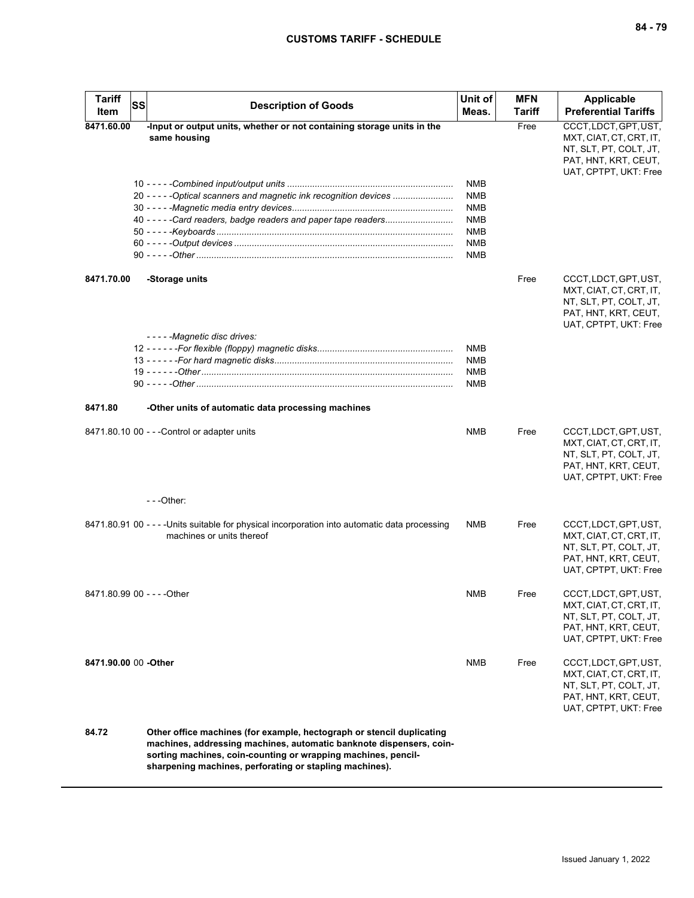| Tariff Item | SS | Description of Goods | Unit of Meas. | MFN Tariff | Applicable Preferential Tariffs |
|---|---|---|---|---|---|
| **8471.60.00** | | **-Input or output units, whether or not containing storage units in the same housing** | | Free | CCCT, LDCT, GPT, UST, MXT, CIAT, CT, CRT, IT, NT, SLT, PT, COLT, JT, PAT, HNT, KRT, CEUT, UAT, CPTPT, UKT: Free |
| | | 10 - - - - -*Combined input/output units* | NMB | | |
| | | 20 - - - - -*Optical scanners and magnetic ink recognition devices* | NMB | | |
| | | 30 - - - - -*Magnetic media entry devices* | NMB | | |
| | | 40 - - - - -*Card readers, badge readers and paper tape readers* | NMB | | |
| | | 50 - - - - -*Keyboards* | NMB | | |
| | | 60 - - - - -*Output devices* | NMB | | |
| | | 90 - - - - -*Other* | NMB | | |
| **8471.70.00** | | **-Storage units** | | Free | CCCT, LDCT, GPT, UST, MXT, CIAT, CT, CRT, IT, NT, SLT, PT, COLT, JT, PAT, HNT, KRT, CEUT, UAT, CPTPT, UKT: Free |
| | | - - - - -*Magnetic disc drives:* | | | |
| | | 12 - - - - - -*For flexible (floppy) magnetic disks* | NMB | | |
| | | 13 - - - - - -*For hard magnetic disks* | NMB | | |
| | | 19 - - - - - -*Other* | NMB | | |
| | | 90 - - - - -*Other* | NMB | | |
| **8471.80** | | **-Other units of automatic data processing machines** | | | |
| 8471.80.10 | 00 | - - -Control or adapter units | NMB | Free | CCCT, LDCT, GPT, UST, MXT, CIAT, CT, CRT, IT, NT, SLT, PT, COLT, JT, PAT, HNT, KRT, CEUT, UAT, CPTPT, UKT: Free |
| | | - - -Other: | | | |
| 8471.80.91 | 00 | - - - -Units suitable for physical incorporation into automatic data processing machines or units thereof | NMB | Free | CCCT, LDCT, GPT, UST, MXT, CIAT, CT, CRT, IT, NT, SLT, PT, COLT, JT, PAT, HNT, KRT, CEUT, UAT, CPTPT, UKT: Free |
| 8471.80.99 | 00 | - - - -Other | NMB | Free | CCCT, LDCT, GPT, UST, MXT, CIAT, CT, CRT, IT, NT, SLT, PT, COLT, JT, PAT, HNT, KRT, CEUT, UAT, CPTPT, UKT: Free |
| **8471.90.00** | 00 | **-Other** | NMB | Free | CCCT, LDCT, GPT, UST, MXT, CIAT, CT, CRT, IT, NT, SLT, PT, COLT, JT, PAT, HNT, KRT, CEUT, UAT, CPTPT, UKT: Free |
| **84.72** | | **Other office machines (for example, hectograph or stencil duplicating machines, addressing machines, automatic banknote dispensers, coin-sorting machines, coin-counting or wrapping machines, pencil-sharpening machines, perforating or stapling machines).** | | | |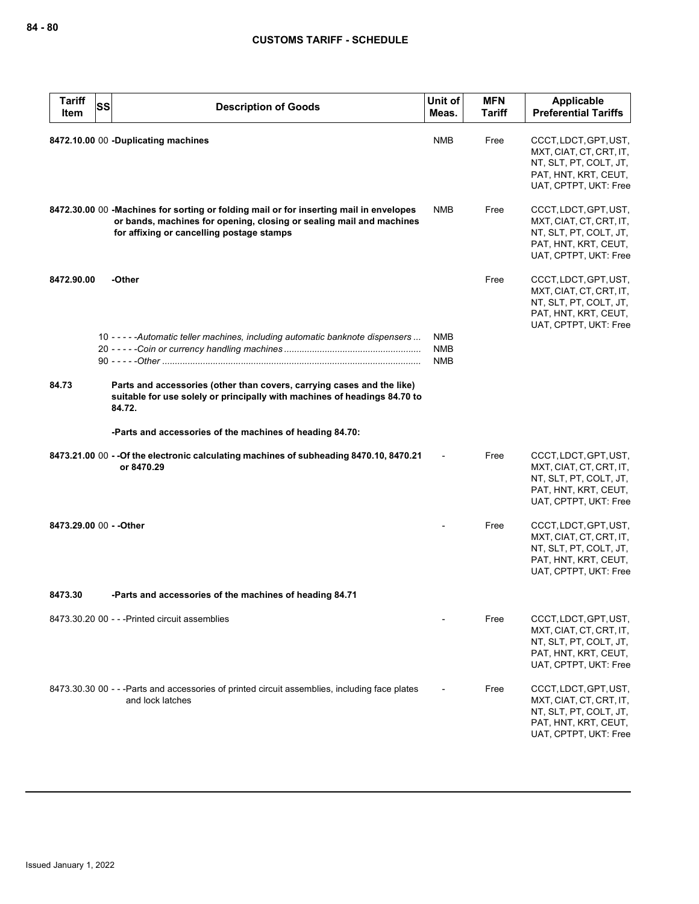| Tariff Item | SS | Description of Goods | Unit of Meas. | MFN Tariff | Applicable Preferential Tariffs |
|---|---|---|---|---|---|
| **8472.10.00** | 00 | **-Duplicating machines** | NMB | Free | CCCT, LDCT, GPT, UST, MXT, CIAT, CT, CRT, IT, NT, SLT, PT, COLT, JT, PAT, HNT, KRT, CEUT, UAT, CPTPT, UKT: Free |
| **8472.30.00** | 00 | **-Machines for sorting or folding mail or for inserting mail in envelopes or bands, machines for opening, closing or sealing mail and machines for affixing or cancelling postage stamps** | NMB | Free | CCCT, LDCT, GPT, UST, MXT, CIAT, CT, CRT, IT, NT, SLT, PT, COLT, JT, PAT, HNT, KRT, CEUT, UAT, CPTPT, UKT: Free |
| **8472.90.00** | | **-Other** | | Free | CCCT, LDCT, GPT, UST, MXT, CIAT, CT, CRT, IT, NT, SLT, PT, COLT, JT, PAT, HNT, KRT, CEUT, UAT, CPTPT, UKT: Free |
| | 10 | - - - - -*Automatic teller machines, including automatic banknote dispensers* | NMB | | |
| | 20 | - - - - -*Coin or currency handling machines* | NMB | | |
| | 90 | - - - - -*Other* | NMB | | |
| **84.73** | | **Parts and accessories (other than covers, carrying cases and the like) suitable for use solely or principally with machines of headings 84.70 to 84.72.** | | | |
| | | **-Parts and accessories of the machines of heading 84.70:** | | | |
| **8473.21.00** | 00 | **- -Of the electronic calculating machines of subheading 8470.10, 8470.21 or 8470.29** | - | Free | CCCT, LDCT, GPT, UST, MXT, CIAT, CT, CRT, IT, NT, SLT, PT, COLT, JT, PAT, HNT, KRT, CEUT, UAT, CPTPT, UKT: Free |
| **8473.29.00** | 00 | **- -Other** | - | Free | CCCT, LDCT, GPT, UST, MXT, CIAT, CT, CRT, IT, NT, SLT, PT, COLT, JT, PAT, HNT, KRT, CEUT, UAT, CPTPT, UKT: Free |
| **8473.30** | | **-Parts and accessories of the machines of heading 84.71** | | | |
| 8473.30.20 | 00 | - - -Printed circuit assemblies | - | Free | CCCT, LDCT, GPT, UST, MXT, CIAT, CT, CRT, IT, NT, SLT, PT, COLT, JT, PAT, HNT, KRT, CEUT, UAT, CPTPT, UKT: Free |
| 8473.30.30 | 00 | - - -Parts and accessories of printed circuit assemblies, including face plates and lock latches | - | Free | CCCT, LDCT, GPT, UST, MXT, CIAT, CT, CRT, IT, NT, SLT, PT, COLT, JT, PAT, HNT, KRT, CEUT, UAT, CPTPT, UKT: Free |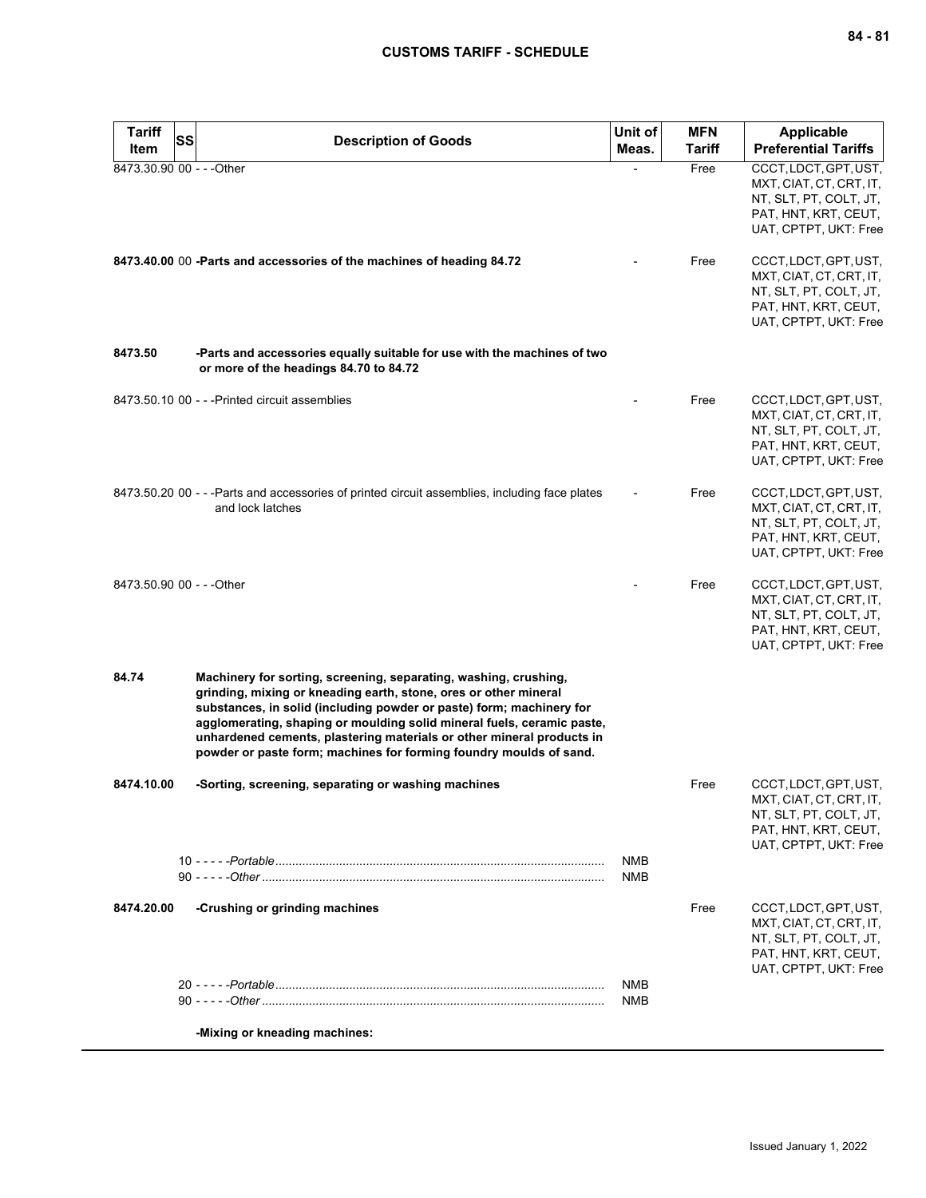| Tariff Item | SS | Description of Goods | Unit of Meas. | MFN Tariff | Applicable Preferential Tariffs |
|---|---|---|---|---|---|
| 8473.30.90 | 00 | - - -Other | - | Free | CCCT, LDCT, GPT, UST, MXT, CIAT, CT, CRT, IT, NT, SLT, PT, COLT, JT, PAT, HNT, KRT, CEUT, UAT, CPTPT, UKT: Free |
| **8473.40.00** | 00 | **-Parts and accessories of the machines of heading 84.72** | - | Free | CCCT, LDCT, GPT, UST, MXT, CIAT, CT, CRT, IT, NT, SLT, PT, COLT, JT, PAT, HNT, KRT, CEUT, UAT, CPTPT, UKT: Free |
| **8473.50** | | **-Parts and accessories equally suitable for use with the machines of two or more of the headings 84.70 to 84.72** | | | |
| 8473.50.10 | 00 | - - -Printed circuit assemblies | - | Free | CCCT, LDCT, GPT, UST, MXT, CIAT, CT, CRT, IT, NT, SLT, PT, COLT, JT, PAT, HNT, KRT, CEUT, UAT, CPTPT, UKT: Free |
| 8473.50.20 | 00 | - - -Parts and accessories of printed circuit assemblies, including face plates and lock latches | - | Free | CCCT, LDCT, GPT, UST, MXT, CIAT, CT, CRT, IT, NT, SLT, PT, COLT, JT, PAT, HNT, KRT, CEUT, UAT, CPTPT, UKT: Free |
| 8473.50.90 | 00 | - - -Other | - | Free | CCCT, LDCT, GPT, UST, MXT, CIAT, CT, CRT, IT, NT, SLT, PT, COLT, JT, PAT, HNT, KRT, CEUT, UAT, CPTPT, UKT: Free |
| **84.74** | | **Machinery for sorting, screening, separating, washing, crushing, grinding, mixing or kneading earth, stone, ores or other mineral substances, in solid (including powder or paste) form; machinery for agglomerating, shaping or moulding solid mineral fuels, ceramic paste, unhardened cements, plastering materials or other mineral products in powder or paste form; machines for forming foundry moulds of sand.** | | | |
| **8474.10.00** | | **-Sorting, screening, separating or washing machines** | | Free | CCCT, LDCT, GPT, UST, MXT, CIAT, CT, CRT, IT, NT, SLT, PT, COLT, JT, PAT, HNT, KRT, CEUT, UAT, CPTPT, UKT: Free |
| | 10 | - - - - -*Portable* | NMB | | |
| | 90 | - - - - -*Other* | NMB | | |
| **8474.20.00** | | **-Crushing or grinding machines** | | Free | CCCT, LDCT, GPT, UST, MXT, CIAT, CT, CRT, IT, NT, SLT, PT, COLT, JT, PAT, HNT, KRT, CEUT, UAT, CPTPT, UKT: Free |
| | 20 | - - - - -*Portable* | NMB | | |
| | 90 | - - - - -*Other* | NMB | | |
| | | **-Mixing or kneading machines:** | | | |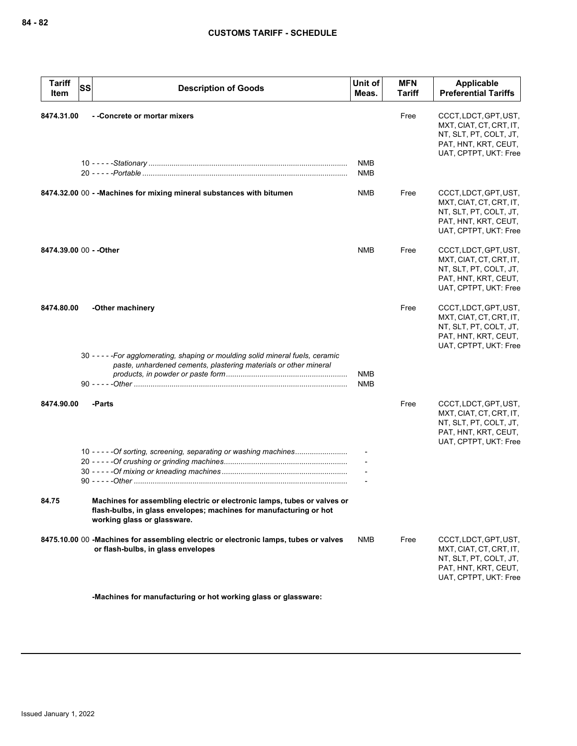| Tariff Item | SS | Description of Goods | Unit of Meas. | MFN Tariff | Applicable Preferential Tariffs |
|---|---|---|---|---|---|
| 8474.31.00 | | - -Concrete or mortar mixers | | Free | CCCT, LDCT, GPT, UST, MXT, CIAT, CT, CRT, IT, NT, SLT, PT, COLT, JT, PAT, HNT, KRT, CEUT, UAT, CPTPT, UKT: Free |
| | 10 | - - - - -*Stationary* | NMB | | |
| | 20 | - - - - -*Portable* | NMB | | |
| 8474.32.00 | 00 | - -Machines for mixing mineral substances with bitumen | NMB | Free | CCCT, LDCT, GPT, UST, MXT, CIAT, CT, CRT, IT, NT, SLT, PT, COLT, JT, PAT, HNT, KRT, CEUT, UAT, CPTPT, UKT: Free |
| 8474.39.00 | 00 | - -Other | NMB | Free | CCCT, LDCT, GPT, UST, MXT, CIAT, CT, CRT, IT, NT, SLT, PT, COLT, JT, PAT, HNT, KRT, CEUT, UAT, CPTPT, UKT: Free |
| 8474.80.00 | | -Other machinery | | Free | CCCT, LDCT, GPT, UST, MXT, CIAT, CT, CRT, IT, NT, SLT, PT, COLT, JT, PAT, HNT, KRT, CEUT, UAT, CPTPT, UKT: Free |
| | 30 | - - - - -*For agglomerating, shaping or moulding solid mineral fuels, ceramic paste, unhardened cements, plastering materials or other mineral products, in powder or paste form* | NMB | | |
| | 90 | - - - - -*Other* | NMB | | |
| 8474.90.00 | | -Parts | | Free | CCCT, LDCT, GPT, UST, MXT, CIAT, CT, CRT, IT, NT, SLT, PT, COLT, JT, PAT, HNT, KRT, CEUT, UAT, CPTPT, UKT: Free |
| | 10 | - - - - -*Of sorting, screening, separating or washing machines* | - | | |
| | 20 | - - - - -*Of crushing or grinding machines* | - | | |
| | 30 | - - - - -*Of mixing or kneading machines* | - | | |
| | 90 | - - - - -*Other* | - | | |
| 84.75 | | **Machines for assembling electric or electronic lamps, tubes or valves or flash-bulbs, in glass envelopes; machines for manufacturing or hot working glass or glassware.** | | | |
| 8475.10.00 | 00 | -Machines for assembling electric or electronic lamps, tubes or valves or flash-bulbs, in glass envelopes | NMB | Free | CCCT, LDCT, GPT, UST, MXT, CIAT, CT, CRT, IT, NT, SLT, PT, COLT, JT, PAT, HNT, KRT, CEUT, UAT, CPTPT, UKT: Free |
| | | -Machines for manufacturing or hot working glass or glassware: | | | |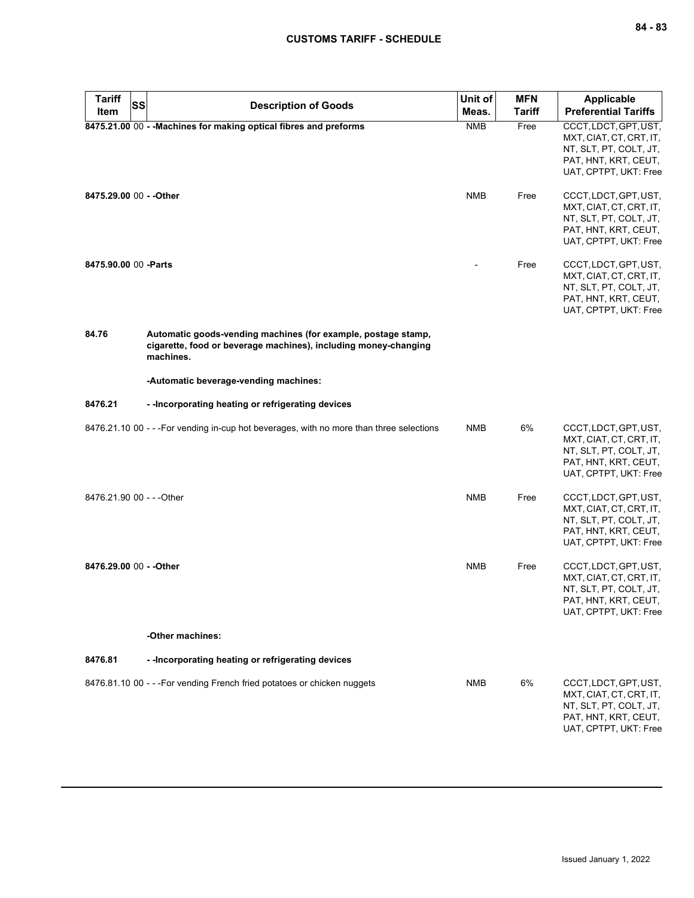| Tariff Item | SS | Description of Goods | Unit of Meas. | MFN Tariff | Applicable Preferential Tariffs |
|---|---|---|---|---|---|
| **8475.21.00** | 00 | **- -Machines for making optical fibres and preforms** | NMB | Free | CCCT, LDCT, GPT, UST, MXT, CIAT, CT, CRT, IT, NT, SLT, PT, COLT, JT, PAT, HNT, KRT, CEUT, UAT, CPTPT, UKT: Free |
| **8475.29.00** | 00 | **- -Other** | NMB | Free | CCCT, LDCT, GPT, UST, MXT, CIAT, CT, CRT, IT, NT, SLT, PT, COLT, JT, PAT, HNT, KRT, CEUT, UAT, CPTPT, UKT: Free |
| **8475.90.00** | 00 | **-Parts** | - | Free | CCCT, LDCT, GPT, UST, MXT, CIAT, CT, CRT, IT, NT, SLT, PT, COLT, JT, PAT, HNT, KRT, CEUT, UAT, CPTPT, UKT: Free |
| **84.76** | | **Automatic goods-vending machines (for example, postage stamp, cigarette, food or beverage machines), including money-changing machines.** | | | |
| | | **-Automatic beverage-vending machines:** | | | |
| **8476.21** | | **- -Incorporating heating or refrigerating devices** | | | |
| 8476.21.10 | 00 | - - -For vending in-cup hot beverages, with no more than three selections | NMB | 6% | CCCT, LDCT, GPT, UST, MXT, CIAT, CT, CRT, IT, NT, SLT, PT, COLT, JT, PAT, HNT, KRT, CEUT, UAT, CPTPT, UKT: Free |
| 8476.21.90 | 00 | - - -Other | NMB | Free | CCCT, LDCT, GPT, UST, MXT, CIAT, CT, CRT, IT, NT, SLT, PT, COLT, JT, PAT, HNT, KRT, CEUT, UAT, CPTPT, UKT: Free |
| **8476.29.00** | 00 | **- -Other** | NMB | Free | CCCT, LDCT, GPT, UST, MXT, CIAT, CT, CRT, IT, NT, SLT, PT, COLT, JT, PAT, HNT, KRT, CEUT, UAT, CPTPT, UKT: Free |
| | | **-Other machines:** | | | |
| **8476.81** | | **- -Incorporating heating or refrigerating devices** | | | |
| 8476.81.10 | 00 | - - -For vending French fried potatoes or chicken nuggets | NMB | 6% | CCCT, LDCT, GPT, UST, MXT, CIAT, CT, CRT, IT, NT, SLT, PT, COLT, JT, PAT, HNT, KRT, CEUT, UAT, CPTPT, UKT: Free |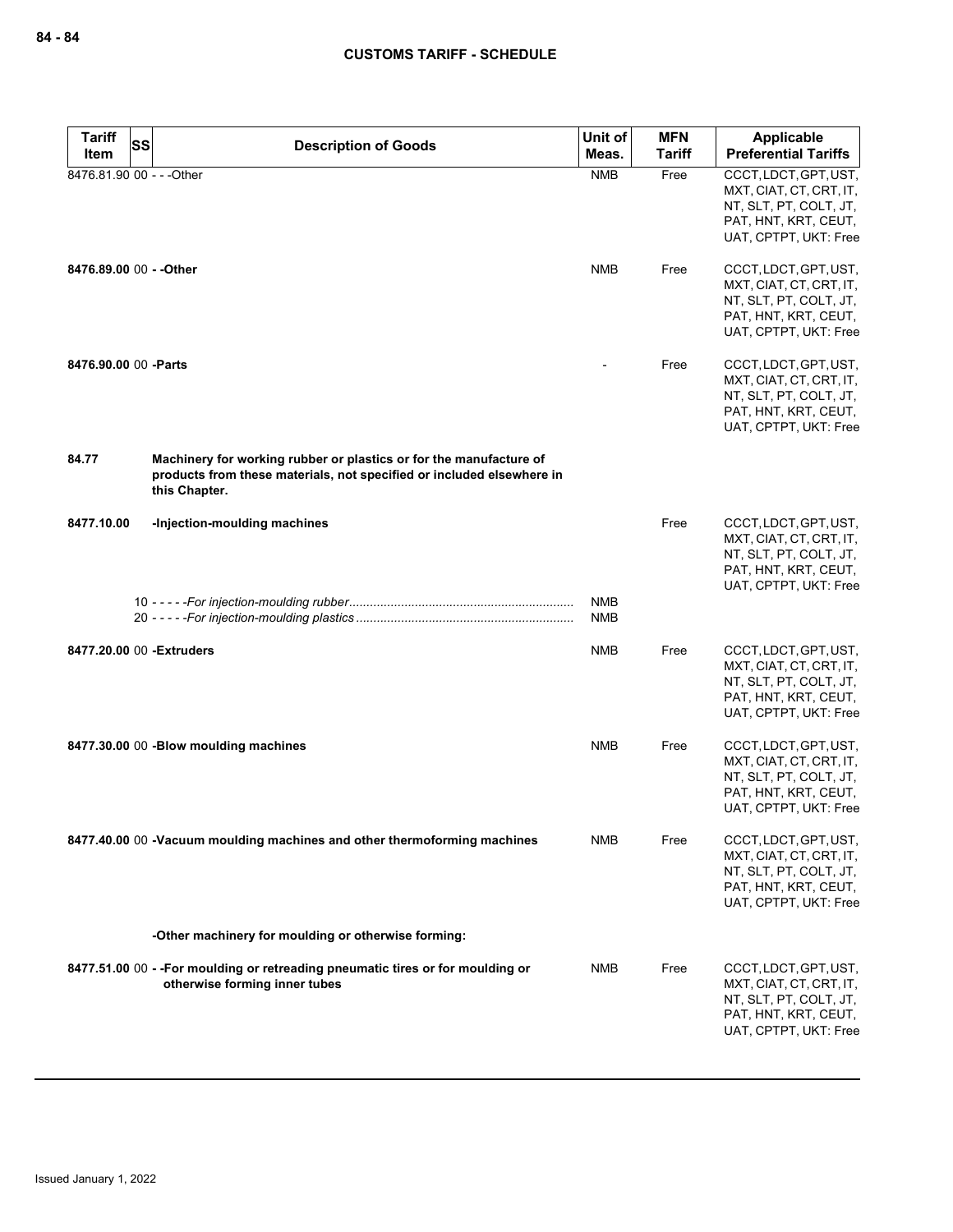| Tariff Item | SS | Description of Goods | Unit of Meas. | MFN Tariff | Applicable Preferential Tariffs |
|---|---|---|---|---|---|
| 8476.81.90 | 00 | - - -Other | NMB | Free | CCCT, LDCT, GPT, UST, MXT, CIAT, CT, CRT, IT, NT, SLT, PT, COLT, JT, PAT, HNT, KRT, CEUT, UAT, CPTPT, UKT: Free |
| **8476.89.00** | 00 | **- -Other** | NMB | Free | CCCT, LDCT, GPT, UST, MXT, CIAT, CT, CRT, IT, NT, SLT, PT, COLT, JT, PAT, HNT, KRT, CEUT, UAT, CPTPT, UKT: Free |
| **8476.90.00** | 00 | **-Parts** | - | Free | CCCT, LDCT, GPT, UST, MXT, CIAT, CT, CRT, IT, NT, SLT, PT, COLT, JT, PAT, HNT, KRT, CEUT, UAT, CPTPT, UKT: Free |
| **84.77** | | **Machinery for working rubber or plastics or for the manufacture of products from these materials, not specified or included elsewhere in this Chapter.** | | | |
| **8477.10.00** | | **-Injection-moulding machines** | | Free | CCCT, LDCT, GPT, UST, MXT, CIAT, CT, CRT, IT, NT, SLT, PT, COLT, JT, PAT, HNT, KRT, CEUT, UAT, CPTPT, UKT: Free |
| | 10 | - - - - -*For injection-moulding rubber* | NMB | | |
| | 20 | - - - - -*For injection-moulding plastics* | NMB | | |
| **8477.20.00** | 00 | **-Extruders** | NMB | Free | CCCT, LDCT, GPT, UST, MXT, CIAT, CT, CRT, IT, NT, SLT, PT, COLT, JT, PAT, HNT, KRT, CEUT, UAT, CPTPT, UKT: Free |
| **8477.30.00** | 00 | **-Blow moulding machines** | NMB | Free | CCCT, LDCT, GPT, UST, MXT, CIAT, CT, CRT, IT, NT, SLT, PT, COLT, JT, PAT, HNT, KRT, CEUT, UAT, CPTPT, UKT: Free |
| **8477.40.00** | 00 | **-Vacuum moulding machines and other thermoforming machines** | NMB | Free | CCCT, LDCT, GPT, UST, MXT, CIAT, CT, CRT, IT, NT, SLT, PT, COLT, JT, PAT, HNT, KRT, CEUT, UAT, CPTPT, UKT: Free |
| | | **-Other machinery for moulding or otherwise forming:** | | | |
| **8477.51.00** | 00 | **- -For moulding or retreading pneumatic tires or for moulding or otherwise forming inner tubes** | NMB | Free | CCCT, LDCT, GPT, UST, MXT, CIAT, CT, CRT, IT, NT, SLT, PT, COLT, JT, PAT, HNT, KRT, CEUT, UAT, CPTPT, UKT: Free |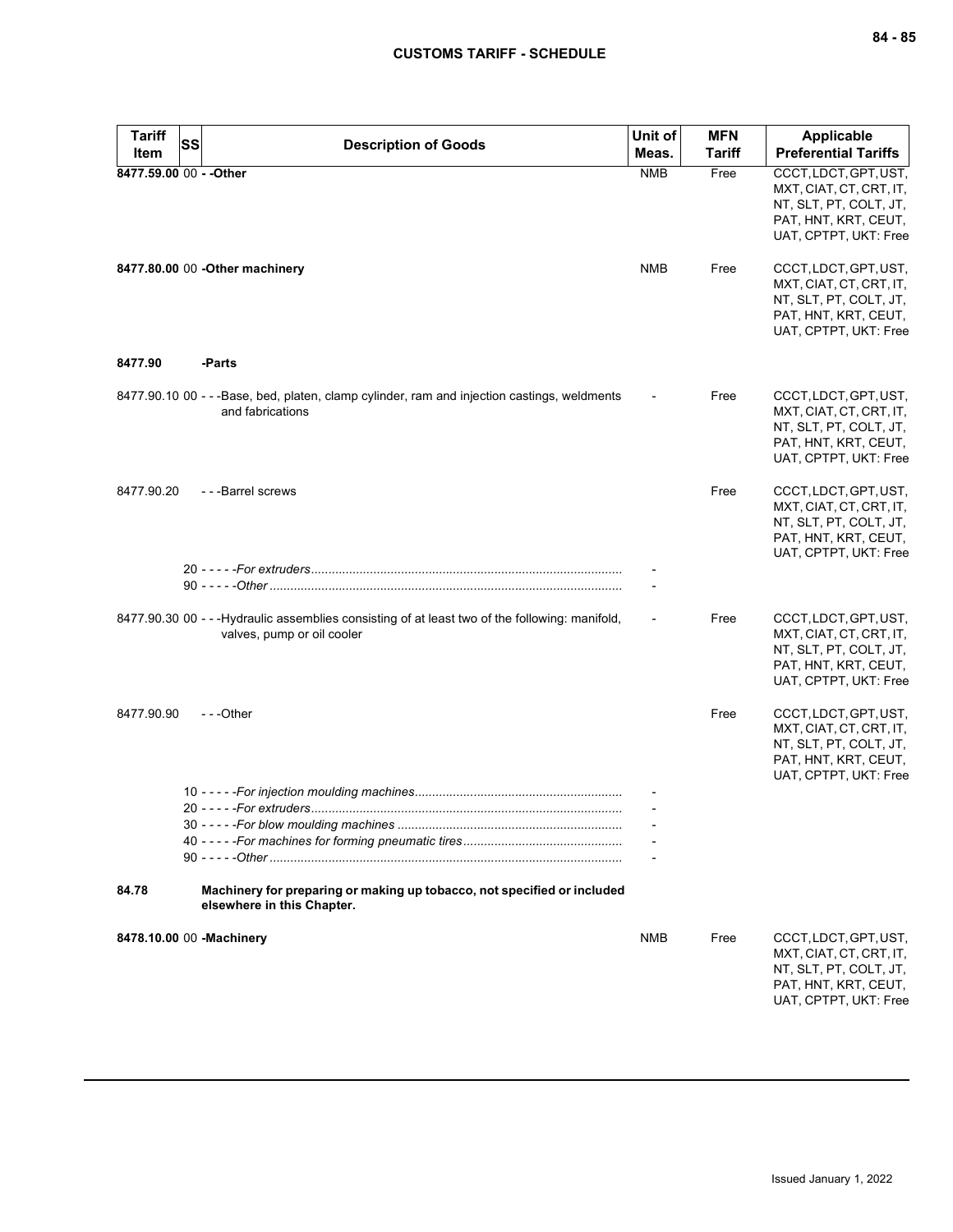| Tariff Item | SS | Description of Goods | Unit of Meas. | MFN Tariff | Applicable Preferential Tariffs |
|---|---|---|---|---|---|
| **8477.59.00** | 00 | **- -Other** | NMB | Free | CCCT, LDCT, GPT, UST, MXT, CIAT, CT, CRT, IT, NT, SLT, PT, COLT, JT, PAT, HNT, KRT, CEUT, UAT, CPTPT, UKT: Free |
| **8477.80.00** | 00 | **-Other machinery** | NMB | Free | CCCT, LDCT, GPT, UST, MXT, CIAT, CT, CRT, IT, NT, SLT, PT, COLT, JT, PAT, HNT, KRT, CEUT, UAT, CPTPT, UKT: Free |
| **8477.90** | | **-Parts** | | | |
| 8477.90.10 | 00 | - - -Base, bed, platen, clamp cylinder, ram and injection castings, weldments and fabrications | - | Free | CCCT, LDCT, GPT, UST, MXT, CIAT, CT, CRT, IT, NT, SLT, PT, COLT, JT, PAT, HNT, KRT, CEUT, UAT, CPTPT, UKT: Free |
| 8477.90.20 | | - - -Barrel screws | | Free | CCCT, LDCT, GPT, UST, MXT, CIAT, CT, CRT, IT, NT, SLT, PT, COLT, JT, PAT, HNT, KRT, CEUT, UAT, CPTPT, UKT: Free |
| | 20 | - - - - -*For extruders* | - | | |
| | 90 | - - - - -*Other* | - | | |
| 8477.90.30 | 00 | - - -Hydraulic assemblies consisting of at least two of the following: manifold, valves, pump or oil cooler | - | Free | CCCT, LDCT, GPT, UST, MXT, CIAT, CT, CRT, IT, NT, SLT, PT, COLT, JT, PAT, HNT, KRT, CEUT, UAT, CPTPT, UKT: Free |
| 8477.90.90 | | - - -Other | | Free | CCCT, LDCT, GPT, UST, MXT, CIAT, CT, CRT, IT, NT, SLT, PT, COLT, JT, PAT, HNT, KRT, CEUT, UAT, CPTPT, UKT: Free |
| | 10 | - - - - -*For injection moulding machines* | - | | |
| | 20 | - - - - -*For extruders* | - | | |
| | 30 | - - - - -*For blow moulding machines* | - | | |
| | 40 | - - - - -*For machines for forming pneumatic tires* | - | | |
| | 90 | - - - - -*Other* | - | | |
| **84.78** | | **Machinery for preparing or making up tobacco, not specified or included elsewhere in this Chapter.** | | | |
| **8478.10.00** | 00 | **-Machinery** | NMB | Free | CCCT, LDCT, GPT, UST, MXT, CIAT, CT, CRT, IT, NT, SLT, PT, COLT, JT, PAT, HNT, KRT, CEUT, UAT, CPTPT, UKT: Free |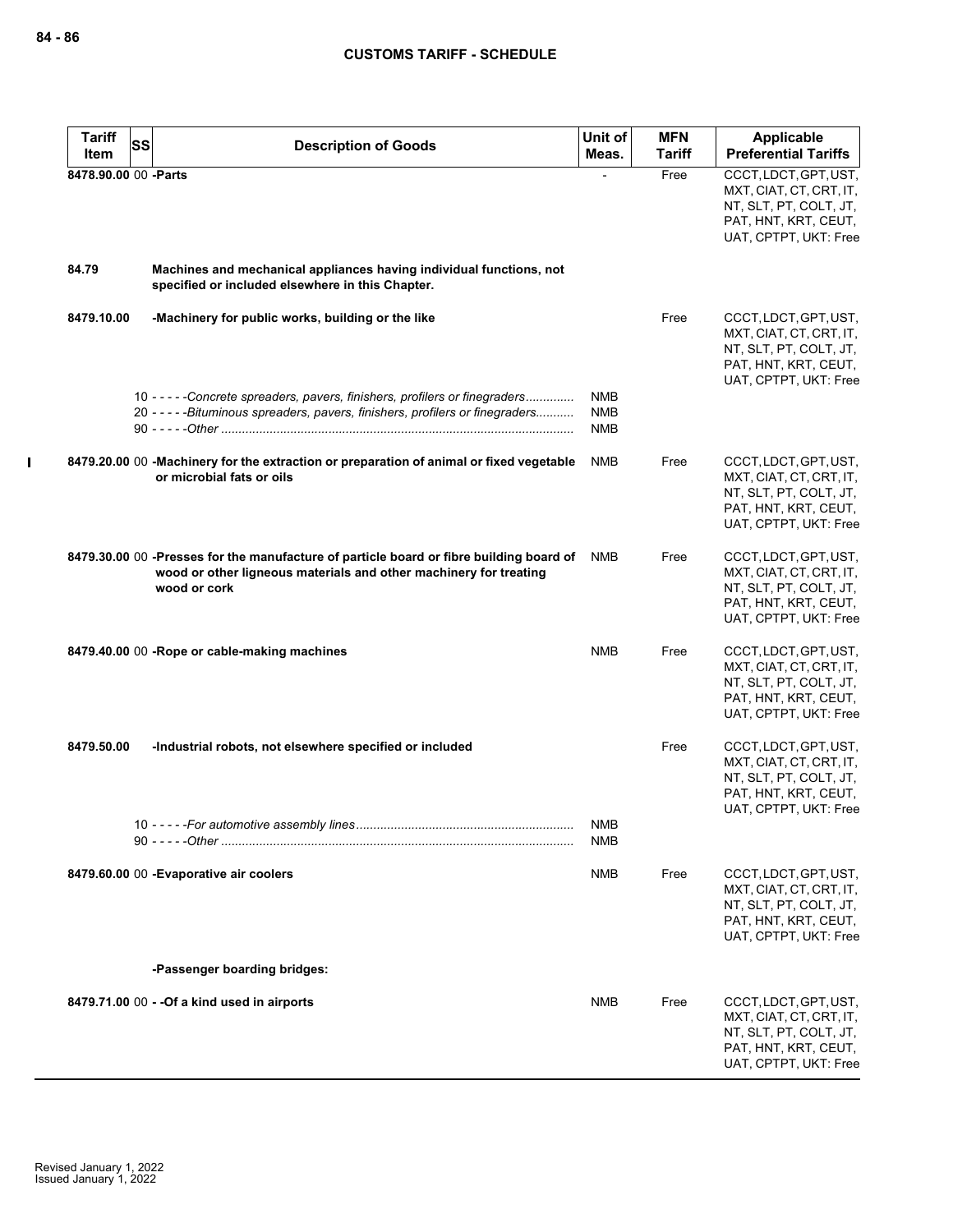| Tariff Item | SS | Description of Goods | Unit of Meas. | MFN Tariff | Applicable Preferential Tariffs |
|---|---|---|---|---|---|
| 8478.90.00 | 00 | -Parts | - | Free | CCCT, LDCT, GPT, UST, MXT, CIAT, CT, CRT, IT, NT, SLT, PT, COLT, JT, PAT, HNT, KRT, CEUT, UAT, CPTPT, UKT: Free |
| 84.79 | | **Machines and mechanical appliances having individual functions, not specified or included elsewhere in this Chapter.** | | | |
| 8479.10.00 | | -Machinery for public works, building or the like | | Free | CCCT, LDCT, GPT, UST, MXT, CIAT, CT, CRT, IT, NT, SLT, PT, COLT, JT, PAT, HNT, KRT, CEUT, UAT, CPTPT, UKT: Free |
| | 10 | - - - - -*Concrete spreaders, pavers, finishers, profilers or finegraders* | NMB | | |
| | 20 | - - - - -*Bituminous spreaders, pavers, finishers, profilers or finegraders* | NMB | | |
| | 90 | - - - - -*Other* | NMB | | |
| 8479.20.00 | 00 | -Machinery for the extraction or preparation of animal or fixed vegetable or microbial fats or oils | NMB | Free | CCCT, LDCT, GPT, UST, MXT, CIAT, CT, CRT, IT, NT, SLT, PT, COLT, JT, PAT, HNT, KRT, CEUT, UAT, CPTPT, UKT: Free |
| 8479.30.00 | 00 | -Presses for the manufacture of particle board or fibre building board of wood or other ligneous materials and other machinery for treating wood or cork | NMB | Free | CCCT, LDCT, GPT, UST, MXT, CIAT, CT, CRT, IT, NT, SLT, PT, COLT, JT, PAT, HNT, KRT, CEUT, UAT, CPTPT, UKT: Free |
| 8479.40.00 | 00 | -Rope or cable-making machines | NMB | Free | CCCT, LDCT, GPT, UST, MXT, CIAT, CT, CRT, IT, NT, SLT, PT, COLT, JT, PAT, HNT, KRT, CEUT, UAT, CPTPT, UKT: Free |
| 8479.50.00 | | -Industrial robots, not elsewhere specified or included | | Free | CCCT, LDCT, GPT, UST, MXT, CIAT, CT, CRT, IT, NT, SLT, PT, COLT, JT, PAT, HNT, KRT, CEUT, UAT, CPTPT, UKT: Free |
| | 10 | - - - - -*For automotive assembly lines* | NMB | | |
| | 90 | - - - - -*Other* | NMB | | |
| 8479.60.00 | 00 | -Evaporative air coolers | NMB | Free | CCCT, LDCT, GPT, UST, MXT, CIAT, CT, CRT, IT, NT, SLT, PT, COLT, JT, PAT, HNT, KRT, CEUT, UAT, CPTPT, UKT: Free |
| | | -Passenger boarding bridges: | | | |
| 8479.71.00 | 00 | - -Of a kind used in airports | NMB | Free | CCCT, LDCT, GPT, UST, MXT, CIAT, CT, CRT, IT, NT, SLT, PT, COLT, JT, PAT, HNT, KRT, CEUT, UAT, CPTPT, UKT: Free |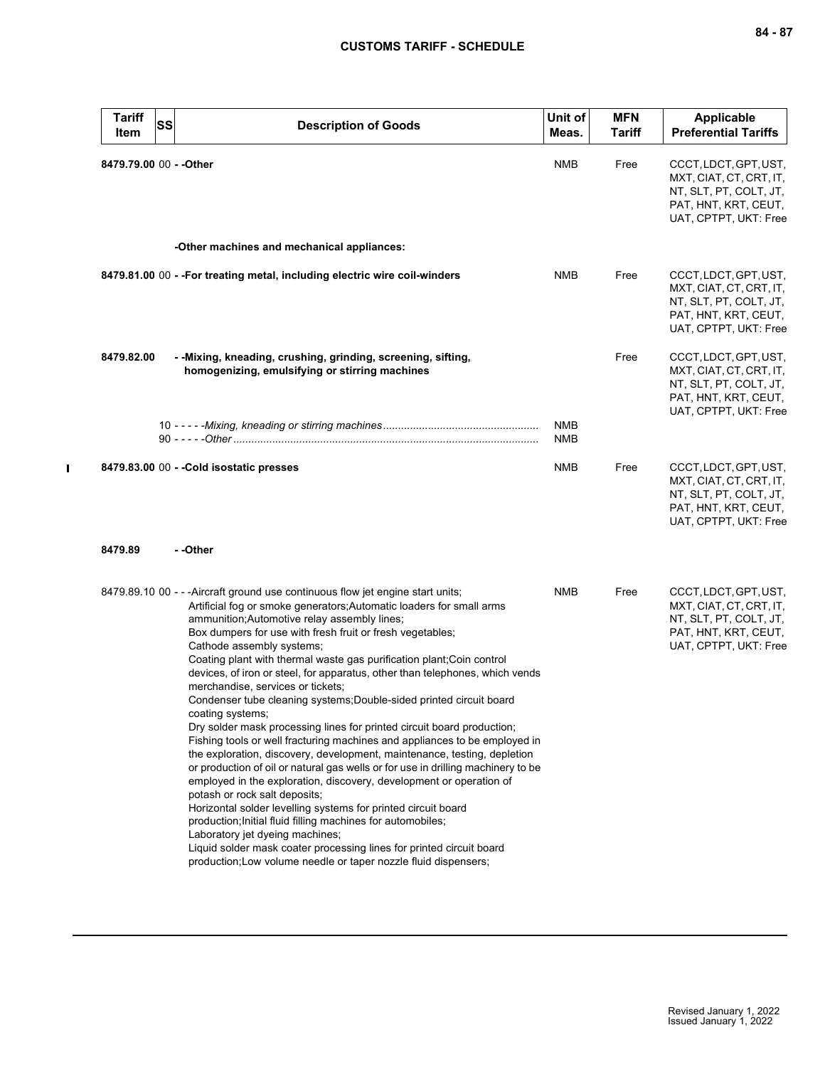| Tariff Item | SS | Description of Goods | Unit of Meas. | MFN Tariff | Applicable Preferential Tariffs |
|---|---|---|---|---|---|
| 8479.79.00 | 00 | - -Other | NMB | Free | CCCT, LDCT, GPT, UST, MXT, CIAT, CT, CRT, IT, NT, SLT, PT, COLT, JT, PAT, HNT, KRT, CEUT, UAT, CPTPT, UKT: Free |
| | | -Other machines and mechanical appliances: | | | |
| 8479.81.00 | 00 | - -For treating metal, including electric wire coil-winders | NMB | Free | CCCT, LDCT, GPT, UST, MXT, CIAT, CT, CRT, IT, NT, SLT, PT, COLT, JT, PAT, HNT, KRT, CEUT, UAT, CPTPT, UKT: Free |
| 8479.82.00 | | - -Mixing, kneading, crushing, grinding, screening, sifting, homogenizing, emulsifying or stirring machines | | Free | CCCT, LDCT, GPT, UST, MXT, CIAT, CT, CRT, IT, NT, SLT, PT, COLT, JT, PAT, HNT, KRT, CEUT, UAT, CPTPT, UKT: Free |
| | 10 | - - - - -*Mixing, kneading or stirring machines* | NMB | | |
| | 90 | - - - - -*Other* | NMB | | |
| 8479.83.00 | 00 | - -Cold isostatic presses | NMB | Free | CCCT, LDCT, GPT, UST, MXT, CIAT, CT, CRT, IT, NT, SLT, PT, COLT, JT, PAT, HNT, KRT, CEUT, UAT, CPTPT, UKT: Free |
| 8479.89 | | - -Other | | | |
| 8479.89.10 | 00 | - - -Aircraft ground use continuous flow jet engine start units;<br>Artificial fog or smoke generators;Automatic loaders for small arms ammunition;Automotive relay assembly lines;<br>Box dumpers for use with fresh fruit or fresh vegetables;<br>Cathode assembly systems;<br>Coating plant with thermal waste gas purification plant;Coin control devices, of iron or steel, for apparatus, other than telephones, which vends merchandise, services or tickets;<br>Condenser tube cleaning systems;Double-sided printed circuit board coating systems;<br>Dry solder mask processing lines for printed circuit board production;<br>Fishing tools or well fracturing machines and appliances to be employed in the exploration, discovery, development, maintenance, testing, depletion or production of oil or natural gas wells or for use in drilling machinery to be employed in the exploration, discovery, development or operation of potash or rock salt deposits;<br>Horizontal solder levelling systems for printed circuit board production;Initial fluid filling machines for automobiles;<br>Laboratory jet dyeing machines;<br>Liquid solder mask coater processing lines for printed circuit board production;Low volume needle or taper nozzle fluid dispensers; | NMB | Free | CCCT, LDCT, GPT, UST, MXT, CIAT, CT, CRT, IT, NT, SLT, PT, COLT, JT, PAT, HNT, KRT, CEUT, UAT, CPTPT, UKT: Free |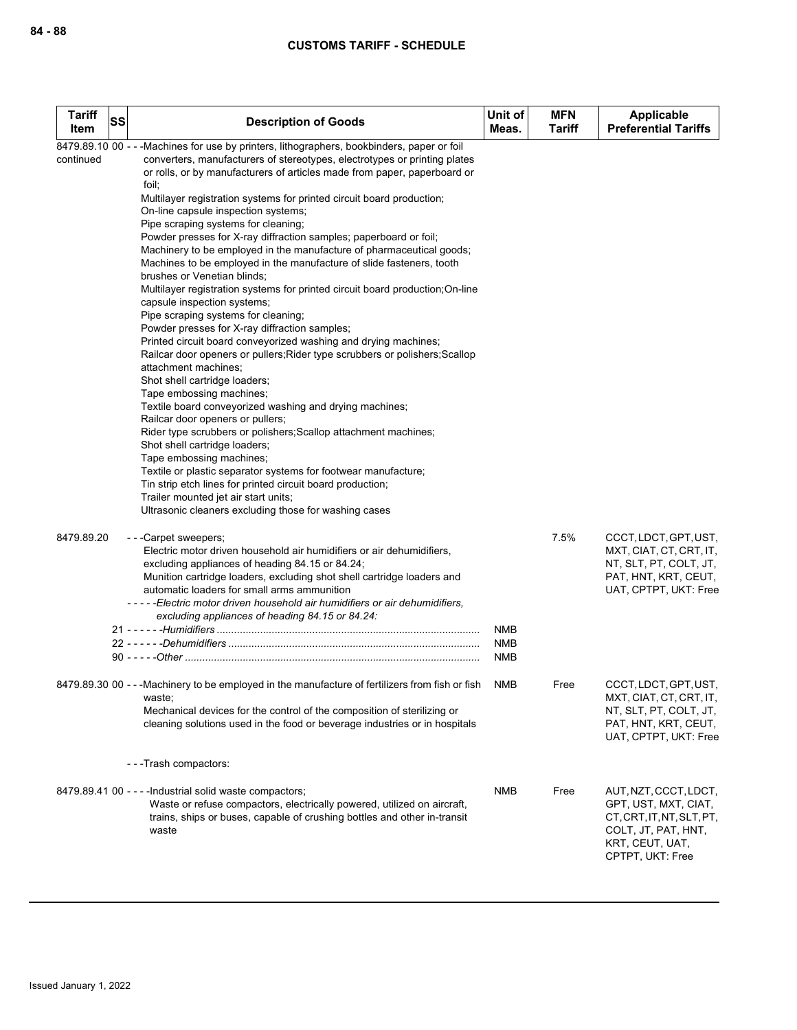| Tariff Item | SS | Description of Goods | Unit of Meas. | MFN Tariff | Applicable Preferential Tariffs |
|---|---|---|---|---|---|
| 8479.89.10 continued | 00 | - - -Machines for use by printers, lithographers, bookbinders, paper or foil converters, manufacturers of stereotypes, electrotypes or printing plates or rolls, or by manufacturers of articles made from paper, paperboard or foil;<br>Multilayer registration systems for printed circuit board production;<br>On-line capsule inspection systems;<br>Pipe scraping systems for cleaning;<br>Powder presses for X-ray diffraction samples; paperboard or foil;<br>Machinery to be employed in the manufacture of pharmaceutical goods;<br>Machines to be employed in the manufacture of slide fasteners, tooth brushes or Venetian blinds;<br>Multilayer registration systems for printed circuit board production;On-line capsule inspection systems;<br>Pipe scraping systems for cleaning;<br>Powder presses for X-ray diffraction samples;<br>Printed circuit board conveyorized washing and drying machines;<br>Railcar door openers or pullers;Rider type scrubbers or polishers;Scallop attachment machines;<br>Shot shell cartridge loaders;<br>Tape embossing machines;<br>Textile board conveyorized washing and drying machines;<br>Railcar door openers or pullers;<br>Rider type scrubbers or polishers;Scallop attachment machines;<br>Shot shell cartridge loaders;<br>Tape embossing machines;<br>Textile or plastic separator systems for footwear manufacture;<br>Tin strip etch lines for printed circuit board production;<br>Trailer mounted jet air start units;<br>Ultrasonic cleaners excluding those for washing cases | | | |
| 8479.89.20 | | - - -Carpet sweepers;<br>Electric motor driven household air humidifiers or air dehumidifiers, excluding appliances of heading 84.15 or 84.24;<br>Munition cartridge loaders, excluding shot shell cartridge loaders and automatic loaders for small arms ammunition<br>- - - - -*Electric motor driven household air humidifiers or air dehumidifiers, excluding appliances of heading 84.15 or 84.24:* | | 7.5% | CCCT, LDCT, GPT, UST, MXT, CIAT, CT, CRT, IT, NT, SLT, PT, COLT, JT, PAT, HNT, KRT, CEUT, UAT, CPTPT, UKT: Free |
| | 21 | - - - - - -*Humidifiers* | NMB | | |
| | 22 | - - - - - -*Dehumidifiers* | NMB | | |
| | 90 | - - - - -*Other* | NMB | | |
| 8479.89.30 | 00 | - - -Machinery to be employed in the manufacture of fertilizers from fish or fish waste;<br>Mechanical devices for the control of the composition of sterilizing or cleaning solutions used in the food or beverage industries or in hospitals | NMB | Free | CCCT, LDCT, GPT, UST, MXT, CIAT, CT, CRT, IT, NT, SLT, PT, COLT, JT, PAT, HNT, KRT, CEUT, UAT, CPTPT, UKT: Free |
| | | - - -Trash compactors: | | | |
| 8479.89.41 | 00 | - - - -Industrial solid waste compactors;<br>Waste or refuse compactors, electrically powered, utilized on aircraft, trains, ships or buses, capable of crushing bottles and other in-transit waste | NMB | Free | AUT, NZT, CCCT, LDCT, GPT, UST, MXT, CIAT, CT, CRT, IT, NT, SLT, PT, COLT, JT, PAT, HNT, KRT, CEUT, UAT, CPTPT, UKT: Free |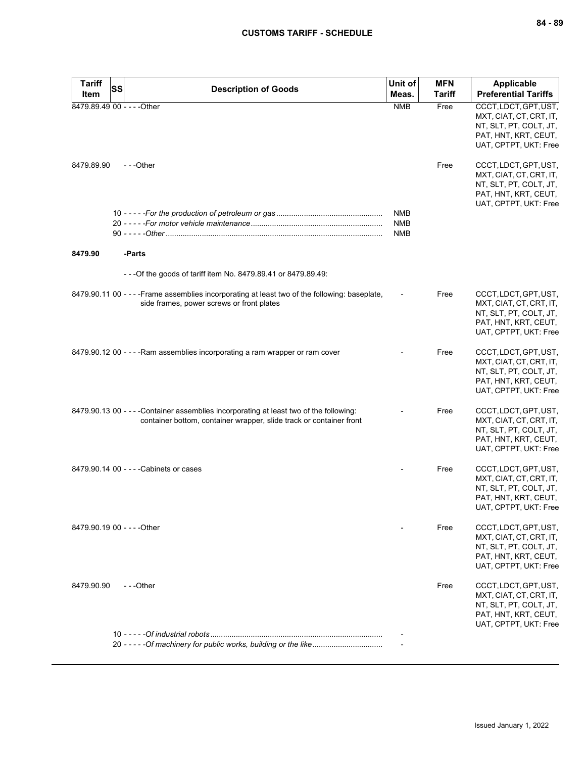| Tariff Item | SS | Description of Goods | Unit of Meas. | MFN Tariff | Applicable Preferential Tariffs |
|---|---|---|---|---|---|
| 8479.89.49 | 00 | - - - -Other | NMB | Free | CCCT, LDCT, GPT, UST, MXT, CIAT, CT, CRT, IT, NT, SLT, PT, COLT, JT, PAT, HNT, KRT, CEUT, UAT, CPTPT, UKT: Free |
| 8479.89.90 | | - - -Other | | Free | CCCT, LDCT, GPT, UST, MXT, CIAT, CT, CRT, IT, NT, SLT, PT, COLT, JT, PAT, HNT, KRT, CEUT, UAT, CPTPT, UKT: Free |
| | 10 | - - - - -*For the production of petroleum or gas* | NMB | | |
| | 20 | - - - - -*For motor vehicle maintenance* | NMB | | |
| | 90 | - - - - -*Other* | NMB | | |
| **8479.90** | | **-Parts** | | | |
| | | - - -Of the goods of tariff item No. 8479.89.41 or 8479.89.49: | | | |
| 8479.90.11 | 00 | - - - -Frame assemblies incorporating at least two of the following: baseplate, side frames, power screws or front plates | - | Free | CCCT, LDCT, GPT, UST, MXT, CIAT, CT, CRT, IT, NT, SLT, PT, COLT, JT, PAT, HNT, KRT, CEUT, UAT, CPTPT, UKT: Free |
| 8479.90.12 | 00 | - - - -Ram assemblies incorporating a ram wrapper or ram cover | - | Free | CCCT, LDCT, GPT, UST, MXT, CIAT, CT, CRT, IT, NT, SLT, PT, COLT, JT, PAT, HNT, KRT, CEUT, UAT, CPTPT, UKT: Free |
| 8479.90.13 | 00 | - - - -Container assemblies incorporating at least two of the following: container bottom, container wrapper, slide track or container front | - | Free | CCCT, LDCT, GPT, UST, MXT, CIAT, CT, CRT, IT, NT, SLT, PT, COLT, JT, PAT, HNT, KRT, CEUT, UAT, CPTPT, UKT: Free |
| 8479.90.14 | 00 | - - - -Cabinets or cases | - | Free | CCCT, LDCT, GPT, UST, MXT, CIAT, CT, CRT, IT, NT, SLT, PT, COLT, JT, PAT, HNT, KRT, CEUT, UAT, CPTPT, UKT: Free |
| 8479.90.19 | 00 | - - - -Other | - | Free | CCCT, LDCT, GPT, UST, MXT, CIAT, CT, CRT, IT, NT, SLT, PT, COLT, JT, PAT, HNT, KRT, CEUT, UAT, CPTPT, UKT: Free |
| 8479.90.90 | | - - -Other | | Free | CCCT, LDCT, GPT, UST, MXT, CIAT, CT, CRT, IT, NT, SLT, PT, COLT, JT, PAT, HNT, KRT, CEUT, UAT, CPTPT, UKT: Free |
| | 10 | - - - - -*Of industrial robots* | - | | |
| | 20 | - - - - -*Of machinery for public works, building or the like* | - | | |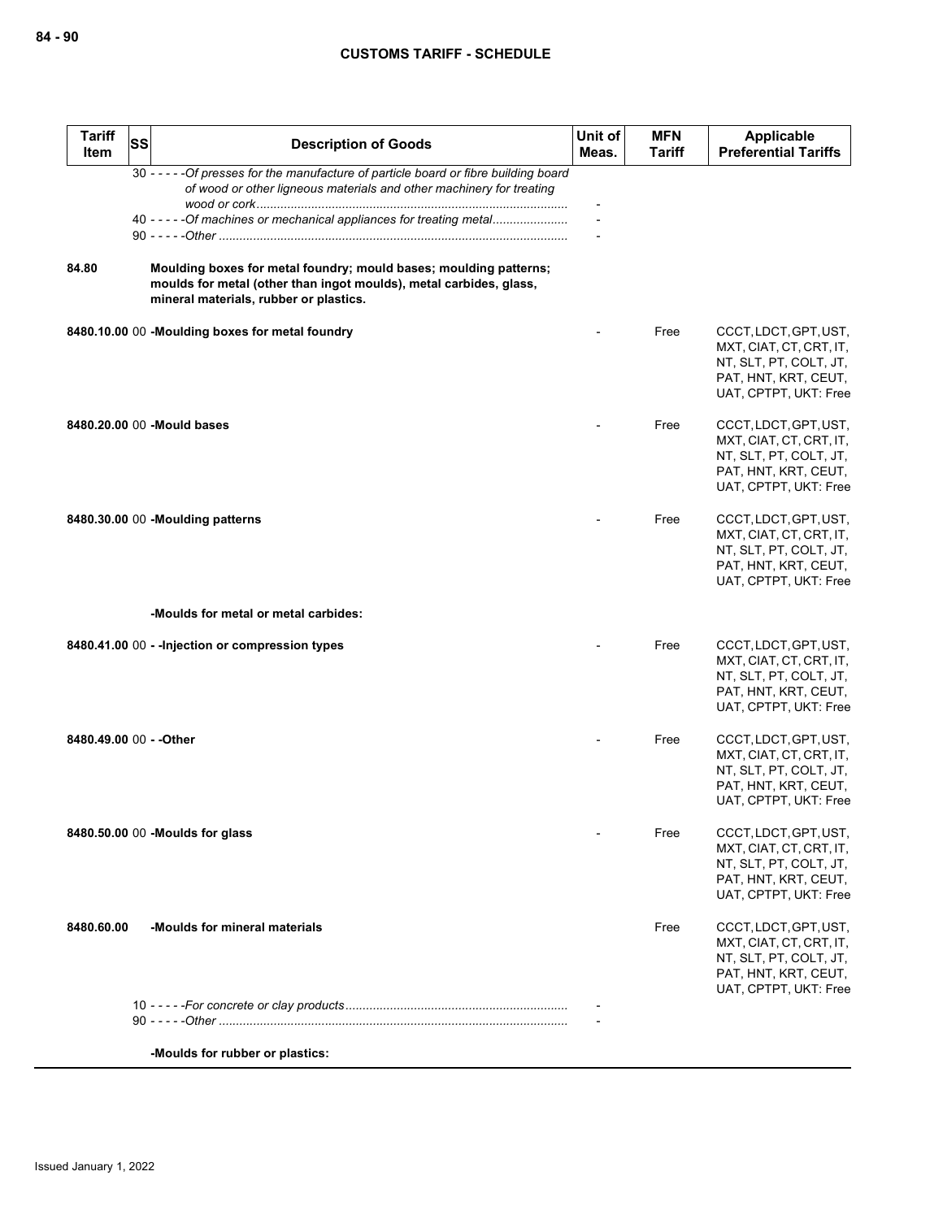| Tariff Item | SS | Description of Goods | Unit of Meas. | MFN Tariff | Applicable Preferential Tariffs |
|---|---|---|---|---|---|
| | | 30 - - - - -*Of presses for the manufacture of particle board or fibre building board of wood or other ligneous materials and other machinery for treating wood or cork* | - | | |
| | | 40 - - - - -*Of machines or mechanical appliances for treating metal* | - | | |
| | | 90 - - - - -*Other* | - | | |
| **84.80** | | **Moulding boxes for metal foundry; mould bases; moulding patterns; moulds for metal (other than ingot moulds), metal carbides, glass, mineral materials, rubber or plastics.** | | | |
| **8480.10.00** | 00 | **-Moulding boxes for metal foundry** | - | Free | CCCT, LDCT, GPT, UST, MXT, CIAT, CT, CRT, IT, NT, SLT, PT, COLT, JT, PAT, HNT, KRT, CEUT, UAT, CPTPT, UKT: Free |
| **8480.20.00** | 00 | **-Mould bases** | - | Free | CCCT, LDCT, GPT, UST, MXT, CIAT, CT, CRT, IT, NT, SLT, PT, COLT, JT, PAT, HNT, KRT, CEUT, UAT, CPTPT, UKT: Free |
| **8480.30.00** | 00 | **-Moulding patterns** | - | Free | CCCT, LDCT, GPT, UST, MXT, CIAT, CT, CRT, IT, NT, SLT, PT, COLT, JT, PAT, HNT, KRT, CEUT, UAT, CPTPT, UKT: Free |
| | | **-Moulds for metal or metal carbides:** | | | |
| **8480.41.00** | 00 | **- -Injection or compression types** | - | Free | CCCT, LDCT, GPT, UST, MXT, CIAT, CT, CRT, IT, NT, SLT, PT, COLT, JT, PAT, HNT, KRT, CEUT, UAT, CPTPT, UKT: Free |
| **8480.49.00** | 00 | **- -Other** | - | Free | CCCT, LDCT, GPT, UST, MXT, CIAT, CT, CRT, IT, NT, SLT, PT, COLT, JT, PAT, HNT, KRT, CEUT, UAT, CPTPT, UKT: Free |
| **8480.50.00** | 00 | **-Moulds for glass** | - | Free | CCCT, LDCT, GPT, UST, MXT, CIAT, CT, CRT, IT, NT, SLT, PT, COLT, JT, PAT, HNT, KRT, CEUT, UAT, CPTPT, UKT: Free |
| **8480.60.00** | | **-Moulds for mineral materials** | | Free | CCCT, LDCT, GPT, UST, MXT, CIAT, CT, CRT, IT, NT, SLT, PT, COLT, JT, PAT, HNT, KRT, CEUT, UAT, CPTPT, UKT: Free |
| | | 10 - - - - -*For concrete or clay products* | - | | |
| | | 90 - - - - -*Other* | - | | |
| | | **-Moulds for rubber or plastics:** | | | |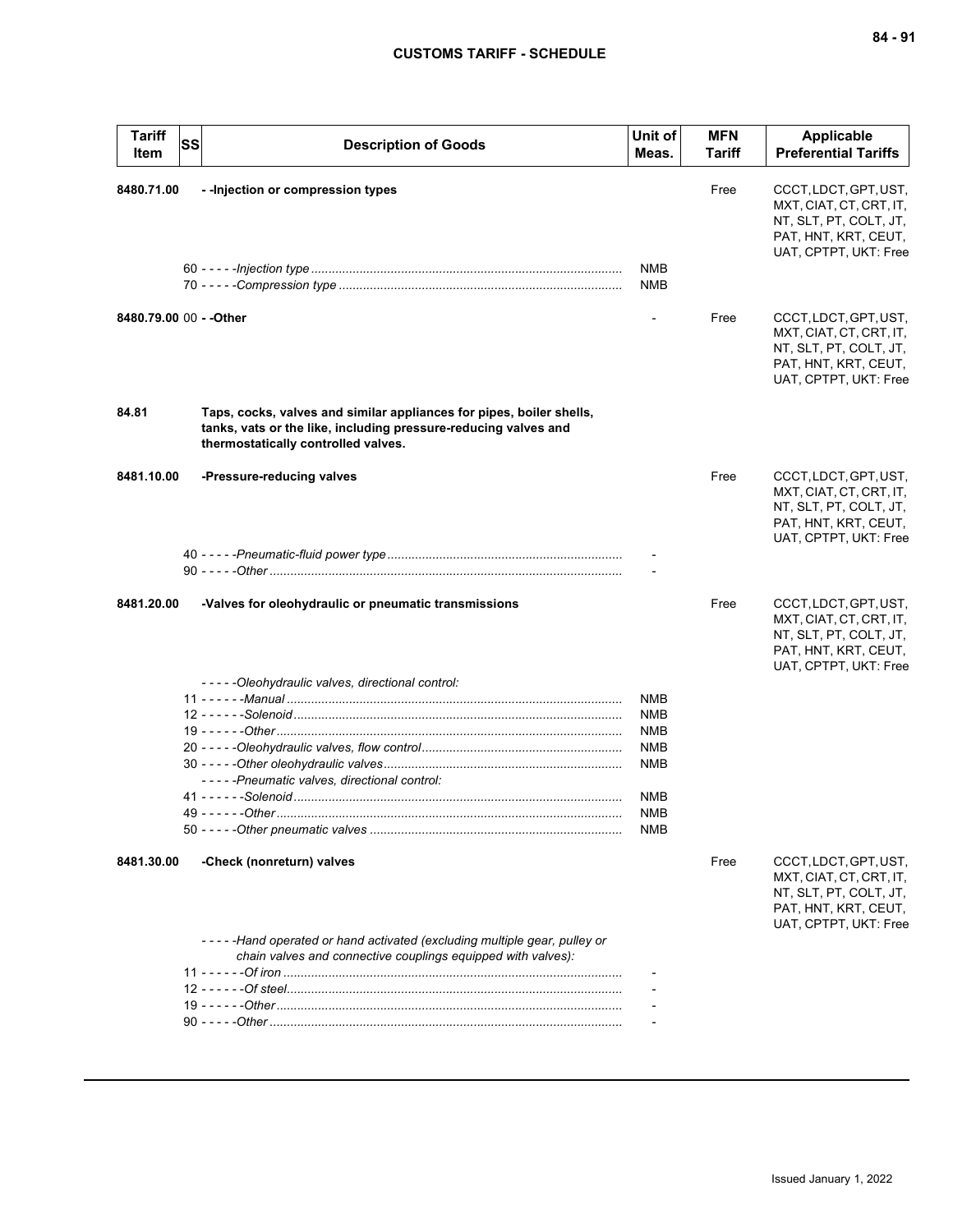| Tariff Item | SS | Description of Goods | Unit of Meas. | MFN Tariff | Applicable Preferential Tariffs |
|---|---|---|---|---|---|
| 8480.71.00 | | - -Injection or compression types | | Free | CCCT, LDCT, GPT, UST, MXT, CIAT, CT, CRT, IT, NT, SLT, PT, COLT, JT, PAT, HNT, KRT, CEUT, UAT, CPTPT, UKT: Free |
| | 60 | - - - - -*Injection type* | NMB | | |
| | 70 | - - - - -*Compression type* | NMB | | |
| 8480.79.00 | 00 | - -Other | - | Free | CCCT, LDCT, GPT, UST, MXT, CIAT, CT, CRT, IT, NT, SLT, PT, COLT, JT, PAT, HNT, KRT, CEUT, UAT, CPTPT, UKT: Free |
| 84.81 | | **Taps, cocks, valves and similar appliances for pipes, boiler shells, tanks, vats or the like, including pressure-reducing valves and thermostatically controlled valves.** | | | |
| 8481.10.00 | | -Pressure-reducing valves | | Free | CCCT, LDCT, GPT, UST, MXT, CIAT, CT, CRT, IT, NT, SLT, PT, COLT, JT, PAT, HNT, KRT, CEUT, UAT, CPTPT, UKT: Free |
| | 40 | - - - - -*Pneumatic-fluid power type* | - | | |
| | 90 | - - - - -*Other* | - | | |
| 8481.20.00 | | -Valves for oleohydraulic or pneumatic transmissions | | Free | CCCT, LDCT, GPT, UST, MXT, CIAT, CT, CRT, IT, NT, SLT, PT, COLT, JT, PAT, HNT, KRT, CEUT, UAT, CPTPT, UKT: Free |
| | | - - - - -*Oleohydraulic valves, directional control:* | | | |
| | 11 | - - - - - -*Manual* | NMB | | |
| | 12 | - - - - - -*Solenoid* | NMB | | |
| | 19 | - - - - - -*Other* | NMB | | |
| | 20 | - - - - -*Oleohydraulic valves, flow control* | NMB | | |
| | 30 | - - - - -*Other oleohydraulic valves* | NMB | | |
| | | - - - - -*Pneumatic valves, directional control:* | | | |
| | 41 | - - - - - -*Solenoid* | NMB | | |
| | 49 | - - - - - -*Other* | NMB | | |
| | 50 | - - - - -*Other pneumatic valves* | NMB | | |
| 8481.30.00 | | -Check (nonreturn) valves | | Free | CCCT, LDCT, GPT, UST, MXT, CIAT, CT, CRT, IT, NT, SLT, PT, COLT, JT, PAT, HNT, KRT, CEUT, UAT, CPTPT, UKT: Free |
| | | - - - - -*Hand operated or hand activated (excluding multiple gear, pulley or chain valves and connective couplings equipped with valves):* | | | |
| | 11 | - - - - - -*Of iron* | - | | |
| | 12 | - - - - - -*Of steel* | - | | |
| | 19 | - - - - - -*Other* | - | | |
| | 90 | - - - - -*Other* | - | | |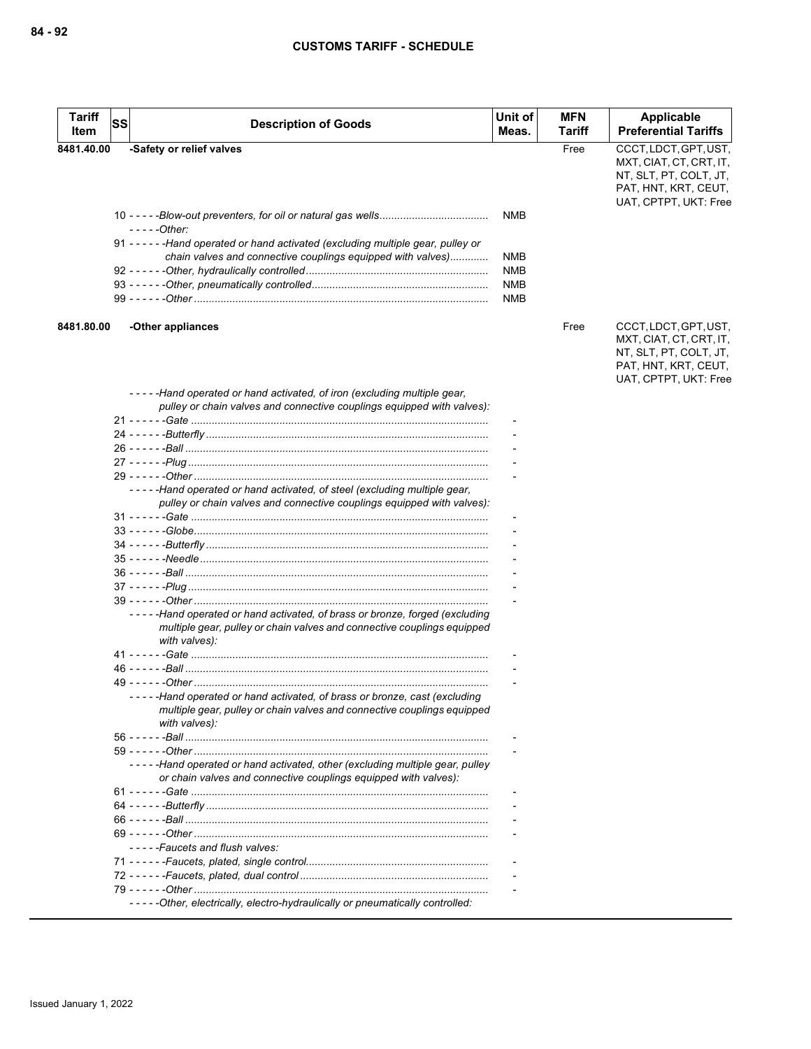| Tariff Item | SS | Description of Goods | Unit of Meas. | MFN Tariff | Applicable Preferential Tariffs |
|---|---|---|---|---|---|
| 8481.40.00 | | -Safety or relief valves | | Free | CCCT, LDCT, GPT, UST, MXT, CIAT, CT, CRT, IT, NT, SLT, PT, COLT, JT, PAT, HNT, KRT, CEUT, UAT, CPTPT, UKT: Free |
| | | 10 - - - - -Blow-out preventers, for oil or natural gas wells | NMB | | |
| | | - - - - -Other: | | | |
| | | 91 - - - - - -Hand operated or hand activated (excluding multiple gear, pulley or chain valves and connective couplings equipped with valves) | NMB | | |
| | | 92 - - - - - -Other, hydraulically controlled | NMB | | |
| | | 93 - - - - - -Other, pneumatically controlled | NMB | | |
| | | 99 - - - - - -Other | NMB | | |
| 8481.80.00 | | -Other appliances | | Free | CCCT, LDCT, GPT, UST, MXT, CIAT, CT, CRT, IT, NT, SLT, PT, COLT, JT, PAT, HNT, KRT, CEUT, UAT, CPTPT, UKT: Free |
| | | - - - - -Hand operated or hand activated, of iron (excluding multiple gear, pulley or chain valves and connective couplings equipped with valves): | | | |
| | | 21 - - - - - -Gate | - | | |
| | | 24 - - - - - -Butterfly | - | | |
| | | 26 - - - - - -Ball | - | | |
| | | 27 - - - - - -Plug | - | | |
| | | 29 - - - - - -Other | - | | |
| | | - - - - -Hand operated or hand activated, of steel (excluding multiple gear, pulley or chain valves and connective couplings equipped with valves): | | | |
| | | 31 - - - - - -Gate | - | | |
| | | 33 - - - - - -Globe | - | | |
| | | 34 - - - - - -Butterfly | - | | |
| | | 35 - - - - - -Needle | - | | |
| | | 36 - - - - - -Ball | - | | |
| | | 37 - - - - - -Plug | - | | |
| | | 39 - - - - - -Other | - | | |
| | | - - - - -Hand operated or hand activated, of brass or bronze, forged (excluding multiple gear, pulley or chain valves and connective couplings equipped with valves): | | | |
| | | 41 - - - - - -Gate | - | | |
| | | 46 - - - - - -Ball | - | | |
| | | 49 - - - - - -Other | - | | |
| | | - - - - -Hand operated or hand activated, of brass or bronze, cast (excluding multiple gear, pulley or chain valves and connective couplings equipped with valves): | | | |
| | | 56 - - - - - -Ball | - | | |
| | | 59 - - - - - -Other | - | | |
| | | - - - - -Hand operated or hand activated, other (excluding multiple gear, pulley or chain valves and connective couplings equipped with valves): | | | |
| | | 61 - - - - - -Gate | - | | |
| | | 64 - - - - - -Butterfly | - | | |
| | | 66 - - - - - -Ball | - | | |
| | | 69 - - - - - -Other | - | | |
| | | - - - - -Faucets and flush valves: | | | |
| | | 71 - - - - - -Faucets, plated, single control | - | | |
| | | 72 - - - - - -Faucets, plated, dual control | - | | |
| | | 79 - - - - - -Other | - | | |
| | | - - - - -Other, electrically, electro-hydraulically or pneumatically controlled: | | | |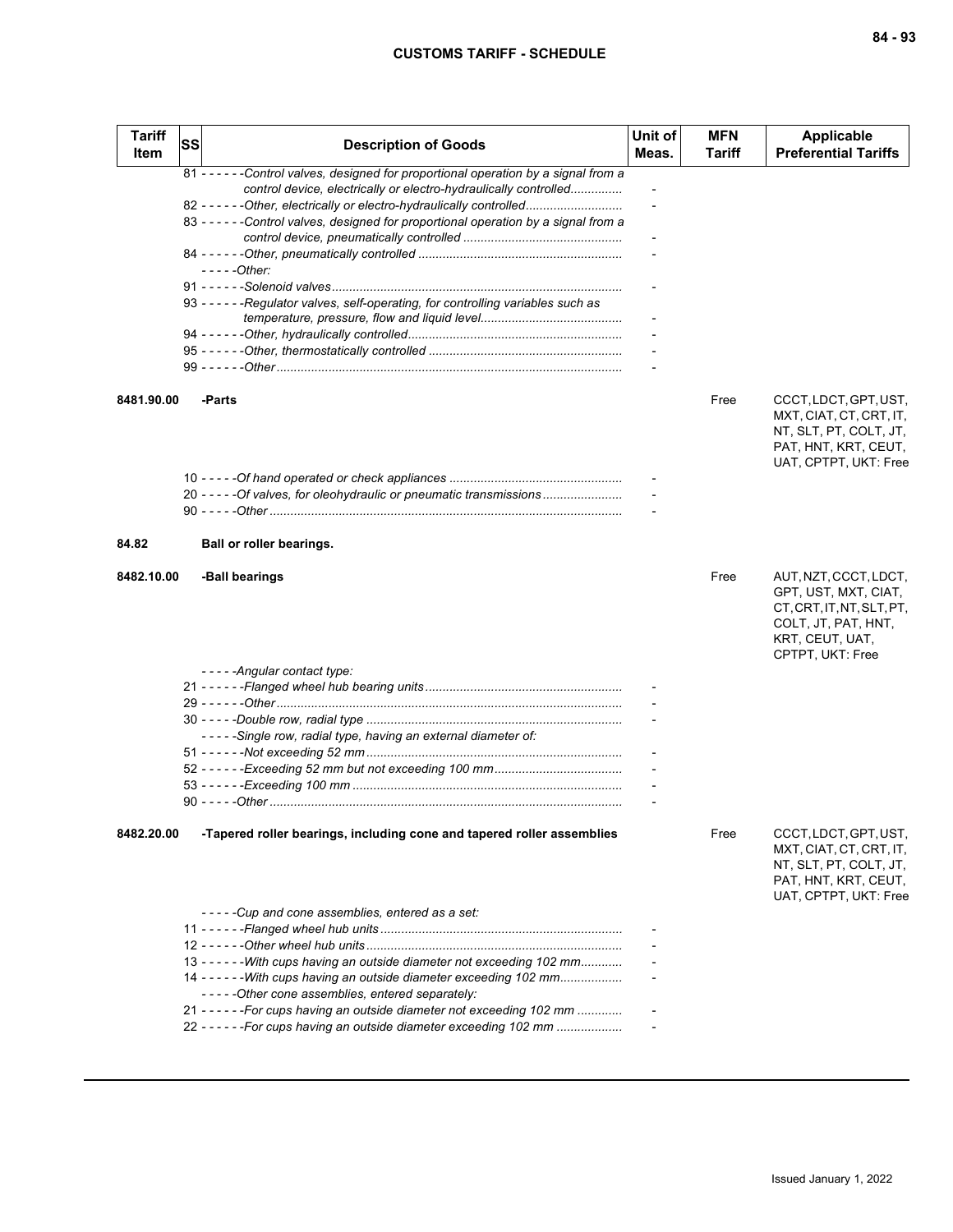| Tariff Item | SS | Description of Goods | Unit of Meas. | MFN Tariff | Applicable Preferential Tariffs |
|---|---|---|---|---|---|
| | | 81 - - - - - -*Control valves, designed for proportional operation by a signal from a control device, electrically or electro-hydraulically controlled*............... | - | | |
| | | 82 - - - - - -*Other, electrically or electro-hydraulically controlled*........................... | - | | |
| | | 83 - - - - - -*Control valves, designed for proportional operation by a signal from a control device, pneumatically controlled* ............................................. | - | | |
| | | 84 - - - - - -*Other, pneumatically controlled* .......................................................... | - | | |
| | | - - - - -*Other:* | | | |
| | | 91 - - - - - -*Solenoid valves*................................................................................... | - | | |
| | | 93 - - - - - -*Regulator valves, self-operating, for controlling variables such as temperature, pressure, flow and liquid level*........................................ | - | | |
| | | 94 - - - - - -*Other, hydraulically controlled*............................................................. | - | | |
| | | 95 - - - - - -*Other, thermostatically controlled* ....................................................... | - | | |
| | | 99 - - - - - -*Other*................................................................................................... | - | | |
| 8481.90.00 | | **-Parts** | | Free | CCCT, LDCT, GPT, UST, MXT, CIAT, CT, CRT, IT, NT, SLT, PT, COLT, JT, PAT, HNT, KRT, CEUT, UAT, CPTPT, UKT: Free |
| | | 10 - - - - -*Of hand operated or check appliances* ................................................. | - | | |
| | | 20 - - - - -*Of valves, for oleohydraulic or pneumatic transmissions*...................... | - | | |
| | | 90 - - - - -*Other* ..................................................................................................... | - | | |
| **84.82** | | **Ball or roller bearings.** | | | |
| 8482.10.00 | | **-Ball bearings** | | Free | AUT, NZT, CCCT, LDCT, GPT, UST, MXT, CIAT, CT, CRT, IT, NT, SLT, PT, COLT, JT, PAT, HNT, KRT, CEUT, UAT, CPTPT, UKT: Free |
| | | - - - - -*Angular contact type:* | | | |
| | | 21 - - - - - -*Flanged wheel hub bearing units*........................................................ | - | | |
| | | 29 - - - - - -*Other*................................................................................................... | - | | |
| | | 30 - - - - -*Double row, radial type* .......................................................................... | - | | |
| | | - - - - -*Single row, radial type, having an external diameter of:* | | | |
| | | 51 - - - - - -*Not exceeding 52 mm* ......................................................................... | - | | |
| | | 52 - - - - - -*Exceeding 52 mm but not exceeding 100 mm*.................................... | - | | |
| | | 53 - - - - - -*Exceeding 100 mm* ............................................................................. | - | | |
| | | 90 - - - - -*Other* ..................................................................................................... | - | | |
| 8482.20.00 | | **-Tapered roller bearings, including cone and tapered roller assemblies** | | Free | CCCT, LDCT, GPT, UST, MXT, CIAT, CT, CRT, IT, NT, SLT, PT, COLT, JT, PAT, HNT, KRT, CEUT, UAT, CPTPT, UKT: Free |
| | | - - - - -*Cup and cone assemblies, entered as a set:* | | | |
| | | 11 - - - - - -*Flanged wheel hub units*..................................................................... | - | | |
| | | 12 - - - - - -*Other wheel hub units*.......................................................................... | - | | |
| | | 13 - - - - - -*With cups having an outside diameter not exceeding 102 mm*............ | - | | |
| | | 14 - - - - - -*With cups having an outside diameter exceeding 102 mm*.................. | - | | |
| | | - - - - -*Other cone assemblies, entered separately:* | | | |
| | | 21 - - - - - -*For cups having an outside diameter not exceeding 102 mm* ............. | - | | |
| | | 22 - - - - - -*For cups having an outside diameter exceeding 102 mm* ................... | - | | |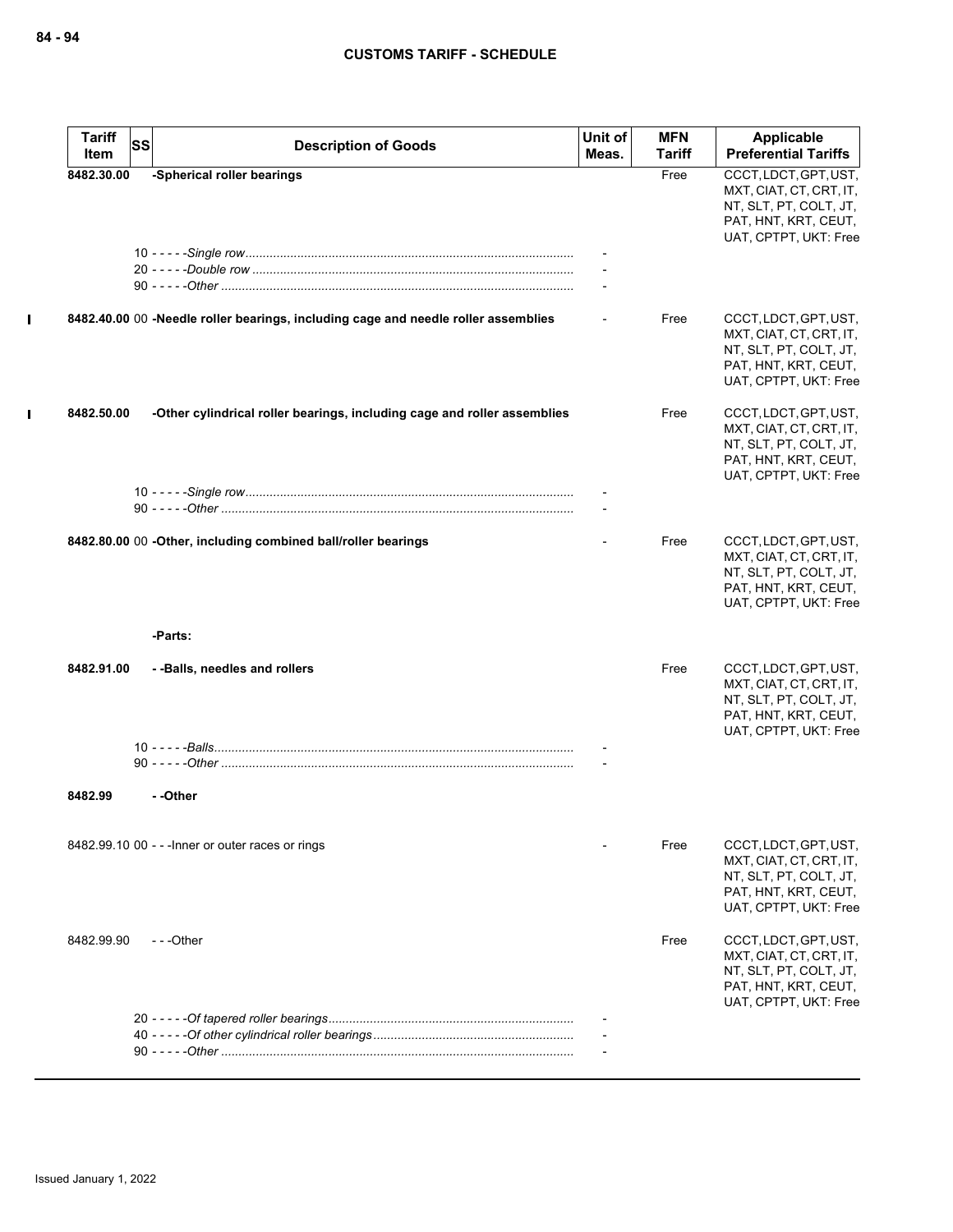| Tariff Item | SS | Description of Goods | Unit of Meas. | MFN Tariff | Applicable Preferential Tariffs |
|---|---|---|---|---|---|
| 8482.30.00 | | -Spherical roller bearings | | Free | CCCT, LDCT, GPT, UST, MXT, CIAT, CT, CRT, IT, NT, SLT, PT, COLT, JT, PAT, HNT, KRT, CEUT, UAT, CPTPT, UKT: Free |
| | 10 | - - - - -*Single row* | - | | |
| | 20 | - - - - -*Double row* | - | | |
| | 90 | - - - - -*Other* | - | | |
| 8482.40.00 | 00 | -Needle roller bearings, including cage and needle roller assemblies | - | Free | CCCT, LDCT, GPT, UST, MXT, CIAT, CT, CRT, IT, NT, SLT, PT, COLT, JT, PAT, HNT, KRT, CEUT, UAT, CPTPT, UKT: Free |
| 8482.50.00 | | -Other cylindrical roller bearings, including cage and roller assemblies | | Free | CCCT, LDCT, GPT, UST, MXT, CIAT, CT, CRT, IT, NT, SLT, PT, COLT, JT, PAT, HNT, KRT, CEUT, UAT, CPTPT, UKT: Free |
| | 10 | - - - - -*Single row* | - | | |
| | 90 | - - - - -*Other* | - | | |
| 8482.80.00 | 00 | -Other, including combined ball/roller bearings | - | Free | CCCT, LDCT, GPT, UST, MXT, CIAT, CT, CRT, IT, NT, SLT, PT, COLT, JT, PAT, HNT, KRT, CEUT, UAT, CPTPT, UKT: Free |
| | | -Parts: | | | |
| 8482.91.00 | | - -Balls, needles and rollers | | Free | CCCT, LDCT, GPT, UST, MXT, CIAT, CT, CRT, IT, NT, SLT, PT, COLT, JT, PAT, HNT, KRT, CEUT, UAT, CPTPT, UKT: Free |
| | 10 | - - - - -*Balls* | - | | |
| | 90 | - - - - -*Other* | - | | |
| 8482.99 | | - -Other | | | |
| 8482.99.10 | 00 | - - -Inner or outer races or rings | - | Free | CCCT, LDCT, GPT, UST, MXT, CIAT, CT, CRT, IT, NT, SLT, PT, COLT, JT, PAT, HNT, KRT, CEUT, UAT, CPTPT, UKT: Free |
| 8482.99.90 | | - - -Other | | Free | CCCT, LDCT, GPT, UST, MXT, CIAT, CT, CRT, IT, NT, SLT, PT, COLT, JT, PAT, HNT, KRT, CEUT, UAT, CPTPT, UKT: Free |
| | 20 | - - - - -*Of tapered roller bearings* | - | | |
| | 40 | - - - - -*Of other cylindrical roller bearings* | - | | |
| | 90 | - - - - -*Other* | - | | |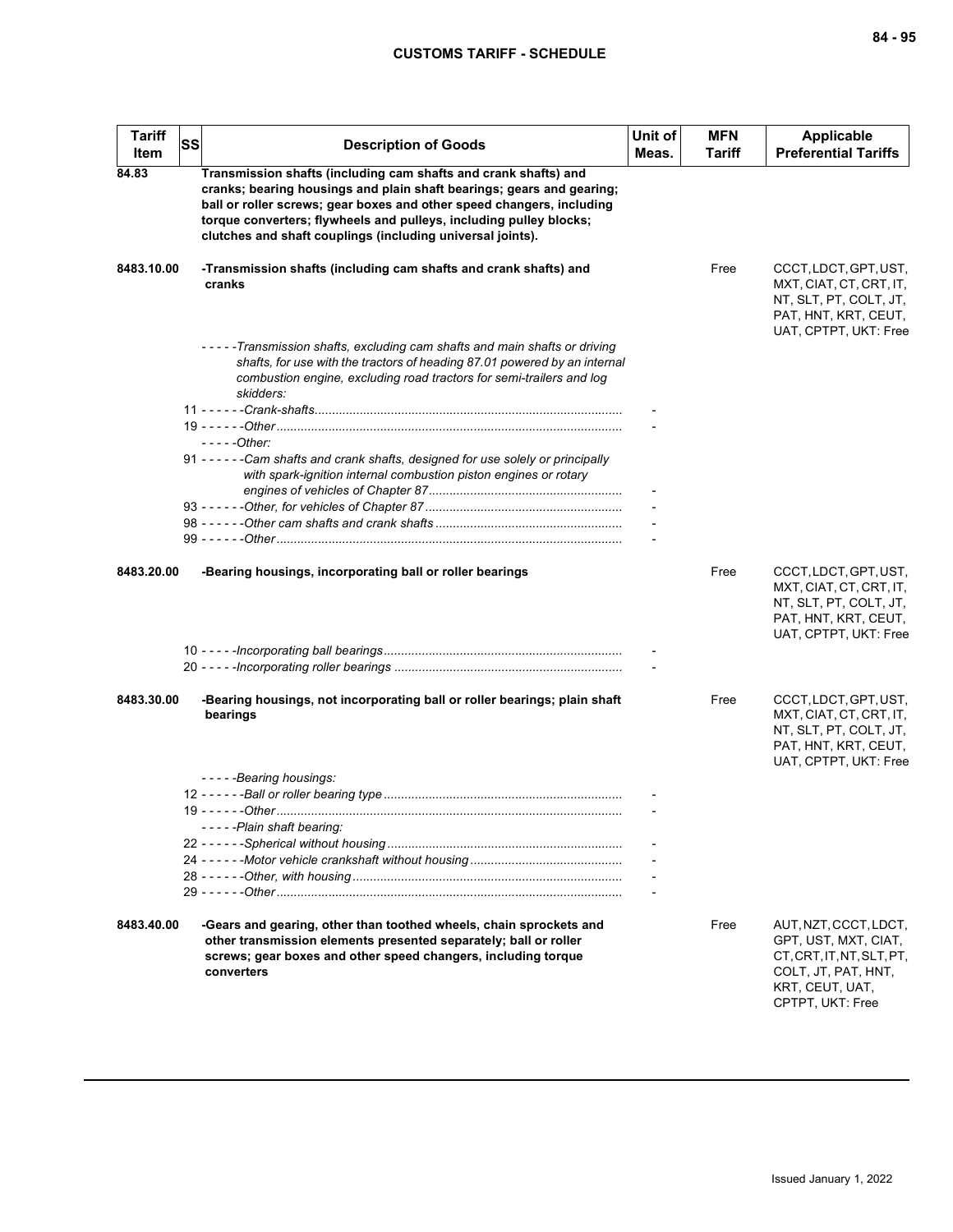| Tariff Item | SS | Description of Goods | Unit of Meas. | MFN Tariff | Applicable Preferential Tariffs |
|---|---|---|---|---|---|
| 84.83 | | **Transmission shafts (including cam shafts and crank shafts) and cranks; bearing housings and plain shaft bearings; gears and gearing; ball or roller screws; gear boxes and other speed changers, including torque converters; flywheels and pulleys, including pulley blocks; clutches and shaft couplings (including universal joints).** | | | |
| 8483.10.00 | | **-Transmission shafts (including cam shafts and crank shafts) and cranks** | | Free | CCCT, LDCT, GPT, UST, MXT, CIAT, CT, CRT, IT, NT, SLT, PT, COLT, JT, PAT, HNT, KRT, CEUT, UAT, CPTPT, UKT: Free |
| | | *-----Transmission shafts, excluding cam shafts and main shafts or driving shafts, for use with the tractors of heading 87.01 powered by an internal combustion engine, excluding road tractors for semi-trailers and log skidders:* | | | |
| | | 11 ------*Crank-shafts* | - | | |
| | | 19 ------*Other* | - | | |
| | | *-----Other:* | | | |
| | | 91 ------*Cam shafts and crank shafts, designed for use solely or principally with spark-ignition internal combustion piston engines or rotary engines of vehicles of Chapter 87* | - | | |
| | | 93 ------*Other, for vehicles of Chapter 87* | - | | |
| | | 98 ------*Other cam shafts and crank shafts* | - | | |
| | | 99 ------*Other* | - | | |
| 8483.20.00 | | **-Bearing housings, incorporating ball or roller bearings** | | Free | CCCT, LDCT, GPT, UST, MXT, CIAT, CT, CRT, IT, NT, SLT, PT, COLT, JT, PAT, HNT, KRT, CEUT, UAT, CPTPT, UKT: Free |
| | | 10 -----*Incorporating ball bearings* | - | | |
| | | 20 -----*Incorporating roller bearings* | - | | |
| 8483.30.00 | | **-Bearing housings, not incorporating ball or roller bearings; plain shaft bearings** | | Free | CCCT, LDCT, GPT, UST, MXT, CIAT, CT, CRT, IT, NT, SLT, PT, COLT, JT, PAT, HNT, KRT, CEUT, UAT, CPTPT, UKT: Free |
| | | *-----Bearing housings:* | | | |
| | | 12 ------*Ball or roller bearing type* | - | | |
| | | 19 ------*Other* | - | | |
| | | *-----Plain shaft bearing:* | | | |
| | | 22 ------*Spherical without housing* | - | | |
| | | 24 ------*Motor vehicle crankshaft without housing* | - | | |
| | | 28 ------*Other, with housing* | - | | |
| | | 29 ------*Other* | - | | |
| 8483.40.00 | | **-Gears and gearing, other than toothed wheels, chain sprockets and other transmission elements presented separately; ball or roller screws; gear boxes and other speed changers, including torque converters** | | Free | AUT, NZT, CCCT, LDCT, GPT, UST, MXT, CIAT, CT, CRT, IT, NT, SLT, PT, COLT, JT, PAT, HNT, KRT, CEUT, UAT, CPTPT, UKT: Free |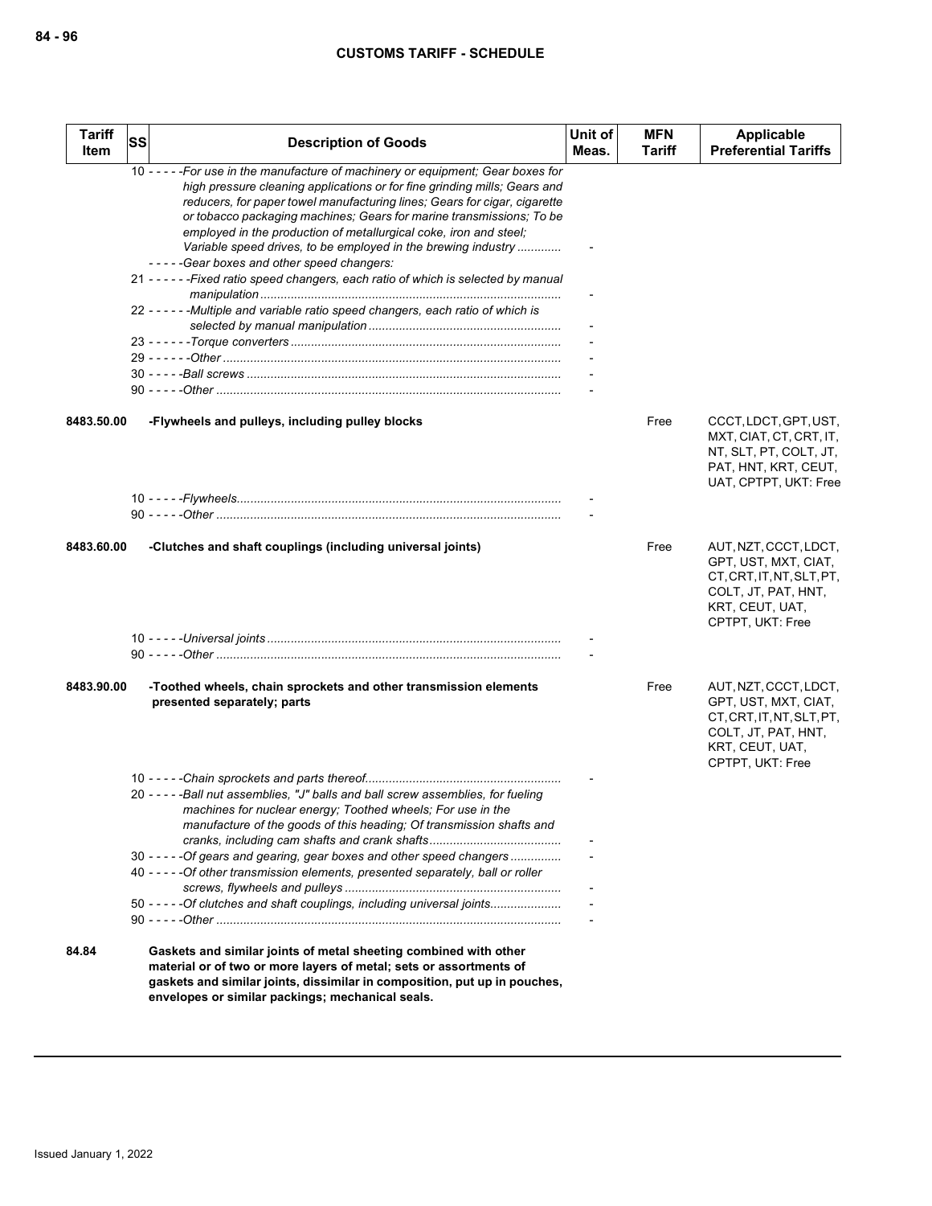| Tariff Item | SS | Description of Goods | Unit of Meas. | MFN Tariff | Applicable Preferential Tariffs |
|---|---|---|---|---|---|
| | | 10 - - - - -*For use in the manufacture of machinery or equipment; Gear boxes for high pressure cleaning applications or for fine grinding mills; Gears and reducers, for paper towel manufacturing lines; Gears for cigar, cigarette or tobacco packaging machines; Gears for marine transmissions; To be employed in the production of metallurgical coke, iron and steel; Variable speed drives, to be employed in the brewing industry* | - | | |
| | | - - - - -*Gear boxes and other speed changers:* | | | |
| | | 21 - - - - - -*Fixed ratio speed changers, each ratio of which is selected by manual manipulation* | - | | |
| | | 22 - - - - - -*Multiple and variable ratio speed changers, each ratio of which is selected by manual manipulation* | - | | |
| | | 23 - - - - - -*Torque converters* | - | | |
| | | 29 - - - - - -*Other* | - | | |
| | | 30 - - - - -*Ball screws* | - | | |
| | | 90 - - - - -*Other* | - | | |
| **8483.50.00** | | **-Flywheels and pulleys, including pulley blocks** | | Free | CCCT, LDCT, GPT, UST, MXT, CIAT, CT, CRT, IT, NT, SLT, PT, COLT, JT, PAT, HNT, KRT, CEUT, UAT, CPTPT, UKT: Free |
| | | 10 - - - - -*Flywheels* | - | | |
| | | 90 - - - - -*Other* | - | | |
| **8483.60.00** | | **-Clutches and shaft couplings (including universal joints)** | | Free | AUT, NZT, CCCT, LDCT, GPT, UST, MXT, CIAT, CT, CRT, IT, NT, SLT, PT, COLT, JT, PAT, HNT, KRT, CEUT, UAT, CPTPT, UKT: Free |
| | | 10 - - - - -*Universal joints* | - | | |
| | | 90 - - - - -*Other* | - | | |
| **8483.90.00** | | **-Toothed wheels, chain sprockets and other transmission elements presented separately; parts** | | Free | AUT, NZT, CCCT, LDCT, GPT, UST, MXT, CIAT, CT, CRT, IT, NT, SLT, PT, COLT, JT, PAT, HNT, KRT, CEUT, UAT, CPTPT, UKT: Free |
| | | 10 - - - - -*Chain sprockets and parts thereof* | - | | |
| | | 20 - - - - -*Ball nut assemblies, "J" balls and ball screw assemblies, for fueling machines for nuclear energy; Toothed wheels; For use in the manufacture of the goods of this heading; Of transmission shafts and cranks, including cam shafts and crank shafts* | - | | |
| | | 30 - - - - -*Of gears and gearing, gear boxes and other speed changers* | - | | |
| | | 40 - - - - -*Of other transmission elements, presented separately, ball or roller screws, flywheels and pulleys* | - | | |
| | | 50 - - - - -*Of clutches and shaft couplings, including universal joints* | - | | |
| | | 90 - - - - -*Other* | - | | |
| **84.84** | | **Gaskets and similar joints of metal sheeting combined with other material or of two or more layers of metal; sets or assortments of gaskets and similar joints, dissimilar in composition, put up in pouches, envelopes or similar packings; mechanical seals.** | | | |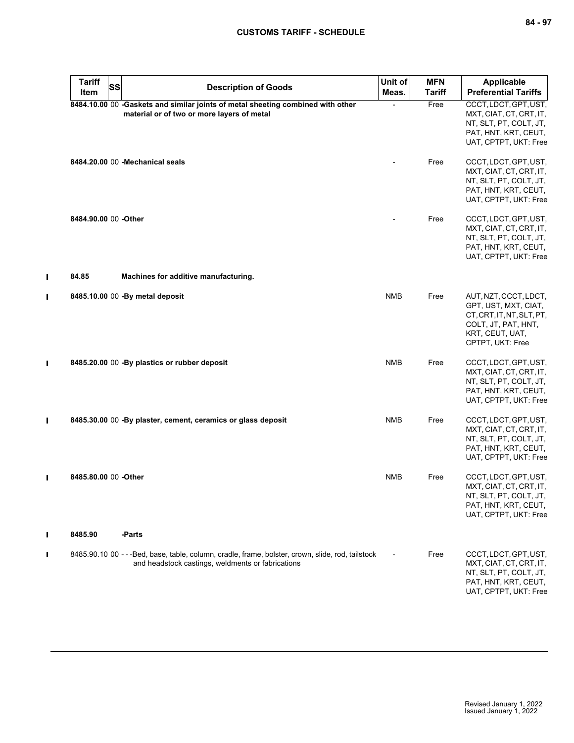| Tariff Item | SS | Description of Goods | Unit of Meas. | MFN Tariff | Applicable Preferential Tariffs |
|---|---|---|---|---|---|
| **8484.10.00** | 00 | **-Gaskets and similar joints of metal sheeting combined with other material or of two or more layers of metal** | - | Free | CCCT, LDCT, GPT, UST, MXT, CIAT, CT, CRT, IT, NT, SLT, PT, COLT, JT, PAT, HNT, KRT, CEUT, UAT, CPTPT, UKT: Free |
| **8484.20.00** | 00 | **-Mechanical seals** | - | Free | CCCT, LDCT, GPT, UST, MXT, CIAT, CT, CRT, IT, NT, SLT, PT, COLT, JT, PAT, HNT, KRT, CEUT, UAT, CPTPT, UKT: Free |
| **8484.90.00** | 00 | **-Other** | - | Free | CCCT, LDCT, GPT, UST, MXT, CIAT, CT, CRT, IT, NT, SLT, PT, COLT, JT, PAT, HNT, KRT, CEUT, UAT, CPTPT, UKT: Free |
| **84.85** | | **Machines for additive manufacturing.** | | | |
| **8485.10.00** | 00 | **-By metal deposit** | NMB | Free | AUT, NZT, CCCT, LDCT, GPT, UST, MXT, CIAT, CT, CRT, IT, NT, SLT, PT, COLT, JT, PAT, HNT, KRT, CEUT, UAT, CPTPT, UKT: Free |
| **8485.20.00** | 00 | **-By plastics or rubber deposit** | NMB | Free | CCCT, LDCT, GPT, UST, MXT, CIAT, CT, CRT, IT, NT, SLT, PT, COLT, JT, PAT, HNT, KRT, CEUT, UAT, CPTPT, UKT: Free |
| **8485.30.00** | 00 | **-By plaster, cement, ceramics or glass deposit** | NMB | Free | CCCT, LDCT, GPT, UST, MXT, CIAT, CT, CRT, IT, NT, SLT, PT, COLT, JT, PAT, HNT, KRT, CEUT, UAT, CPTPT, UKT: Free |
| **8485.80.00** | 00 | **-Other** | NMB | Free | CCCT, LDCT, GPT, UST, MXT, CIAT, CT, CRT, IT, NT, SLT, PT, COLT, JT, PAT, HNT, KRT, CEUT, UAT, CPTPT, UKT: Free |
| **8485.90** | | **-Parts** | | | |
| 8485.90.10 | 00 | ---Bed, base, table, column, cradle, frame, bolster, crown, slide, rod, tailstock and headstock castings, weldments or fabrications | - | Free | CCCT, LDCT, GPT, UST, MXT, CIAT, CT, CRT, IT, NT, SLT, PT, COLT, JT, PAT, HNT, KRT, CEUT, UAT, CPTPT, UKT: Free |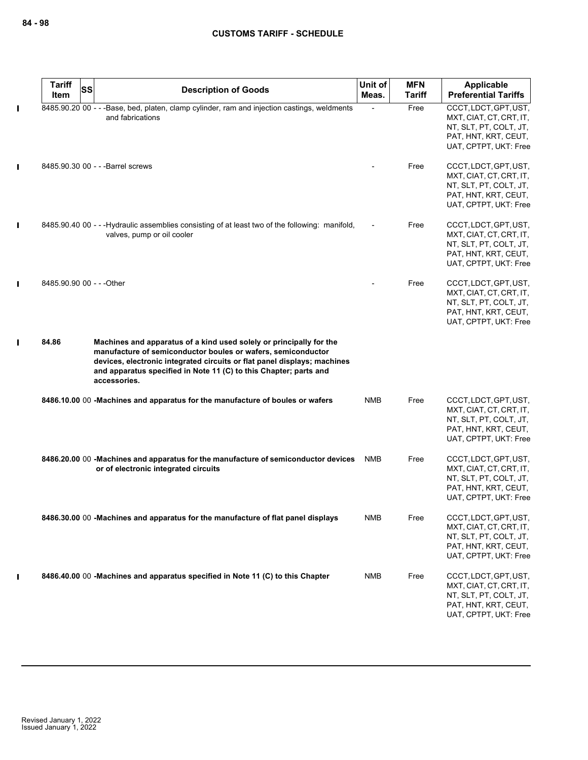| Tariff Item | SS | Description of Goods | Unit of Meas. | MFN Tariff | Applicable Preferential Tariffs |
|---|---|---|---|---|---|
| 8485.90.20 | 00 | - - -Base, bed, platen, clamp cylinder, ram and injection castings, weldments and fabrications | - | Free | CCCT, LDCT, GPT, UST, MXT, CIAT, CT, CRT, IT, NT, SLT, PT, COLT, JT, PAT, HNT, KRT, CEUT, UAT, CPTPT, UKT: Free |
| 8485.90.30 | 00 | - - -Barrel screws | - | Free | CCCT, LDCT, GPT, UST, MXT, CIAT, CT, CRT, IT, NT, SLT, PT, COLT, JT, PAT, HNT, KRT, CEUT, UAT, CPTPT, UKT: Free |
| 8485.90.40 | 00 | - - -Hydraulic assemblies consisting of at least two of the following: manifold, valves, pump or oil cooler | - | Free | CCCT, LDCT, GPT, UST, MXT, CIAT, CT, CRT, IT, NT, SLT, PT, COLT, JT, PAT, HNT, KRT, CEUT, UAT, CPTPT, UKT: Free |
| 8485.90.90 | 00 | - - -Other | - | Free | CCCT, LDCT, GPT, UST, MXT, CIAT, CT, CRT, IT, NT, SLT, PT, COLT, JT, PAT, HNT, KRT, CEUT, UAT, CPTPT, UKT: Free |
| **84.86** | | **Machines and apparatus of a kind used solely or principally for the manufacture of semiconductor boules or wafers, semiconductor devices, electronic integrated circuits or flat panel displays; machines and apparatus specified in Note 11 (C) to this Chapter; parts and accessories.** | | | |
| **8486.10.00** | 00 | **-Machines and apparatus for the manufacture of boules or wafers** | NMB | Free | CCCT, LDCT, GPT, UST, MXT, CIAT, CT, CRT, IT, NT, SLT, PT, COLT, JT, PAT, HNT, KRT, CEUT, UAT, CPTPT, UKT: Free |
| **8486.20.00** | 00 | **-Machines and apparatus for the manufacture of semiconductor devices or of electronic integrated circuits** | NMB | Free | CCCT, LDCT, GPT, UST, MXT, CIAT, CT, CRT, IT, NT, SLT, PT, COLT, JT, PAT, HNT, KRT, CEUT, UAT, CPTPT, UKT: Free |
| **8486.30.00** | 00 | **-Machines and apparatus for the manufacture of flat panel displays** | NMB | Free | CCCT, LDCT, GPT, UST, MXT, CIAT, CT, CRT, IT, NT, SLT, PT, COLT, JT, PAT, HNT, KRT, CEUT, UAT, CPTPT, UKT: Free |
| **8486.40.00** | 00 | **-Machines and apparatus specified in Note 11 (C) to this Chapter** | NMB | Free | CCCT, LDCT, GPT, UST, MXT, CIAT, CT, CRT, IT, NT, SLT, PT, COLT, JT, PAT, HNT, KRT, CEUT, UAT, CPTPT, UKT: Free |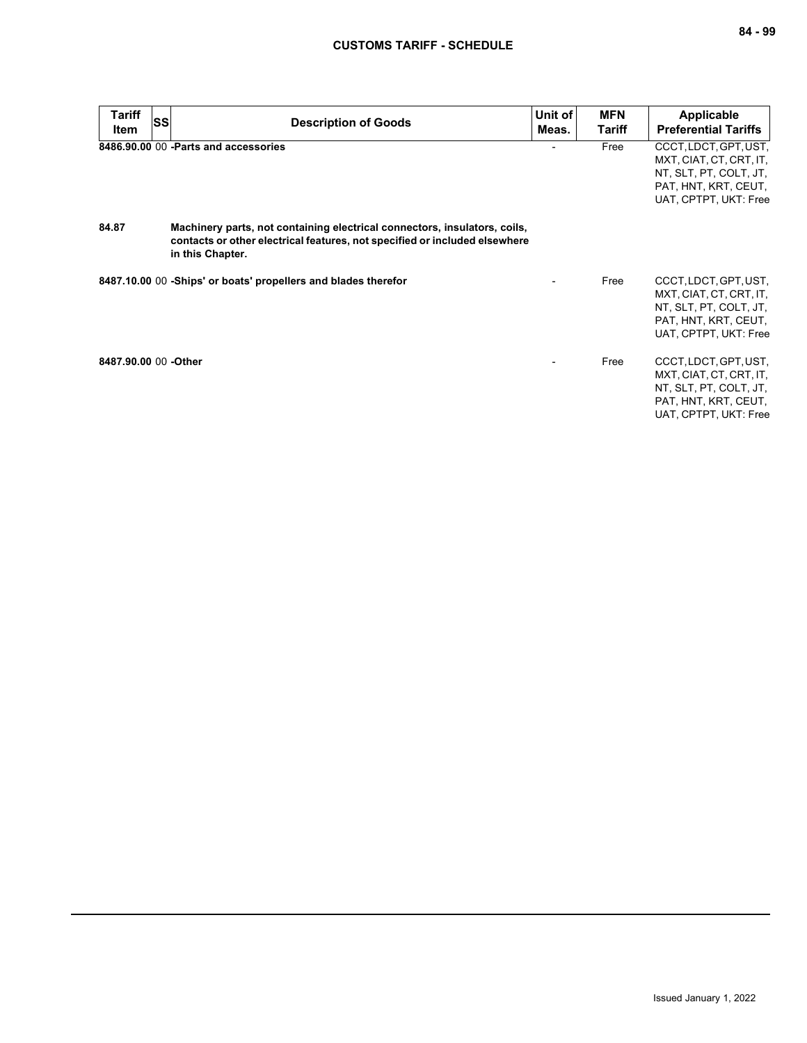| Tariff Item | SS | Description of Goods | Unit of Meas. | MFN Tariff | Applicable Preferential Tariffs |
|---|---|---|---|---|---|
| 8486.90.00 | 00 | -Parts and accessories | - | Free | CCCT, LDCT, GPT, UST, MXT, CIAT, CT, CRT, IT, NT, SLT, PT, COLT, JT, PAT, HNT, KRT, CEUT, UAT, CPTPT, UKT: Free |
| 84.87 | | **Machinery parts, not containing electrical connectors, insulators, coils, contacts or other electrical features, not specified or included elsewhere in this Chapter.** | | | |
| 8487.10.00 | 00 | -Ships' or boats' propellers and blades therefor | - | Free | CCCT, LDCT, GPT, UST, MXT, CIAT, CT, CRT, IT, NT, SLT, PT, COLT, JT, PAT, HNT, KRT, CEUT, UAT, CPTPT, UKT: Free |
| 8487.90.00 | 00 | -Other | - | Free | CCCT, LDCT, GPT, UST, MXT, CIAT, CT, CRT, IT, NT, SLT, PT, COLT, JT, PAT, HNT, KRT, CEUT, UAT, CPTPT, UKT: Free |